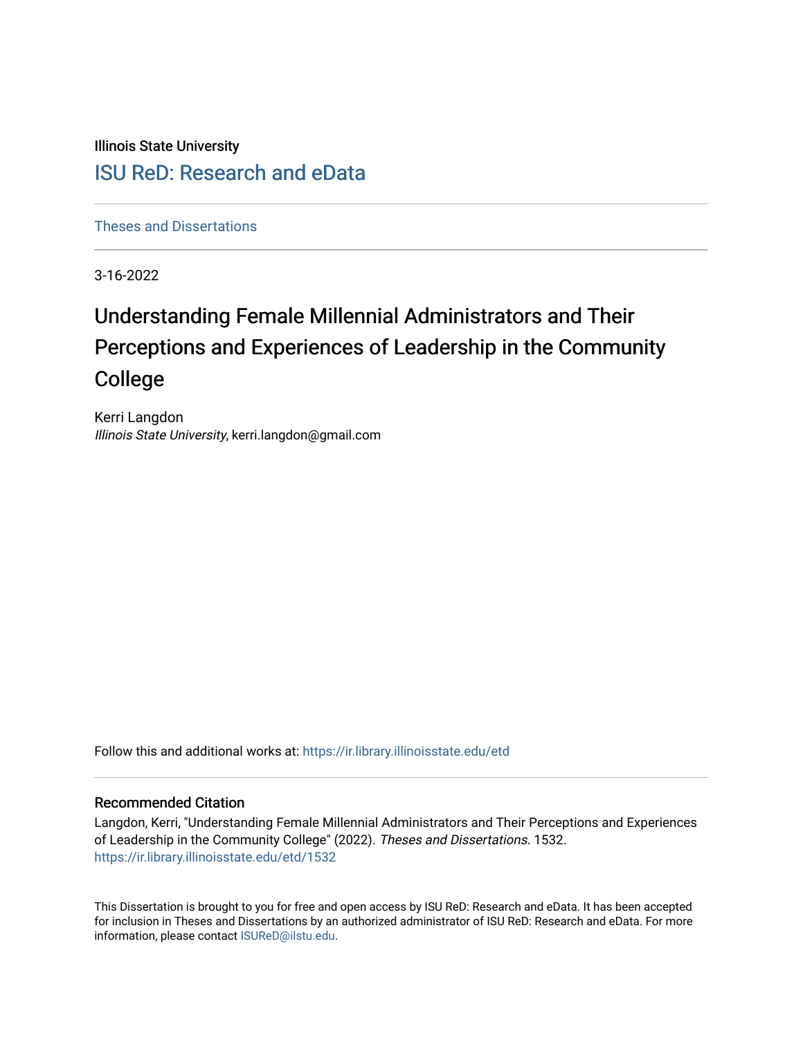Illinois State University

# ISU ReD: Research and eData

Theses and Dissertations

3-16-2022

## Understanding Female Millennial Administrators and Their Perceptions and Experiences of Leadership in the Community College

Kerri Langdon
*Illinois State University*, kerri.langdon@gmail.com

Follow this and additional works at: https://ir.library.illinoisstate.edu/etd

### Recommended Citation

Langdon, Kerri, "Understanding Female Millennial Administrators and Their Perceptions and Experiences of Leadership in the Community College" (2022). *Theses and Dissertations*. 1532.
https://ir.library.illinoisstate.edu/etd/1532

This Dissertation is brought to you for free and open access by ISU ReD: Research and eData. It has been accepted for inclusion in Theses and Dissertations by an authorized administrator of ISU ReD: Research and eData. For more information, please contact ISUReD@ilstu.edu.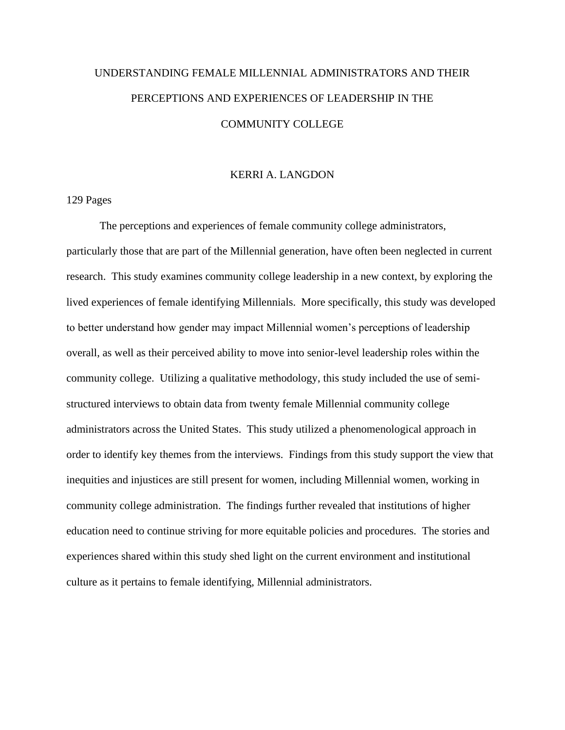# UNDERSTANDING FEMALE MILLENNIAL ADMINISTRATORS AND THEIR PERCEPTIONS AND EXPERIENCES OF LEADERSHIP IN THE COMMUNITY COLLEGE

KERRI A. LANGDON

129 Pages

The perceptions and experiences of female community college administrators, particularly those that are part of the Millennial generation, have often been neglected in current research. This study examines community college leadership in a new context, by exploring the lived experiences of female identifying Millennials. More specifically, this study was developed to better understand how gender may impact Millennial women's perceptions of leadership overall, as well as their perceived ability to move into senior-level leadership roles within the community college. Utilizing a qualitative methodology, this study included the use of semi-structured interviews to obtain data from twenty female Millennial community college administrators across the United States. This study utilized a phenomenological approach in order to identify key themes from the interviews. Findings from this study support the view that inequities and injustices are still present for women, including Millennial women, working in community college administration. The findings further revealed that institutions of higher education need to continue striving for more equitable policies and procedures. The stories and experiences shared within this study shed light on the current environment and institutional culture as it pertains to female identifying, Millennial administrators.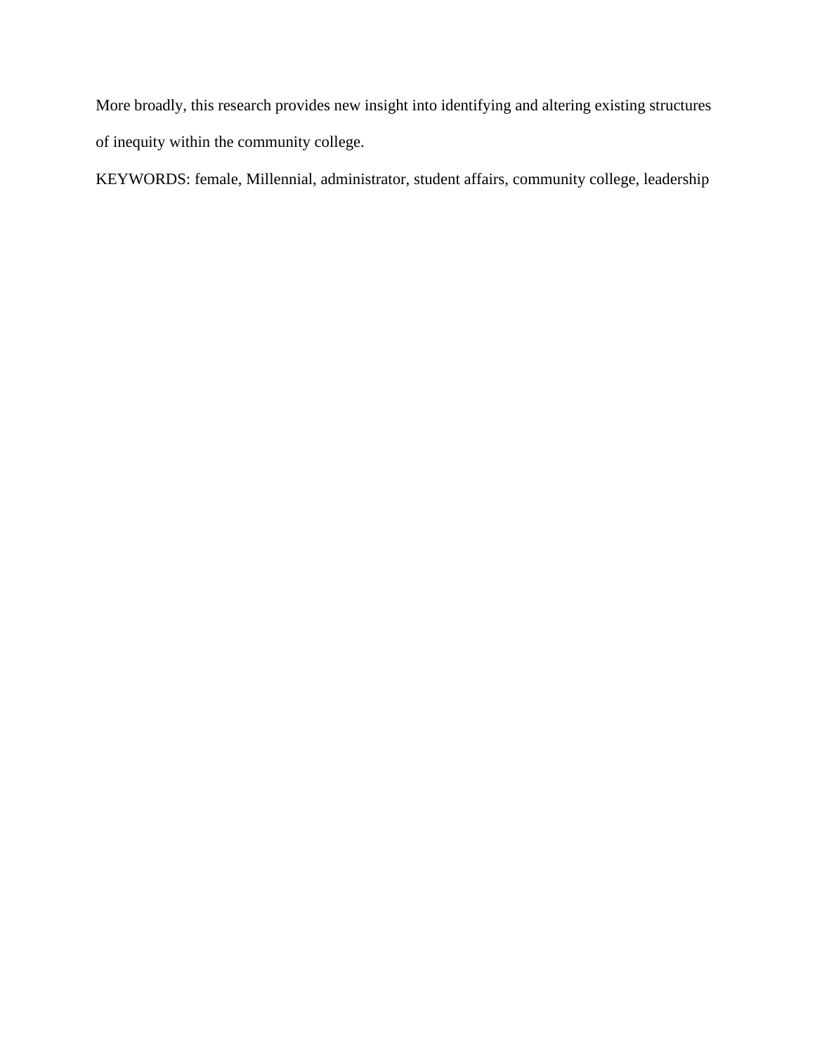More broadly, this research provides new insight into identifying and altering existing structures of inequity within the community college.

KEYWORDS: female, Millennial, administrator, student affairs, community college, leadership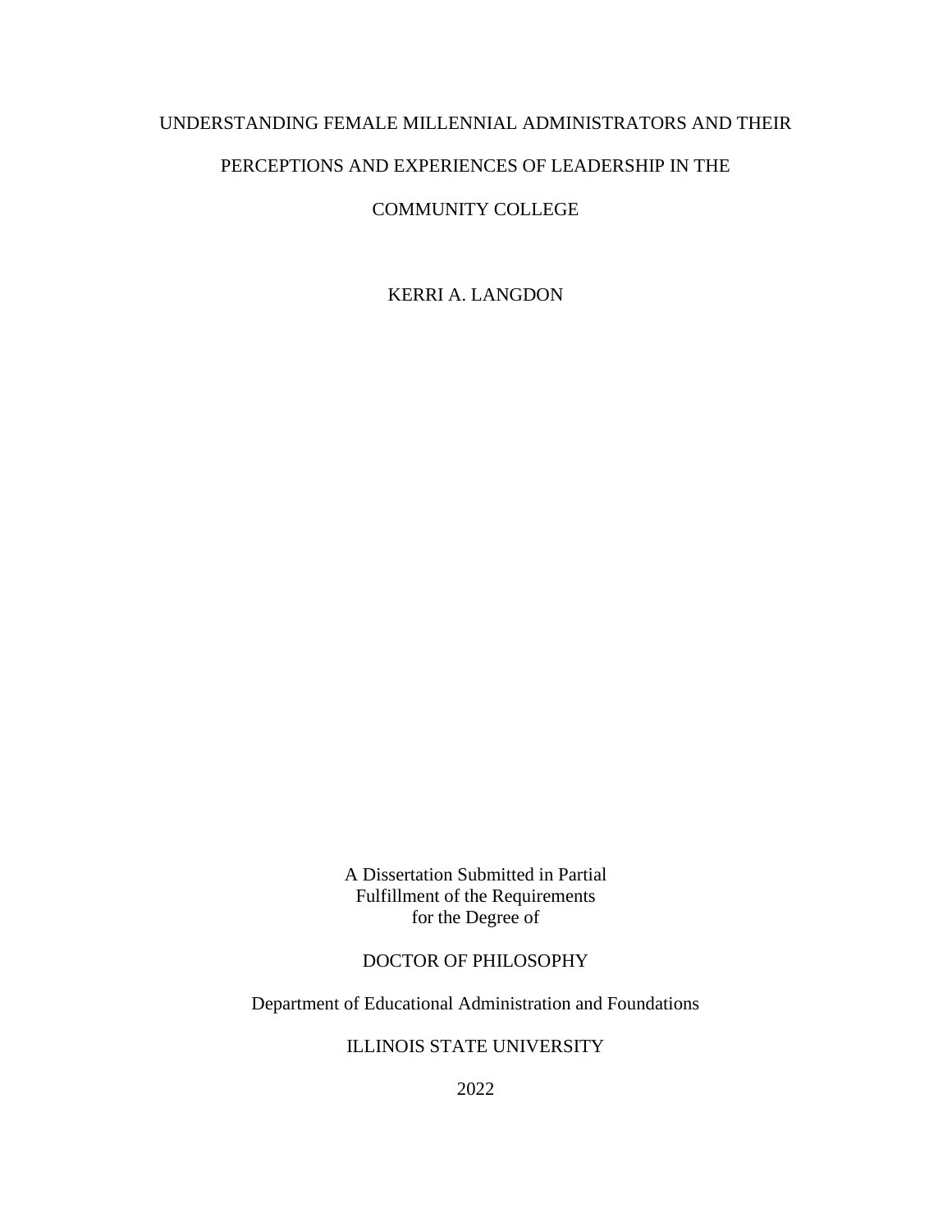# UNDERSTANDING FEMALE MILLENNIAL ADMINISTRATORS AND THEIR PERCEPTIONS AND EXPERIENCES OF LEADERSHIP IN THE COMMUNITY COLLEGE

KERRI A. LANGDON

A Dissertation Submitted in Partial
Fulfillment of the Requirements
for the Degree of

DOCTOR OF PHILOSOPHY

Department of Educational Administration and Foundations

ILLINOIS STATE UNIVERSITY

2022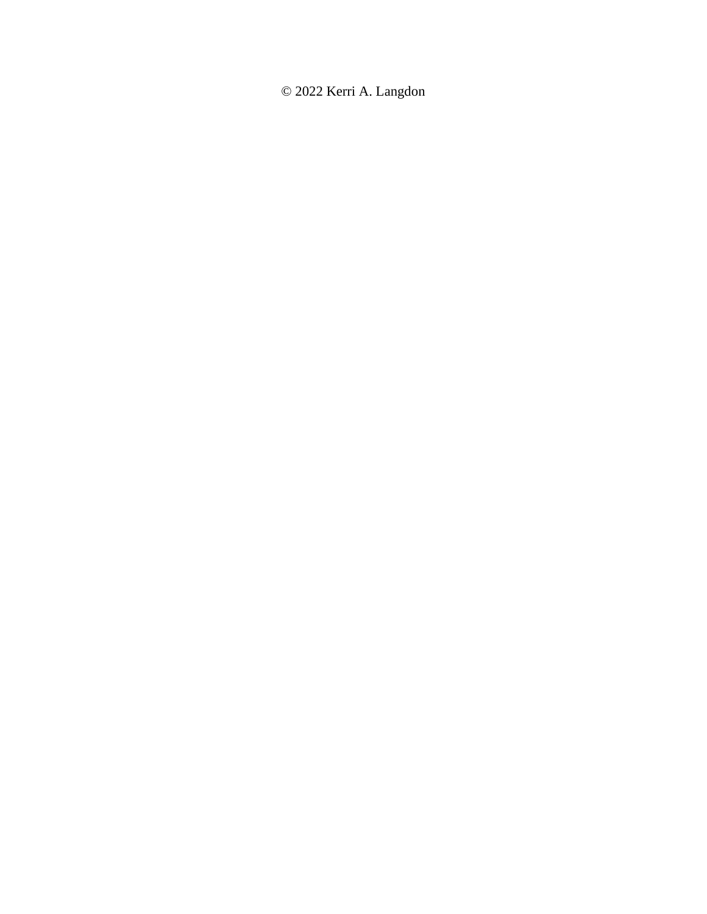© 2022 Kerri A. Langdon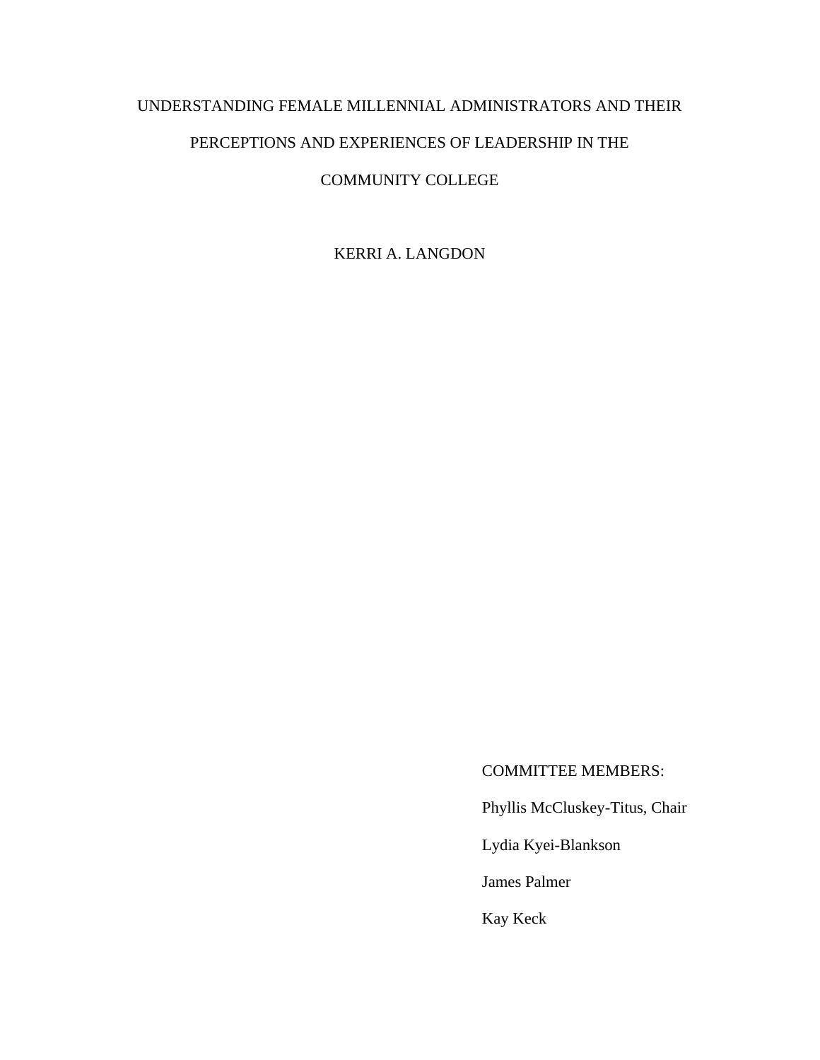# UNDERSTANDING FEMALE MILLENNIAL ADMINISTRATORS AND THEIR PERCEPTIONS AND EXPERIENCES OF LEADERSHIP IN THE COMMUNITY COLLEGE

KERRI A. LANGDON

COMMITTEE MEMBERS:

Phyllis McCluskey-Titus, Chair

Lydia Kyei-Blankson

James Palmer

Kay Keck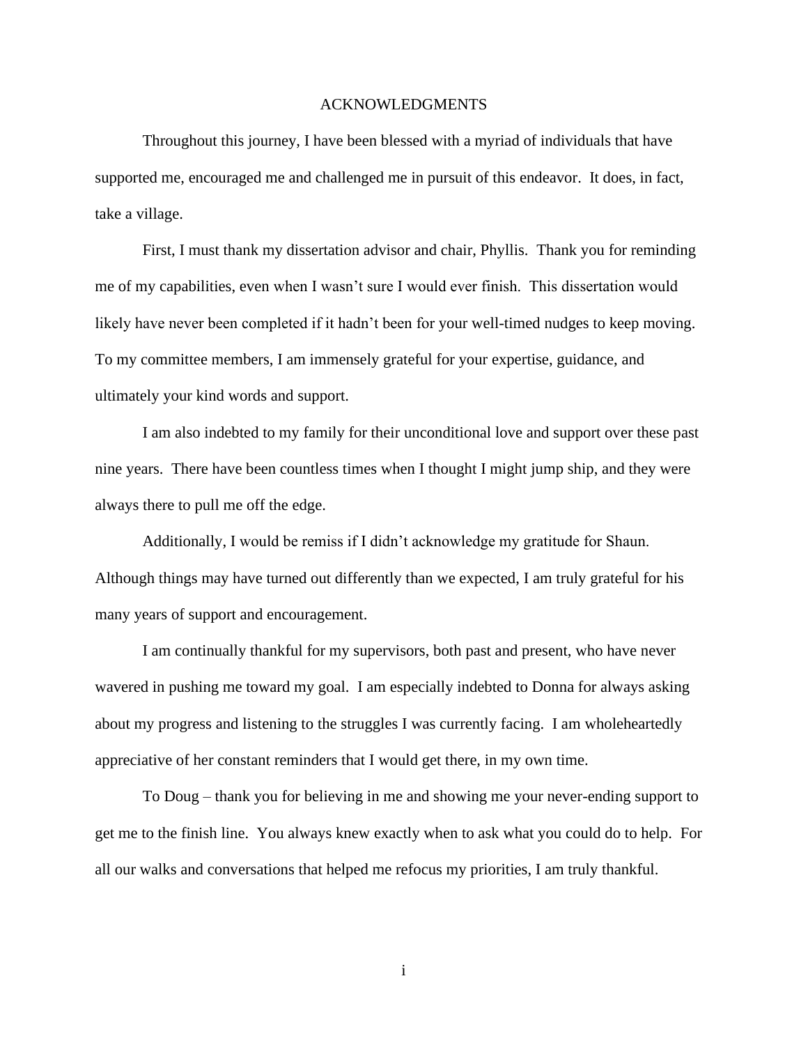# ACKNOWLEDGMENTS

Throughout this journey, I have been blessed with a myriad of individuals that have supported me, encouraged me and challenged me in pursuit of this endeavor. It does, in fact, take a village.

First, I must thank my dissertation advisor and chair, Phyllis. Thank you for reminding me of my capabilities, even when I wasn't sure I would ever finish. This dissertation would likely have never been completed if it hadn't been for your well-timed nudges to keep moving. To my committee members, I am immensely grateful for your expertise, guidance, and ultimately your kind words and support.

I am also indebted to my family for their unconditional love and support over these past nine years. There have been countless times when I thought I might jump ship, and they were always there to pull me off the edge.

Additionally, I would be remiss if I didn't acknowledge my gratitude for Shaun. Although things may have turned out differently than we expected, I am truly grateful for his many years of support and encouragement.

I am continually thankful for my supervisors, both past and present, who have never wavered in pushing me toward my goal. I am especially indebted to Donna for always asking about my progress and listening to the struggles I was currently facing. I am wholeheartedly appreciative of her constant reminders that I would get there, in my own time.

To Doug – thank you for believing in me and showing me your never-ending support to get me to the finish line. You always knew exactly when to ask what you could do to help. For all our walks and conversations that helped me refocus my priorities, I am truly thankful.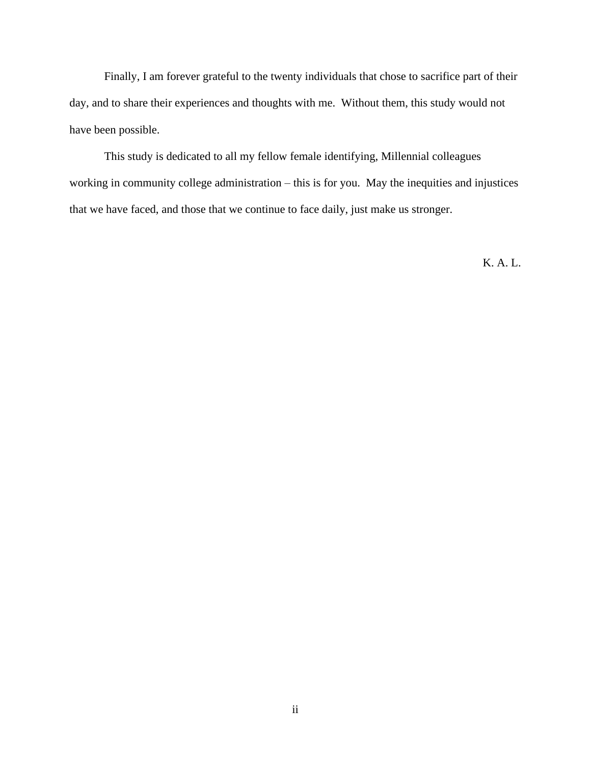Finally, I am forever grateful to the twenty individuals that chose to sacrifice part of their day, and to share their experiences and thoughts with me. Without them, this study would not have been possible.

This study is dedicated to all my fellow female identifying, Millennial colleagues working in community college administration – this is for you. May the inequities and injustices that we have faced, and those that we continue to face daily, just make us stronger.

K. A. L.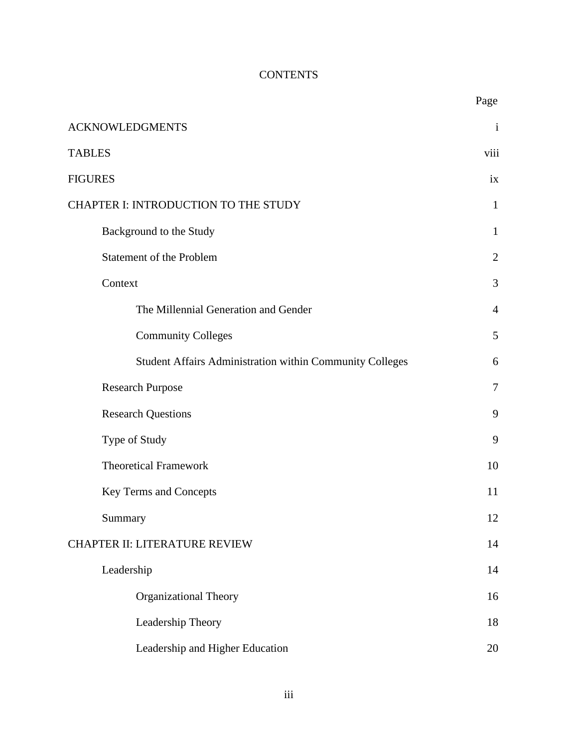# CONTENTS

| | Page |
|---|---|
| ACKNOWLEDGMENTS | i |
| TABLES | viii |
| FIGURES | ix |
| CHAPTER I: INTRODUCTION TO THE STUDY | 1 |
| &nbsp;&nbsp;&nbsp;&nbsp;Background to the Study | 1 |
| &nbsp;&nbsp;&nbsp;&nbsp;Statement of the Problem | 2 |
| &nbsp;&nbsp;&nbsp;&nbsp;Context | 3 |
| &nbsp;&nbsp;&nbsp;&nbsp;&nbsp;&nbsp;&nbsp;&nbsp;The Millennial Generation and Gender | 4 |
| &nbsp;&nbsp;&nbsp;&nbsp;&nbsp;&nbsp;&nbsp;&nbsp;Community Colleges | 5 |
| &nbsp;&nbsp;&nbsp;&nbsp;&nbsp;&nbsp;&nbsp;&nbsp;Student Affairs Administration within Community Colleges | 6 |
| &nbsp;&nbsp;&nbsp;&nbsp;Research Purpose | 7 |
| &nbsp;&nbsp;&nbsp;&nbsp;Research Questions | 9 |
| &nbsp;&nbsp;&nbsp;&nbsp;Type of Study | 9 |
| &nbsp;&nbsp;&nbsp;&nbsp;Theoretical Framework | 10 |
| &nbsp;&nbsp;&nbsp;&nbsp;Key Terms and Concepts | 11 |
| &nbsp;&nbsp;&nbsp;&nbsp;Summary | 12 |
| CHAPTER II: LITERATURE REVIEW | 14 |
| &nbsp;&nbsp;&nbsp;&nbsp;Leadership | 14 |
| &nbsp;&nbsp;&nbsp;&nbsp;&nbsp;&nbsp;&nbsp;&nbsp;Organizational Theory | 16 |
| &nbsp;&nbsp;&nbsp;&nbsp;&nbsp;&nbsp;&nbsp;&nbsp;Leadership Theory | 18 |
| &nbsp;&nbsp;&nbsp;&nbsp;&nbsp;&nbsp;&nbsp;&nbsp;Leadership and Higher Education | 20 |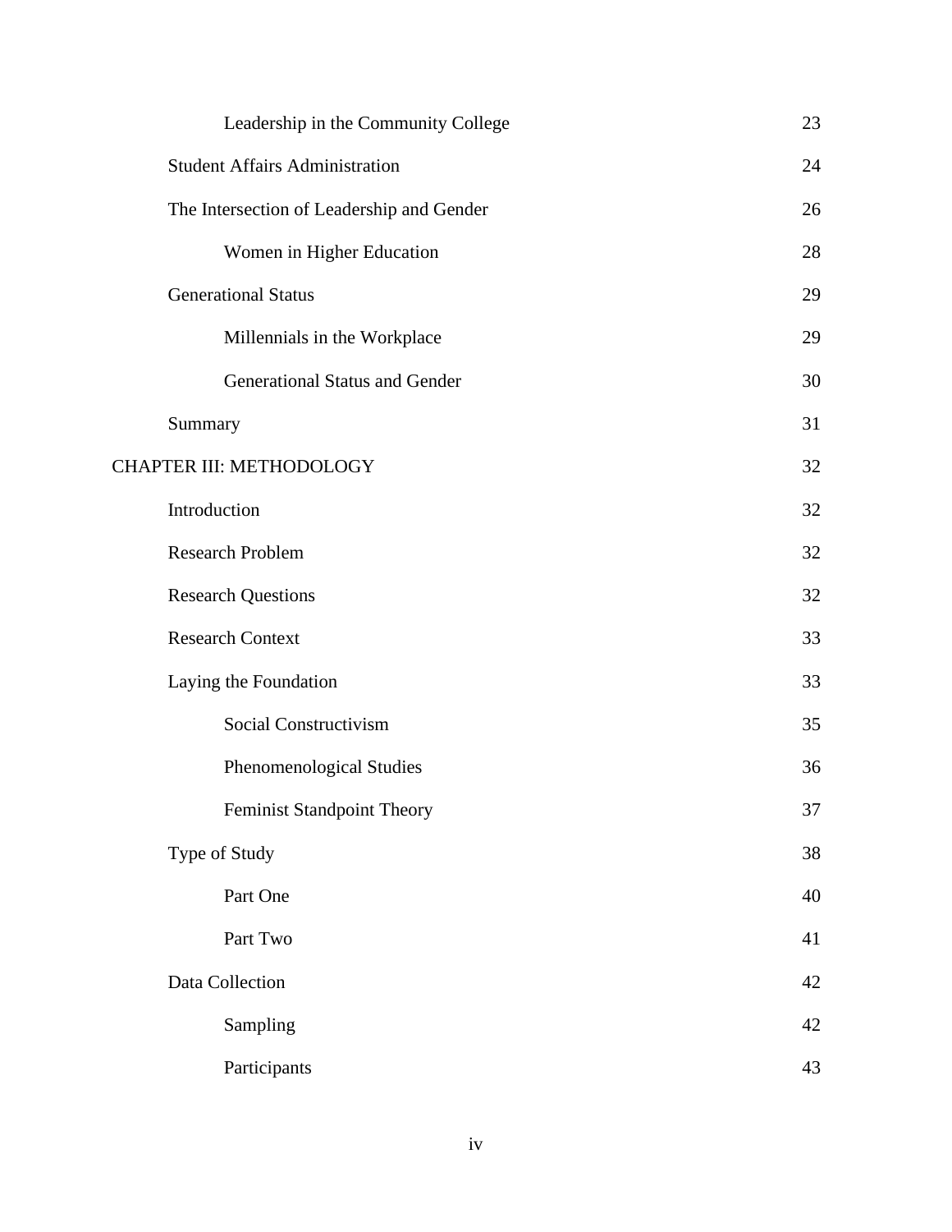| | |
|---|---|
| Leadership in the Community College | 23 |
| Student Affairs Administration | 24 |
| The Intersection of Leadership and Gender | 26 |
| Women in Higher Education | 28 |
| Generational Status | 29 |
| Millennials in the Workplace | 29 |
| Generational Status and Gender | 30 |
| Summary | 31 |
| CHAPTER III: METHODOLOGY | 32 |
| Introduction | 32 |
| Research Problem | 32 |
| Research Questions | 32 |
| Research Context | 33 |
| Laying the Foundation | 33 |
| Social Constructivism | 35 |
| Phenomenological Studies | 36 |
| Feminist Standpoint Theory | 37 |
| Type of Study | 38 |
| Part One | 40 |
| Part Two | 41 |
| Data Collection | 42 |
| Sampling | 42 |
| Participants | 43 |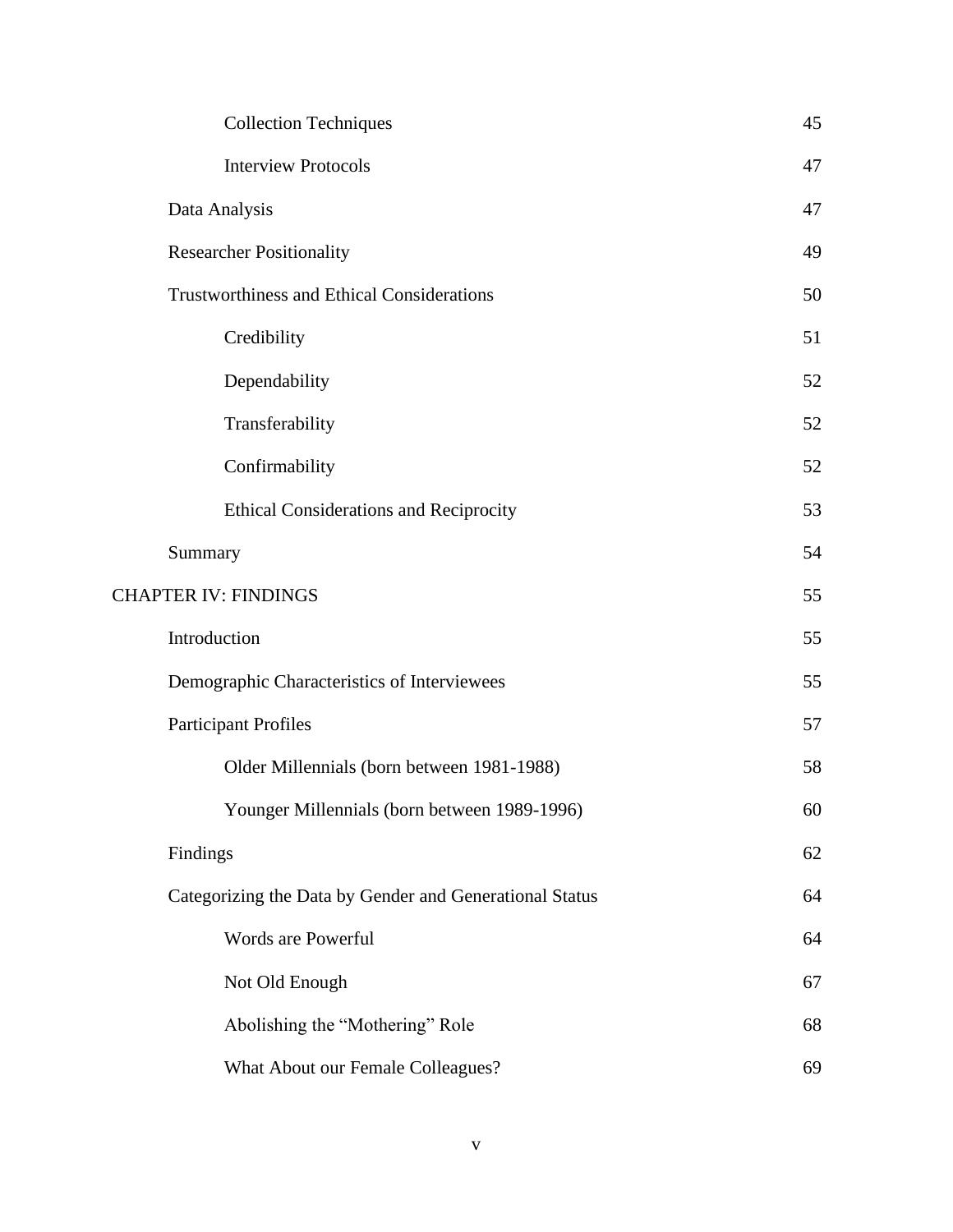| | |
|---|---|
| Collection Techniques | 45 |
| Interview Protocols | 47 |
| Data Analysis | 47 |
| Researcher Positionality | 49 |
| Trustworthiness and Ethical Considerations | 50 |
| Credibility | 51 |
| Dependability | 52 |
| Transferability | 52 |
| Confirmability | 52 |
| Ethical Considerations and Reciprocity | 53 |
| Summary | 54 |
| CHAPTER IV: FINDINGS | 55 |
| Introduction | 55 |
| Demographic Characteristics of Interviewees | 55 |
| Participant Profiles | 57 |
| Older Millennials (born between 1981-1988) | 58 |
| Younger Millennials (born between 1989-1996) | 60 |
| Findings | 62 |
| Categorizing the Data by Gender and Generational Status | 64 |
| Words are Powerful | 64 |
| Not Old Enough | 67 |
| Abolishing the "Mothering" Role | 68 |
| What About our Female Colleagues? | 69 |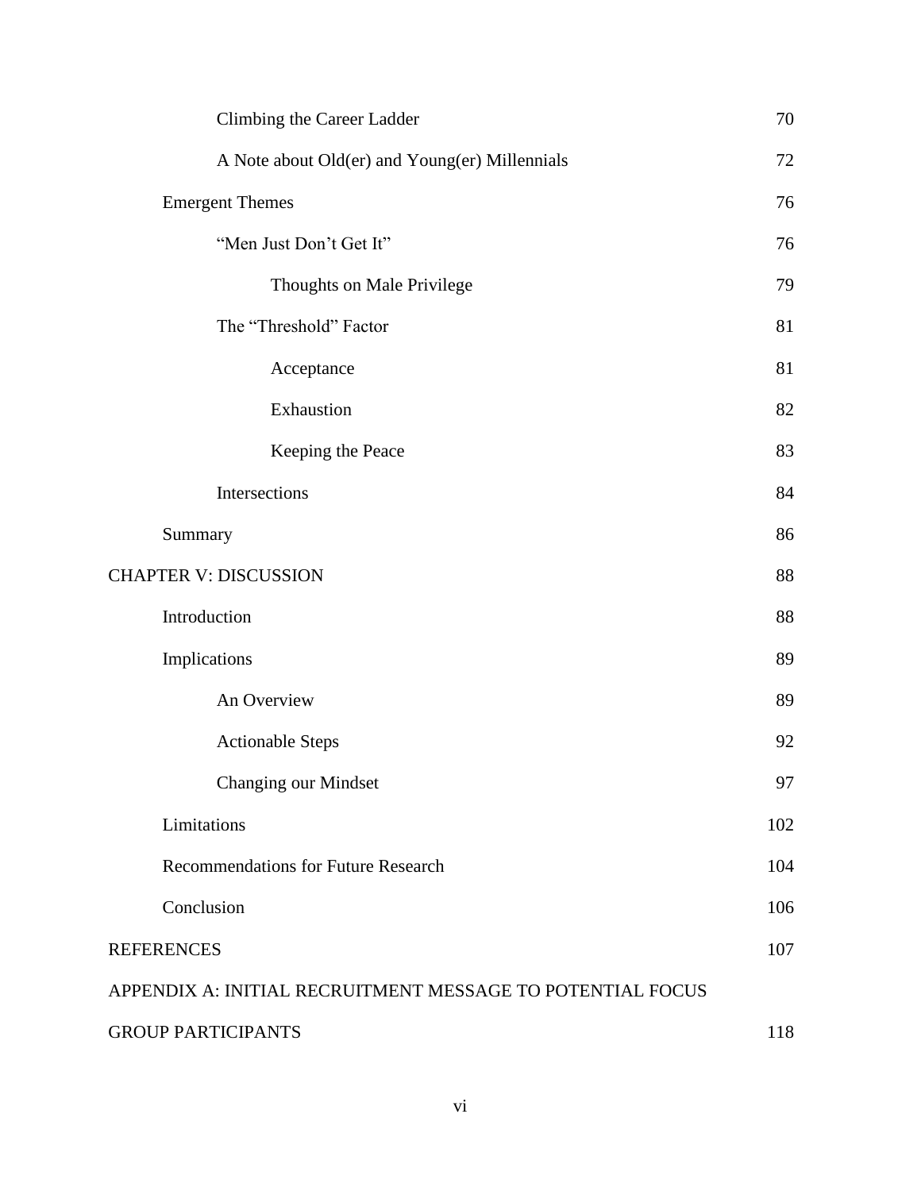| | |
|---|---|
| Climbing the Career Ladder | 70 |
| A Note about Old(er) and Young(er) Millennials | 72 |
| Emergent Themes | 76 |
| "Men Just Don't Get It" | 76 |
| Thoughts on Male Privilege | 79 |
| The "Threshold" Factor | 81 |
| Acceptance | 81 |
| Exhaustion | 82 |
| Keeping the Peace | 83 |
| Intersections | 84 |
| Summary | 86 |
| CHAPTER V: DISCUSSION | 88 |
| Introduction | 88 |
| Implications | 89 |
| An Overview | 89 |
| Actionable Steps | 92 |
| Changing our Mindset | 97 |
| Limitations | 102 |
| Recommendations for Future Research | 104 |
| Conclusion | 106 |
| REFERENCES | 107 |
| APPENDIX A: INITIAL RECRUITMENT MESSAGE TO POTENTIAL FOCUS GROUP PARTICIPANTS | 118 |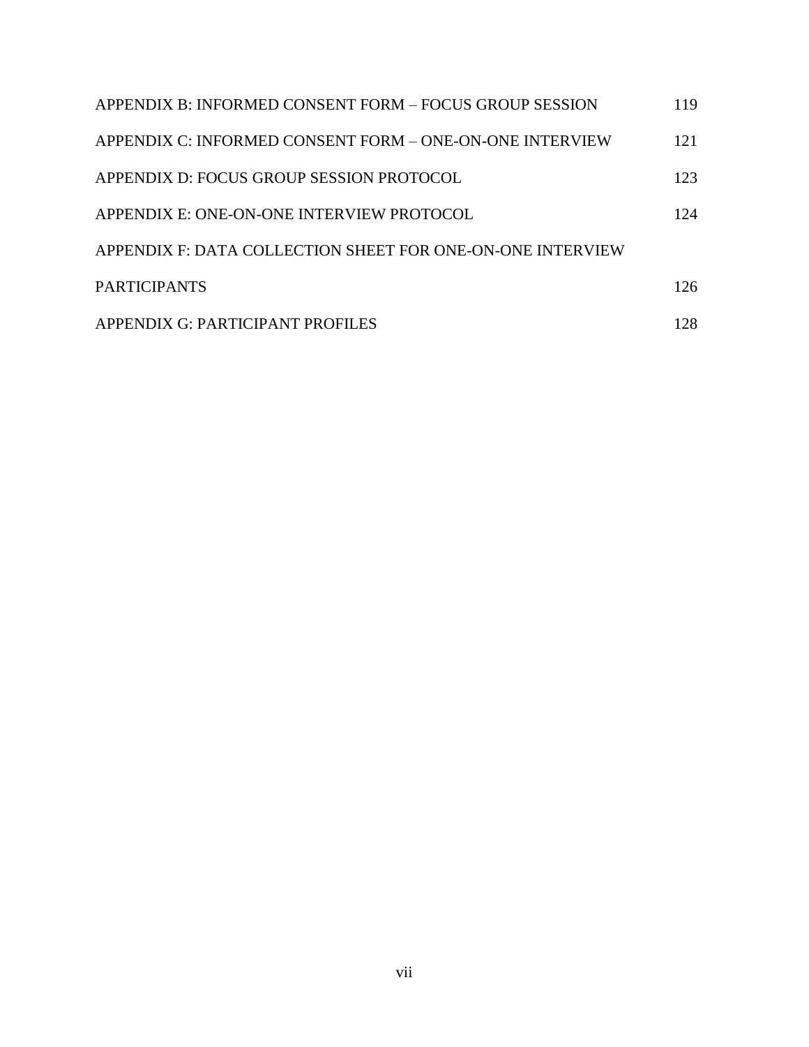APPENDIX B: INFORMED CONSENT FORM – FOCUS GROUP SESSION 119

APPENDIX C: INFORMED CONSENT FORM – ONE-ON-ONE INTERVIEW 121

APPENDIX D: FOCUS GROUP SESSION PROTOCOL 123

APPENDIX E: ONE-ON-ONE INTERVIEW PROTOCOL 124

APPENDIX F: DATA COLLECTION SHEET FOR ONE-ON-ONE INTERVIEW PARTICIPANTS 126

APPENDIX G: PARTICIPANT PROFILES 128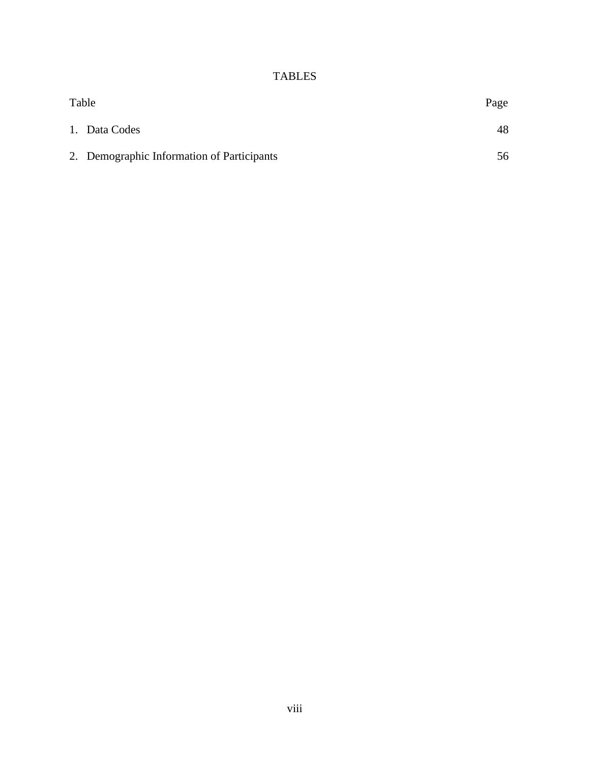# TABLES

| Table | Page |
|---|---|
| 1. Data Codes | 48 |
| 2. Demographic Information of Participants | 56 |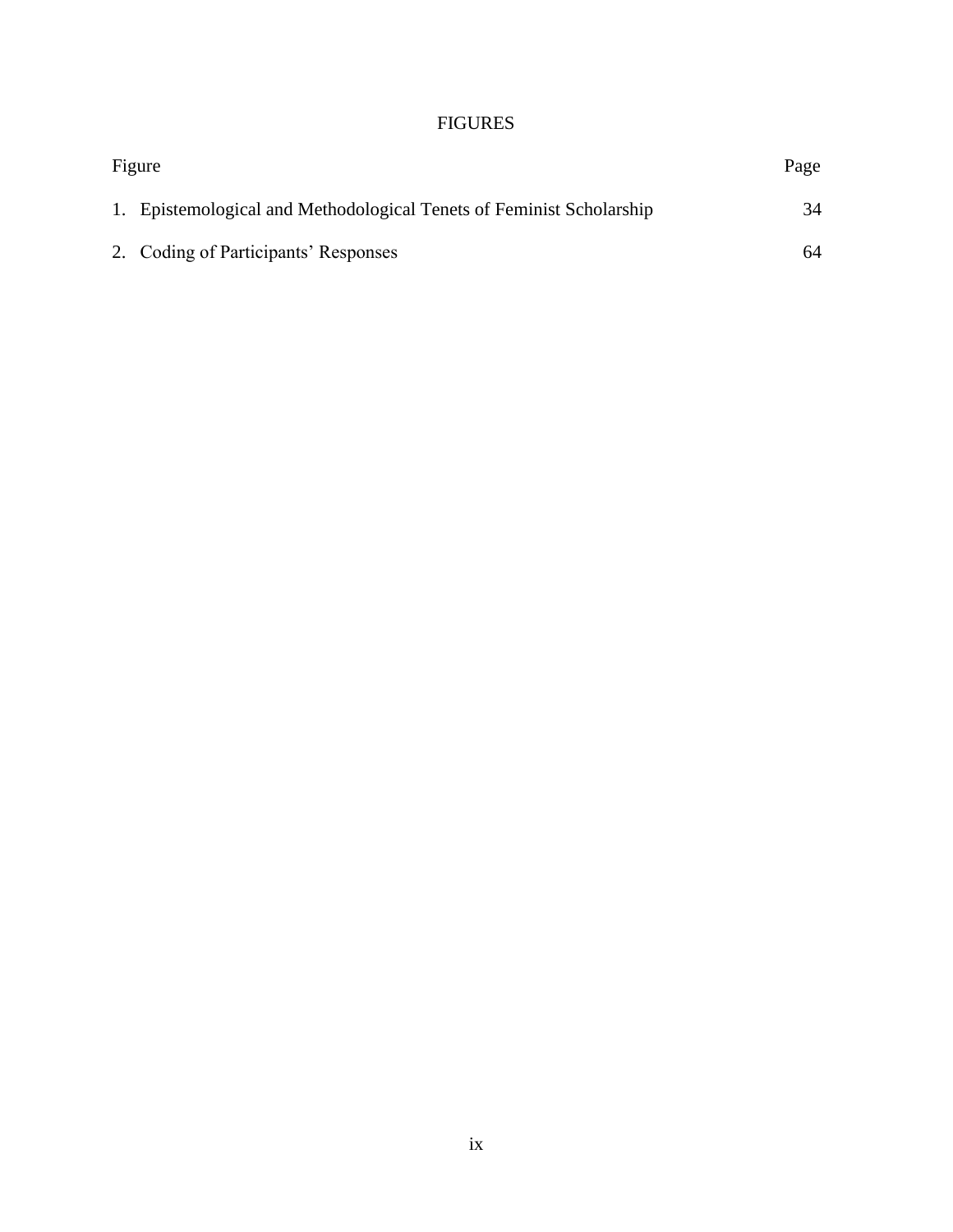# FIGURES

| Figure | Page |
|---|---|
| 1. Epistemological and Methodological Tenets of Feminist Scholarship | 34 |
| 2. Coding of Participants’ Responses | 64 |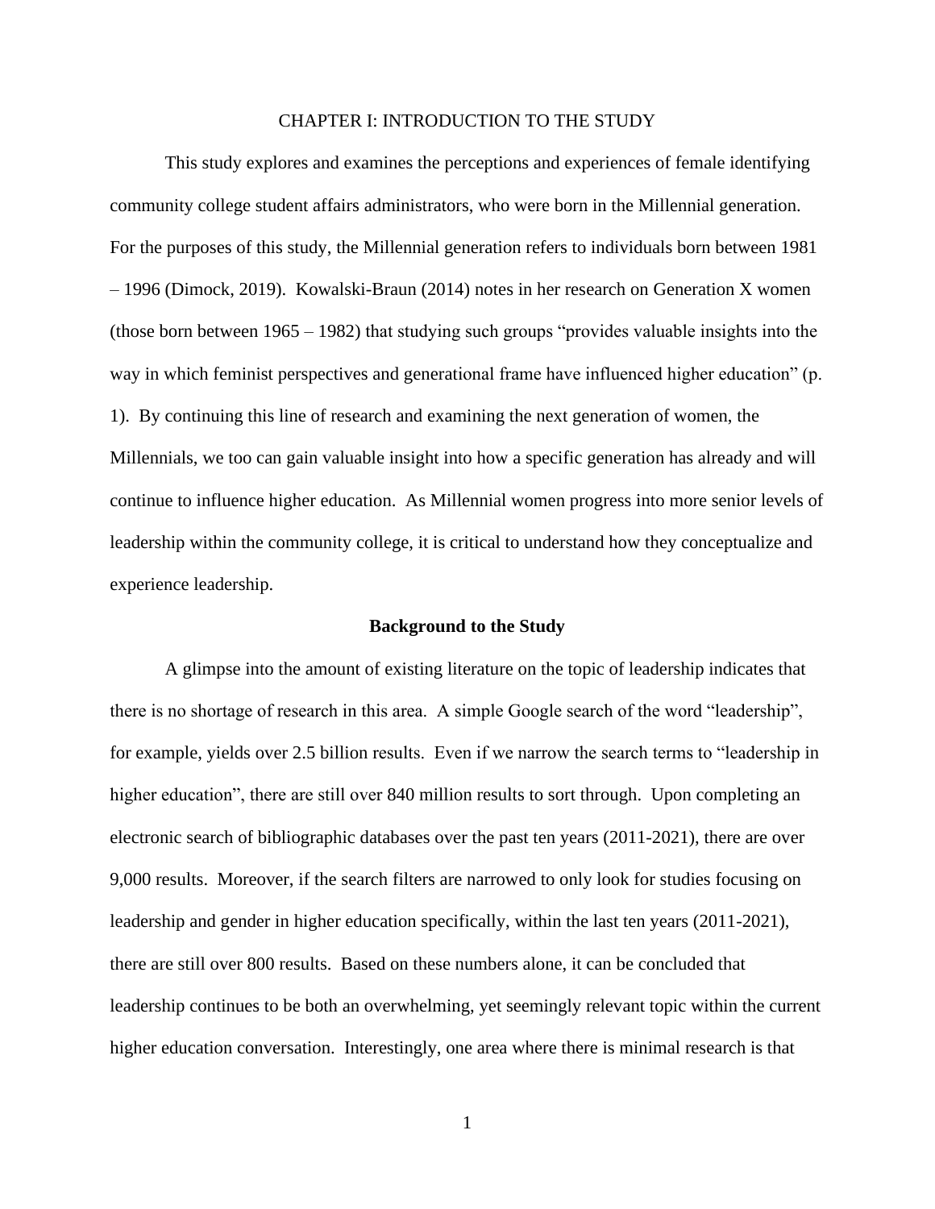# CHAPTER I: INTRODUCTION TO THE STUDY

This study explores and examines the perceptions and experiences of female identifying community college student affairs administrators, who were born in the Millennial generation. For the purposes of this study, the Millennial generation refers to individuals born between 1981 – 1996 (Dimock, 2019). Kowalski-Braun (2014) notes in her research on Generation X women (those born between 1965 – 1982) that studying such groups "provides valuable insights into the way in which feminist perspectives and generational frame have influenced higher education" (p. 1). By continuing this line of research and examining the next generation of women, the Millennials, we too can gain valuable insight into how a specific generation has already and will continue to influence higher education. As Millennial women progress into more senior levels of leadership within the community college, it is critical to understand how they conceptualize and experience leadership.

## Background to the Study

A glimpse into the amount of existing literature on the topic of leadership indicates that there is no shortage of research in this area. A simple Google search of the word "leadership", for example, yields over 2.5 billion results. Even if we narrow the search terms to "leadership in higher education", there are still over 840 million results to sort through. Upon completing an electronic search of bibliographic databases over the past ten years (2011-2021), there are over 9,000 results. Moreover, if the search filters are narrowed to only look for studies focusing on leadership and gender in higher education specifically, within the last ten years (2011-2021), there are still over 800 results. Based on these numbers alone, it can be concluded that leadership continues to be both an overwhelming, yet seemingly relevant topic within the current higher education conversation. Interestingly, one area where there is minimal research is that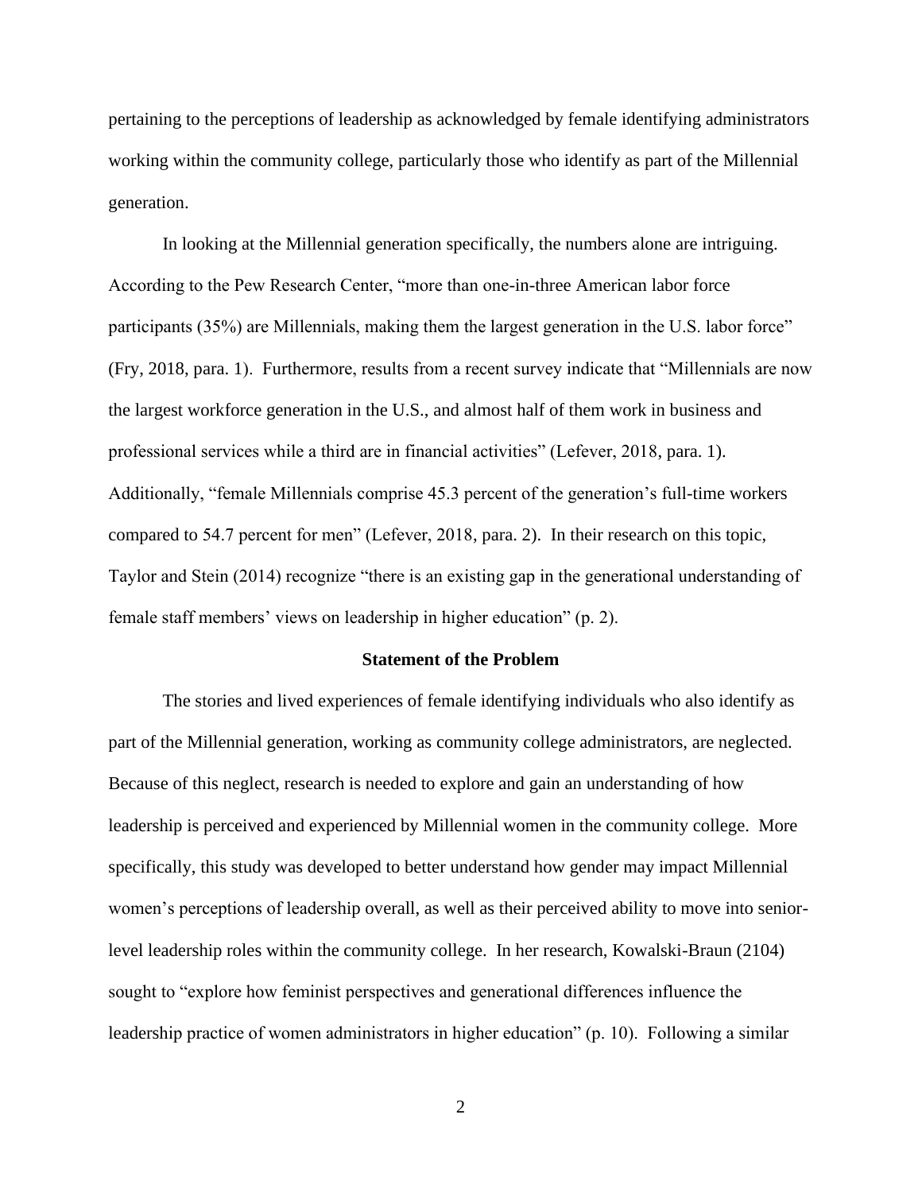pertaining to the perceptions of leadership as acknowledged by female identifying administrators working within the community college, particularly those who identify as part of the Millennial generation.

In looking at the Millennial generation specifically, the numbers alone are intriguing. According to the Pew Research Center, "more than one-in-three American labor force participants (35%) are Millennials, making them the largest generation in the U.S. labor force" (Fry, 2018, para. 1). Furthermore, results from a recent survey indicate that "Millennials are now the largest workforce generation in the U.S., and almost half of them work in business and professional services while a third are in financial activities" (Lefever, 2018, para. 1). Additionally, "female Millennials comprise 45.3 percent of the generation's full-time workers compared to 54.7 percent for men" (Lefever, 2018, para. 2). In their research on this topic, Taylor and Stein (2014) recognize "there is an existing gap in the generational understanding of female staff members' views on leadership in higher education" (p. 2).

## Statement of the Problem

The stories and lived experiences of female identifying individuals who also identify as part of the Millennial generation, working as community college administrators, are neglected. Because of this neglect, research is needed to explore and gain an understanding of how leadership is perceived and experienced by Millennial women in the community college. More specifically, this study was developed to better understand how gender may impact Millennial women's perceptions of leadership overall, as well as their perceived ability to move into senior-level leadership roles within the community college. In her research, Kowalski-Braun (2104) sought to "explore how feminist perspectives and generational differences influence the leadership practice of women administrators in higher education" (p. 10). Following a similar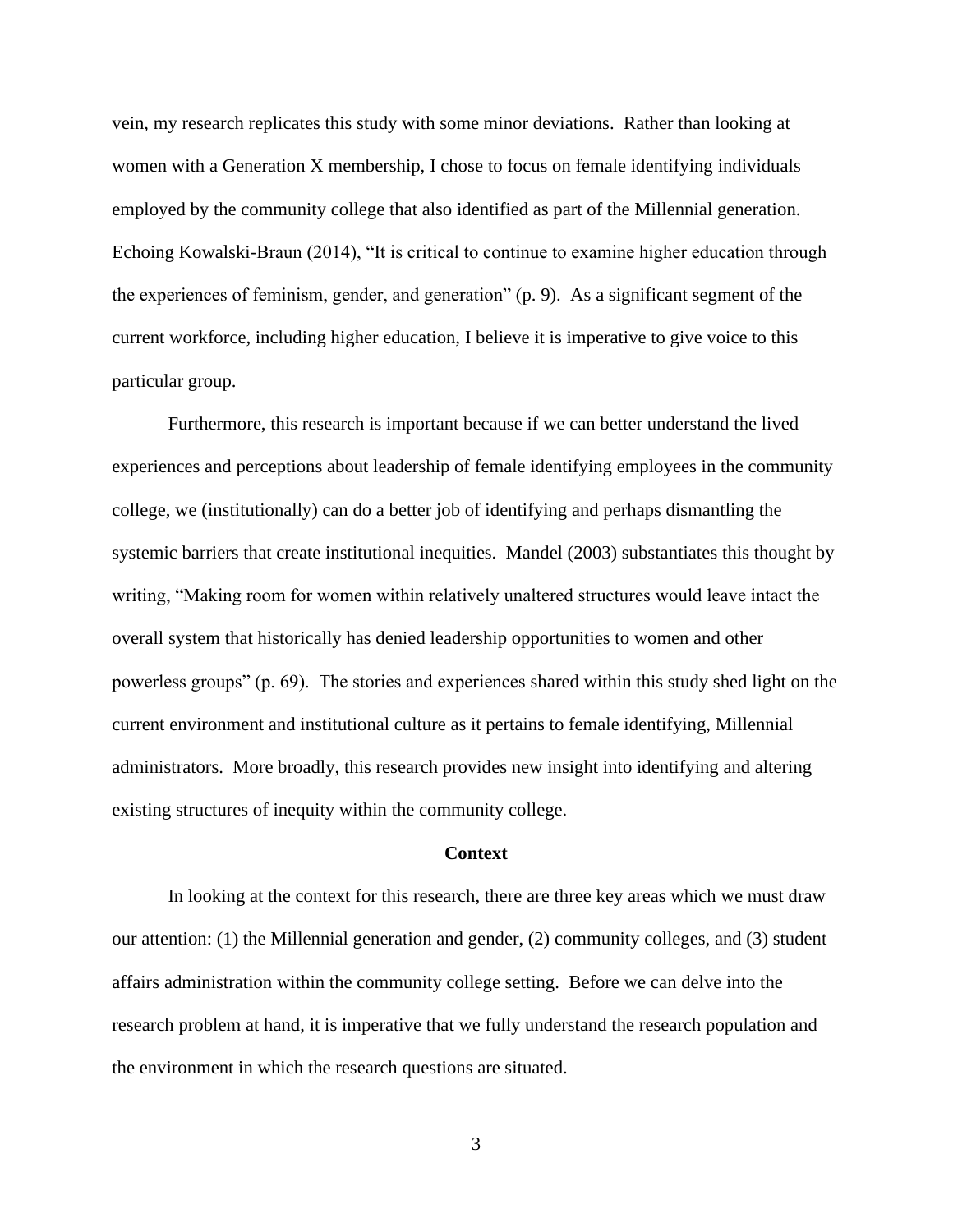vein, my research replicates this study with some minor deviations. Rather than looking at women with a Generation X membership, I chose to focus on female identifying individuals employed by the community college that also identified as part of the Millennial generation. Echoing Kowalski-Braun (2014), "It is critical to continue to examine higher education through the experiences of feminism, gender, and generation" (p. 9). As a significant segment of the current workforce, including higher education, I believe it is imperative to give voice to this particular group.

Furthermore, this research is important because if we can better understand the lived experiences and perceptions about leadership of female identifying employees in the community college, we (institutionally) can do a better job of identifying and perhaps dismantling the systemic barriers that create institutional inequities. Mandel (2003) substantiates this thought by writing, "Making room for women within relatively unaltered structures would leave intact the overall system that historically has denied leadership opportunities to women and other powerless groups" (p. 69). The stories and experiences shared within this study shed light on the current environment and institutional culture as it pertains to female identifying, Millennial administrators. More broadly, this research provides new insight into identifying and altering existing structures of inequity within the community college.

## Context

In looking at the context for this research, there are three key areas which we must draw our attention: (1) the Millennial generation and gender, (2) community colleges, and (3) student affairs administration within the community college setting. Before we can delve into the research problem at hand, it is imperative that we fully understand the research population and the environment in which the research questions are situated.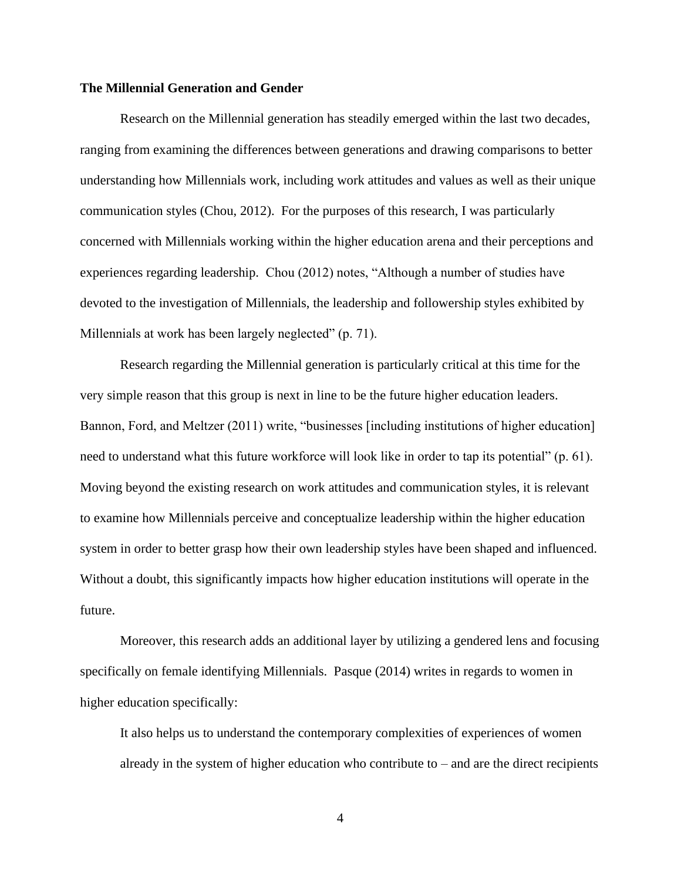**The Millennial Generation and Gender**

Research on the Millennial generation has steadily emerged within the last two decades, ranging from examining the differences between generations and drawing comparisons to better understanding how Millennials work, including work attitudes and values as well as their unique communication styles (Chou, 2012). For the purposes of this research, I was particularly concerned with Millennials working within the higher education arena and their perceptions and experiences regarding leadership. Chou (2012) notes, "Although a number of studies have devoted to the investigation of Millennials, the leadership and followership styles exhibited by Millennials at work has been largely neglected" (p. 71).

Research regarding the Millennial generation is particularly critical at this time for the very simple reason that this group is next in line to be the future higher education leaders. Bannon, Ford, and Meltzer (2011) write, "businesses [including institutions of higher education] need to understand what this future workforce will look like in order to tap its potential" (p. 61). Moving beyond the existing research on work attitudes and communication styles, it is relevant to examine how Millennials perceive and conceptualize leadership within the higher education system in order to better grasp how their own leadership styles have been shaped and influenced. Without a doubt, this significantly impacts how higher education institutions will operate in the future.

Moreover, this research adds an additional layer by utilizing a gendered lens and focusing specifically on female identifying Millennials. Pasque (2014) writes in regards to women in higher education specifically:

> It also helps us to understand the contemporary complexities of experiences of women already in the system of higher education who contribute to – and are the direct recipients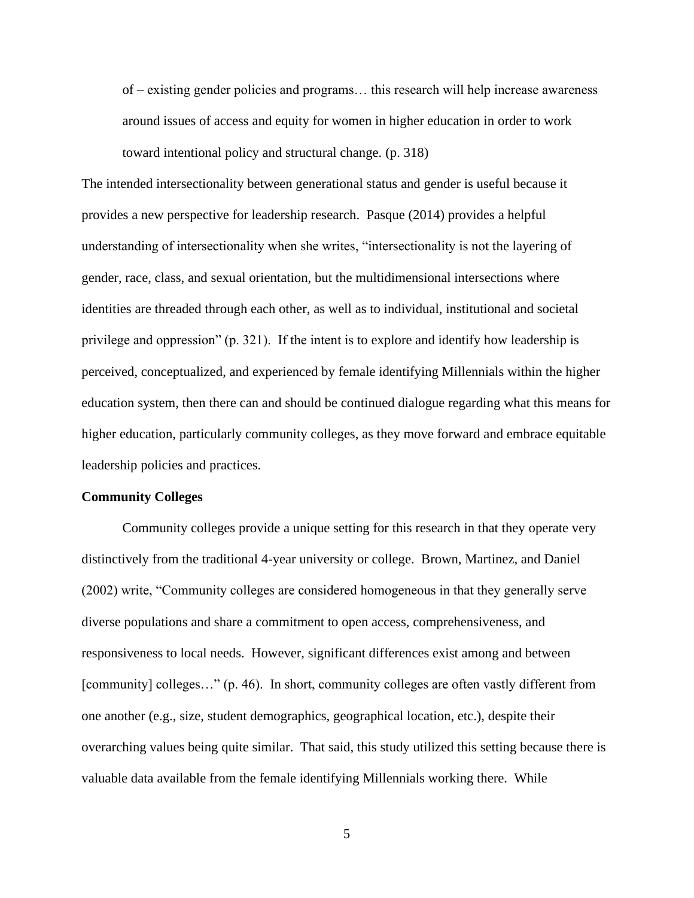> of – existing gender policies and programs… this research will help increase awareness around issues of access and equity for women in higher education in order to work toward intentional policy and structural change. (p. 318)

The intended intersectionality between generational status and gender is useful because it provides a new perspective for leadership research. Pasque (2014) provides a helpful understanding of intersectionality when she writes, "intersectionality is not the layering of gender, race, class, and sexual orientation, but the multidimensional intersections where identities are threaded through each other, as well as to individual, institutional and societal privilege and oppression" (p. 321). If the intent is to explore and identify how leadership is perceived, conceptualized, and experienced by female identifying Millennials within the higher education system, then there can and should be continued dialogue regarding what this means for higher education, particularly community colleges, as they move forward and embrace equitable leadership policies and practices.

**Community Colleges**

Community colleges provide a unique setting for this research in that they operate very distinctively from the traditional 4-year university or college. Brown, Martinez, and Daniel (2002) write, "Community colleges are considered homogeneous in that they generally serve diverse populations and share a commitment to open access, comprehensiveness, and responsiveness to local needs. However, significant differences exist among and between [community] colleges…" (p. 46). In short, community colleges are often vastly different from one another (e.g., size, student demographics, geographical location, etc.), despite their overarching values being quite similar. That said, this study utilized this setting because there is valuable data available from the female identifying Millennials working there. While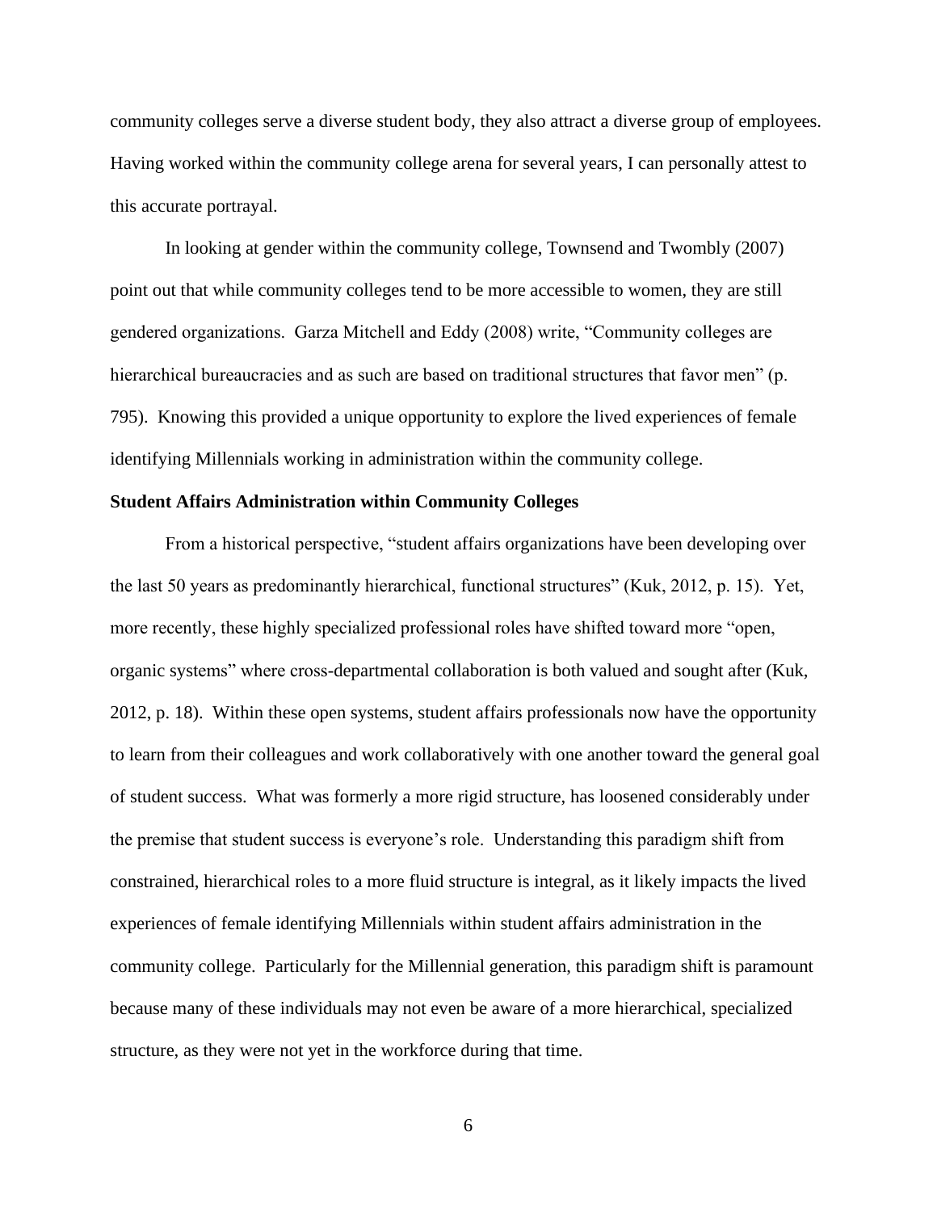community colleges serve a diverse student body, they also attract a diverse group of employees. Having worked within the community college arena for several years, I can personally attest to this accurate portrayal.

In looking at gender within the community college, Townsend and Twombly (2007) point out that while community colleges tend to be more accessible to women, they are still gendered organizations. Garza Mitchell and Eddy (2008) write, "Community colleges are hierarchical bureaucracies and as such are based on traditional structures that favor men" (p. 795). Knowing this provided a unique opportunity to explore the lived experiences of female identifying Millennials working in administration within the community college.

**Student Affairs Administration within Community Colleges**

From a historical perspective, "student affairs organizations have been developing over the last 50 years as predominantly hierarchical, functional structures" (Kuk, 2012, p. 15). Yet, more recently, these highly specialized professional roles have shifted toward more "open, organic systems" where cross-departmental collaboration is both valued and sought after (Kuk, 2012, p. 18). Within these open systems, student affairs professionals now have the opportunity to learn from their colleagues and work collaboratively with one another toward the general goal of student success. What was formerly a more rigid structure, has loosened considerably under the premise that student success is everyone's role. Understanding this paradigm shift from constrained, hierarchical roles to a more fluid structure is integral, as it likely impacts the lived experiences of female identifying Millennials within student affairs administration in the community college. Particularly for the Millennial generation, this paradigm shift is paramount because many of these individuals may not even be aware of a more hierarchical, specialized structure, as they were not yet in the workforce during that time.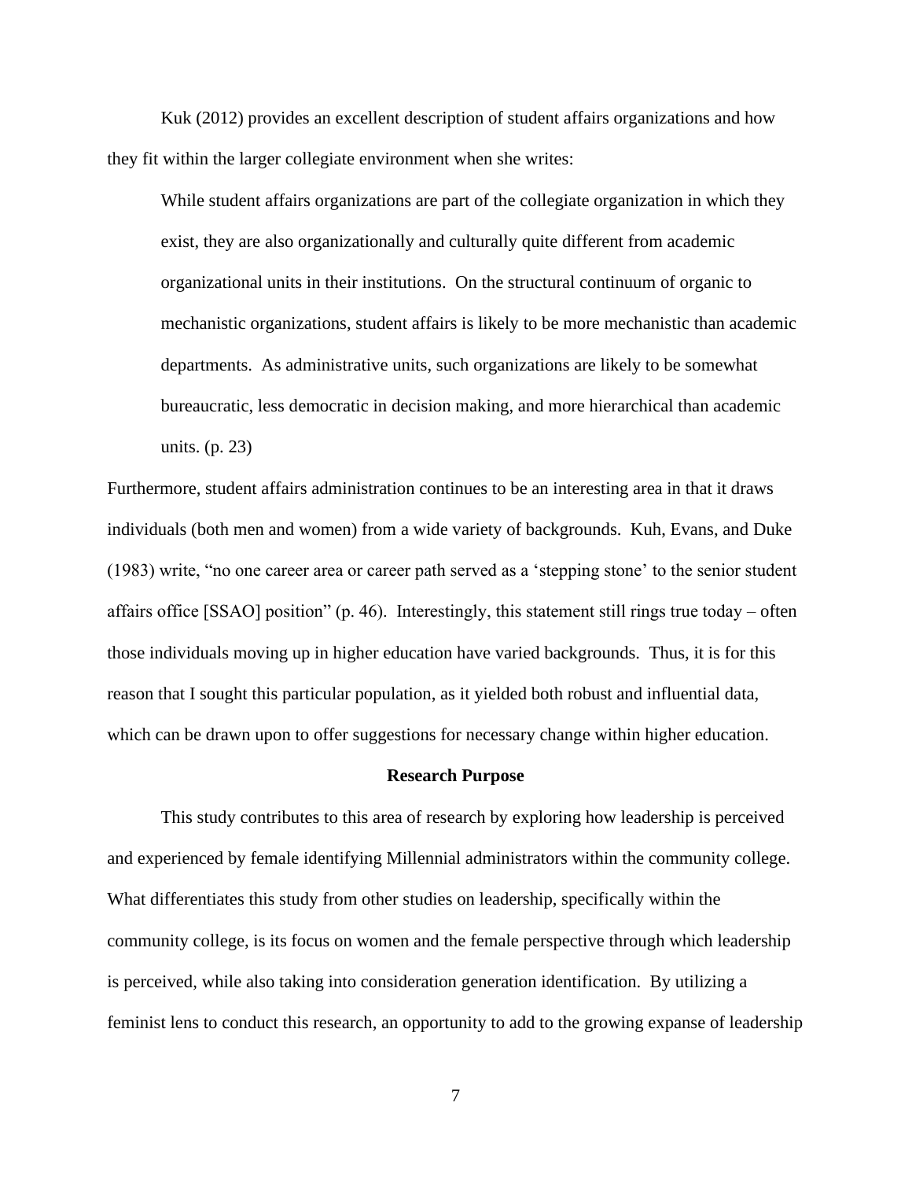Kuk (2012) provides an excellent description of student affairs organizations and how they fit within the larger collegiate environment when she writes:

> While student affairs organizations are part of the collegiate organization in which they exist, they are also organizationally and culturally quite different from academic organizational units in their institutions. On the structural continuum of organic to mechanistic organizations, student affairs is likely to be more mechanistic than academic departments. As administrative units, such organizations are likely to be somewhat bureaucratic, less democratic in decision making, and more hierarchical than academic units. (p. 23)

Furthermore, student affairs administration continues to be an interesting area in that it draws individuals (both men and women) from a wide variety of backgrounds. Kuh, Evans, and Duke (1983) write, "no one career area or career path served as a 'stepping stone' to the senior student affairs office [SSAO] position" (p. 46). Interestingly, this statement still rings true today – often those individuals moving up in higher education have varied backgrounds. Thus, it is for this reason that I sought this particular population, as it yielded both robust and influential data, which can be drawn upon to offer suggestions for necessary change within higher education.

## Research Purpose

This study contributes to this area of research by exploring how leadership is perceived and experienced by female identifying Millennial administrators within the community college. What differentiates this study from other studies on leadership, specifically within the community college, is its focus on women and the female perspective through which leadership is perceived, while also taking into consideration generation identification. By utilizing a feminist lens to conduct this research, an opportunity to add to the growing expanse of leadership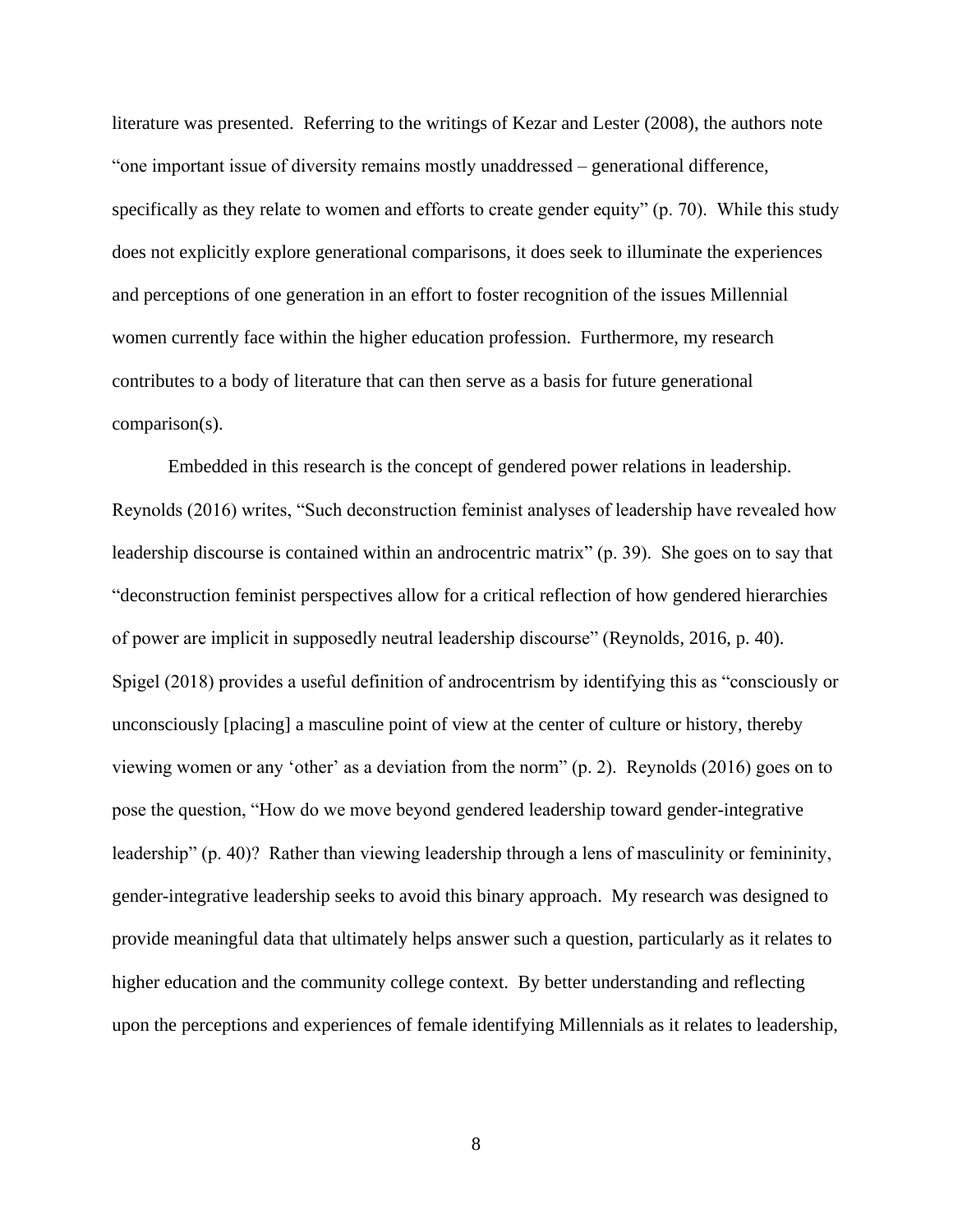literature was presented. Referring to the writings of Kezar and Lester (2008), the authors note "one important issue of diversity remains mostly unaddressed – generational difference, specifically as they relate to women and efforts to create gender equity" (p. 70). While this study does not explicitly explore generational comparisons, it does seek to illuminate the experiences and perceptions of one generation in an effort to foster recognition of the issues Millennial women currently face within the higher education profession. Furthermore, my research contributes to a body of literature that can then serve as a basis for future generational comparison(s).

Embedded in this research is the concept of gendered power relations in leadership. Reynolds (2016) writes, "Such deconstruction feminist analyses of leadership have revealed how leadership discourse is contained within an androcentric matrix" (p. 39). She goes on to say that "deconstruction feminist perspectives allow for a critical reflection of how gendered hierarchies of power are implicit in supposedly neutral leadership discourse" (Reynolds, 2016, p. 40). Spigel (2018) provides a useful definition of androcentrism by identifying this as "consciously or unconsciously [placing] a masculine point of view at the center of culture or history, thereby viewing women or any 'other' as a deviation from the norm" (p. 2). Reynolds (2016) goes on to pose the question, "How do we move beyond gendered leadership toward gender-integrative leadership" (p. 40)? Rather than viewing leadership through a lens of masculinity or femininity, gender-integrative leadership seeks to avoid this binary approach. My research was designed to provide meaningful data that ultimately helps answer such a question, particularly as it relates to higher education and the community college context. By better understanding and reflecting upon the perceptions and experiences of female identifying Millennials as it relates to leadership,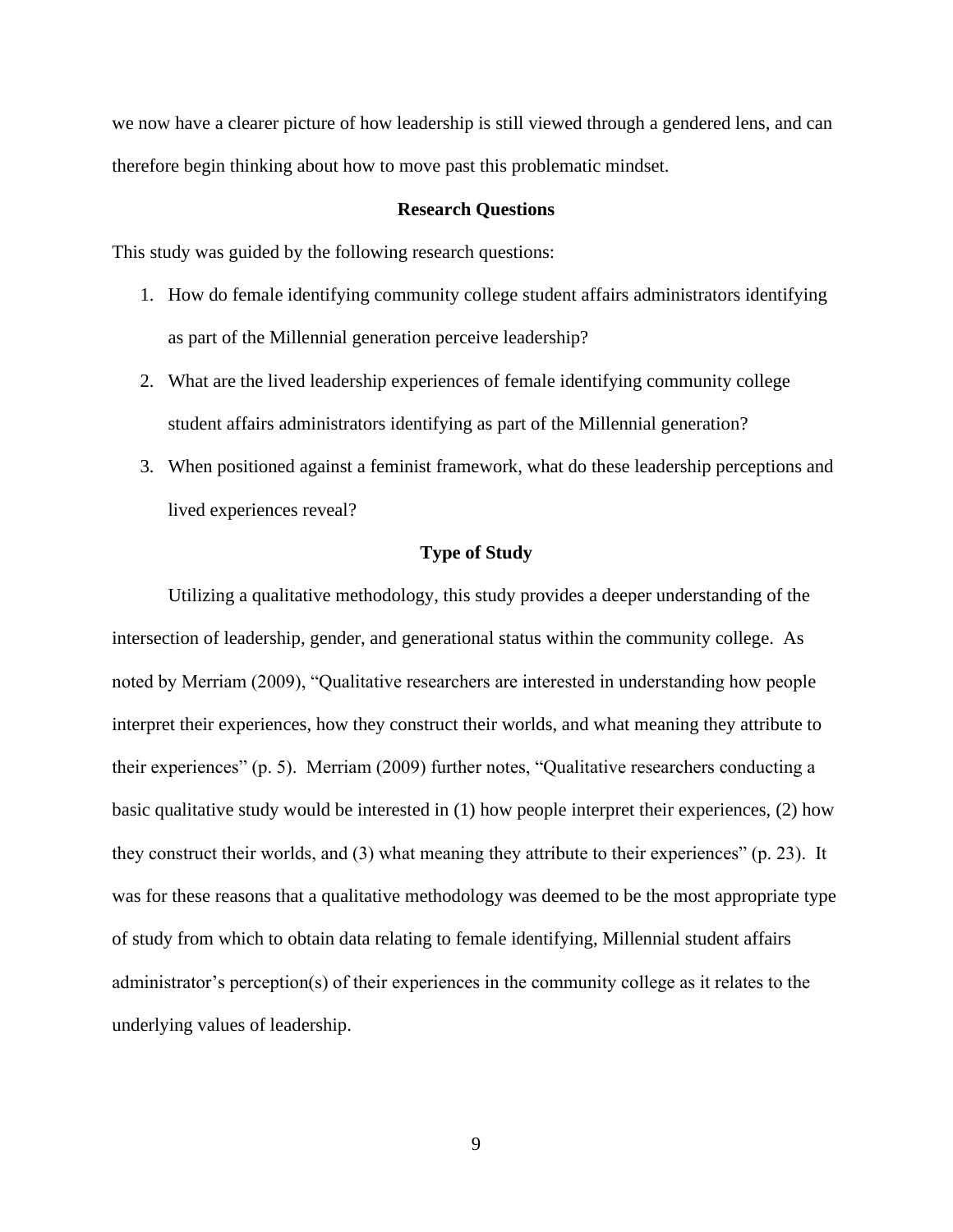we now have a clearer picture of how leadership is still viewed through a gendered lens, and can therefore begin thinking about how to move past this problematic mindset.

## Research Questions

This study was guided by the following research questions:

1. How do female identifying community college student affairs administrators identifying as part of the Millennial generation perceive leadership?
2. What are the lived leadership experiences of female identifying community college student affairs administrators identifying as part of the Millennial generation?
3. When positioned against a feminist framework, what do these leadership perceptions and lived experiences reveal?

## Type of Study

Utilizing a qualitative methodology, this study provides a deeper understanding of the intersection of leadership, gender, and generational status within the community college. As noted by Merriam (2009), "Qualitative researchers are interested in understanding how people interpret their experiences, how they construct their worlds, and what meaning they attribute to their experiences" (p. 5). Merriam (2009) further notes, "Qualitative researchers conducting a basic qualitative study would be interested in (1) how people interpret their experiences, (2) how they construct their worlds, and (3) what meaning they attribute to their experiences" (p. 23). It was for these reasons that a qualitative methodology was deemed to be the most appropriate type of study from which to obtain data relating to female identifying, Millennial student affairs administrator's perception(s) of their experiences in the community college as it relates to the underlying values of leadership.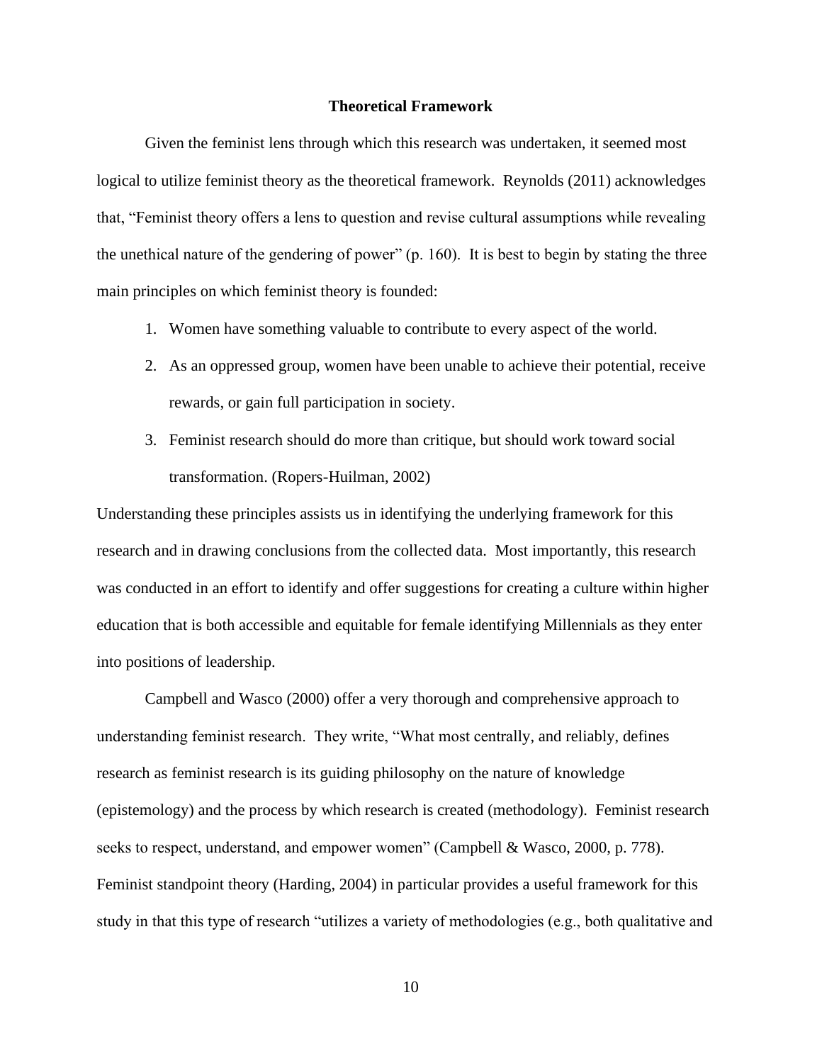## Theoretical Framework

Given the feminist lens through which this research was undertaken, it seemed most logical to utilize feminist theory as the theoretical framework. Reynolds (2011) acknowledges that, "Feminist theory offers a lens to question and revise cultural assumptions while revealing the unethical nature of the gendering of power" (p. 160). It is best to begin by stating the three main principles on which feminist theory is founded:

1. Women have something valuable to contribute to every aspect of the world.
2. As an oppressed group, women have been unable to achieve their potential, receive rewards, or gain full participation in society.
3. Feminist research should do more than critique, but should work toward social transformation. (Ropers-Huilman, 2002)

Understanding these principles assists us in identifying the underlying framework for this research and in drawing conclusions from the collected data. Most importantly, this research was conducted in an effort to identify and offer suggestions for creating a culture within higher education that is both accessible and equitable for female identifying Millennials as they enter into positions of leadership.

Campbell and Wasco (2000) offer a very thorough and comprehensive approach to understanding feminist research. They write, "What most centrally, and reliably, defines research as feminist research is its guiding philosophy on the nature of knowledge (epistemology) and the process by which research is created (methodology). Feminist research seeks to respect, understand, and empower women" (Campbell & Wasco, 2000, p. 778). Feminist standpoint theory (Harding, 2004) in particular provides a useful framework for this study in that this type of research "utilizes a variety of methodologies (e.g., both qualitative and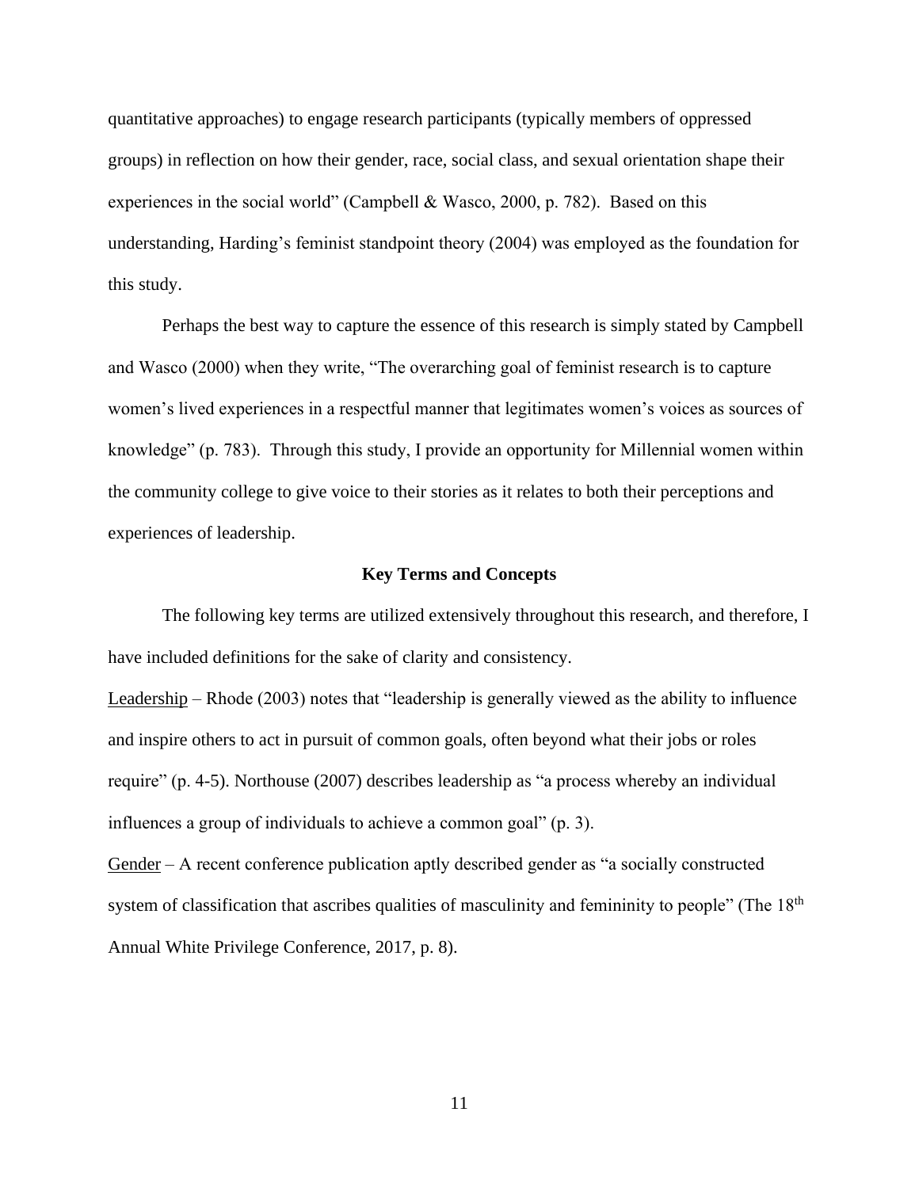quantitative approaches) to engage research participants (typically members of oppressed groups) in reflection on how their gender, race, social class, and sexual orientation shape their experiences in the social world" (Campbell & Wasco, 2000, p. 782). Based on this understanding, Harding's feminist standpoint theory (2004) was employed as the foundation for this study.

Perhaps the best way to capture the essence of this research is simply stated by Campbell and Wasco (2000) when they write, "The overarching goal of feminist research is to capture women's lived experiences in a respectful manner that legitimates women's voices as sources of knowledge" (p. 783). Through this study, I provide an opportunity for Millennial women within the community college to give voice to their stories as it relates to both their perceptions and experiences of leadership.

## Key Terms and Concepts

The following key terms are utilized extensively throughout this research, and therefore, I have included definitions for the sake of clarity and consistency.

<u>Leadership</u> – Rhode (2003) notes that "leadership is generally viewed as the ability to influence and inspire others to act in pursuit of common goals, often beyond what their jobs or roles require" (p. 4-5). Northouse (2007) describes leadership as "a process whereby an individual influences a group of individuals to achieve a common goal" (p. 3).

<u>Gender</u> – A recent conference publication aptly described gender as "a socially constructed system of classification that ascribes qualities of masculinity and femininity to people" (The 18th Annual White Privilege Conference, 2017, p. 8).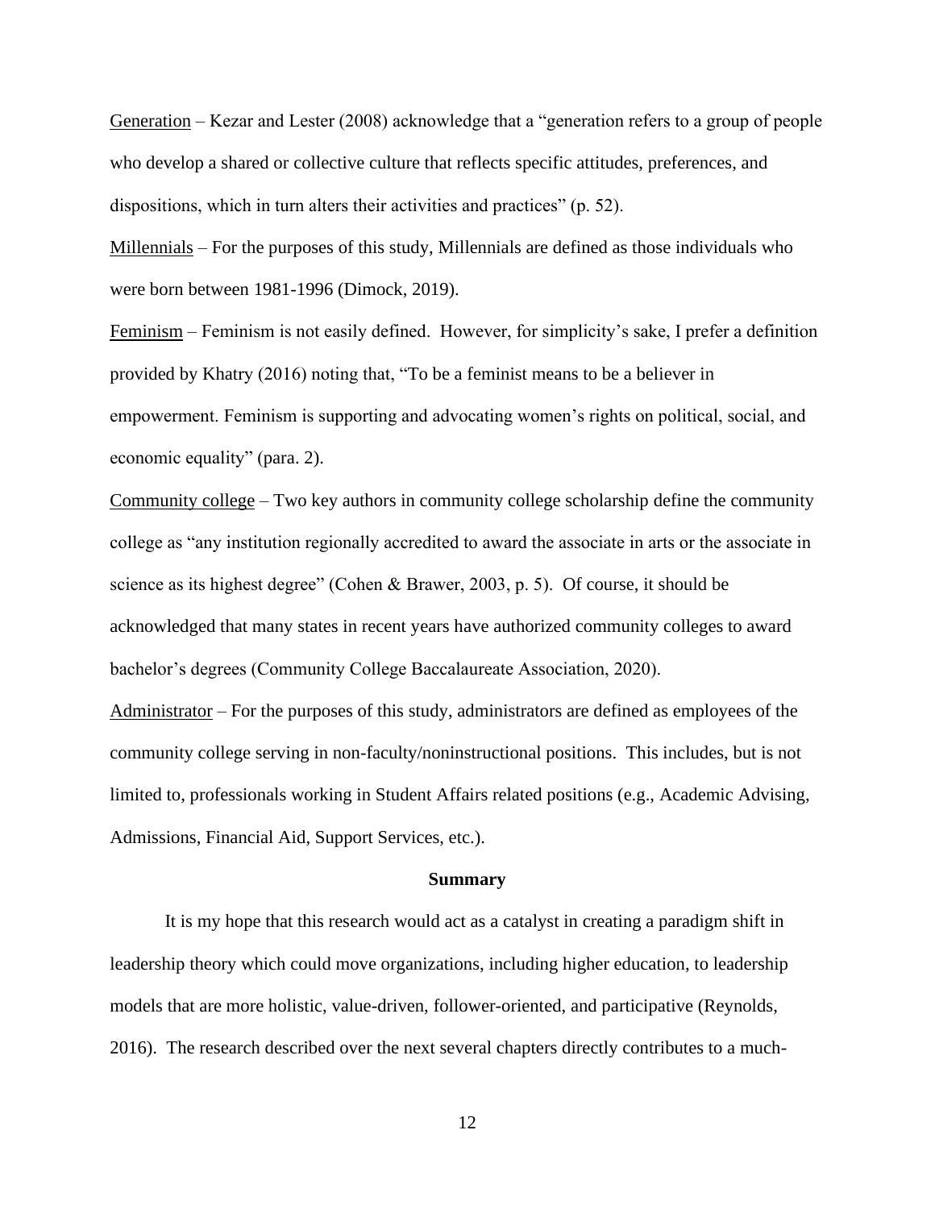Generation – Kezar and Lester (2008) acknowledge that a "generation refers to a group of people who develop a shared or collective culture that reflects specific attitudes, preferences, and dispositions, which in turn alters their activities and practices" (p. 52).

Millennials – For the purposes of this study, Millennials are defined as those individuals who were born between 1981-1996 (Dimock, 2019).

Feminism – Feminism is not easily defined. However, for simplicity's sake, I prefer a definition provided by Khatry (2016) noting that, "To be a feminist means to be a believer in empowerment. Feminism is supporting and advocating women's rights on political, social, and economic equality" (para. 2).

Community college – Two key authors in community college scholarship define the community college as "any institution regionally accredited to award the associate in arts or the associate in science as its highest degree" (Cohen & Brawer, 2003, p. 5). Of course, it should be acknowledged that many states in recent years have authorized community colleges to award bachelor's degrees (Community College Baccalaureate Association, 2020).

Administrator – For the purposes of this study, administrators are defined as employees of the community college serving in non-faculty/noninstructional positions. This includes, but is not limited to, professionals working in Student Affairs related positions (e.g., Academic Advising, Admissions, Financial Aid, Support Services, etc.).

## Summary

It is my hope that this research would act as a catalyst in creating a paradigm shift in leadership theory which could move organizations, including higher education, to leadership models that are more holistic, value-driven, follower-oriented, and participative (Reynolds, 2016). The research described over the next several chapters directly contributes to a much-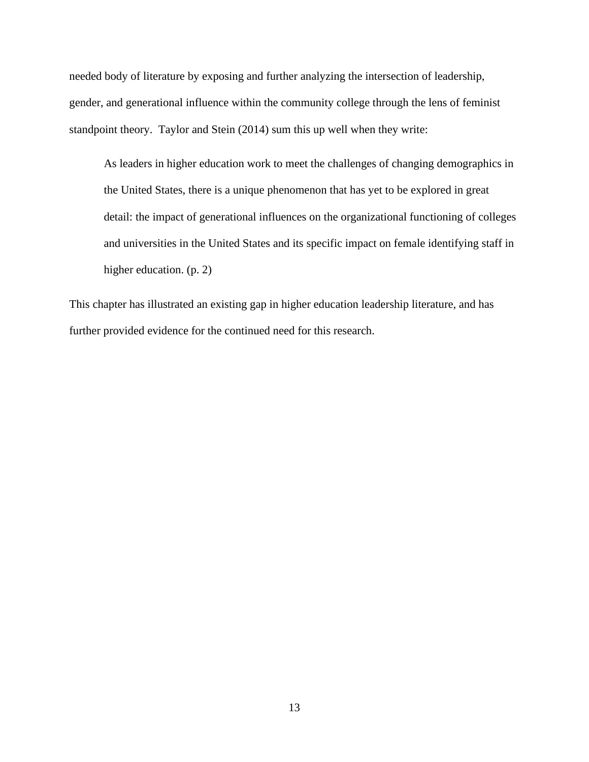needed body of literature by exposing and further analyzing the intersection of leadership, gender, and generational influence within the community college through the lens of feminist standpoint theory. Taylor and Stein (2014) sum this up well when they write:

> As leaders in higher education work to meet the challenges of changing demographics in the United States, there is a unique phenomenon that has yet to be explored in great detail: the impact of generational influences on the organizational functioning of colleges and universities in the United States and its specific impact on female identifying staff in higher education. (p. 2)

This chapter has illustrated an existing gap in higher education leadership literature, and has further provided evidence for the continued need for this research.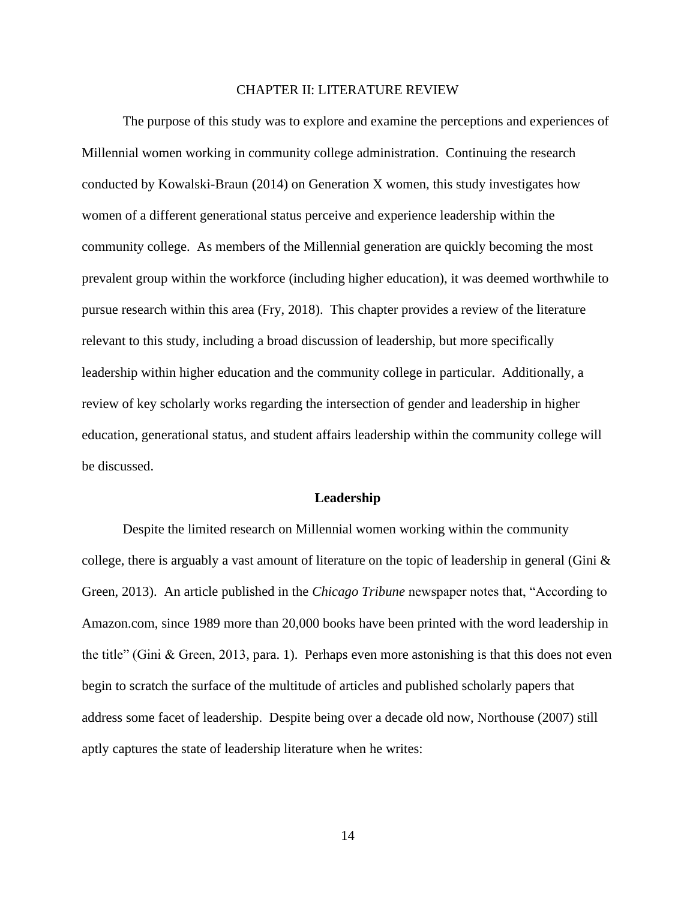# CHAPTER II: LITERATURE REVIEW

The purpose of this study was to explore and examine the perceptions and experiences of Millennial women working in community college administration. Continuing the research conducted by Kowalski-Braun (2014) on Generation X women, this study investigates how women of a different generational status perceive and experience leadership within the community college. As members of the Millennial generation are quickly becoming the most prevalent group within the workforce (including higher education), it was deemed worthwhile to pursue research within this area (Fry, 2018). This chapter provides a review of the literature relevant to this study, including a broad discussion of leadership, but more specifically leadership within higher education and the community college in particular. Additionally, a review of key scholarly works regarding the intersection of gender and leadership in higher education, generational status, and student affairs leadership within the community college will be discussed.

## Leadership

Despite the limited research on Millennial women working within the community college, there is arguably a vast amount of literature on the topic of leadership in general (Gini & Green, 2013). An article published in the *Chicago Tribune* newspaper notes that, "According to Amazon.com, since 1989 more than 20,000 books have been printed with the word leadership in the title" (Gini & Green, 2013, para. 1). Perhaps even more astonishing is that this does not even begin to scratch the surface of the multitude of articles and published scholarly papers that address some facet of leadership. Despite being over a decade old now, Northouse (2007) still aptly captures the state of leadership literature when he writes: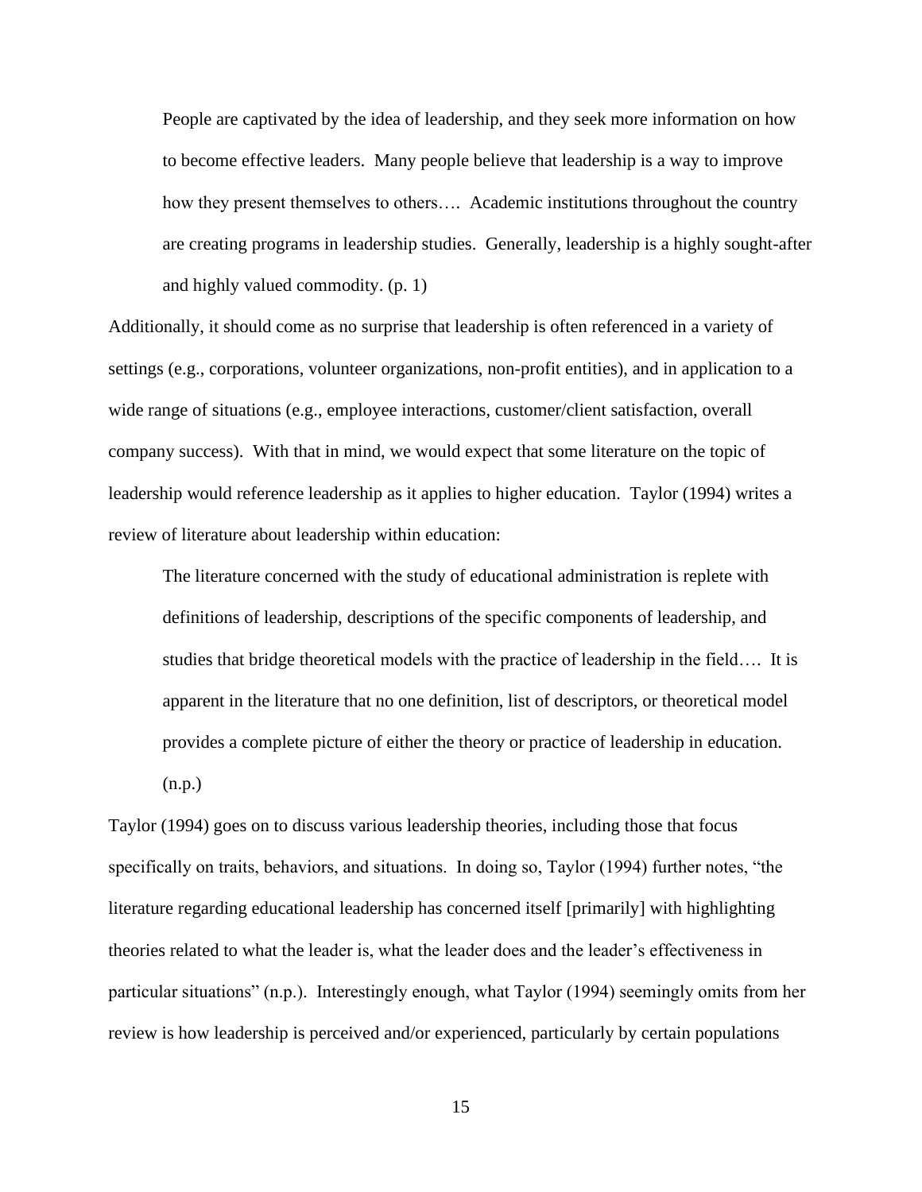> People are captivated by the idea of leadership, and they seek more information on how to become effective leaders. Many people believe that leadership is a way to improve how they present themselves to others…. Academic institutions throughout the country are creating programs in leadership studies. Generally, leadership is a highly sought-after and highly valued commodity. (p. 1)

Additionally, it should come as no surprise that leadership is often referenced in a variety of settings (e.g., corporations, volunteer organizations, non-profit entities), and in application to a wide range of situations (e.g., employee interactions, customer/client satisfaction, overall company success). With that in mind, we would expect that some literature on the topic of leadership would reference leadership as it applies to higher education. Taylor (1994) writes a review of literature about leadership within education:

> The literature concerned with the study of educational administration is replete with definitions of leadership, descriptions of the specific components of leadership, and studies that bridge theoretical models with the practice of leadership in the field…. It is apparent in the literature that no one definition, list of descriptors, or theoretical model provides a complete picture of either the theory or practice of leadership in education. (n.p.)

Taylor (1994) goes on to discuss various leadership theories, including those that focus specifically on traits, behaviors, and situations. In doing so, Taylor (1994) further notes, "the literature regarding educational leadership has concerned itself [primarily] with highlighting theories related to what the leader is, what the leader does and the leader's effectiveness in particular situations" (n.p.). Interestingly enough, what Taylor (1994) seemingly omits from her review is how leadership is perceived and/or experienced, particularly by certain populations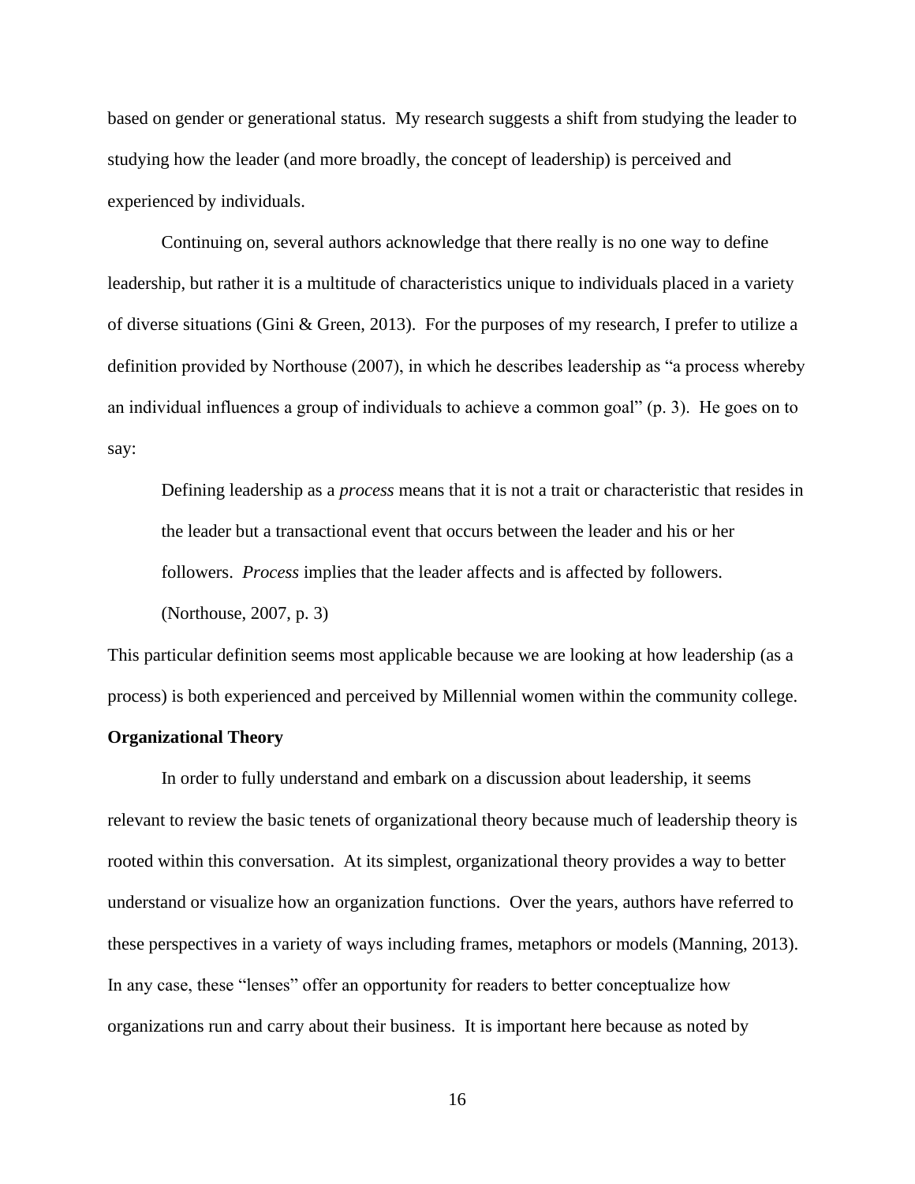based on gender or generational status. My research suggests a shift from studying the leader to studying how the leader (and more broadly, the concept of leadership) is perceived and experienced by individuals.

Continuing on, several authors acknowledge that there really is no one way to define leadership, but rather it is a multitude of characteristics unique to individuals placed in a variety of diverse situations (Gini & Green, 2013). For the purposes of my research, I prefer to utilize a definition provided by Northouse (2007), in which he describes leadership as "a process whereby an individual influences a group of individuals to achieve a common goal" (p. 3). He goes on to say:

> Defining leadership as a *process* means that it is not a trait or characteristic that resides in the leader but a transactional event that occurs between the leader and his or her followers. *Process* implies that the leader affects and is affected by followers. (Northouse, 2007, p. 3)

This particular definition seems most applicable because we are looking at how leadership (as a process) is both experienced and perceived by Millennial women within the community college.

**Organizational Theory**

In order to fully understand and embark on a discussion about leadership, it seems relevant to review the basic tenets of organizational theory because much of leadership theory is rooted within this conversation. At its simplest, organizational theory provides a way to better understand or visualize how an organization functions. Over the years, authors have referred to these perspectives in a variety of ways including frames, metaphors or models (Manning, 2013). In any case, these "lenses" offer an opportunity for readers to better conceptualize how organizations run and carry about their business. It is important here because as noted by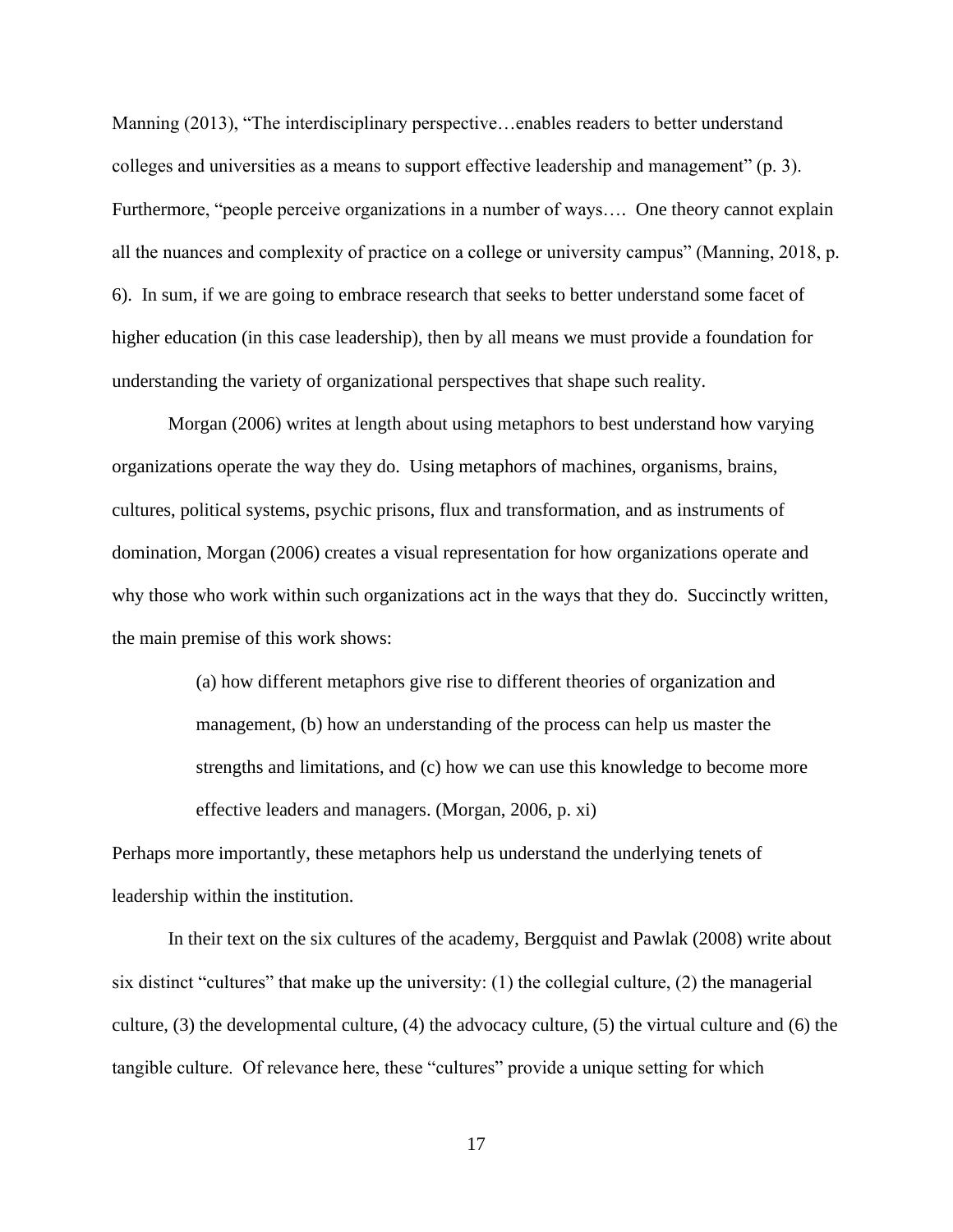Manning (2013), "The interdisciplinary perspective…enables readers to better understand colleges and universities as a means to support effective leadership and management" (p. 3). Furthermore, "people perceive organizations in a number of ways…. One theory cannot explain all the nuances and complexity of practice on a college or university campus" (Manning, 2018, p. 6). In sum, if we are going to embrace research that seeks to better understand some facet of higher education (in this case leadership), then by all means we must provide a foundation for understanding the variety of organizational perspectives that shape such reality.

Morgan (2006) writes at length about using metaphors to best understand how varying organizations operate the way they do. Using metaphors of machines, organisms, brains, cultures, political systems, psychic prisons, flux and transformation, and as instruments of domination, Morgan (2006) creates a visual representation for how organizations operate and why those who work within such organizations act in the ways that they do. Succinctly written, the main premise of this work shows:

> (a) how different metaphors give rise to different theories of organization and management, (b) how an understanding of the process can help us master the strengths and limitations, and (c) how we can use this knowledge to become more effective leaders and managers. (Morgan, 2006, p. xi)

Perhaps more importantly, these metaphors help us understand the underlying tenets of leadership within the institution.

In their text on the six cultures of the academy, Bergquist and Pawlak (2008) write about six distinct "cultures" that make up the university: (1) the collegial culture, (2) the managerial culture, (3) the developmental culture, (4) the advocacy culture, (5) the virtual culture and (6) the tangible culture. Of relevance here, these "cultures" provide a unique setting for which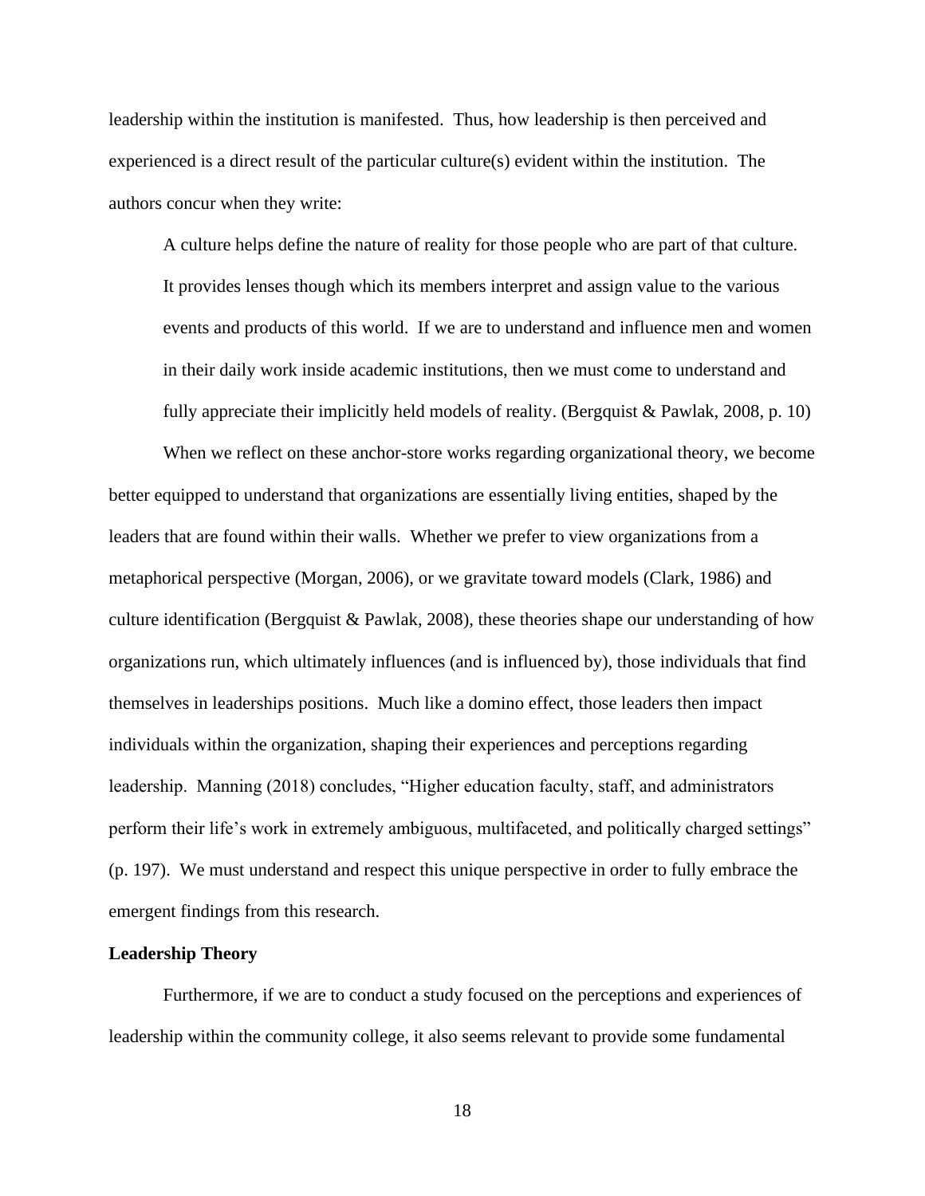leadership within the institution is manifested. Thus, how leadership is then perceived and experienced is a direct result of the particular culture(s) evident within the institution. The authors concur when they write:

> A culture helps define the nature of reality for those people who are part of that culture. It provides lenses though which its members interpret and assign value to the various events and products of this world. If we are to understand and influence men and women in their daily work inside academic institutions, then we must come to understand and fully appreciate their implicitly held models of reality. (Bergquist & Pawlak, 2008, p. 10)

When we reflect on these anchor-store works regarding organizational theory, we become better equipped to understand that organizations are essentially living entities, shaped by the leaders that are found within their walls. Whether we prefer to view organizations from a metaphorical perspective (Morgan, 2006), or we gravitate toward models (Clark, 1986) and culture identification (Bergquist & Pawlak, 2008), these theories shape our understanding of how organizations run, which ultimately influences (and is influenced by), those individuals that find themselves in leaderships positions. Much like a domino effect, those leaders then impact individuals within the organization, shaping their experiences and perceptions regarding leadership. Manning (2018) concludes, "Higher education faculty, staff, and administrators perform their life's work in extremely ambiguous, multifaceted, and politically charged settings" (p. 197). We must understand and respect this unique perspective in order to fully embrace the emergent findings from this research.

### Leadership Theory

Furthermore, if we are to conduct a study focused on the perceptions and experiences of leadership within the community college, it also seems relevant to provide some fundamental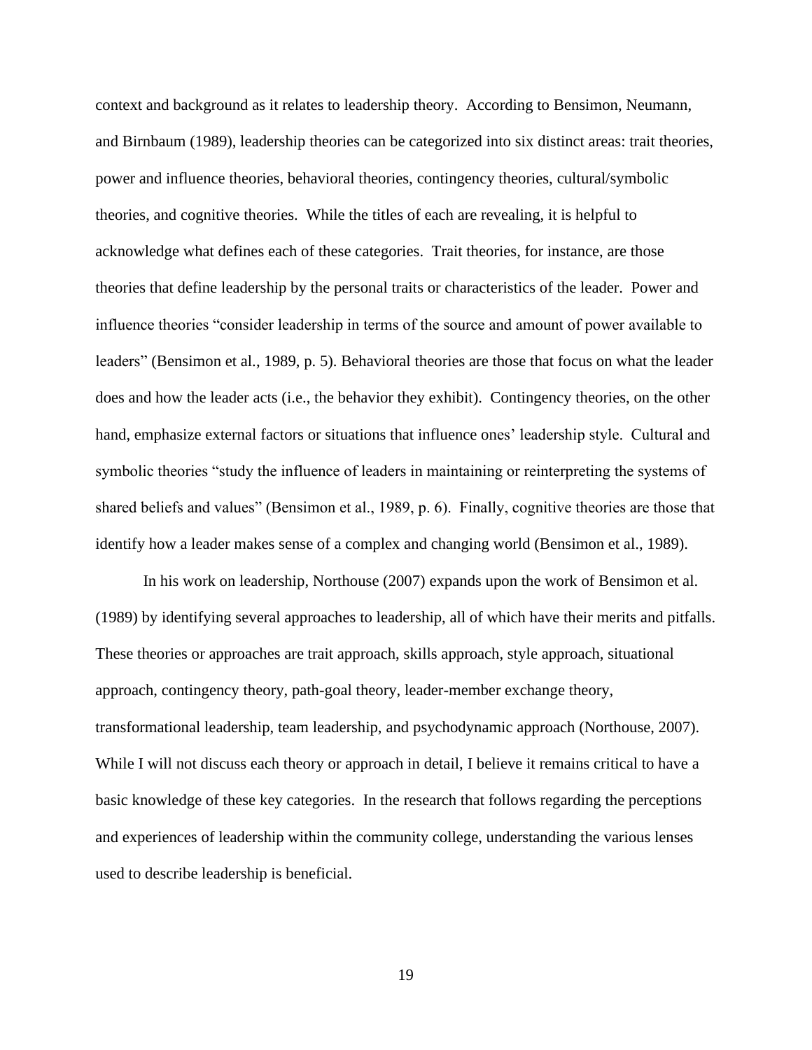context and background as it relates to leadership theory. According to Bensimon, Neumann, and Birnbaum (1989), leadership theories can be categorized into six distinct areas: trait theories, power and influence theories, behavioral theories, contingency theories, cultural/symbolic theories, and cognitive theories. While the titles of each are revealing, it is helpful to acknowledge what defines each of these categories. Trait theories, for instance, are those theories that define leadership by the personal traits or characteristics of the leader. Power and influence theories "consider leadership in terms of the source and amount of power available to leaders" (Bensimon et al., 1989, p. 5). Behavioral theories are those that focus on what the leader does and how the leader acts (i.e., the behavior they exhibit). Contingency theories, on the other hand, emphasize external factors or situations that influence ones' leadership style. Cultural and symbolic theories "study the influence of leaders in maintaining or reinterpreting the systems of shared beliefs and values" (Bensimon et al., 1989, p. 6). Finally, cognitive theories are those that identify how a leader makes sense of a complex and changing world (Bensimon et al., 1989).

In his work on leadership, Northouse (2007) expands upon the work of Bensimon et al. (1989) by identifying several approaches to leadership, all of which have their merits and pitfalls. These theories or approaches are trait approach, skills approach, style approach, situational approach, contingency theory, path-goal theory, leader-member exchange theory, transformational leadership, team leadership, and psychodynamic approach (Northouse, 2007). While I will not discuss each theory or approach in detail, I believe it remains critical to have a basic knowledge of these key categories. In the research that follows regarding the perceptions and experiences of leadership within the community college, understanding the various lenses used to describe leadership is beneficial.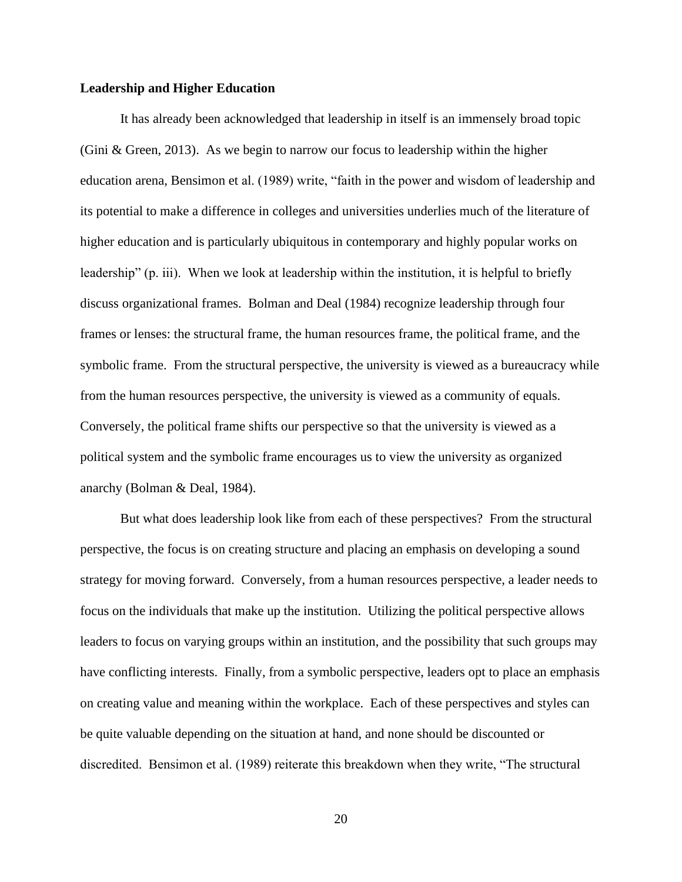**Leadership and Higher Education**

It has already been acknowledged that leadership in itself is an immensely broad topic (Gini & Green, 2013). As we begin to narrow our focus to leadership within the higher education arena, Bensimon et al. (1989) write, "faith in the power and wisdom of leadership and its potential to make a difference in colleges and universities underlies much of the literature of higher education and is particularly ubiquitous in contemporary and highly popular works on leadership" (p. iii). When we look at leadership within the institution, it is helpful to briefly discuss organizational frames. Bolman and Deal (1984) recognize leadership through four frames or lenses: the structural frame, the human resources frame, the political frame, and the symbolic frame. From the structural perspective, the university is viewed as a bureaucracy while from the human resources perspective, the university is viewed as a community of equals. Conversely, the political frame shifts our perspective so that the university is viewed as a political system and the symbolic frame encourages us to view the university as organized anarchy (Bolman & Deal, 1984).

But what does leadership look like from each of these perspectives? From the structural perspective, the focus is on creating structure and placing an emphasis on developing a sound strategy for moving forward. Conversely, from a human resources perspective, a leader needs to focus on the individuals that make up the institution. Utilizing the political perspective allows leaders to focus on varying groups within an institution, and the possibility that such groups may have conflicting interests. Finally, from a symbolic perspective, leaders opt to place an emphasis on creating value and meaning within the workplace. Each of these perspectives and styles can be quite valuable depending on the situation at hand, and none should be discounted or discredited. Bensimon et al. (1989) reiterate this breakdown when they write, "The structural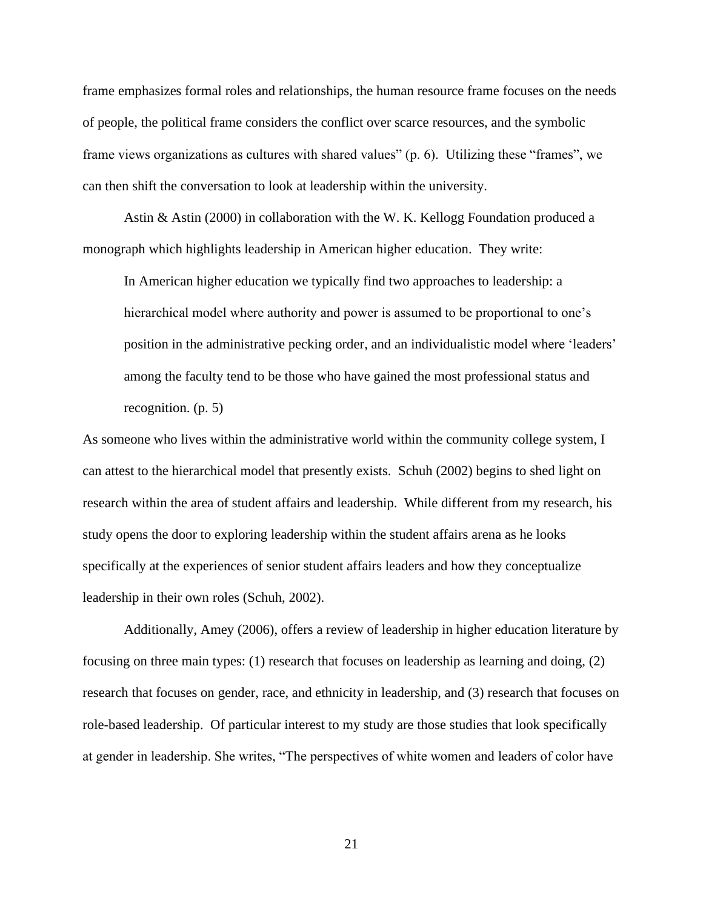frame emphasizes formal roles and relationships, the human resource frame focuses on the needs of people, the political frame considers the conflict over scarce resources, and the symbolic frame views organizations as cultures with shared values" (p. 6). Utilizing these "frames", we can then shift the conversation to look at leadership within the university.

Astin & Astin (2000) in collaboration with the W. K. Kellogg Foundation produced a monograph which highlights leadership in American higher education. They write:

> In American higher education we typically find two approaches to leadership: a hierarchical model where authority and power is assumed to be proportional to one's position in the administrative pecking order, and an individualistic model where 'leaders' among the faculty tend to be those who have gained the most professional status and recognition. (p. 5)

As someone who lives within the administrative world within the community college system, I can attest to the hierarchical model that presently exists. Schuh (2002) begins to shed light on research within the area of student affairs and leadership. While different from my research, his study opens the door to exploring leadership within the student affairs arena as he looks specifically at the experiences of senior student affairs leaders and how they conceptualize leadership in their own roles (Schuh, 2002).

Additionally, Amey (2006), offers a review of leadership in higher education literature by focusing on three main types: (1) research that focuses on leadership as learning and doing, (2) research that focuses on gender, race, and ethnicity in leadership, and (3) research that focuses on role-based leadership. Of particular interest to my study are those studies that look specifically at gender in leadership. She writes, "The perspectives of white women and leaders of color have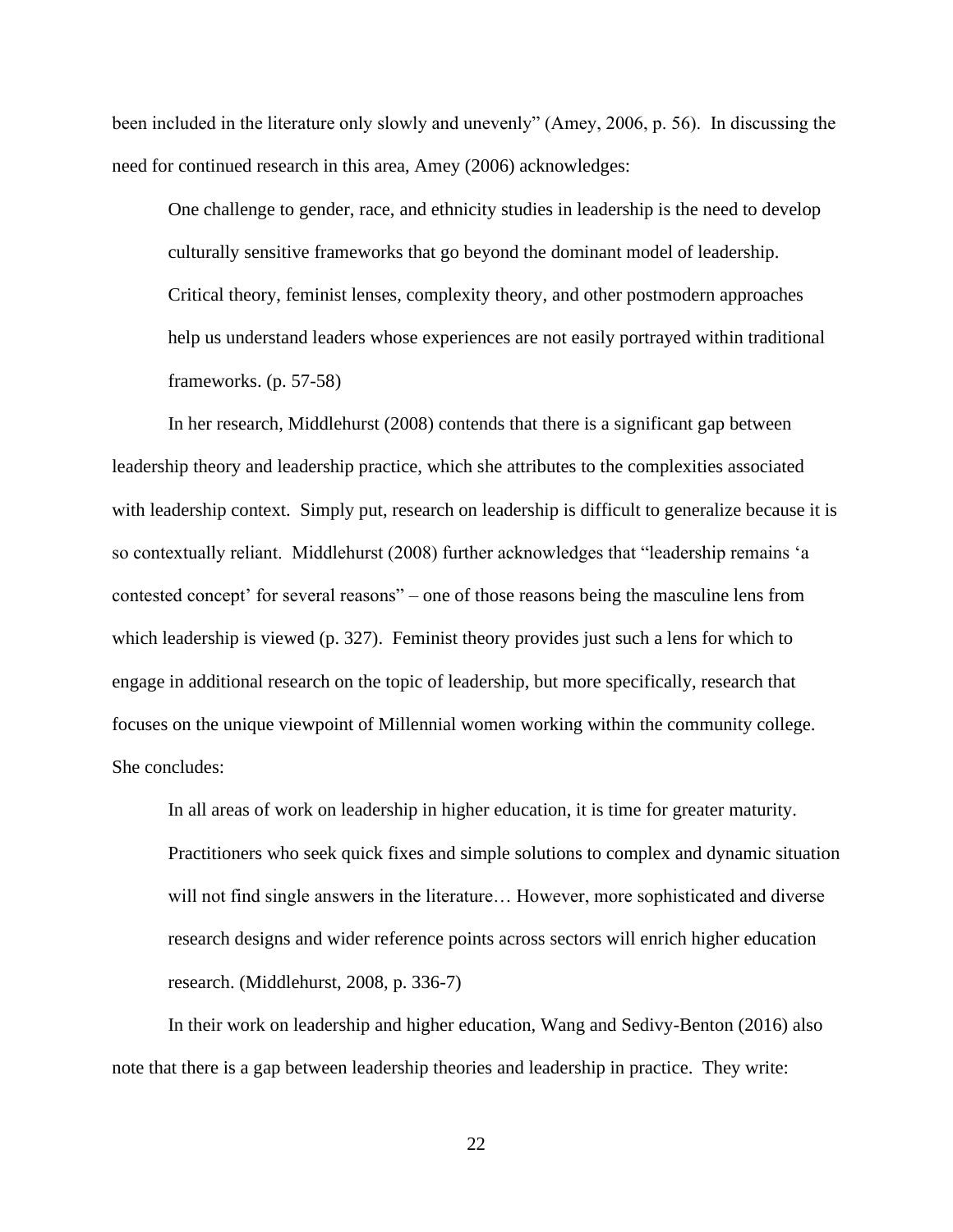been included in the literature only slowly and unevenly" (Amey, 2006, p. 56). In discussing the need for continued research in this area, Amey (2006) acknowledges:

> One challenge to gender, race, and ethnicity studies in leadership is the need to develop culturally sensitive frameworks that go beyond the dominant model of leadership. Critical theory, feminist lenses, complexity theory, and other postmodern approaches help us understand leaders whose experiences are not easily portrayed within traditional frameworks. (p. 57-58)

In her research, Middlehurst (2008) contends that there is a significant gap between leadership theory and leadership practice, which she attributes to the complexities associated with leadership context. Simply put, research on leadership is difficult to generalize because it is so contextually reliant. Middlehurst (2008) further acknowledges that "leadership remains 'a contested concept' for several reasons" – one of those reasons being the masculine lens from which leadership is viewed (p. 327). Feminist theory provides just such a lens for which to engage in additional research on the topic of leadership, but more specifically, research that focuses on the unique viewpoint of Millennial women working within the community college. She concludes:

> In all areas of work on leadership in higher education, it is time for greater maturity. Practitioners who seek quick fixes and simple solutions to complex and dynamic situation will not find single answers in the literature… However, more sophisticated and diverse research designs and wider reference points across sectors will enrich higher education research. (Middlehurst, 2008, p. 336-7)

In their work on leadership and higher education, Wang and Sedivy-Benton (2016) also note that there is a gap between leadership theories and leadership in practice. They write: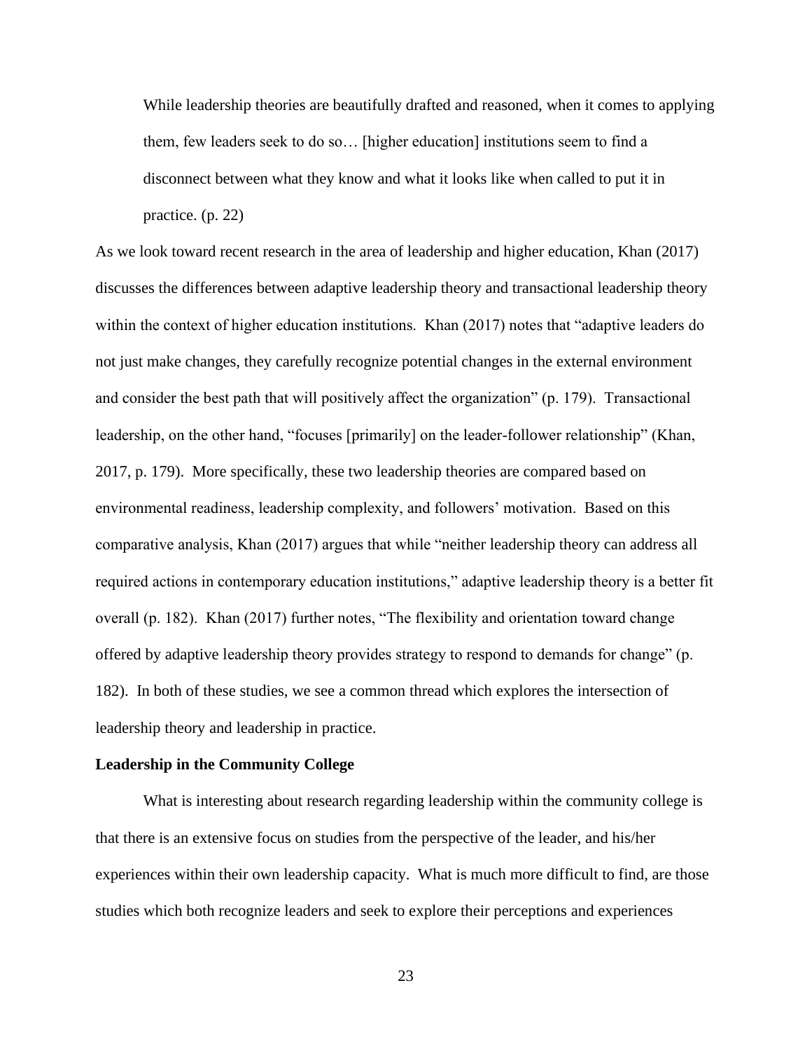> While leadership theories are beautifully drafted and reasoned, when it comes to applying them, few leaders seek to do so… [higher education] institutions seem to find a disconnect between what they know and what it looks like when called to put it in practice. (p. 22)

As we look toward recent research in the area of leadership and higher education, Khan (2017) discusses the differences between adaptive leadership theory and transactional leadership theory within the context of higher education institutions. Khan (2017) notes that "adaptive leaders do not just make changes, they carefully recognize potential changes in the external environment and consider the best path that will positively affect the organization" (p. 179). Transactional leadership, on the other hand, "focuses [primarily] on the leader-follower relationship" (Khan, 2017, p. 179). More specifically, these two leadership theories are compared based on environmental readiness, leadership complexity, and followers' motivation. Based on this comparative analysis, Khan (2017) argues that while "neither leadership theory can address all required actions in contemporary education institutions," adaptive leadership theory is a better fit overall (p. 182). Khan (2017) further notes, "The flexibility and orientation toward change offered by adaptive leadership theory provides strategy to respond to demands for change" (p. 182). In both of these studies, we see a common thread which explores the intersection of leadership theory and leadership in practice.

**Leadership in the Community College**

What is interesting about research regarding leadership within the community college is that there is an extensive focus on studies from the perspective of the leader, and his/her experiences within their own leadership capacity. What is much more difficult to find, are those studies which both recognize leaders and seek to explore their perceptions and experiences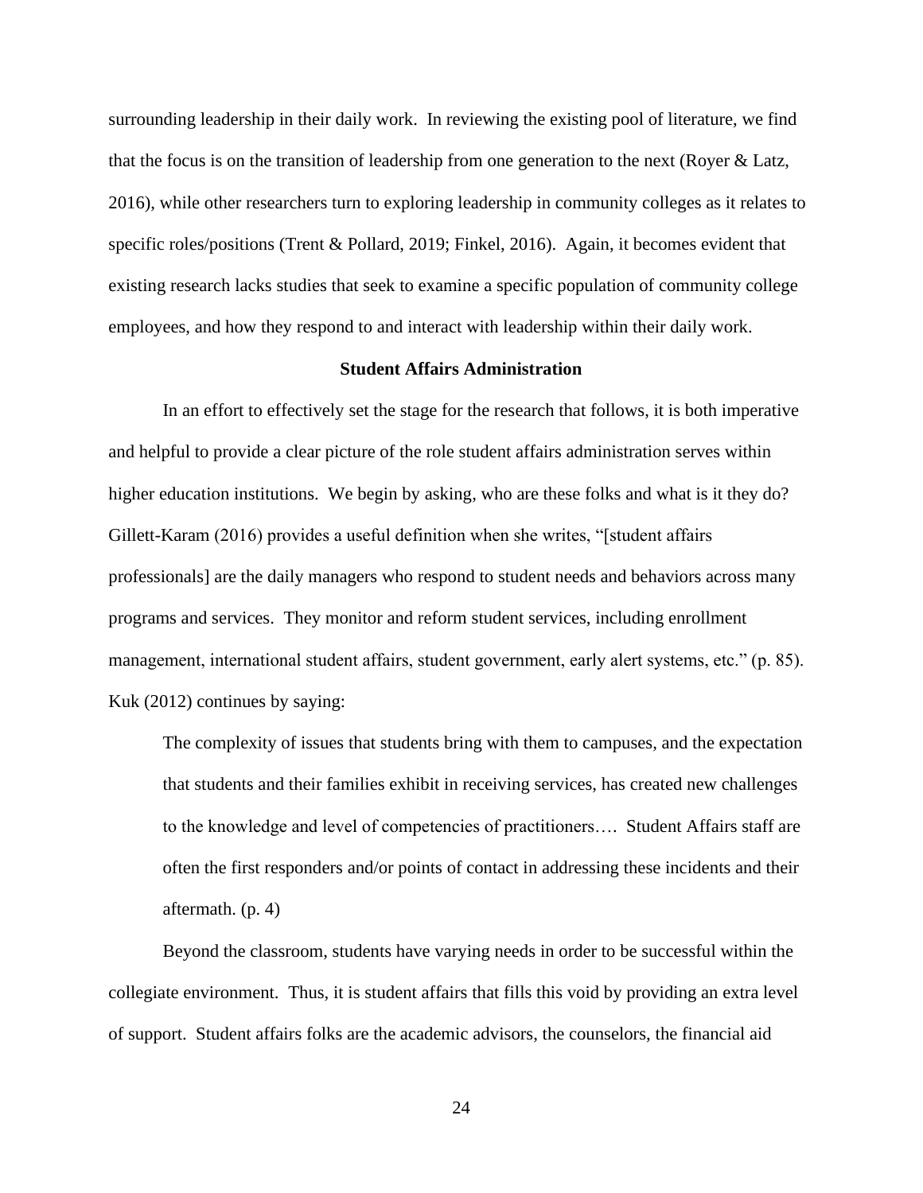surrounding leadership in their daily work. In reviewing the existing pool of literature, we find that the focus is on the transition of leadership from one generation to the next (Royer & Latz, 2016), while other researchers turn to exploring leadership in community colleges as it relates to specific roles/positions (Trent & Pollard, 2019; Finkel, 2016). Again, it becomes evident that existing research lacks studies that seek to examine a specific population of community college employees, and how they respond to and interact with leadership within their daily work.

## Student Affairs Administration

In an effort to effectively set the stage for the research that follows, it is both imperative and helpful to provide a clear picture of the role student affairs administration serves within higher education institutions. We begin by asking, who are these folks and what is it they do? Gillett-Karam (2016) provides a useful definition when she writes, "[student affairs professionals] are the daily managers who respond to student needs and behaviors across many programs and services. They monitor and reform student services, including enrollment management, international student affairs, student government, early alert systems, etc." (p. 85). Kuk (2012) continues by saying:

> The complexity of issues that students bring with them to campuses, and the expectation that students and their families exhibit in receiving services, has created new challenges to the knowledge and level of competencies of practitioners…. Student Affairs staff are often the first responders and/or points of contact in addressing these incidents and their aftermath. (p. 4)

Beyond the classroom, students have varying needs in order to be successful within the collegiate environment. Thus, it is student affairs that fills this void by providing an extra level of support. Student affairs folks are the academic advisors, the counselors, the financial aid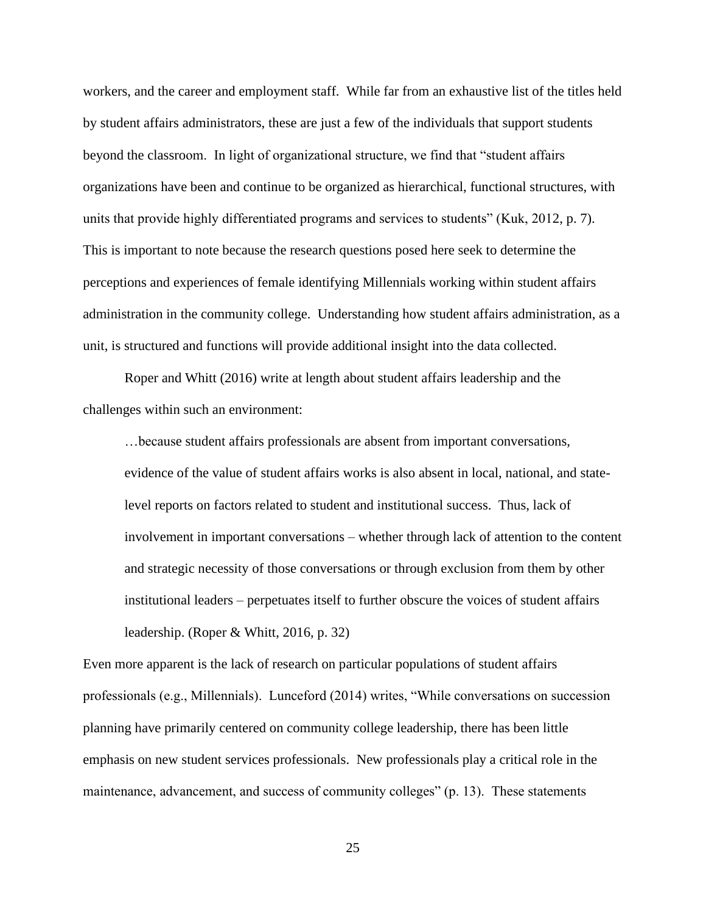workers, and the career and employment staff. While far from an exhaustive list of the titles held by student affairs administrators, these are just a few of the individuals that support students beyond the classroom. In light of organizational structure, we find that "student affairs organizations have been and continue to be organized as hierarchical, functional structures, with units that provide highly differentiated programs and services to students" (Kuk, 2012, p. 7). This is important to note because the research questions posed here seek to determine the perceptions and experiences of female identifying Millennials working within student affairs administration in the community college. Understanding how student affairs administration, as a unit, is structured and functions will provide additional insight into the data collected.

Roper and Whitt (2016) write at length about student affairs leadership and the challenges within such an environment:

> …because student affairs professionals are absent from important conversations, evidence of the value of student affairs works is also absent in local, national, and state-level reports on factors related to student and institutional success. Thus, lack of involvement in important conversations – whether through lack of attention to the content and strategic necessity of those conversations or through exclusion from them by other institutional leaders – perpetuates itself to further obscure the voices of student affairs leadership. (Roper & Whitt, 2016, p. 32)

Even more apparent is the lack of research on particular populations of student affairs professionals (e.g., Millennials). Lunceford (2014) writes, "While conversations on succession planning have primarily centered on community college leadership, there has been little emphasis on new student services professionals. New professionals play a critical role in the maintenance, advancement, and success of community colleges" (p. 13). These statements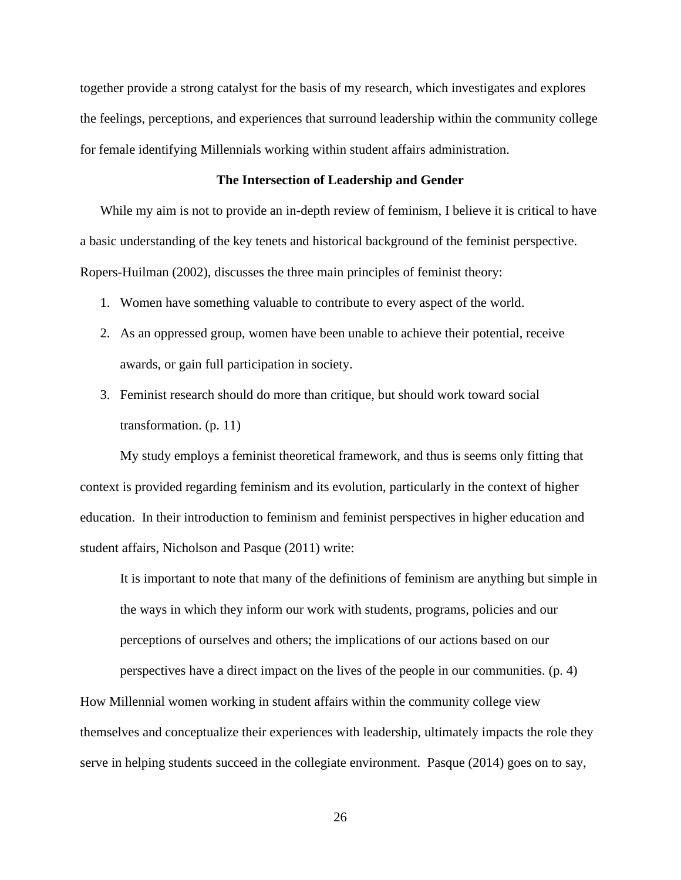together provide a strong catalyst for the basis of my research, which investigates and explores the feelings, perceptions, and experiences that surround leadership within the community college for female identifying Millennials working within student affairs administration.

### The Intersection of Leadership and Gender

While my aim is not to provide an in-depth review of feminism, I believe it is critical to have a basic understanding of the key tenets and historical background of the feminist perspective. Ropers-Huilman (2002), discusses the three main principles of feminist theory:

1. Women have something valuable to contribute to every aspect of the world.
2. As an oppressed group, women have been unable to achieve their potential, receive awards, or gain full participation in society.
3. Feminist research should do more than critique, but should work toward social transformation. (p. 11)

My study employs a feminist theoretical framework, and thus is seems only fitting that context is provided regarding feminism and its evolution, particularly in the context of higher education. In their introduction to feminism and feminist perspectives in higher education and student affairs, Nicholson and Pasque (2011) write:

> It is important to note that many of the definitions of feminism are anything but simple in the ways in which they inform our work with students, programs, policies and our perceptions of ourselves and others; the implications of our actions based on our perspectives have a direct impact on the lives of the people in our communities. (p. 4)

How Millennial women working in student affairs within the community college view themselves and conceptualize their experiences with leadership, ultimately impacts the role they serve in helping students succeed in the collegiate environment. Pasque (2014) goes on to say,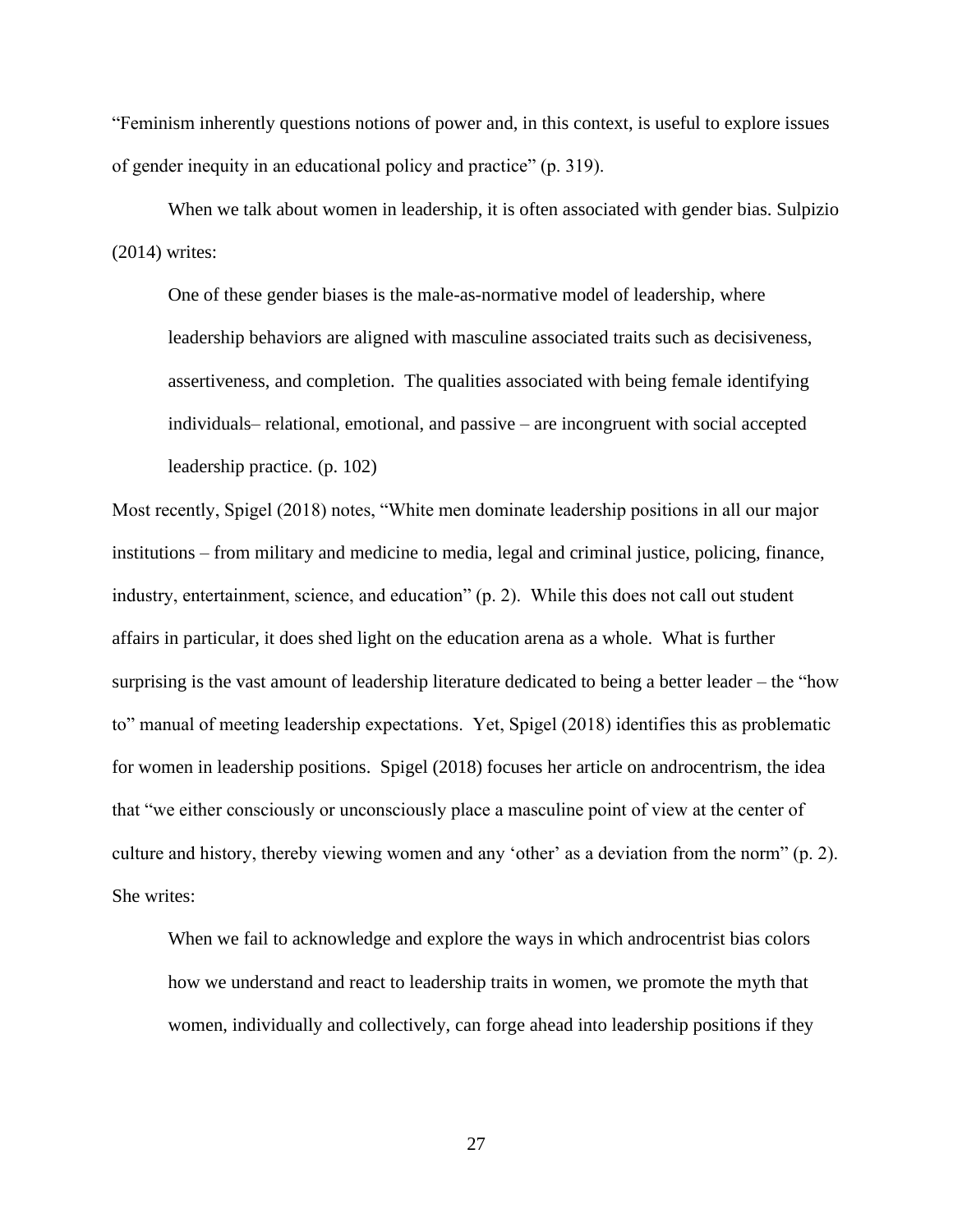"Feminism inherently questions notions of power and, in this context, is useful to explore issues of gender inequity in an educational policy and practice" (p. 319).

When we talk about women in leadership, it is often associated with gender bias. Sulpizio (2014) writes:

> One of these gender biases is the male-as-normative model of leadership, where leadership behaviors are aligned with masculine associated traits such as decisiveness, assertiveness, and completion. The qualities associated with being female identifying individuals– relational, emotional, and passive – are incongruent with social accepted leadership practice. (p. 102)

Most recently, Spigel (2018) notes, "White men dominate leadership positions in all our major institutions – from military and medicine to media, legal and criminal justice, policing, finance, industry, entertainment, science, and education" (p. 2). While this does not call out student affairs in particular, it does shed light on the education arena as a whole. What is further surprising is the vast amount of leadership literature dedicated to being a better leader – the "how to" manual of meeting leadership expectations. Yet, Spigel (2018) identifies this as problematic for women in leadership positions. Spigel (2018) focuses her article on androcentrism, the idea that "we either consciously or unconsciously place a masculine point of view at the center of culture and history, thereby viewing women and any 'other' as a deviation from the norm" (p. 2). She writes:

> When we fail to acknowledge and explore the ways in which androcentrist bias colors how we understand and react to leadership traits in women, we promote the myth that women, individually and collectively, can forge ahead into leadership positions if they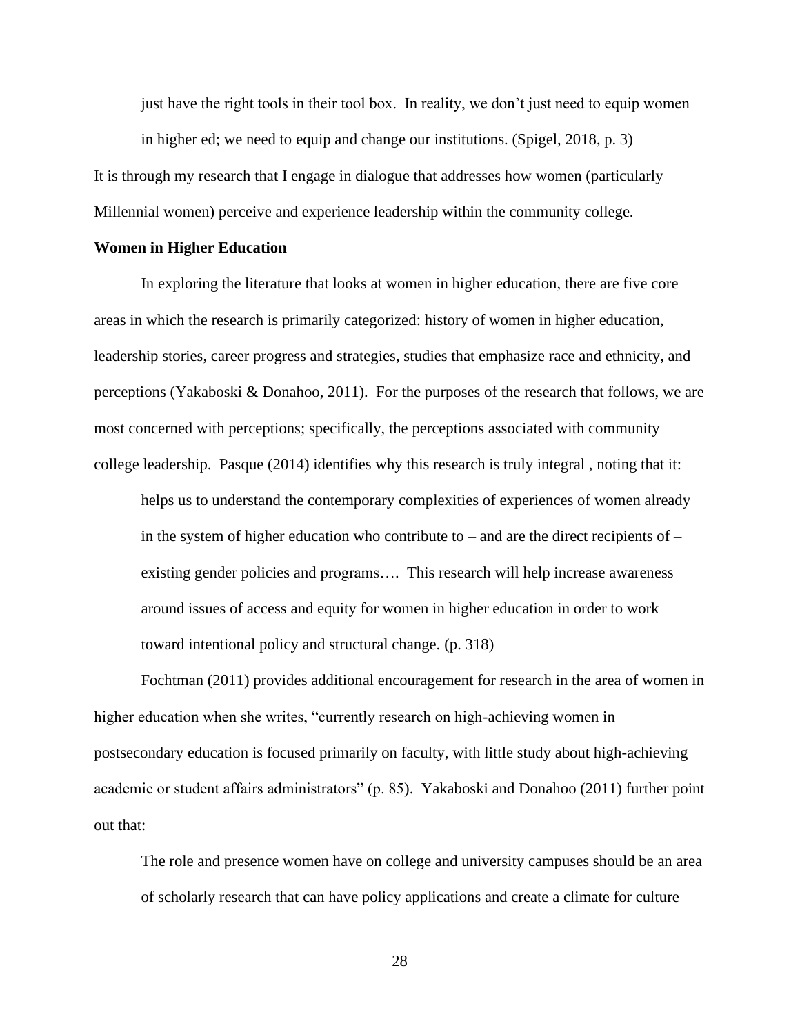> just have the right tools in their tool box. In reality, we don't just need to equip women in higher ed; we need to equip and change our institutions. (Spigel, 2018, p. 3)

It is through my research that I engage in dialogue that addresses how women (particularly Millennial women) perceive and experience leadership within the community college.

**Women in Higher Education**

In exploring the literature that looks at women in higher education, there are five core areas in which the research is primarily categorized: history of women in higher education, leadership stories, career progress and strategies, studies that emphasize race and ethnicity, and perceptions (Yakaboski & Donahoo, 2011). For the purposes of the research that follows, we are most concerned with perceptions; specifically, the perceptions associated with community college leadership. Pasque (2014) identifies why this research is truly integral , noting that it:

> helps us to understand the contemporary complexities of experiences of women already in the system of higher education who contribute to – and are the direct recipients of – existing gender policies and programs…. This research will help increase awareness around issues of access and equity for women in higher education in order to work toward intentional policy and structural change. (p. 318)

Fochtman (2011) provides additional encouragement for research in the area of women in higher education when she writes, "currently research on high-achieving women in postsecondary education is focused primarily on faculty, with little study about high-achieving academic or student affairs administrators" (p. 85). Yakaboski and Donahoo (2011) further point out that:

> The role and presence women have on college and university campuses should be an area of scholarly research that can have policy applications and create a climate for culture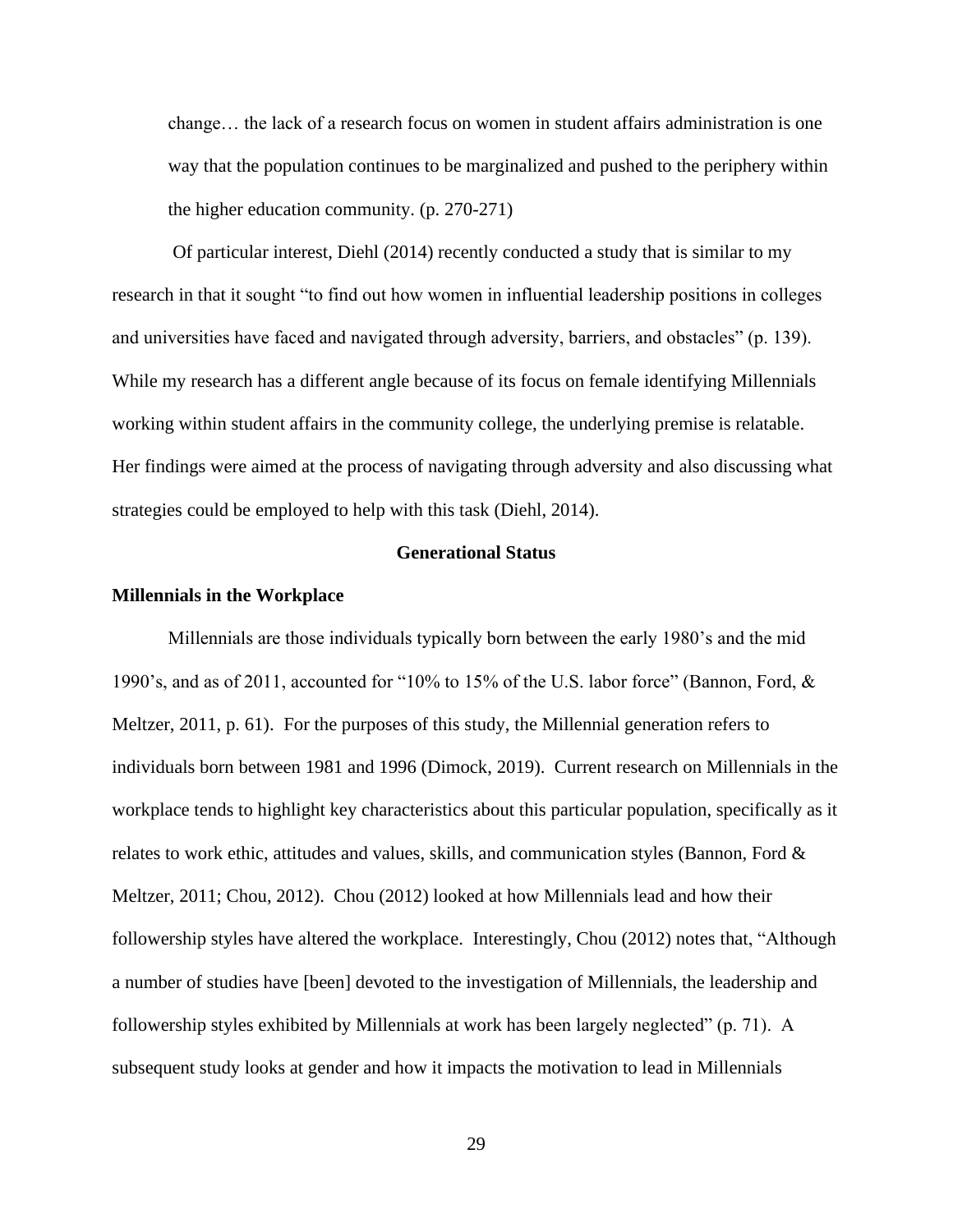> change… the lack of a research focus on women in student affairs administration is one way that the population continues to be marginalized and pushed to the periphery within the higher education community. (p. 270-271)

Of particular interest, Diehl (2014) recently conducted a study that is similar to my research in that it sought "to find out how women in influential leadership positions in colleges and universities have faced and navigated through adversity, barriers, and obstacles" (p. 139). While my research has a different angle because of its focus on female identifying Millennials working within student affairs in the community college, the underlying premise is relatable. Her findings were aimed at the process of navigating through adversity and also discussing what strategies could be employed to help with this task (Diehl, 2014).

## Generational Status

### Millennials in the Workplace

Millennials are those individuals typically born between the early 1980's and the mid 1990's, and as of 2011, accounted for "10% to 15% of the U.S. labor force" (Bannon, Ford, & Meltzer, 2011, p. 61). For the purposes of this study, the Millennial generation refers to individuals born between 1981 and 1996 (Dimock, 2019). Current research on Millennials in the workplace tends to highlight key characteristics about this particular population, specifically as it relates to work ethic, attitudes and values, skills, and communication styles (Bannon, Ford & Meltzer, 2011; Chou, 2012). Chou (2012) looked at how Millennials lead and how their followership styles have altered the workplace. Interestingly, Chou (2012) notes that, "Although a number of studies have [been] devoted to the investigation of Millennials, the leadership and followership styles exhibited by Millennials at work has been largely neglected" (p. 71). A subsequent study looks at gender and how it impacts the motivation to lead in Millennials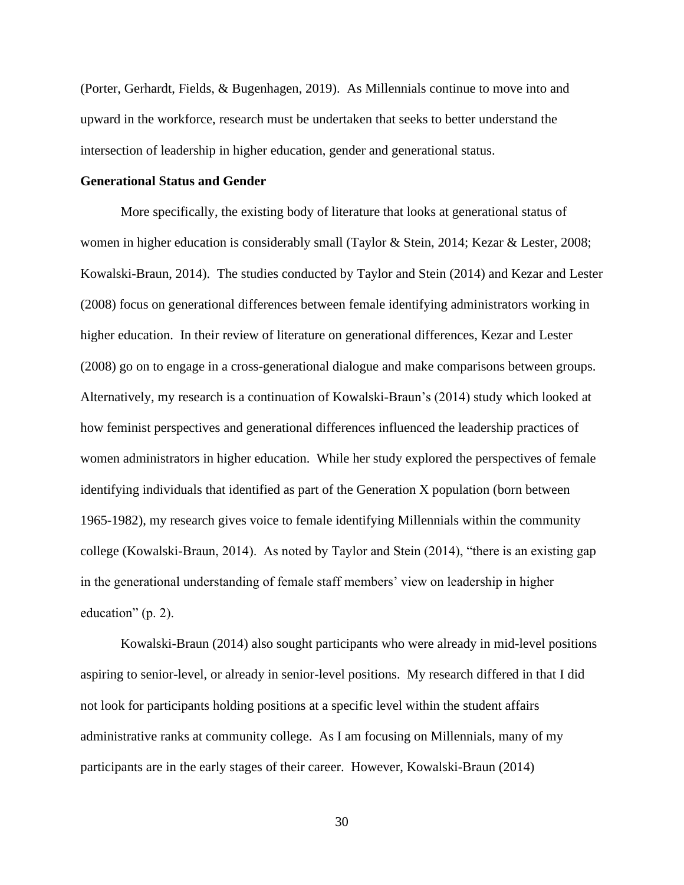(Porter, Gerhardt, Fields, & Bugenhagen, 2019). As Millennials continue to move into and upward in the workforce, research must be undertaken that seeks to better understand the intersection of leadership in higher education, gender and generational status.

**Generational Status and Gender**

More specifically, the existing body of literature that looks at generational status of women in higher education is considerably small (Taylor & Stein, 2014; Kezar & Lester, 2008; Kowalski-Braun, 2014). The studies conducted by Taylor and Stein (2014) and Kezar and Lester (2008) focus on generational differences between female identifying administrators working in higher education. In their review of literature on generational differences, Kezar and Lester (2008) go on to engage in a cross-generational dialogue and make comparisons between groups. Alternatively, my research is a continuation of Kowalski-Braun's (2014) study which looked at how feminist perspectives and generational differences influenced the leadership practices of women administrators in higher education. While her study explored the perspectives of female identifying individuals that identified as part of the Generation X population (born between 1965-1982), my research gives voice to female identifying Millennials within the community college (Kowalski-Braun, 2014). As noted by Taylor and Stein (2014), "there is an existing gap in the generational understanding of female staff members' view on leadership in higher education" (p. 2).

Kowalski-Braun (2014) also sought participants who were already in mid-level positions aspiring to senior-level, or already in senior-level positions. My research differed in that I did not look for participants holding positions at a specific level within the student affairs administrative ranks at community college. As I am focusing on Millennials, many of my participants are in the early stages of their career. However, Kowalski-Braun (2014)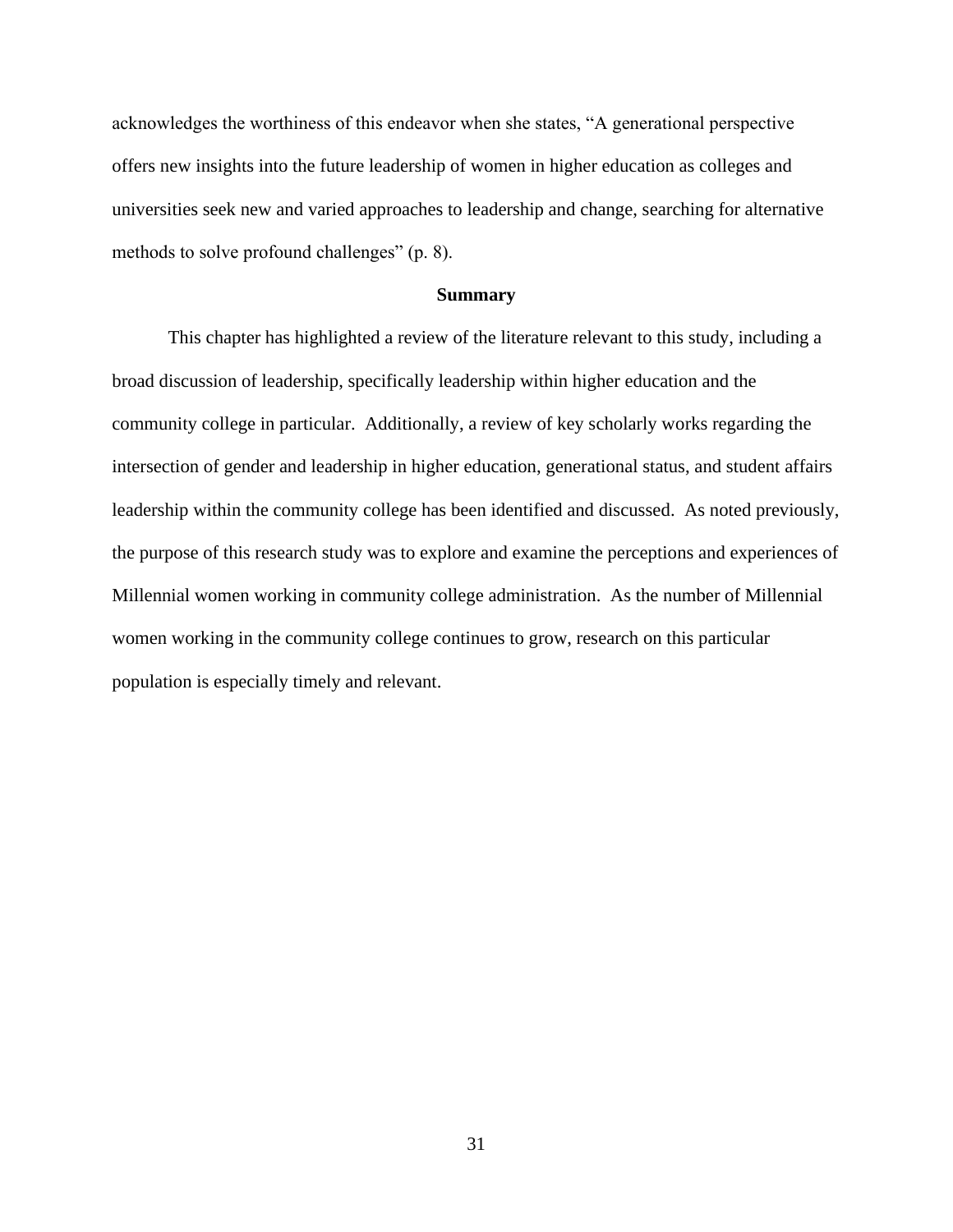acknowledges the worthiness of this endeavor when she states, “A generational perspective offers new insights into the future leadership of women in higher education as colleges and universities seek new and varied approaches to leadership and change, searching for alternative methods to solve profound challenges” (p. 8).

## Summary

This chapter has highlighted a review of the literature relevant to this study, including a broad discussion of leadership, specifically leadership within higher education and the community college in particular. Additionally, a review of key scholarly works regarding the intersection of gender and leadership in higher education, generational status, and student affairs leadership within the community college has been identified and discussed. As noted previously, the purpose of this research study was to explore and examine the perceptions and experiences of Millennial women working in community college administration. As the number of Millennial women working in the community college continues to grow, research on this particular population is especially timely and relevant.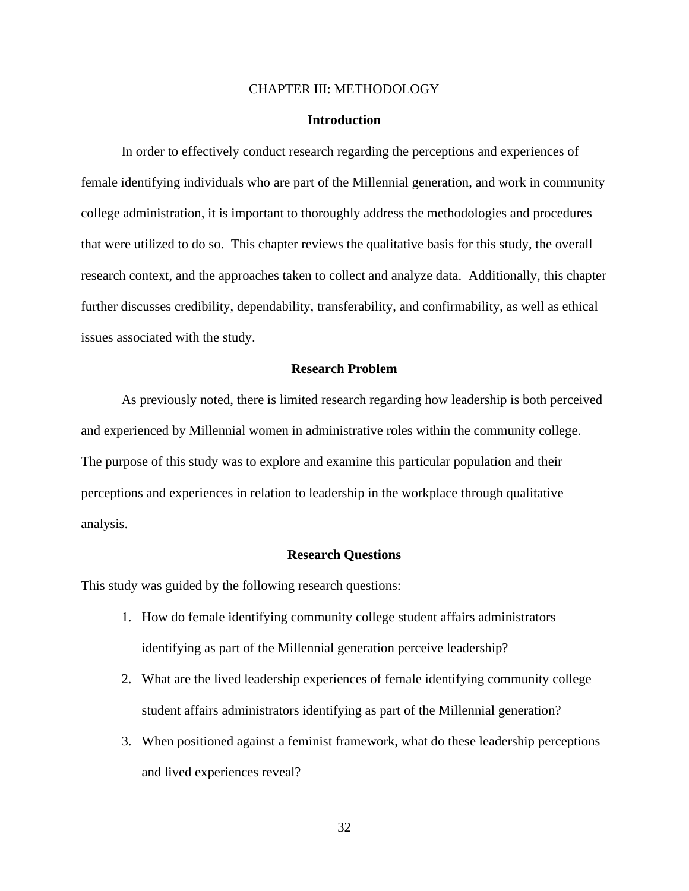# CHAPTER III: METHODOLOGY

## Introduction

In order to effectively conduct research regarding the perceptions and experiences of female identifying individuals who are part of the Millennial generation, and work in community college administration, it is important to thoroughly address the methodologies and procedures that were utilized to do so. This chapter reviews the qualitative basis for this study, the overall research context, and the approaches taken to collect and analyze data. Additionally, this chapter further discusses credibility, dependability, transferability, and confirmability, as well as ethical issues associated with the study.

## Research Problem

As previously noted, there is limited research regarding how leadership is both perceived and experienced by Millennial women in administrative roles within the community college. The purpose of this study was to explore and examine this particular population and their perceptions and experiences in relation to leadership in the workplace through qualitative analysis.

## Research Questions

This study was guided by the following research questions:

1. How do female identifying community college student affairs administrators identifying as part of the Millennial generation perceive leadership?
2. What are the lived leadership experiences of female identifying community college student affairs administrators identifying as part of the Millennial generation?
3. When positioned against a feminist framework, what do these leadership perceptions and lived experiences reveal?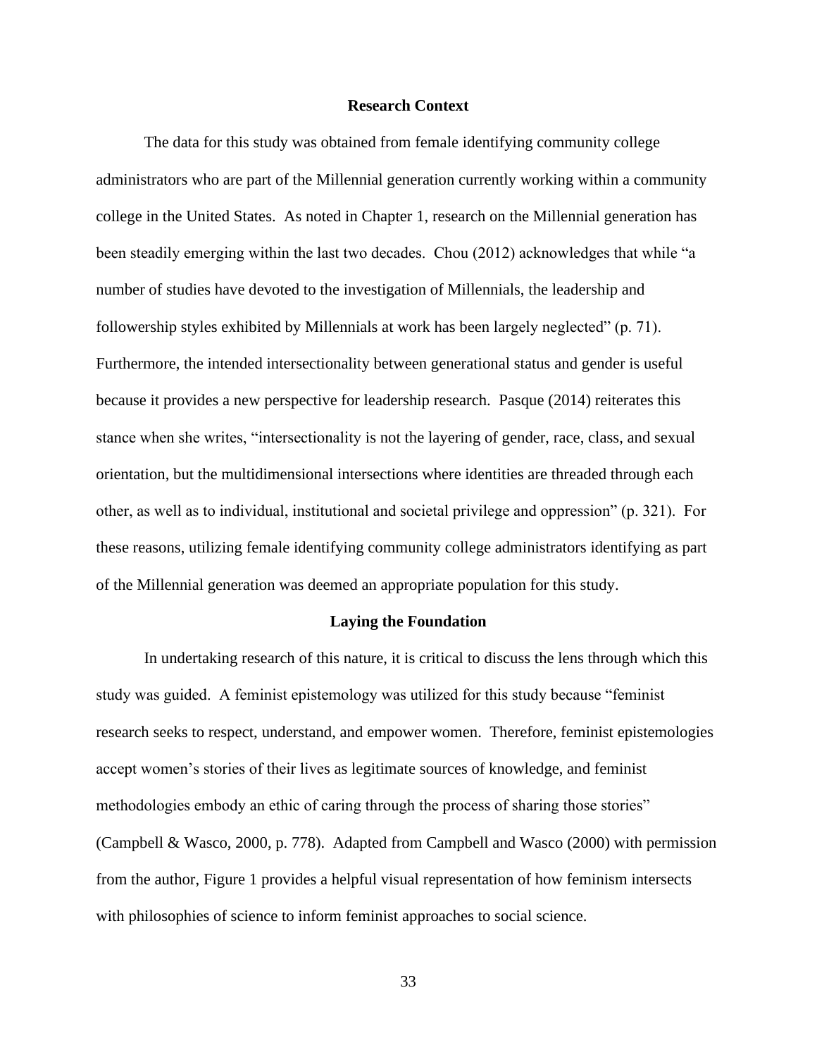## Research Context

The data for this study was obtained from female identifying community college administrators who are part of the Millennial generation currently working within a community college in the United States. As noted in Chapter 1, research on the Millennial generation has been steadily emerging within the last two decades. Chou (2012) acknowledges that while "a number of studies have devoted to the investigation of Millennials, the leadership and followership styles exhibited by Millennials at work has been largely neglected" (p. 71). Furthermore, the intended intersectionality between generational status and gender is useful because it provides a new perspective for leadership research. Pasque (2014) reiterates this stance when she writes, "intersectionality is not the layering of gender, race, class, and sexual orientation, but the multidimensional intersections where identities are threaded through each other, as well as to individual, institutional and societal privilege and oppression" (p. 321). For these reasons, utilizing female identifying community college administrators identifying as part of the Millennial generation was deemed an appropriate population for this study.

## Laying the Foundation

In undertaking research of this nature, it is critical to discuss the lens through which this study was guided. A feminist epistemology was utilized for this study because "feminist research seeks to respect, understand, and empower women. Therefore, feminist epistemologies accept women's stories of their lives as legitimate sources of knowledge, and feminist methodologies embody an ethic of caring through the process of sharing those stories" (Campbell & Wasco, 2000, p. 778). Adapted from Campbell and Wasco (2000) with permission from the author, Figure 1 provides a helpful visual representation of how feminism intersects with philosophies of science to inform feminist approaches to social science.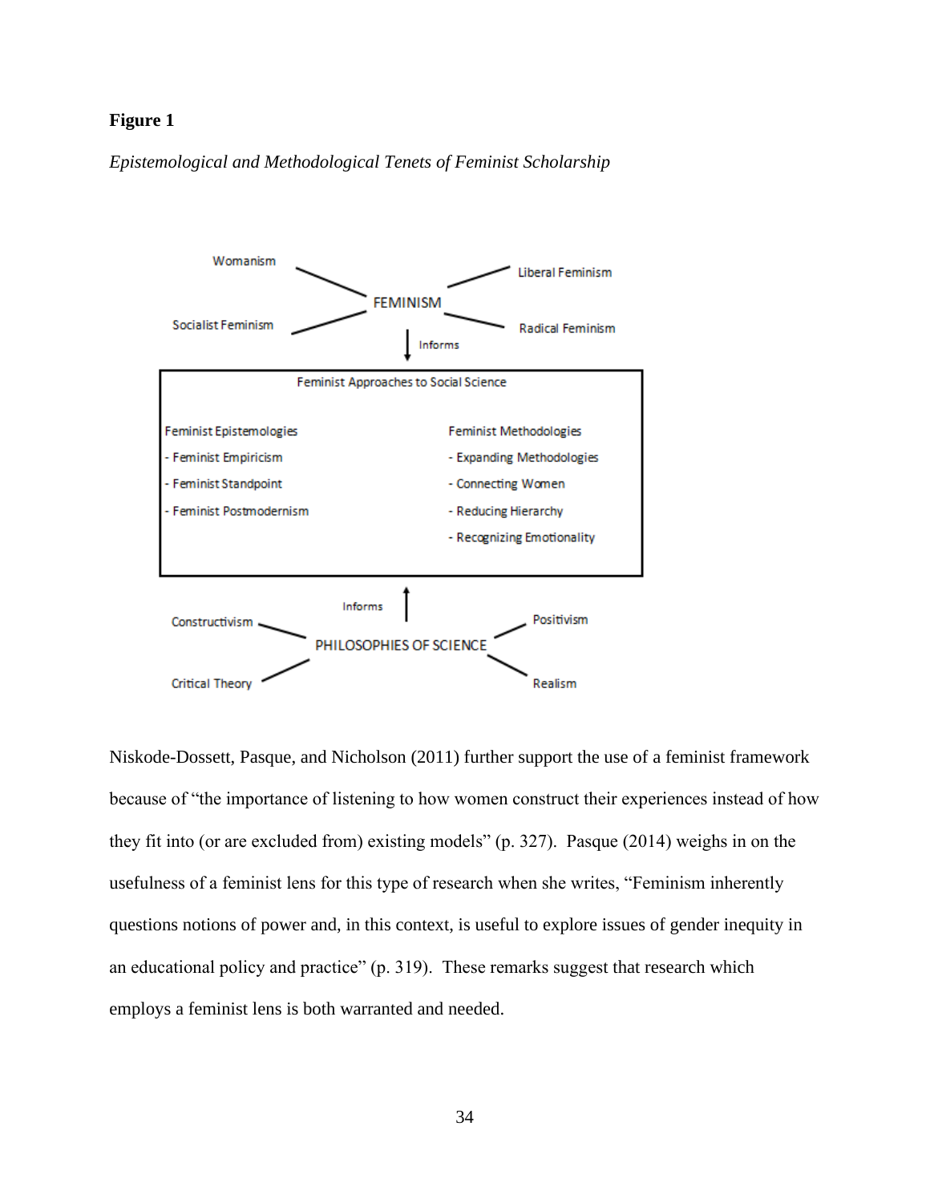**Figure 1**

*Epistemological and Methodological Tenets of Feminist Scholarship*

Womanism

Liberal Feminism

FEMINISM

Socialist Feminism

Radical Feminism

Informs

Feminist Approaches to Social Science

Feminist Epistemologies
- Feminist Empiricism
- Feminist Standpoint
- Feminist Postmodernism

Feminist Methodologies
- Expanding Methodologies
- Connecting Women
- Reducing Hierarchy
- Recognizing Emotionality

Informs

Constructivism

Positivism

PHILOSOPHIES OF SCIENCE

Critical Theory

Realism

Niskode-Dossett, Pasque, and Nicholson (2011) further support the use of a feminist framework because of "the importance of listening to how women construct their experiences instead of how they fit into (or are excluded from) existing models" (p. 327). Pasque (2014) weighs in on the usefulness of a feminist lens for this type of research when she writes, "Feminism inherently questions notions of power and, in this context, is useful to explore issues of gender inequity in an educational policy and practice" (p. 319). These remarks suggest that research which employs a feminist lens is both warranted and needed.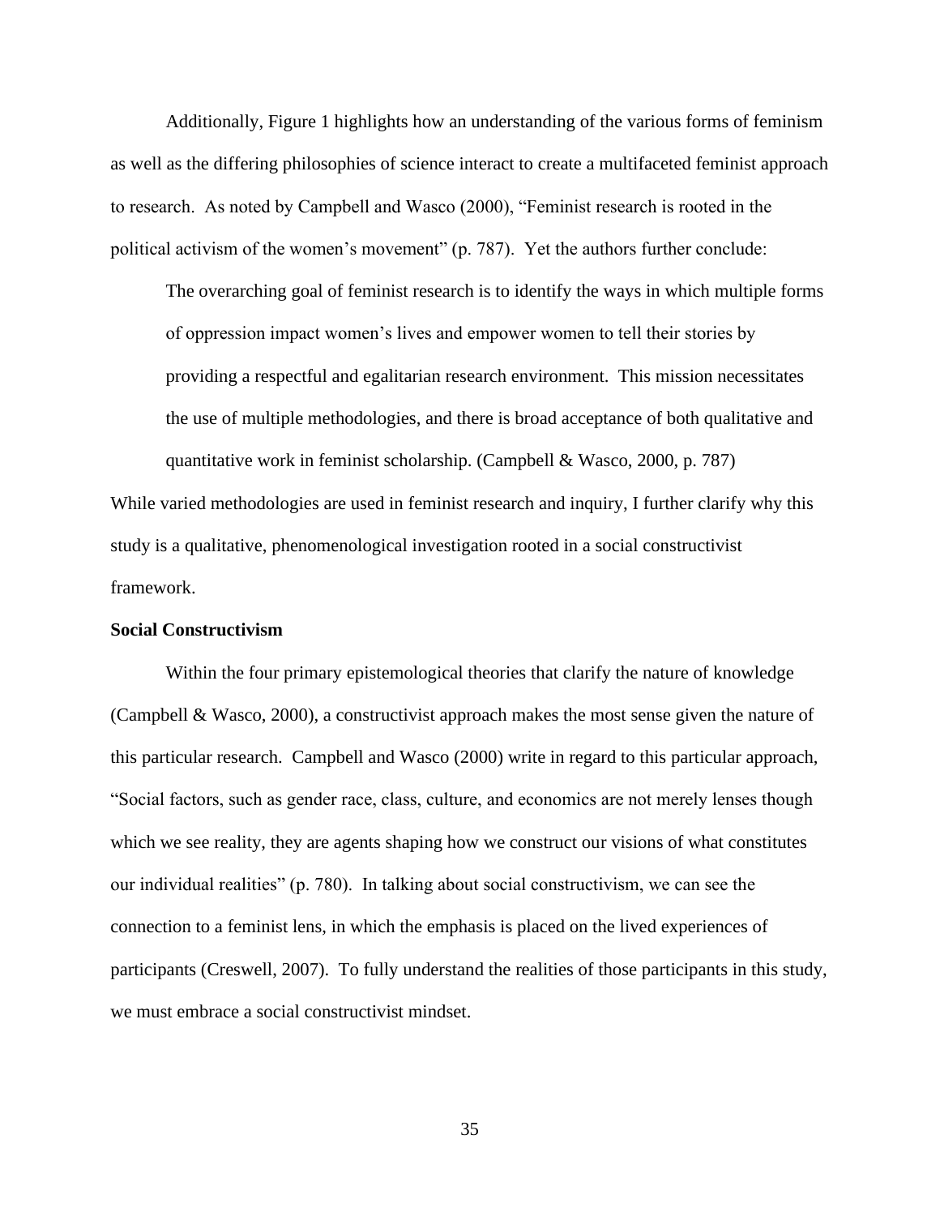Additionally, Figure 1 highlights how an understanding of the various forms of feminism as well as the differing philosophies of science interact to create a multifaceted feminist approach to research. As noted by Campbell and Wasco (2000), "Feminist research is rooted in the political activism of the women's movement" (p. 787). Yet the authors further conclude:

> The overarching goal of feminist research is to identify the ways in which multiple forms of oppression impact women's lives and empower women to tell their stories by providing a respectful and egalitarian research environment. This mission necessitates the use of multiple methodologies, and there is broad acceptance of both qualitative and quantitative work in feminist scholarship. (Campbell & Wasco, 2000, p. 787)

While varied methodologies are used in feminist research and inquiry, I further clarify why this study is a qualitative, phenomenological investigation rooted in a social constructivist framework.

**Social Constructivism**

Within the four primary epistemological theories that clarify the nature of knowledge (Campbell & Wasco, 2000), a constructivist approach makes the most sense given the nature of this particular research. Campbell and Wasco (2000) write in regard to this particular approach, "Social factors, such as gender race, class, culture, and economics are not merely lenses though which we see reality, they are agents shaping how we construct our visions of what constitutes our individual realities" (p. 780). In talking about social constructivism, we can see the connection to a feminist lens, in which the emphasis is placed on the lived experiences of participants (Creswell, 2007). To fully understand the realities of those participants in this study, we must embrace a social constructivist mindset.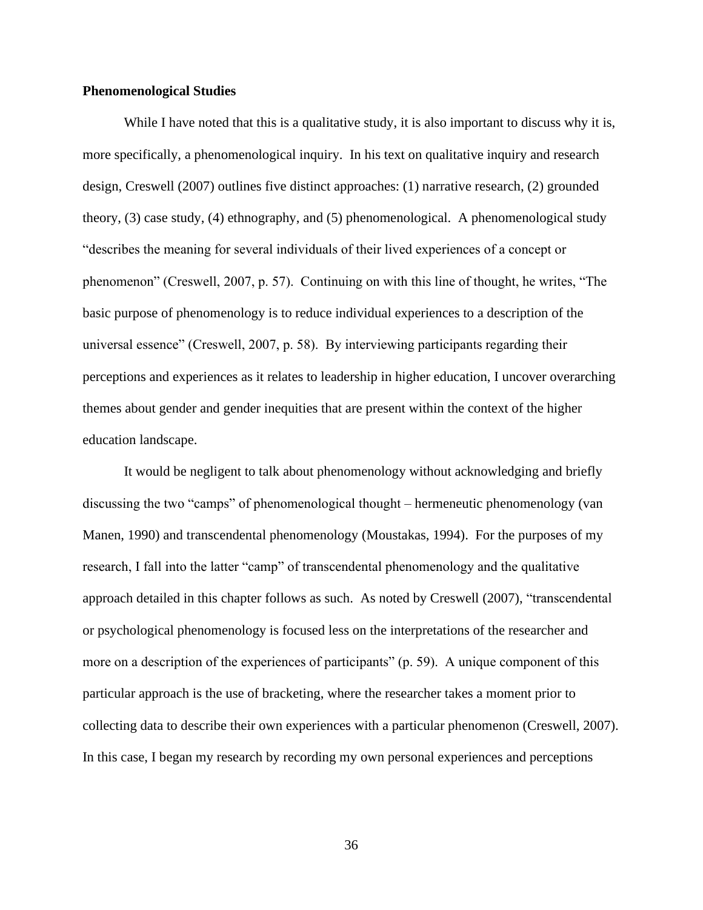**Phenomenological Studies**

While I have noted that this is a qualitative study, it is also important to discuss why it is, more specifically, a phenomenological inquiry. In his text on qualitative inquiry and research design, Creswell (2007) outlines five distinct approaches: (1) narrative research, (2) grounded theory, (3) case study, (4) ethnography, and (5) phenomenological. A phenomenological study "describes the meaning for several individuals of their lived experiences of a concept or phenomenon" (Creswell, 2007, p. 57). Continuing on with this line of thought, he writes, "The basic purpose of phenomenology is to reduce individual experiences to a description of the universal essence" (Creswell, 2007, p. 58). By interviewing participants regarding their perceptions and experiences as it relates to leadership in higher education, I uncover overarching themes about gender and gender inequities that are present within the context of the higher education landscape.

It would be negligent to talk about phenomenology without acknowledging and briefly discussing the two "camps" of phenomenological thought – hermeneutic phenomenology (van Manen, 1990) and transcendental phenomenology (Moustakas, 1994). For the purposes of my research, I fall into the latter "camp" of transcendental phenomenology and the qualitative approach detailed in this chapter follows as such. As noted by Creswell (2007), "transcendental or psychological phenomenology is focused less on the interpretations of the researcher and more on a description of the experiences of participants" (p. 59). A unique component of this particular approach is the use of bracketing, where the researcher takes a moment prior to collecting data to describe their own experiences with a particular phenomenon (Creswell, 2007). In this case, I began my research by recording my own personal experiences and perceptions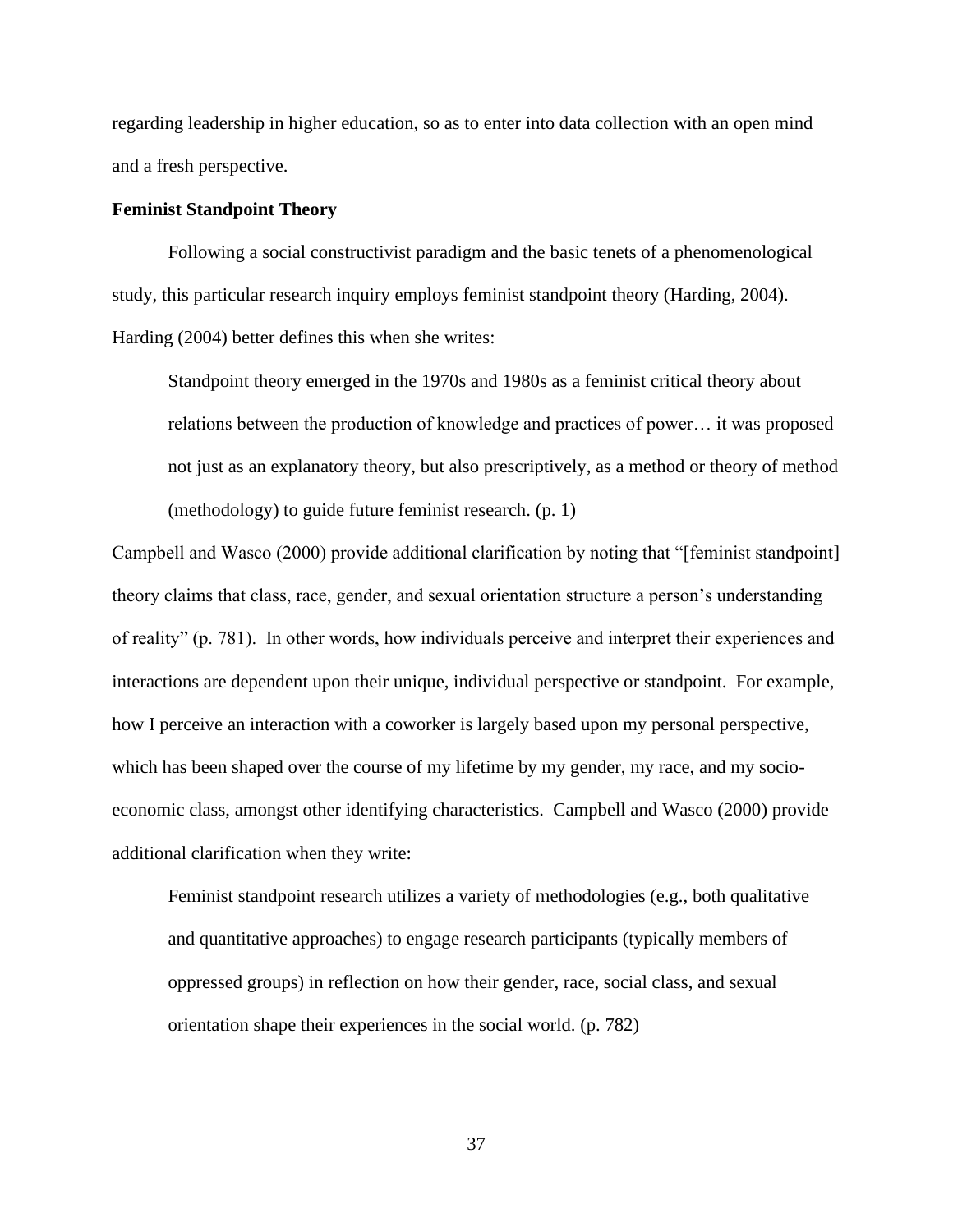regarding leadership in higher education, so as to enter into data collection with an open mind and a fresh perspective.

**Feminist Standpoint Theory**

Following a social constructivist paradigm and the basic tenets of a phenomenological study, this particular research inquiry employs feminist standpoint theory (Harding, 2004). Harding (2004) better defines this when she writes:

> Standpoint theory emerged in the 1970s and 1980s as a feminist critical theory about relations between the production of knowledge and practices of power… it was proposed not just as an explanatory theory, but also prescriptively, as a method or theory of method (methodology) to guide future feminist research. (p. 1)

Campbell and Wasco (2000) provide additional clarification by noting that "[feminist standpoint] theory claims that class, race, gender, and sexual orientation structure a person's understanding of reality" (p. 781). In other words, how individuals perceive and interpret their experiences and interactions are dependent upon their unique, individual perspective or standpoint. For example, how I perceive an interaction with a coworker is largely based upon my personal perspective, which has been shaped over the course of my lifetime by my gender, my race, and my socio-economic class, amongst other identifying characteristics. Campbell and Wasco (2000) provide additional clarification when they write:

> Feminist standpoint research utilizes a variety of methodologies (e.g., both qualitative and quantitative approaches) to engage research participants (typically members of oppressed groups) in reflection on how their gender, race, social class, and sexual orientation shape their experiences in the social world. (p. 782)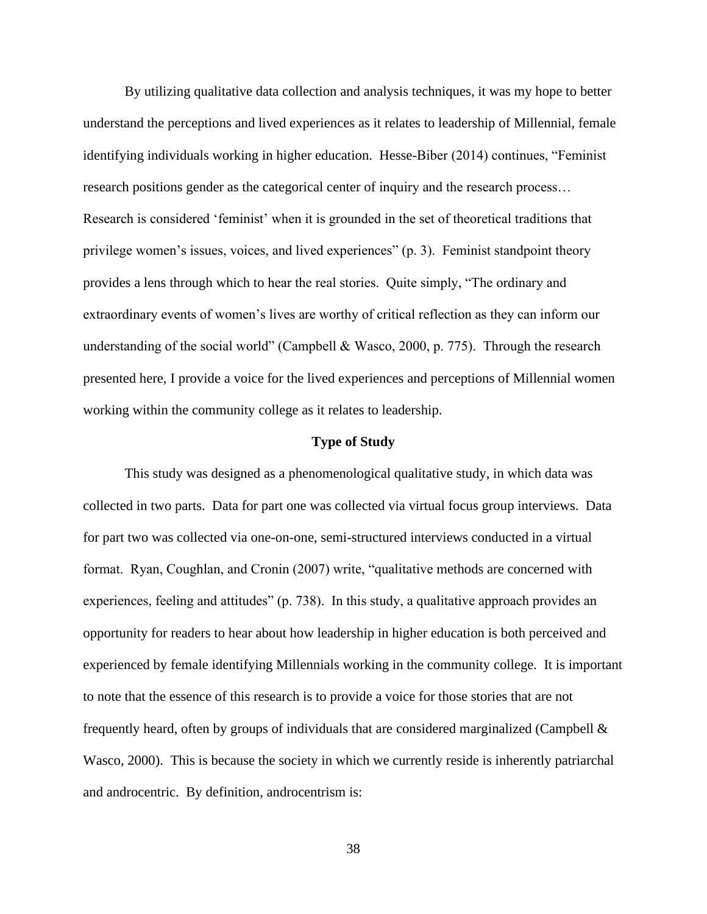By utilizing qualitative data collection and analysis techniques, it was my hope to better understand the perceptions and lived experiences as it relates to leadership of Millennial, female identifying individuals working in higher education. Hesse-Biber (2014) continues, "Feminist research positions gender as the categorical center of inquiry and the research process… Research is considered 'feminist' when it is grounded in the set of theoretical traditions that privilege women's issues, voices, and lived experiences" (p. 3). Feminist standpoint theory provides a lens through which to hear the real stories. Quite simply, "The ordinary and extraordinary events of women's lives are worthy of critical reflection as they can inform our understanding of the social world" (Campbell & Wasco, 2000, p. 775). Through the research presented here, I provide a voice for the lived experiences and perceptions of Millennial women working within the community college as it relates to leadership.

## Type of Study

This study was designed as a phenomenological qualitative study, in which data was collected in two parts. Data for part one was collected via virtual focus group interviews. Data for part two was collected via one-on-one, semi-structured interviews conducted in a virtual format. Ryan, Coughlan, and Cronin (2007) write, "qualitative methods are concerned with experiences, feeling and attitudes" (p. 738). In this study, a qualitative approach provides an opportunity for readers to hear about how leadership in higher education is both perceived and experienced by female identifying Millennials working in the community college. It is important to note that the essence of this research is to provide a voice for those stories that are not frequently heard, often by groups of individuals that are considered marginalized (Campbell & Wasco, 2000). This is because the society in which we currently reside is inherently patriarchal and androcentric. By definition, androcentrism is: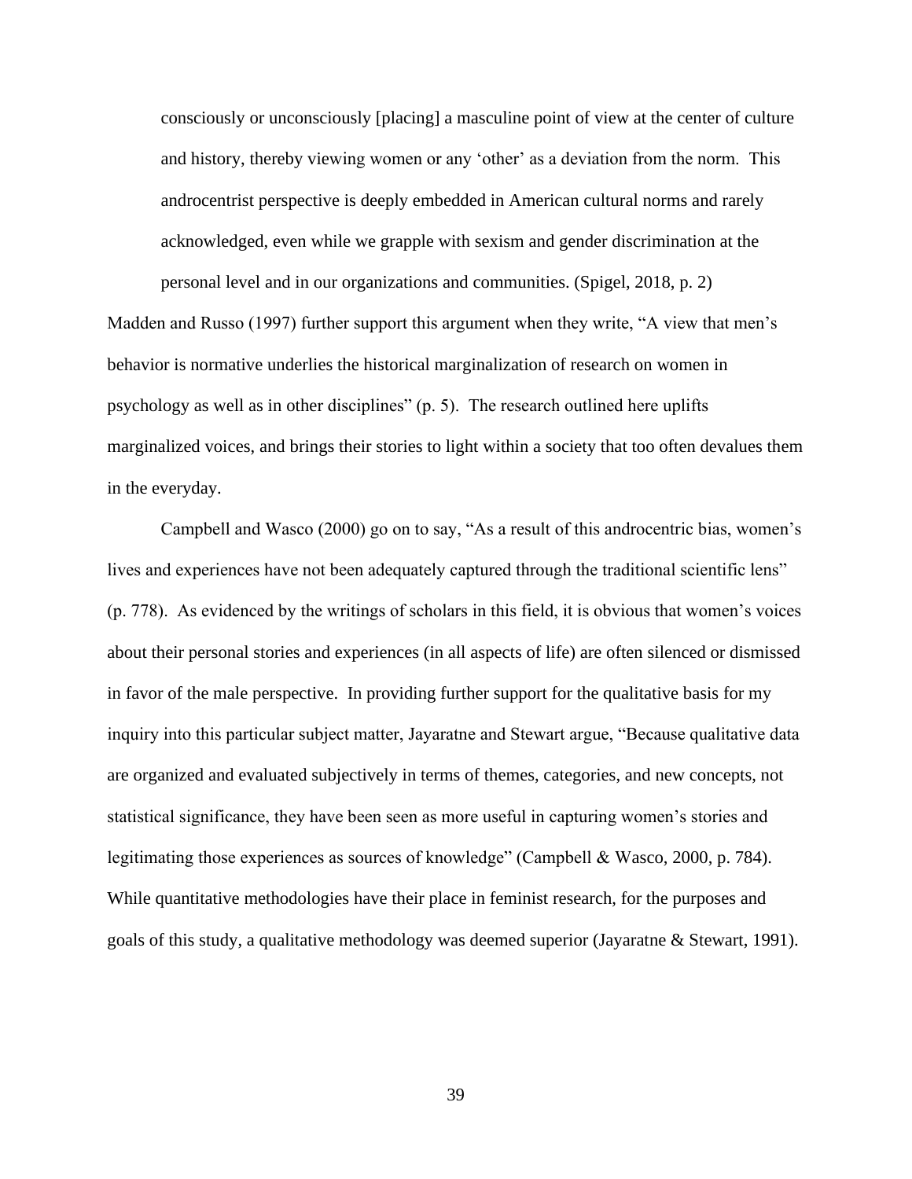> consciously or unconsciously [placing] a masculine point of view at the center of culture and history, thereby viewing women or any 'other' as a deviation from the norm. This androcentrist perspective is deeply embedded in American cultural norms and rarely acknowledged, even while we grapple with sexism and gender discrimination at the personal level and in our organizations and communities. (Spigel, 2018, p. 2)

Madden and Russo (1997) further support this argument when they write, "A view that men's behavior is normative underlies the historical marginalization of research on women in psychology as well as in other disciplines" (p. 5). The research outlined here uplifts marginalized voices, and brings their stories to light within a society that too often devalues them in the everyday.

Campbell and Wasco (2000) go on to say, "As a result of this androcentric bias, women's lives and experiences have not been adequately captured through the traditional scientific lens" (p. 778). As evidenced by the writings of scholars in this field, it is obvious that women's voices about their personal stories and experiences (in all aspects of life) are often silenced or dismissed in favor of the male perspective. In providing further support for the qualitative basis for my inquiry into this particular subject matter, Jayaratne and Stewart argue, "Because qualitative data are organized and evaluated subjectively in terms of themes, categories, and new concepts, not statistical significance, they have been seen as more useful in capturing women's stories and legitimating those experiences as sources of knowledge" (Campbell & Wasco, 2000, p. 784). While quantitative methodologies have their place in feminist research, for the purposes and goals of this study, a qualitative methodology was deemed superior (Jayaratne & Stewart, 1991).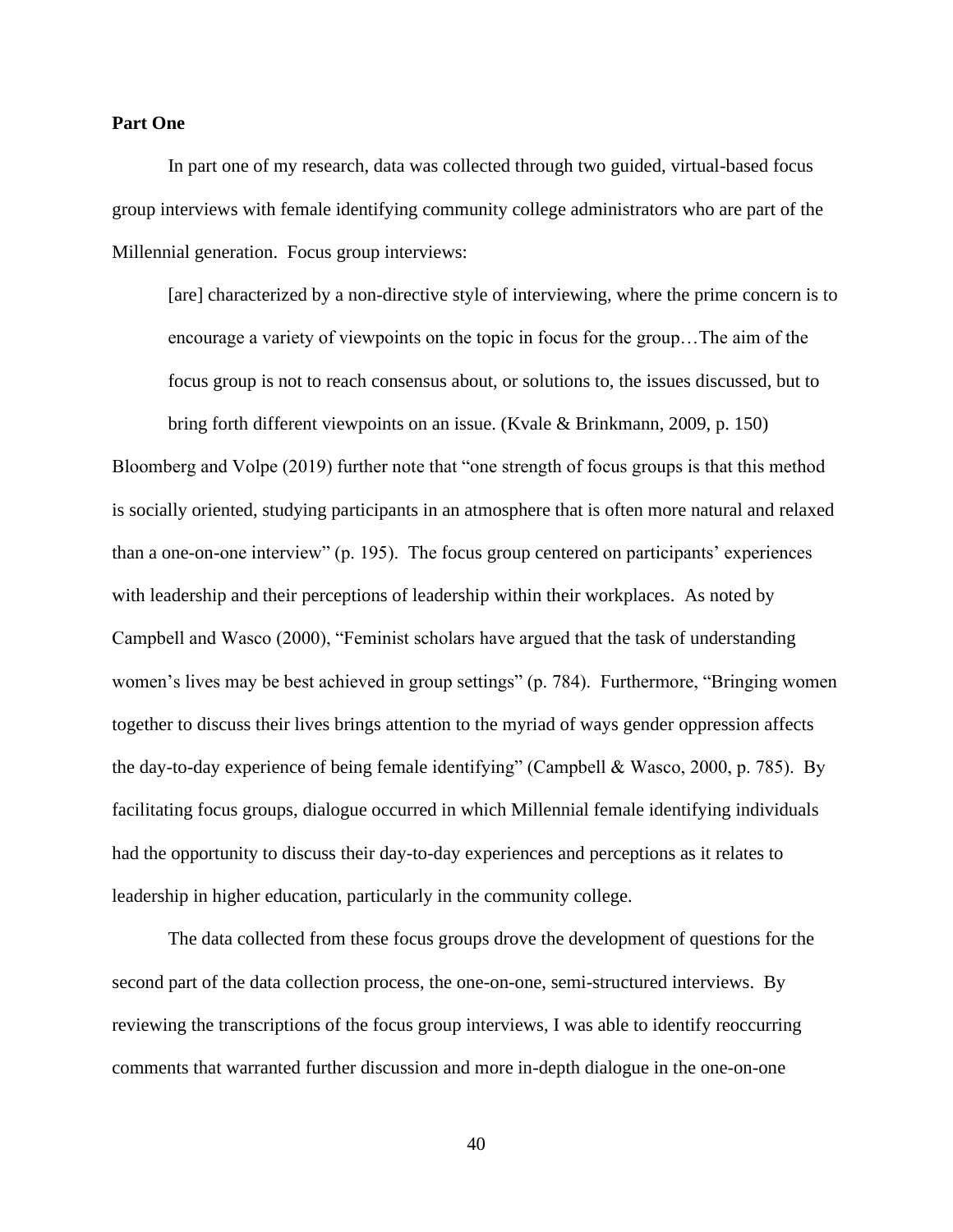**Part One**

In part one of my research, data was collected through two guided, virtual-based focus group interviews with female identifying community college administrators who are part of the Millennial generation. Focus group interviews:

> [are] characterized by a non-directive style of interviewing, where the prime concern is to encourage a variety of viewpoints on the topic in focus for the group…The aim of the focus group is not to reach consensus about, or solutions to, the issues discussed, but to bring forth different viewpoints on an issue. (Kvale & Brinkmann, 2009, p. 150)

Bloomberg and Volpe (2019) further note that "one strength of focus groups is that this method is socially oriented, studying participants in an atmosphere that is often more natural and relaxed than a one-on-one interview" (p. 195). The focus group centered on participants' experiences with leadership and their perceptions of leadership within their workplaces. As noted by Campbell and Wasco (2000), "Feminist scholars have argued that the task of understanding women's lives may be best achieved in group settings" (p. 784). Furthermore, "Bringing women together to discuss their lives brings attention to the myriad of ways gender oppression affects the day-to-day experience of being female identifying" (Campbell & Wasco, 2000, p. 785). By facilitating focus groups, dialogue occurred in which Millennial female identifying individuals had the opportunity to discuss their day-to-day experiences and perceptions as it relates to leadership in higher education, particularly in the community college.

The data collected from these focus groups drove the development of questions for the second part of the data collection process, the one-on-one, semi-structured interviews. By reviewing the transcriptions of the focus group interviews, I was able to identify reoccurring comments that warranted further discussion and more in-depth dialogue in the one-on-one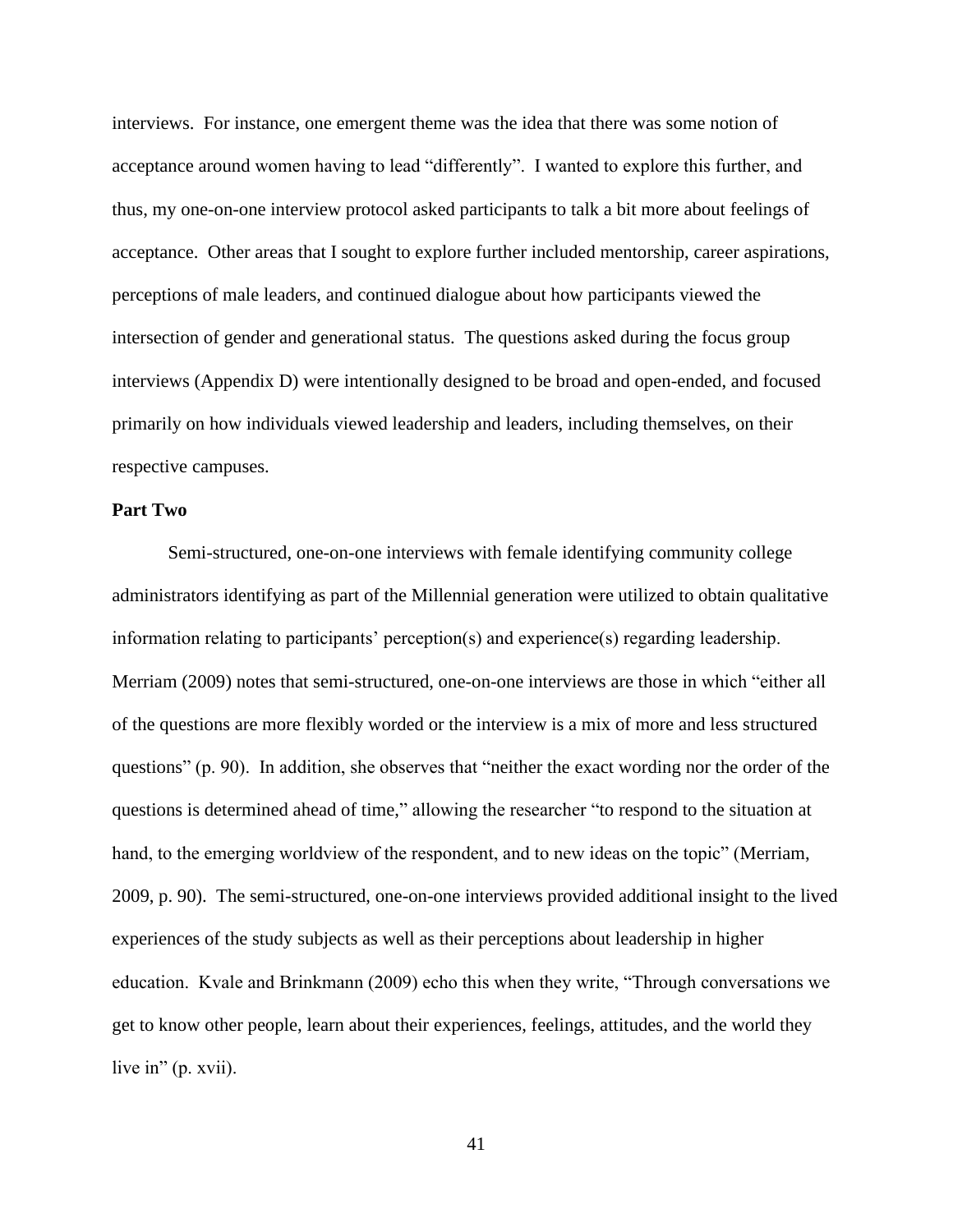interviews. For instance, one emergent theme was the idea that there was some notion of acceptance around women having to lead "differently". I wanted to explore this further, and thus, my one-on-one interview protocol asked participants to talk a bit more about feelings of acceptance. Other areas that I sought to explore further included mentorship, career aspirations, perceptions of male leaders, and continued dialogue about how participants viewed the intersection of gender and generational status. The questions asked during the focus group interviews (Appendix D) were intentionally designed to be broad and open-ended, and focused primarily on how individuals viewed leadership and leaders, including themselves, on their respective campuses.

**Part Two**

Semi-structured, one-on-one interviews with female identifying community college administrators identifying as part of the Millennial generation were utilized to obtain qualitative information relating to participants' perception(s) and experience(s) regarding leadership. Merriam (2009) notes that semi-structured, one-on-one interviews are those in which "either all of the questions are more flexibly worded or the interview is a mix of more and less structured questions" (p. 90). In addition, she observes that "neither the exact wording nor the order of the questions is determined ahead of time," allowing the researcher "to respond to the situation at hand, to the emerging worldview of the respondent, and to new ideas on the topic" (Merriam, 2009, p. 90). The semi-structured, one-on-one interviews provided additional insight to the lived experiences of the study subjects as well as their perceptions about leadership in higher education. Kvale and Brinkmann (2009) echo this when they write, "Through conversations we get to know other people, learn about their experiences, feelings, attitudes, and the world they live in" (p. xvii).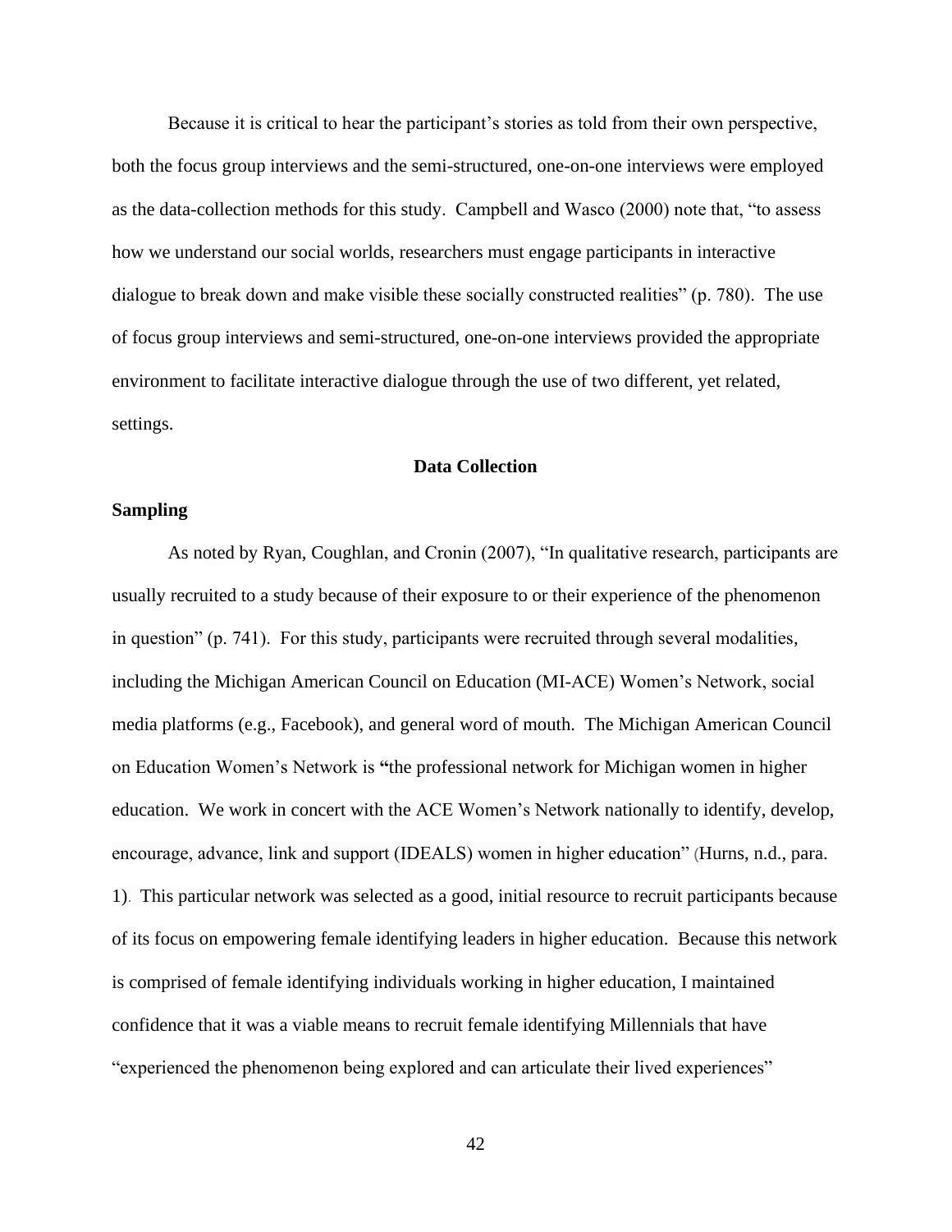Because it is critical to hear the participant's stories as told from their own perspective, both the focus group interviews and the semi-structured, one-on-one interviews were employed as the data-collection methods for this study. Campbell and Wasco (2000) note that, "to assess how we understand our social worlds, researchers must engage participants in interactive dialogue to break down and make visible these socially constructed realities" (p. 780). The use of focus group interviews and semi-structured, one-on-one interviews provided the appropriate environment to facilitate interactive dialogue through the use of two different, yet related, settings.

## Data Collection

### Sampling

As noted by Ryan, Coughlan, and Cronin (2007), "In qualitative research, participants are usually recruited to a study because of their exposure to or their experience of the phenomenon in question" (p. 741). For this study, participants were recruited through several modalities, including the Michigan American Council on Education (MI-ACE) Women's Network, social media platforms (e.g., Facebook), and general word of mouth. The Michigan American Council on Education Women's Network is "the professional network for Michigan women in higher education. We work in concert with the ACE Women's Network nationally to identify, develop, encourage, advance, link and support (IDEALS) women in higher education" (Hurns, n.d., para. 1). This particular network was selected as a good, initial resource to recruit participants because of its focus on empowering female identifying leaders in higher education. Because this network is comprised of female identifying individuals working in higher education, I maintained confidence that it was a viable means to recruit female identifying Millennials that have "experienced the phenomenon being explored and can articulate their lived experiences"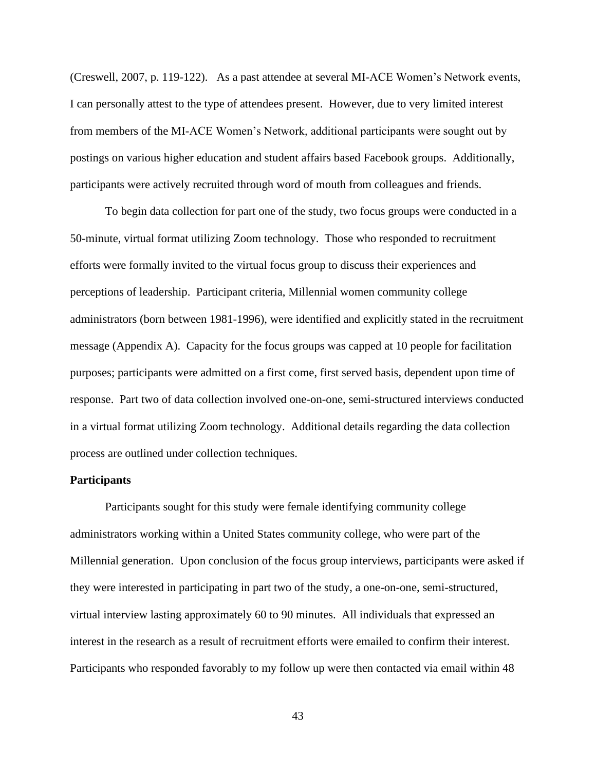(Creswell, 2007, p. 119-122). As a past attendee at several MI-ACE Women's Network events, I can personally attest to the type of attendees present. However, due to very limited interest from members of the MI-ACE Women's Network, additional participants were sought out by postings on various higher education and student affairs based Facebook groups. Additionally, participants were actively recruited through word of mouth from colleagues and friends.

To begin data collection for part one of the study, two focus groups were conducted in a 50-minute, virtual format utilizing Zoom technology. Those who responded to recruitment efforts were formally invited to the virtual focus group to discuss their experiences and perceptions of leadership. Participant criteria, Millennial women community college administrators (born between 1981-1996), were identified and explicitly stated in the recruitment message (Appendix A). Capacity for the focus groups was capped at 10 people for facilitation purposes; participants were admitted on a first come, first served basis, dependent upon time of response. Part two of data collection involved one-on-one, semi-structured interviews conducted in a virtual format utilizing Zoom technology. Additional details regarding the data collection process are outlined under collection techniques.

**Participants**

Participants sought for this study were female identifying community college administrators working within a United States community college, who were part of the Millennial generation. Upon conclusion of the focus group interviews, participants were asked if they were interested in participating in part two of the study, a one-on-one, semi-structured, virtual interview lasting approximately 60 to 90 minutes. All individuals that expressed an interest in the research as a result of recruitment efforts were emailed to confirm their interest. Participants who responded favorably to my follow up were then contacted via email within 48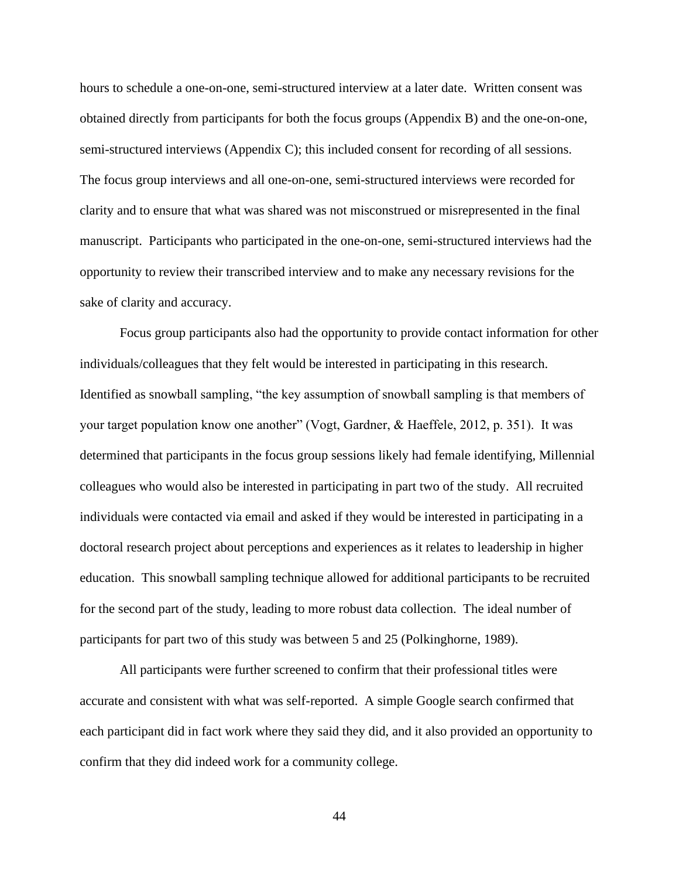hours to schedule a one-on-one, semi-structured interview at a later date. Written consent was obtained directly from participants for both the focus groups (Appendix B) and the one-on-one, semi-structured interviews (Appendix C); this included consent for recording of all sessions. The focus group interviews and all one-on-one, semi-structured interviews were recorded for clarity and to ensure that what was shared was not misconstrued or misrepresented in the final manuscript. Participants who participated in the one-on-one, semi-structured interviews had the opportunity to review their transcribed interview and to make any necessary revisions for the sake of clarity and accuracy.

Focus group participants also had the opportunity to provide contact information for other individuals/colleagues that they felt would be interested in participating in this research. Identified as snowball sampling, "the key assumption of snowball sampling is that members of your target population know one another" (Vogt, Gardner, & Haeffele, 2012, p. 351). It was determined that participants in the focus group sessions likely had female identifying, Millennial colleagues who would also be interested in participating in part two of the study. All recruited individuals were contacted via email and asked if they would be interested in participating in a doctoral research project about perceptions and experiences as it relates to leadership in higher education. This snowball sampling technique allowed for additional participants to be recruited for the second part of the study, leading to more robust data collection. The ideal number of participants for part two of this study was between 5 and 25 (Polkinghorne, 1989).

All participants were further screened to confirm that their professional titles were accurate and consistent with what was self-reported. A simple Google search confirmed that each participant did in fact work where they said they did, and it also provided an opportunity to confirm that they did indeed work for a community college.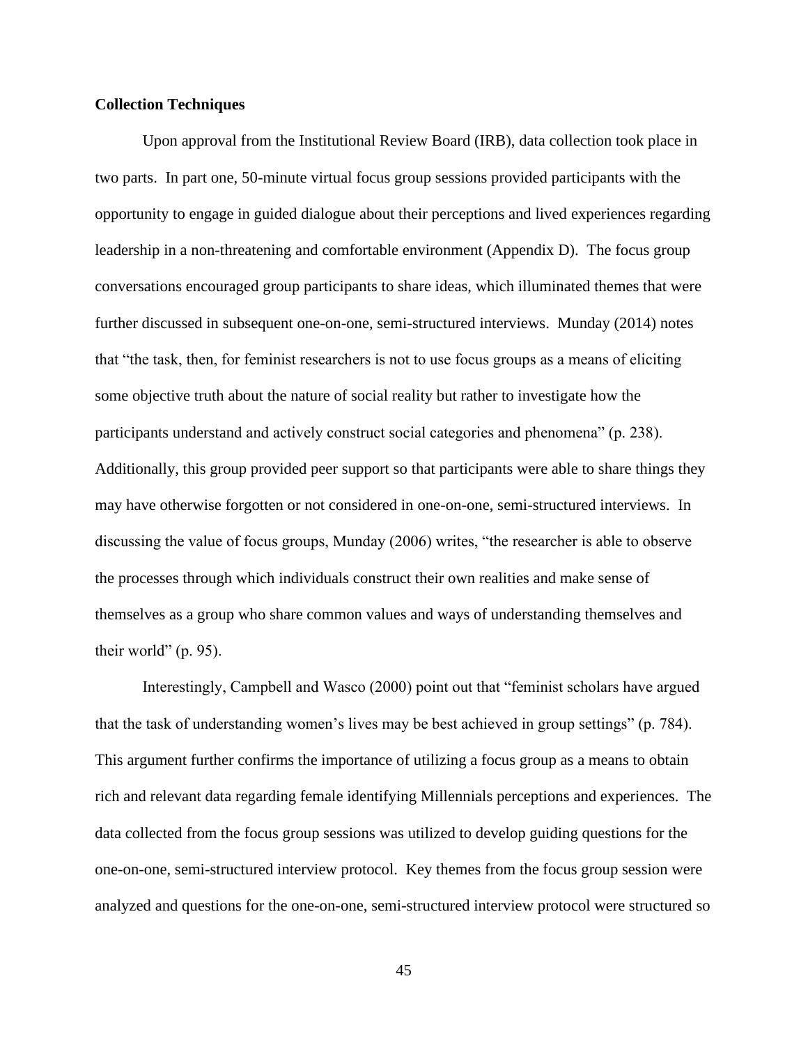**Collection Techniques**

Upon approval from the Institutional Review Board (IRB), data collection took place in two parts. In part one, 50-minute virtual focus group sessions provided participants with the opportunity to engage in guided dialogue about their perceptions and lived experiences regarding leadership in a non-threatening and comfortable environment (Appendix D). The focus group conversations encouraged group participants to share ideas, which illuminated themes that were further discussed in subsequent one-on-one, semi-structured interviews. Munday (2014) notes that "the task, then, for feminist researchers is not to use focus groups as a means of eliciting some objective truth about the nature of social reality but rather to investigate how the participants understand and actively construct social categories and phenomena" (p. 238). Additionally, this group provided peer support so that participants were able to share things they may have otherwise forgotten or not considered in one-on-one, semi-structured interviews. In discussing the value of focus groups, Munday (2006) writes, "the researcher is able to observe the processes through which individuals construct their own realities and make sense of themselves as a group who share common values and ways of understanding themselves and their world" (p. 95).

Interestingly, Campbell and Wasco (2000) point out that "feminist scholars have argued that the task of understanding women's lives may be best achieved in group settings" (p. 784). This argument further confirms the importance of utilizing a focus group as a means to obtain rich and relevant data regarding female identifying Millennials perceptions and experiences. The data collected from the focus group sessions was utilized to develop guiding questions for the one-on-one, semi-structured interview protocol. Key themes from the focus group session were analyzed and questions for the one-on-one, semi-structured interview protocol were structured so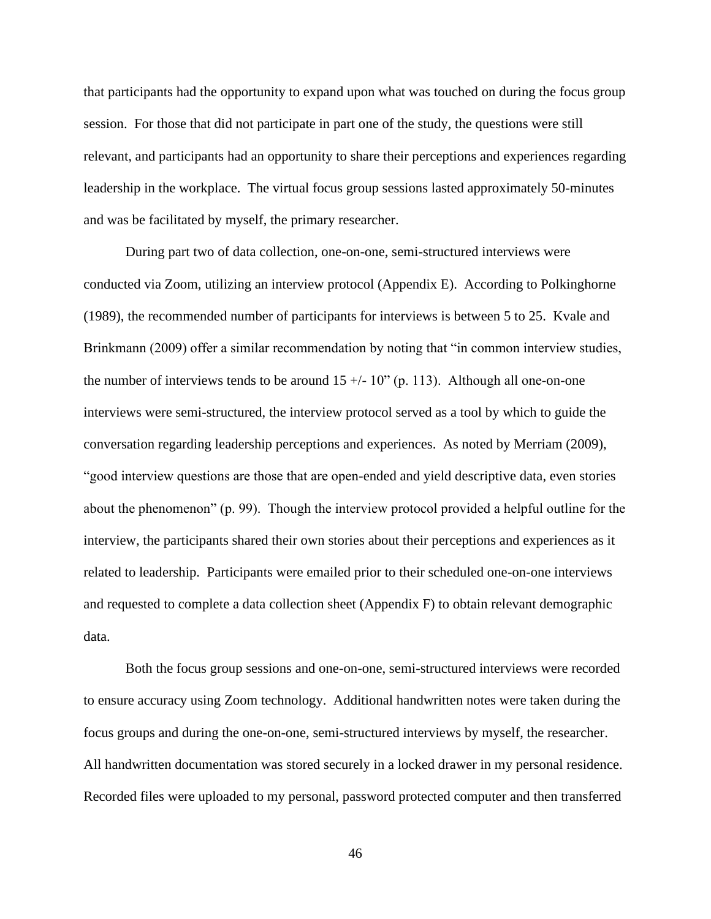that participants had the opportunity to expand upon what was touched on during the focus group session. For those that did not participate in part one of the study, the questions were still relevant, and participants had an opportunity to share their perceptions and experiences regarding leadership in the workplace. The virtual focus group sessions lasted approximately 50-minutes and was be facilitated by myself, the primary researcher.

During part two of data collection, one-on-one, semi-structured interviews were conducted via Zoom, utilizing an interview protocol (Appendix E). According to Polkinghorne (1989), the recommended number of participants for interviews is between 5 to 25. Kvale and Brinkmann (2009) offer a similar recommendation by noting that "in common interview studies, the number of interviews tends to be around 15 +/- 10" (p. 113). Although all one-on-one interviews were semi-structured, the interview protocol served as a tool by which to guide the conversation regarding leadership perceptions and experiences. As noted by Merriam (2009), "good interview questions are those that are open-ended and yield descriptive data, even stories about the phenomenon" (p. 99). Though the interview protocol provided a helpful outline for the interview, the participants shared their own stories about their perceptions and experiences as it related to leadership. Participants were emailed prior to their scheduled one-on-one interviews and requested to complete a data collection sheet (Appendix F) to obtain relevant demographic data.

Both the focus group sessions and one-on-one, semi-structured interviews were recorded to ensure accuracy using Zoom technology. Additional handwritten notes were taken during the focus groups and during the one-on-one, semi-structured interviews by myself, the researcher. All handwritten documentation was stored securely in a locked drawer in my personal residence. Recorded files were uploaded to my personal, password protected computer and then transferred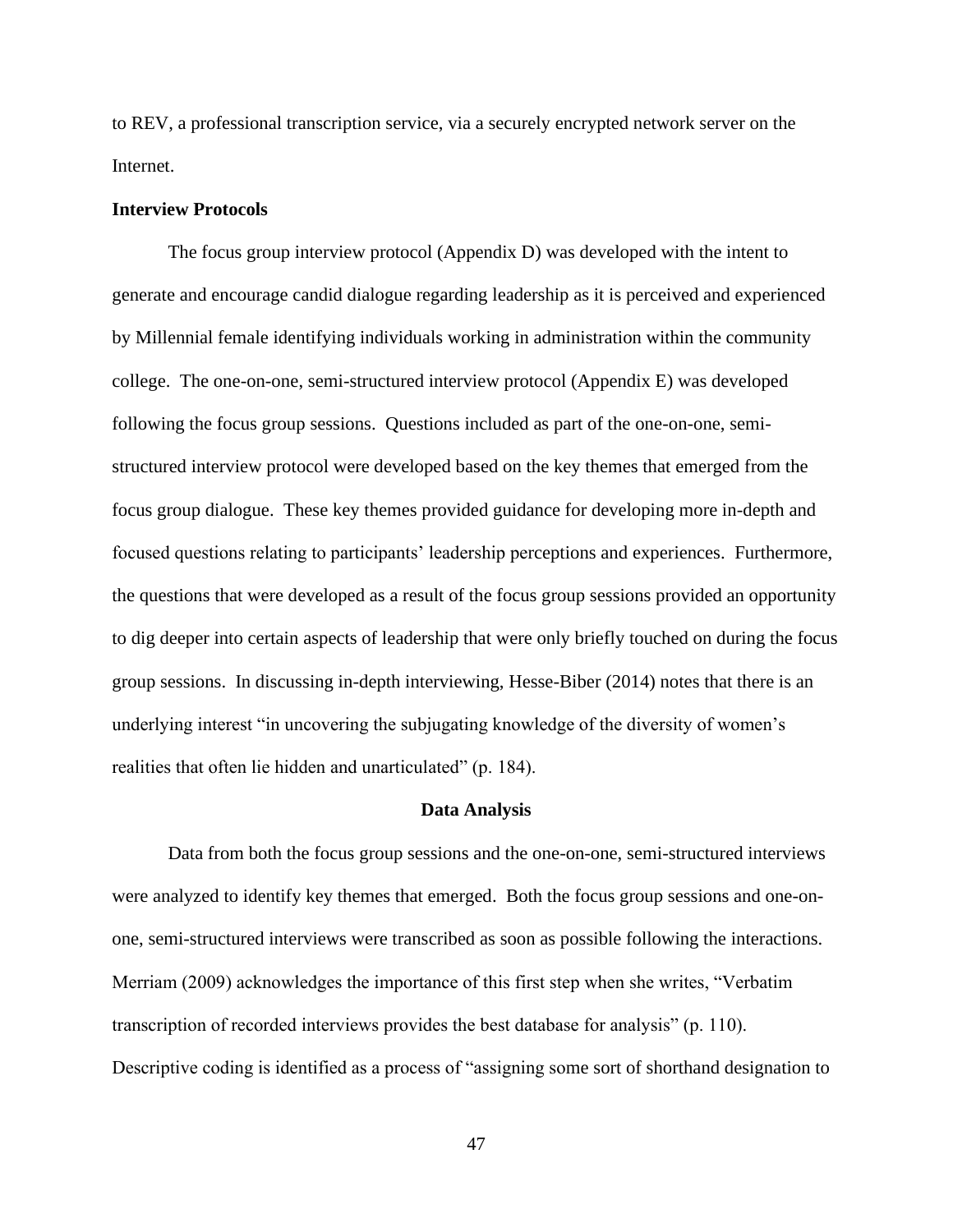to REV, a professional transcription service, via a securely encrypted network server on the Internet.

**Interview Protocols**

The focus group interview protocol (Appendix D) was developed with the intent to generate and encourage candid dialogue regarding leadership as it is perceived and experienced by Millennial female identifying individuals working in administration within the community college. The one-on-one, semi-structured interview protocol (Appendix E) was developed following the focus group sessions. Questions included as part of the one-on-one, semi-structured interview protocol were developed based on the key themes that emerged from the focus group dialogue. These key themes provided guidance for developing more in-depth and focused questions relating to participants' leadership perceptions and experiences. Furthermore, the questions that were developed as a result of the focus group sessions provided an opportunity to dig deeper into certain aspects of leadership that were only briefly touched on during the focus group sessions. In discussing in-depth interviewing, Hesse-Biber (2014) notes that there is an underlying interest "in uncovering the subjugating knowledge of the diversity of women's realities that often lie hidden and unarticulated" (p. 184).

## Data Analysis

Data from both the focus group sessions and the one-on-one, semi-structured interviews were analyzed to identify key themes that emerged. Both the focus group sessions and one-on-one, semi-structured interviews were transcribed as soon as possible following the interactions. Merriam (2009) acknowledges the importance of this first step when she writes, "Verbatim transcription of recorded interviews provides the best database for analysis" (p. 110). Descriptive coding is identified as a process of "assigning some sort of shorthand designation to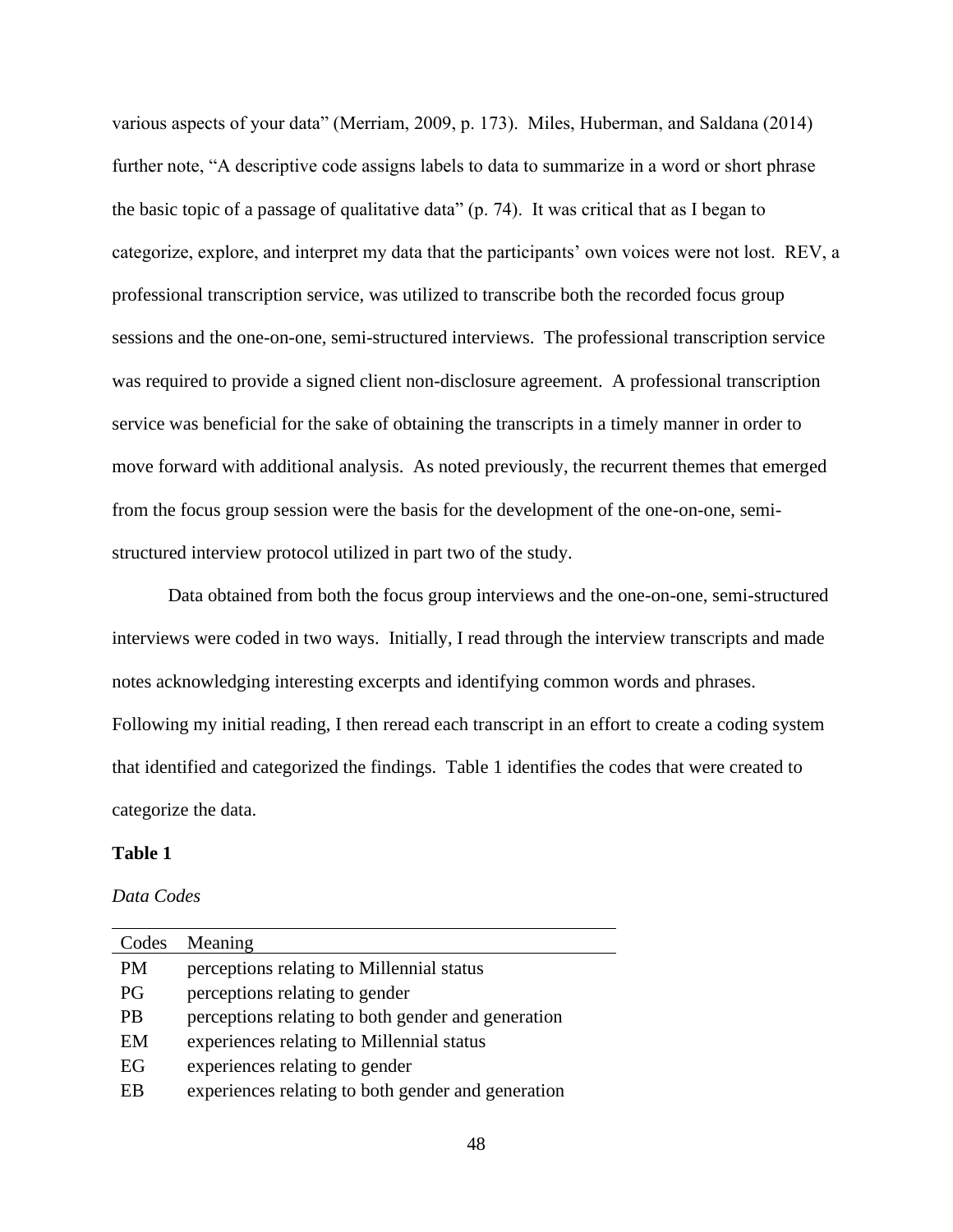various aspects of your data" (Merriam, 2009, p. 173). Miles, Huberman, and Saldana (2014) further note, "A descriptive code assigns labels to data to summarize in a word or short phrase the basic topic of a passage of qualitative data" (p. 74). It was critical that as I began to categorize, explore, and interpret my data that the participants' own voices were not lost. REV, a professional transcription service, was utilized to transcribe both the recorded focus group sessions and the one-on-one, semi-structured interviews. The professional transcription service was required to provide a signed client non-disclosure agreement. A professional transcription service was beneficial for the sake of obtaining the transcripts in a timely manner in order to move forward with additional analysis. As noted previously, the recurrent themes that emerged from the focus group session were the basis for the development of the one-on-one, semi-structured interview protocol utilized in part two of the study.

Data obtained from both the focus group interviews and the one-on-one, semi-structured interviews were coded in two ways. Initially, I read through the interview transcripts and made notes acknowledging interesting excerpts and identifying common words and phrases. Following my initial reading, I then reread each transcript in an effort to create a coding system that identified and categorized the findings. Table 1 identifies the codes that were created to categorize the data.

**Table 1**

*Data Codes*

| Codes | Meaning |
|---|---|
| PM | perceptions relating to Millennial status |
| PG | perceptions relating to gender |
| PB | perceptions relating to both gender and generation |
| EM | experiences relating to Millennial status |
| EG | experiences relating to gender |
| EB | experiences relating to both gender and generation |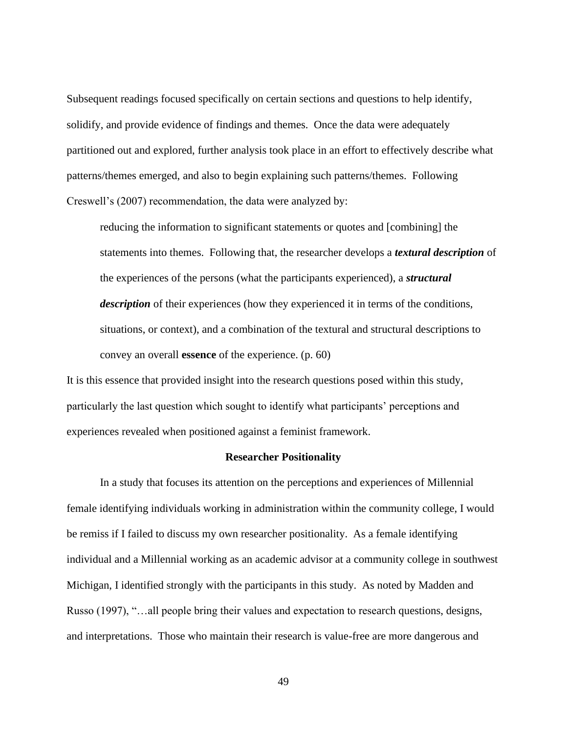Subsequent readings focused specifically on certain sections and questions to help identify, solidify, and provide evidence of findings and themes. Once the data were adequately partitioned out and explored, further analysis took place in an effort to effectively describe what patterns/themes emerged, and also to begin explaining such patterns/themes. Following Creswell's (2007) recommendation, the data were analyzed by:

> reducing the information to significant statements or quotes and [combining] the statements into themes. Following that, the researcher develops a ***textural description*** of the experiences of the persons (what the participants experienced), a ***structural description*** of their experiences (how they experienced it in terms of the conditions, situations, or context), and a combination of the textural and structural descriptions to convey an overall **essence** of the experience. (p. 60)

It is this essence that provided insight into the research questions posed within this study, particularly the last question which sought to identify what participants' perceptions and experiences revealed when positioned against a feminist framework.

## Researcher Positionality

In a study that focuses its attention on the perceptions and experiences of Millennial female identifying individuals working in administration within the community college, I would be remiss if I failed to discuss my own researcher positionality. As a female identifying individual and a Millennial working as an academic advisor at a community college in southwest Michigan, I identified strongly with the participants in this study. As noted by Madden and Russo (1997), "…all people bring their values and expectation to research questions, designs, and interpretations. Those who maintain their research is value-free are more dangerous and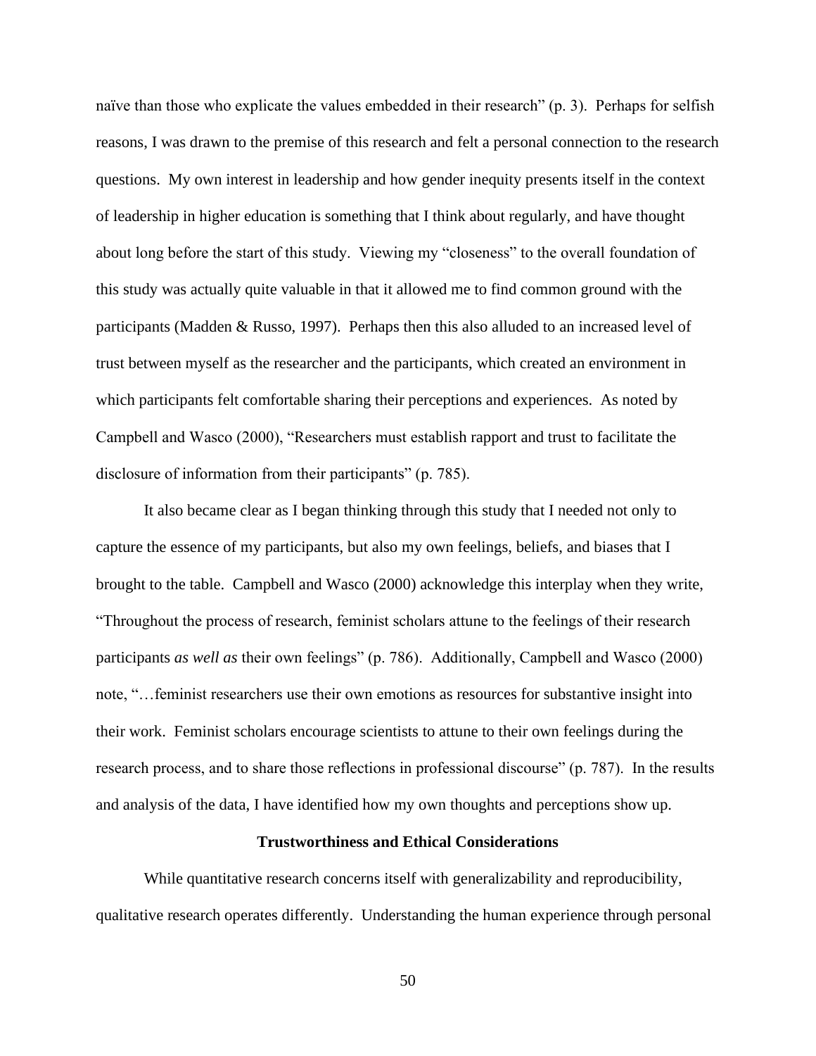naïve than those who explicate the values embedded in their research" (p. 3). Perhaps for selfish reasons, I was drawn to the premise of this research and felt a personal connection to the research questions. My own interest in leadership and how gender inequity presents itself in the context of leadership in higher education is something that I think about regularly, and have thought about long before the start of this study. Viewing my "closeness" to the overall foundation of this study was actually quite valuable in that it allowed me to find common ground with the participants (Madden & Russo, 1997). Perhaps then this also alluded to an increased level of trust between myself as the researcher and the participants, which created an environment in which participants felt comfortable sharing their perceptions and experiences. As noted by Campbell and Wasco (2000), "Researchers must establish rapport and trust to facilitate the disclosure of information from their participants" (p. 785).

It also became clear as I began thinking through this study that I needed not only to capture the essence of my participants, but also my own feelings, beliefs, and biases that I brought to the table. Campbell and Wasco (2000) acknowledge this interplay when they write, "Throughout the process of research, feminist scholars attune to the feelings of their research participants *as well as* their own feelings" (p. 786). Additionally, Campbell and Wasco (2000) note, "…feminist researchers use their own emotions as resources for substantive insight into their work. Feminist scholars encourage scientists to attune to their own feelings during the research process, and to share those reflections in professional discourse" (p. 787). In the results and analysis of the data, I have identified how my own thoughts and perceptions show up.

## Trustworthiness and Ethical Considerations

While quantitative research concerns itself with generalizability and reproducibility, qualitative research operates differently. Understanding the human experience through personal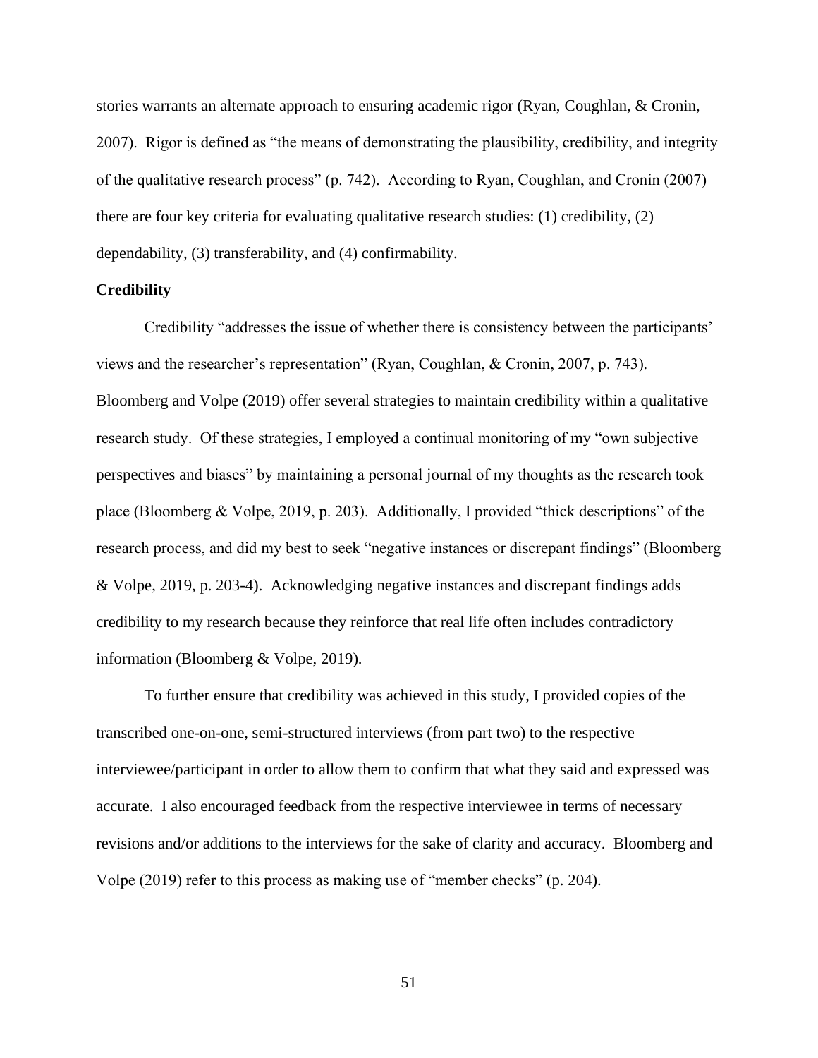stories warrants an alternate approach to ensuring academic rigor (Ryan, Coughlan, & Cronin, 2007). Rigor is defined as "the means of demonstrating the plausibility, credibility, and integrity of the qualitative research process" (p. 742). According to Ryan, Coughlan, and Cronin (2007) there are four key criteria for evaluating qualitative research studies: (1) credibility, (2) dependability, (3) transferability, and (4) confirmability.

**Credibility**

Credibility "addresses the issue of whether there is consistency between the participants' views and the researcher's representation" (Ryan, Coughlan, & Cronin, 2007, p. 743). Bloomberg and Volpe (2019) offer several strategies to maintain credibility within a qualitative research study. Of these strategies, I employed a continual monitoring of my "own subjective perspectives and biases" by maintaining a personal journal of my thoughts as the research took place (Bloomberg & Volpe, 2019, p. 203). Additionally, I provided "thick descriptions" of the research process, and did my best to seek "negative instances or discrepant findings" (Bloomberg & Volpe, 2019, p. 203-4). Acknowledging negative instances and discrepant findings adds credibility to my research because they reinforce that real life often includes contradictory information (Bloomberg & Volpe, 2019).

To further ensure that credibility was achieved in this study, I provided copies of the transcribed one-on-one, semi-structured interviews (from part two) to the respective interviewee/participant in order to allow them to confirm that what they said and expressed was accurate. I also encouraged feedback from the respective interviewee in terms of necessary revisions and/or additions to the interviews for the sake of clarity and accuracy. Bloomberg and Volpe (2019) refer to this process as making use of "member checks" (p. 204).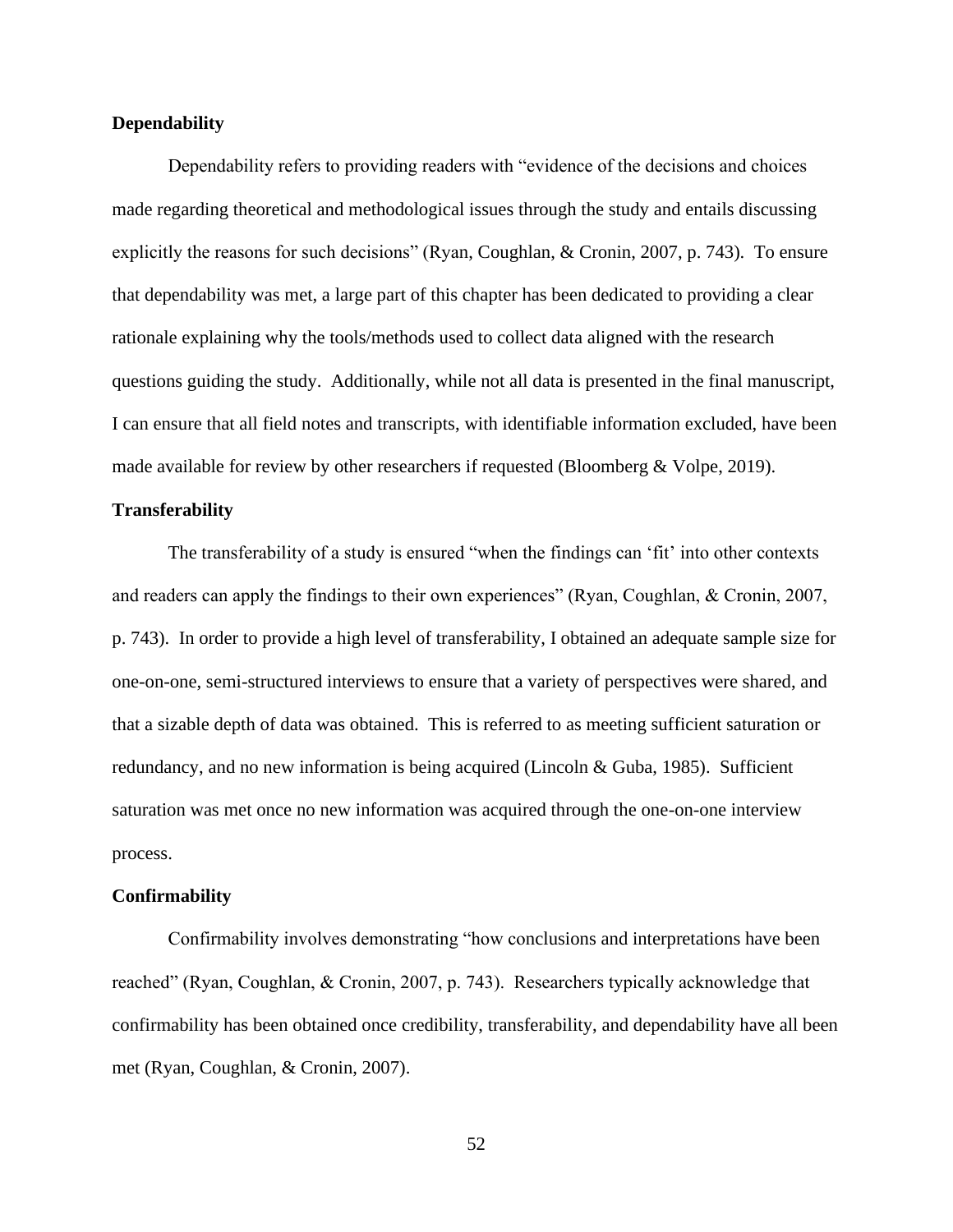### Dependability

Dependability refers to providing readers with "evidence of the decisions and choices made regarding theoretical and methodological issues through the study and entails discussing explicitly the reasons for such decisions" (Ryan, Coughlan, & Cronin, 2007, p. 743). To ensure that dependability was met, a large part of this chapter has been dedicated to providing a clear rationale explaining why the tools/methods used to collect data aligned with the research questions guiding the study. Additionally, while not all data is presented in the final manuscript, I can ensure that all field notes and transcripts, with identifiable information excluded, have been made available for review by other researchers if requested (Bloomberg & Volpe, 2019).

### Transferability

The transferability of a study is ensured "when the findings can 'fit' into other contexts and readers can apply the findings to their own experiences" (Ryan, Coughlan, & Cronin, 2007, p. 743). In order to provide a high level of transferability, I obtained an adequate sample size for one-on-one, semi-structured interviews to ensure that a variety of perspectives were shared, and that a sizable depth of data was obtained. This is referred to as meeting sufficient saturation or redundancy, and no new information is being acquired (Lincoln & Guba, 1985). Sufficient saturation was met once no new information was acquired through the one-on-one interview process.

### Confirmability

Confirmability involves demonstrating "how conclusions and interpretations have been reached" (Ryan, Coughlan, & Cronin, 2007, p. 743). Researchers typically acknowledge that confirmability has been obtained once credibility, transferability, and dependability have all been met (Ryan, Coughlan, & Cronin, 2007).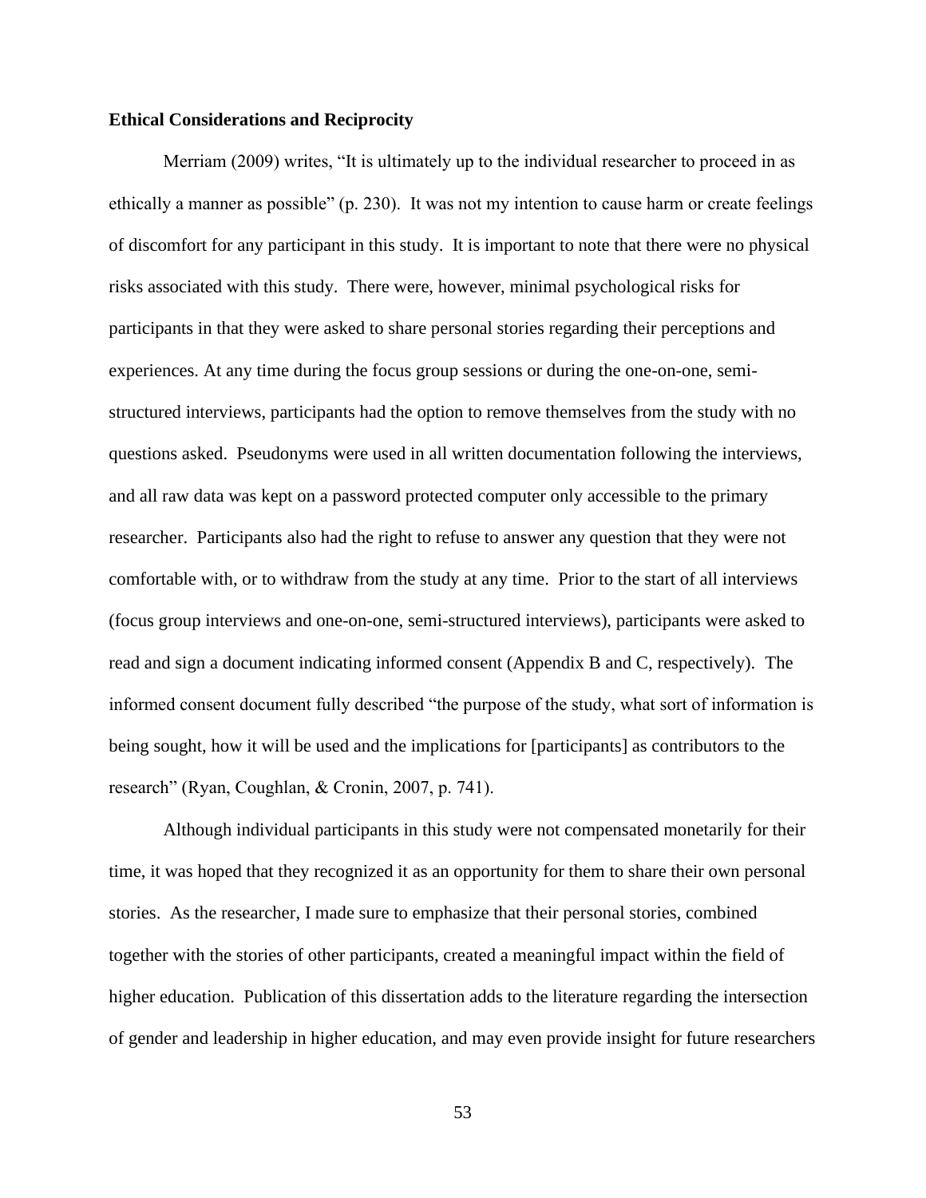**Ethical Considerations and Reciprocity**

Merriam (2009) writes, "It is ultimately up to the individual researcher to proceed in as ethically a manner as possible" (p. 230). It was not my intention to cause harm or create feelings of discomfort for any participant in this study. It is important to note that there were no physical risks associated with this study. There were, however, minimal psychological risks for participants in that they were asked to share personal stories regarding their perceptions and experiences. At any time during the focus group sessions or during the one-on-one, semi-structured interviews, participants had the option to remove themselves from the study with no questions asked. Pseudonyms were used in all written documentation following the interviews, and all raw data was kept on a password protected computer only accessible to the primary researcher. Participants also had the right to refuse to answer any question that they were not comfortable with, or to withdraw from the study at any time. Prior to the start of all interviews (focus group interviews and one-on-one, semi-structured interviews), participants were asked to read and sign a document indicating informed consent (Appendix B and C, respectively). The informed consent document fully described "the purpose of the study, what sort of information is being sought, how it will be used and the implications for [participants] as contributors to the research" (Ryan, Coughlan, & Cronin, 2007, p. 741).

Although individual participants in this study were not compensated monetarily for their time, it was hoped that they recognized it as an opportunity for them to share their own personal stories. As the researcher, I made sure to emphasize that their personal stories, combined together with the stories of other participants, created a meaningful impact within the field of higher education. Publication of this dissertation adds to the literature regarding the intersection of gender and leadership in higher education, and may even provide insight for future researchers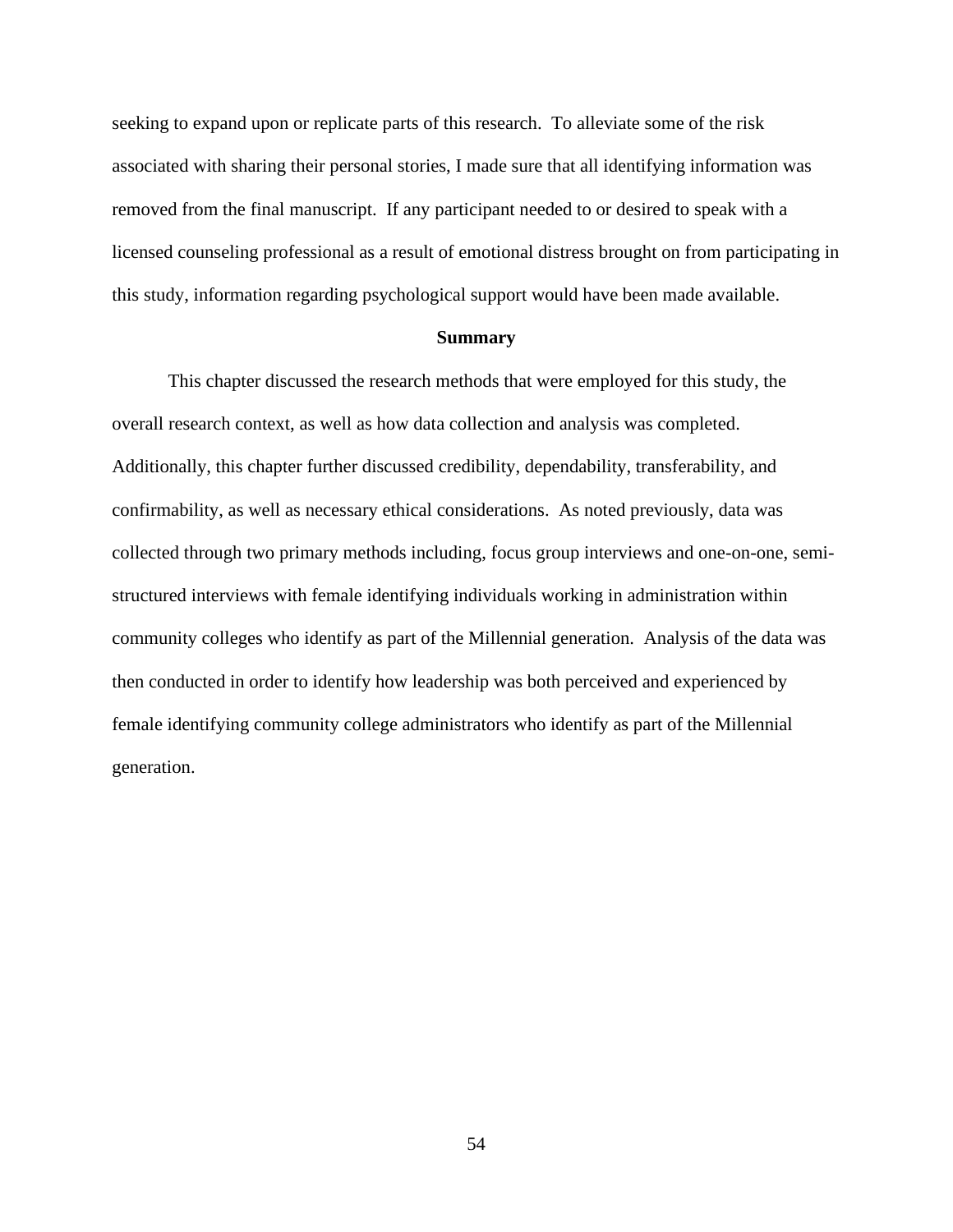seeking to expand upon or replicate parts of this research. To alleviate some of the risk associated with sharing their personal stories, I made sure that all identifying information was removed from the final manuscript. If any participant needed to or desired to speak with a licensed counseling professional as a result of emotional distress brought on from participating in this study, information regarding psychological support would have been made available.

## Summary

This chapter discussed the research methods that were employed for this study, the overall research context, as well as how data collection and analysis was completed. Additionally, this chapter further discussed credibility, dependability, transferability, and confirmability, as well as necessary ethical considerations. As noted previously, data was collected through two primary methods including, focus group interviews and one-on-one, semi-structured interviews with female identifying individuals working in administration within community colleges who identify as part of the Millennial generation. Analysis of the data was then conducted in order to identify how leadership was both perceived and experienced by female identifying community college administrators who identify as part of the Millennial generation.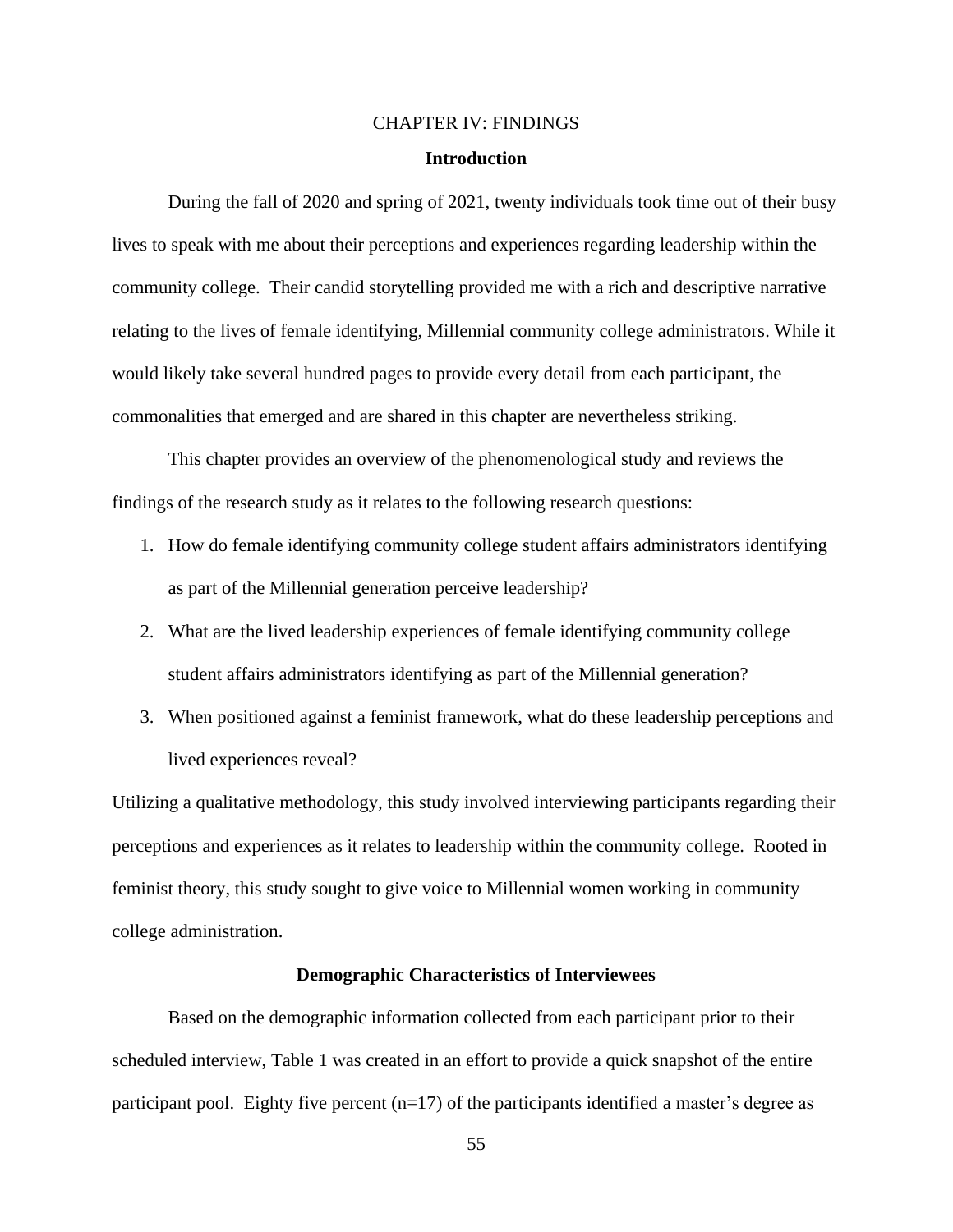# CHAPTER IV: FINDINGS

## Introduction

During the fall of 2020 and spring of 2021, twenty individuals took time out of their busy lives to speak with me about their perceptions and experiences regarding leadership within the community college. Their candid storytelling provided me with a rich and descriptive narrative relating to the lives of female identifying, Millennial community college administrators. While it would likely take several hundred pages to provide every detail from each participant, the commonalities that emerged and are shared in this chapter are nevertheless striking.

This chapter provides an overview of the phenomenological study and reviews the findings of the research study as it relates to the following research questions:

1. How do female identifying community college student affairs administrators identifying as part of the Millennial generation perceive leadership?
2. What are the lived leadership experiences of female identifying community college student affairs administrators identifying as part of the Millennial generation?
3. When positioned against a feminist framework, what do these leadership perceptions and lived experiences reveal?

Utilizing a qualitative methodology, this study involved interviewing participants regarding their perceptions and experiences as it relates to leadership within the community college. Rooted in feminist theory, this study sought to give voice to Millennial women working in community college administration.

## Demographic Characteristics of Interviewees

Based on the demographic information collected from each participant prior to their scheduled interview, Table 1 was created in an effort to provide a quick snapshot of the entire participant pool. Eighty five percent (n=17) of the participants identified a master's degree as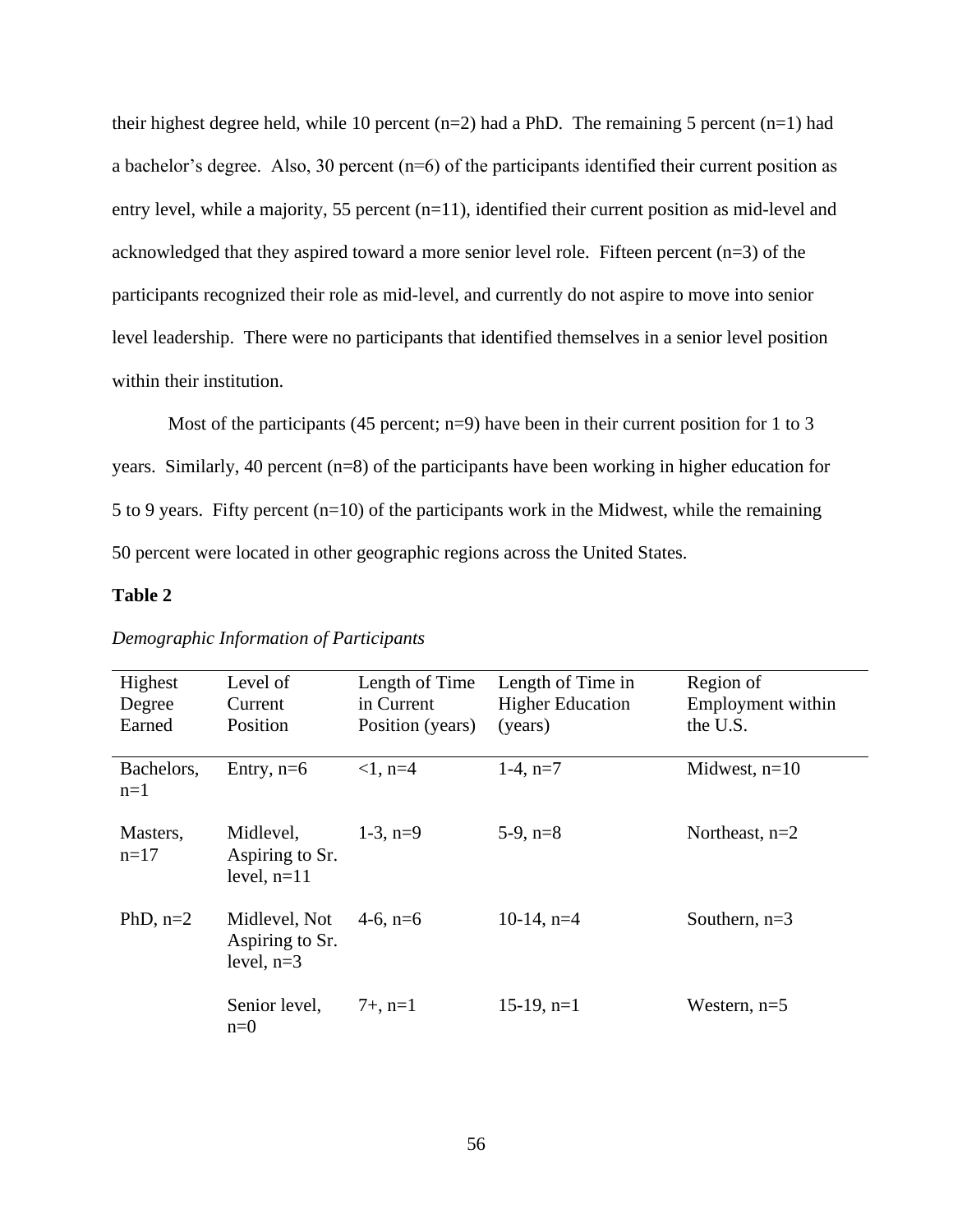their highest degree held, while 10 percent (n=2) had a PhD. The remaining 5 percent (n=1) had a bachelor's degree. Also, 30 percent (n=6) of the participants identified their current position as entry level, while a majority, 55 percent (n=11), identified their current position as mid-level and acknowledged that they aspired toward a more senior level role. Fifteen percent (n=3) of the participants recognized their role as mid-level, and currently do not aspire to move into senior level leadership. There were no participants that identified themselves in a senior level position within their institution.

Most of the participants (45 percent; n=9) have been in their current position for 1 to 3 years. Similarly, 40 percent (n=8) of the participants have been working in higher education for 5 to 9 years. Fifty percent (n=10) of the participants work in the Midwest, while the remaining 50 percent were located in other geographic regions across the United States.

**Table 2**

*Demographic Information of Participants*

| Highest Degree Earned | Level of Current Position | Length of Time in Current Position (years) | Length of Time in Higher Education (years) | Region of Employment within the U.S. |
|---|---|---|---|---|
| Bachelors, n=1 | Entry, n=6 | <1, n=4 | 1-4, n=7 | Midwest, n=10 |
| Masters, n=17 | Midlevel, Aspiring to Sr. level, n=11 | 1-3, n=9 | 5-9, n=8 | Northeast, n=2 |
| PhD, n=2 | Midlevel, Not Aspiring to Sr. level, n=3 | 4-6, n=6 | 10-14, n=4 | Southern, n=3 |
| | Senior level, n=0 | 7+, n=1 | 15-19, n=1 | Western, n=5 |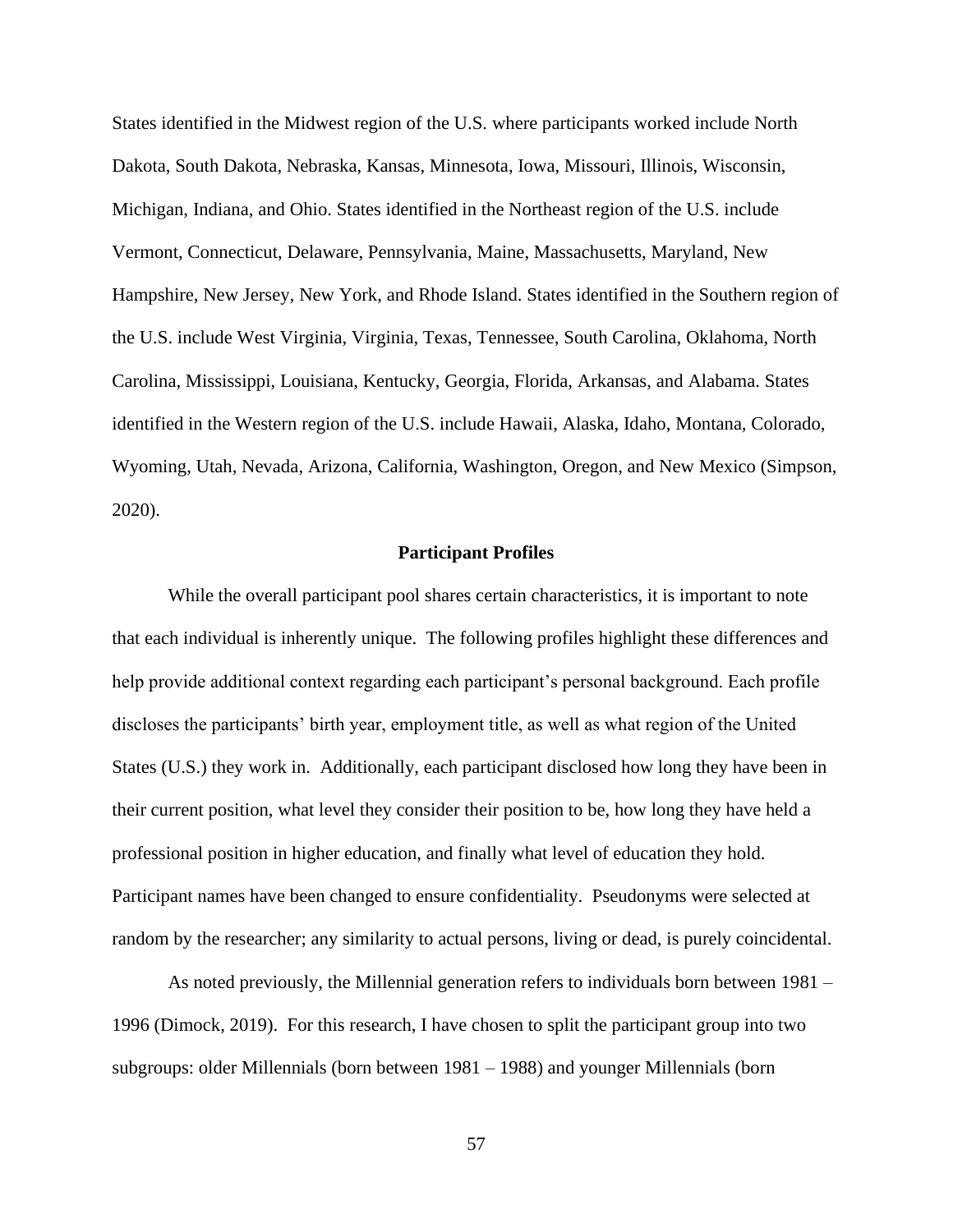States identified in the Midwest region of the U.S. where participants worked include North Dakota, South Dakota, Nebraska, Kansas, Minnesota, Iowa, Missouri, Illinois, Wisconsin, Michigan, Indiana, and Ohio. States identified in the Northeast region of the U.S. include Vermont, Connecticut, Delaware, Pennsylvania, Maine, Massachusetts, Maryland, New Hampshire, New Jersey, New York, and Rhode Island. States identified in the Southern region of the U.S. include West Virginia, Virginia, Texas, Tennessee, South Carolina, Oklahoma, North Carolina, Mississippi, Louisiana, Kentucky, Georgia, Florida, Arkansas, and Alabama. States identified in the Western region of the U.S. include Hawaii, Alaska, Idaho, Montana, Colorado, Wyoming, Utah, Nevada, Arizona, California, Washington, Oregon, and New Mexico (Simpson, 2020).

## Participant Profiles

While the overall participant pool shares certain characteristics, it is important to note that each individual is inherently unique. The following profiles highlight these differences and help provide additional context regarding each participant's personal background. Each profile discloses the participants' birth year, employment title, as well as what region of the United States (U.S.) they work in. Additionally, each participant disclosed how long they have been in their current position, what level they consider their position to be, how long they have held a professional position in higher education, and finally what level of education they hold. Participant names have been changed to ensure confidentiality. Pseudonyms were selected at random by the researcher; any similarity to actual persons, living or dead, is purely coincidental.

As noted previously, the Millennial generation refers to individuals born between 1981 – 1996 (Dimock, 2019). For this research, I have chosen to split the participant group into two subgroups: older Millennials (born between 1981 – 1988) and younger Millennials (born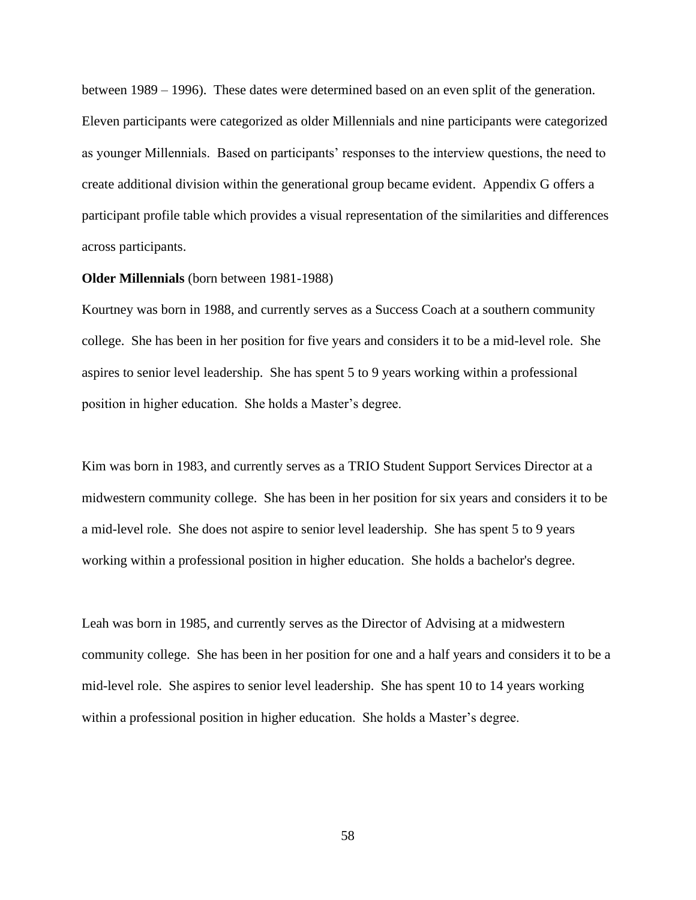between 1989 – 1996). These dates were determined based on an even split of the generation. Eleven participants were categorized as older Millennials and nine participants were categorized as younger Millennials. Based on participants' responses to the interview questions, the need to create additional division within the generational group became evident. Appendix G offers a participant profile table which provides a visual representation of the similarities and differences across participants.

**Older Millennials** (born between 1981-1988)

Kourtney was born in 1988, and currently serves as a Success Coach at a southern community college. She has been in her position for five years and considers it to be a mid-level role. She aspires to senior level leadership. She has spent 5 to 9 years working within a professional position in higher education. She holds a Master's degree.

Kim was born in 1983, and currently serves as a TRIO Student Support Services Director at a midwestern community college. She has been in her position for six years and considers it to be a mid-level role. She does not aspire to senior level leadership. She has spent 5 to 9 years working within a professional position in higher education. She holds a bachelor's degree.

Leah was born in 1985, and currently serves as the Director of Advising at a midwestern community college. She has been in her position for one and a half years and considers it to be a mid-level role. She aspires to senior level leadership. She has spent 10 to 14 years working within a professional position in higher education. She holds a Master's degree.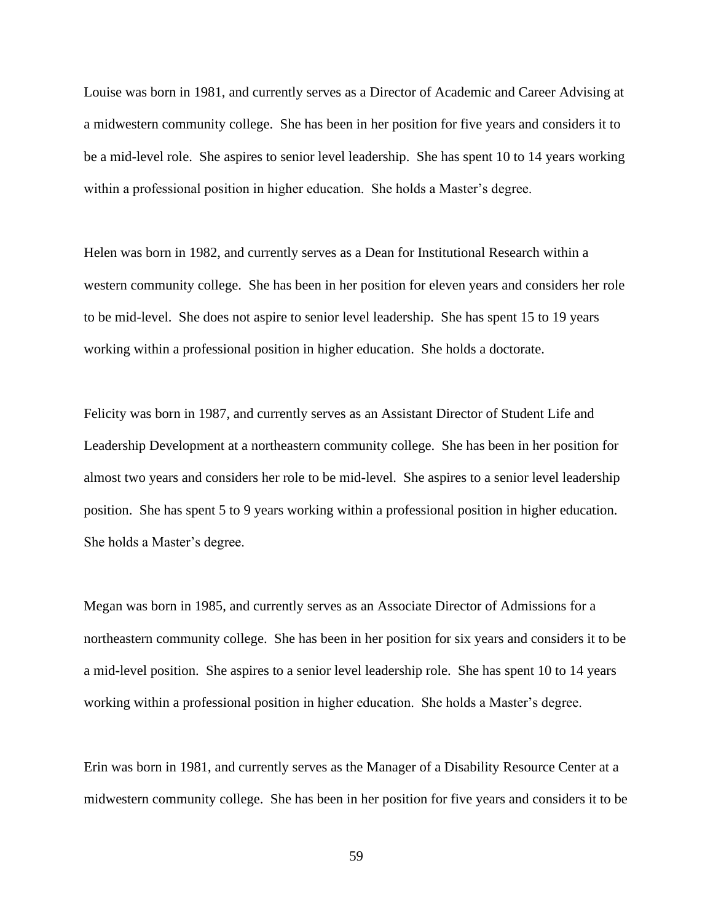Louise was born in 1981, and currently serves as a Director of Academic and Career Advising at a midwestern community college. She has been in her position for five years and considers it to be a mid-level role. She aspires to senior level leadership. She has spent 10 to 14 years working within a professional position in higher education. She holds a Master's degree.

Helen was born in 1982, and currently serves as a Dean for Institutional Research within a western community college. She has been in her position for eleven years and considers her role to be mid-level. She does not aspire to senior level leadership. She has spent 15 to 19 years working within a professional position in higher education. She holds a doctorate.

Felicity was born in 1987, and currently serves as an Assistant Director of Student Life and Leadership Development at a northeastern community college. She has been in her position for almost two years and considers her role to be mid-level. She aspires to a senior level leadership position. She has spent 5 to 9 years working within a professional position in higher education. She holds a Master's degree.

Megan was born in 1985, and currently serves as an Associate Director of Admissions for a northeastern community college. She has been in her position for six years and considers it to be a mid-level position. She aspires to a senior level leadership role. She has spent 10 to 14 years working within a professional position in higher education. She holds a Master's degree.

Erin was born in 1981, and currently serves as the Manager of a Disability Resource Center at a midwestern community college. She has been in her position for five years and considers it to be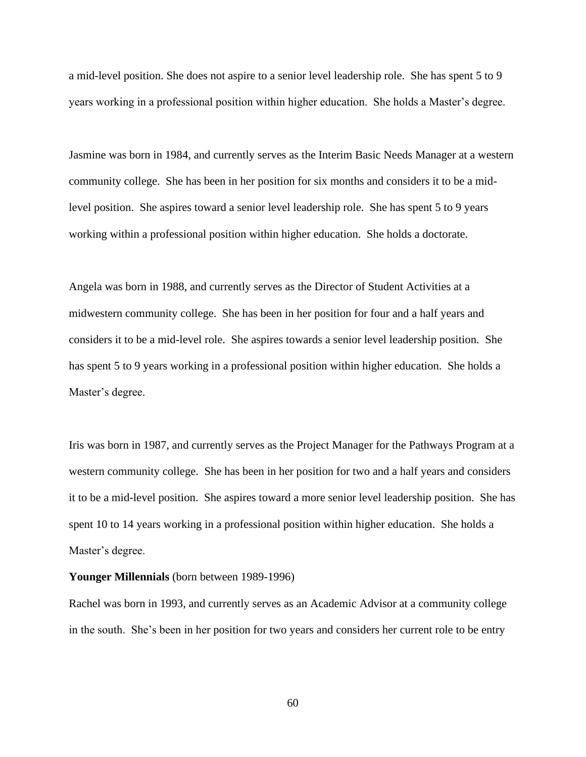a mid-level position. She does not aspire to a senior level leadership role. She has spent 5 to 9 years working in a professional position within higher education. She holds a Master's degree.

Jasmine was born in 1984, and currently serves as the Interim Basic Needs Manager at a western community college. She has been in her position for six months and considers it to be a mid-level position. She aspires toward a senior level leadership role. She has spent 5 to 9 years working within a professional position within higher education. She holds a doctorate.

Angela was born in 1988, and currently serves as the Director of Student Activities at a midwestern community college. She has been in her position for four and a half years and considers it to be a mid-level role. She aspires towards a senior level leadership position. She has spent 5 to 9 years working in a professional position within higher education. She holds a Master's degree.

Iris was born in 1987, and currently serves as the Project Manager for the Pathways Program at a western community college. She has been in her position for two and a half years and considers it to be a mid-level position. She aspires toward a more senior level leadership position. She has spent 10 to 14 years working in a professional position within higher education. She holds a Master's degree.

**Younger Millennials** (born between 1989-1996)

Rachel was born in 1993, and currently serves as an Academic Advisor at a community college in the south. She's been in her position for two years and considers her current role to be entry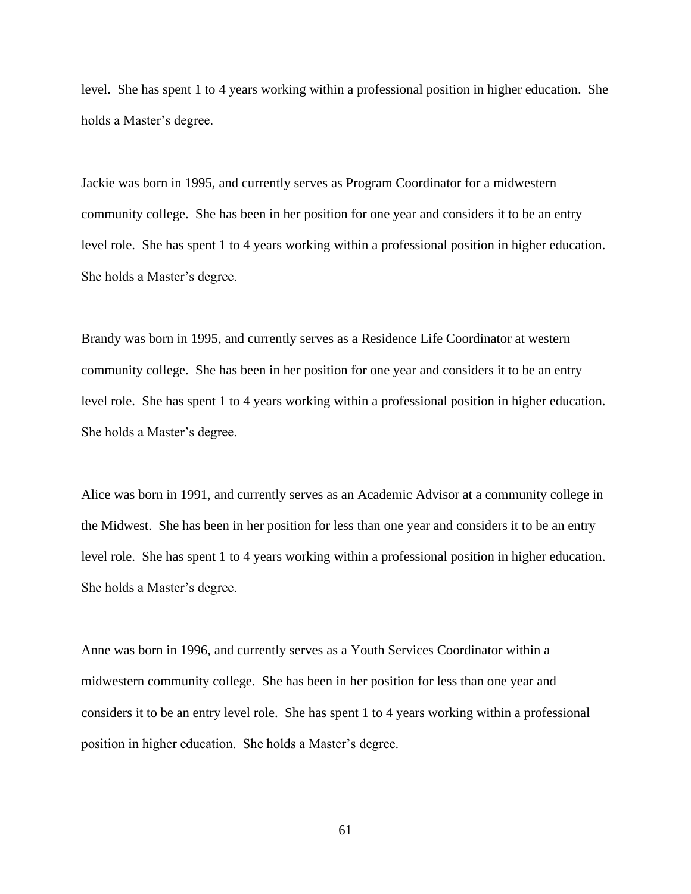level. She has spent 1 to 4 years working within a professional position in higher education. She holds a Master's degree.

Jackie was born in 1995, and currently serves as Program Coordinator for a midwestern community college. She has been in her position for one year and considers it to be an entry level role. She has spent 1 to 4 years working within a professional position in higher education. She holds a Master's degree.

Brandy was born in 1995, and currently serves as a Residence Life Coordinator at western community college. She has been in her position for one year and considers it to be an entry level role. She has spent 1 to 4 years working within a professional position in higher education. She holds a Master's degree.

Alice was born in 1991, and currently serves as an Academic Advisor at a community college in the Midwest. She has been in her position for less than one year and considers it to be an entry level role. She has spent 1 to 4 years working within a professional position in higher education. She holds a Master's degree.

Anne was born in 1996, and currently serves as a Youth Services Coordinator within a midwestern community college. She has been in her position for less than one year and considers it to be an entry level role. She has spent 1 to 4 years working within a professional position in higher education. She holds a Master's degree.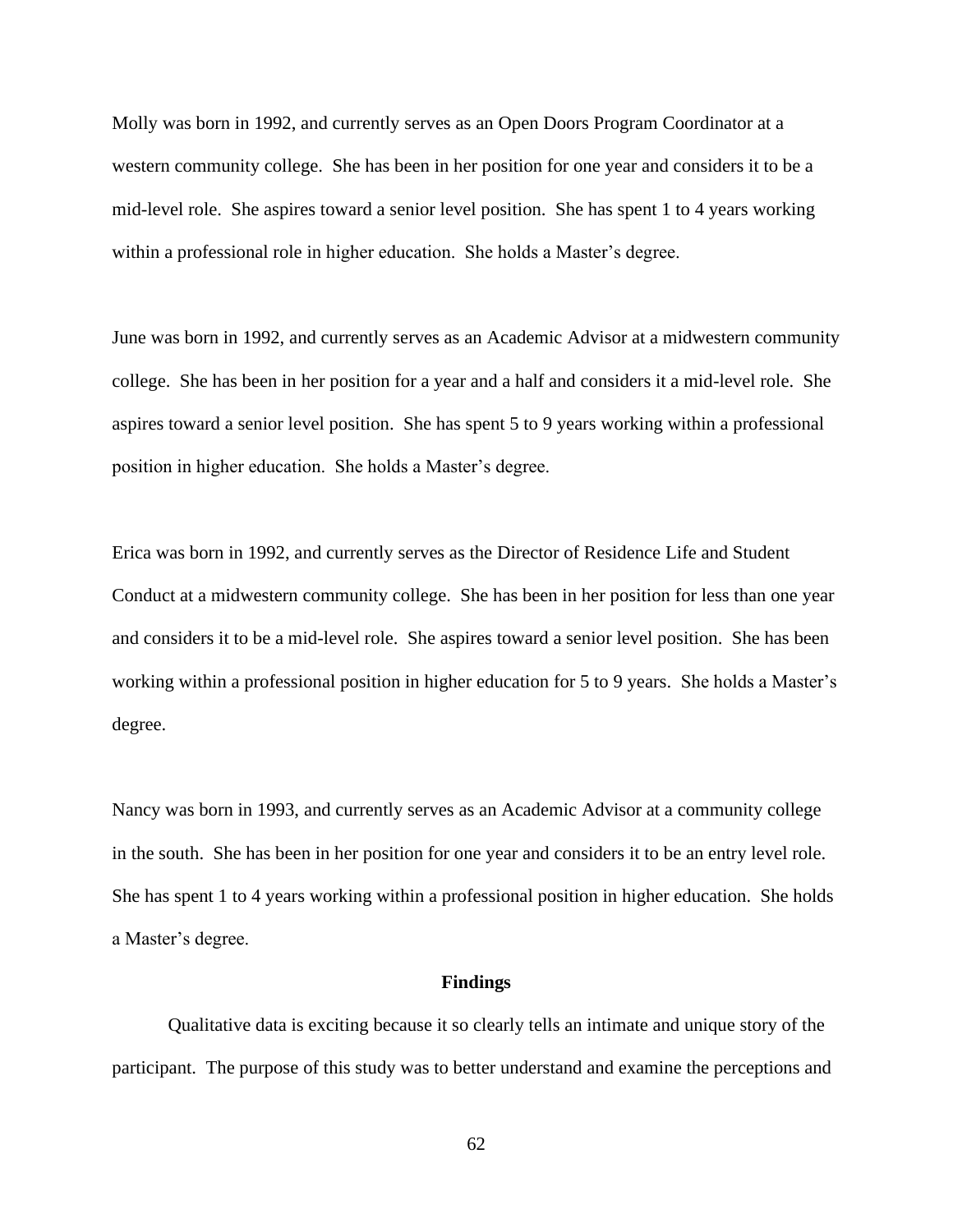Molly was born in 1992, and currently serves as an Open Doors Program Coordinator at a western community college. She has been in her position for one year and considers it to be a mid-level role. She aspires toward a senior level position. She has spent 1 to 4 years working within a professional role in higher education. She holds a Master's degree.

June was born in 1992, and currently serves as an Academic Advisor at a midwestern community college. She has been in her position for a year and a half and considers it a mid-level role. She aspires toward a senior level position. She has spent 5 to 9 years working within a professional position in higher education. She holds a Master's degree.

Erica was born in 1992, and currently serves as the Director of Residence Life and Student Conduct at a midwestern community college. She has been in her position for less than one year and considers it to be a mid-level role. She aspires toward a senior level position. She has been working within a professional position in higher education for 5 to 9 years. She holds a Master's degree.

Nancy was born in 1993, and currently serves as an Academic Advisor at a community college in the south. She has been in her position for one year and considers it to be an entry level role. She has spent 1 to 4 years working within a professional position in higher education. She holds a Master's degree.

## Findings

Qualitative data is exciting because it so clearly tells an intimate and unique story of the participant. The purpose of this study was to better understand and examine the perceptions and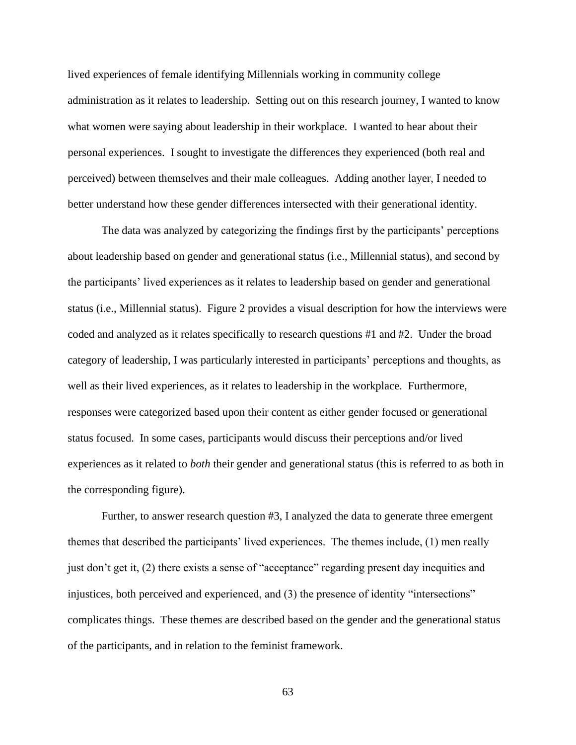lived experiences of female identifying Millennials working in community college administration as it relates to leadership. Setting out on this research journey, I wanted to know what women were saying about leadership in their workplace. I wanted to hear about their personal experiences. I sought to investigate the differences they experienced (both real and perceived) between themselves and their male colleagues. Adding another layer, I needed to better understand how these gender differences intersected with their generational identity.

The data was analyzed by categorizing the findings first by the participants' perceptions about leadership based on gender and generational status (i.e., Millennial status), and second by the participants' lived experiences as it relates to leadership based on gender and generational status (i.e., Millennial status). Figure 2 provides a visual description for how the interviews were coded and analyzed as it relates specifically to research questions #1 and #2. Under the broad category of leadership, I was particularly interested in participants' perceptions and thoughts, as well as their lived experiences, as it relates to leadership in the workplace. Furthermore, responses were categorized based upon their content as either gender focused or generational status focused. In some cases, participants would discuss their perceptions and/or lived experiences as it related to *both* their gender and generational status (this is referred to as both in the corresponding figure).

Further, to answer research question #3, I analyzed the data to generate three emergent themes that described the participants' lived experiences. The themes include, (1) men really just don't get it, (2) there exists a sense of "acceptance" regarding present day inequities and injustices, both perceived and experienced, and (3) the presence of identity "intersections" complicates things. These themes are described based on the gender and the generational status of the participants, and in relation to the feminist framework.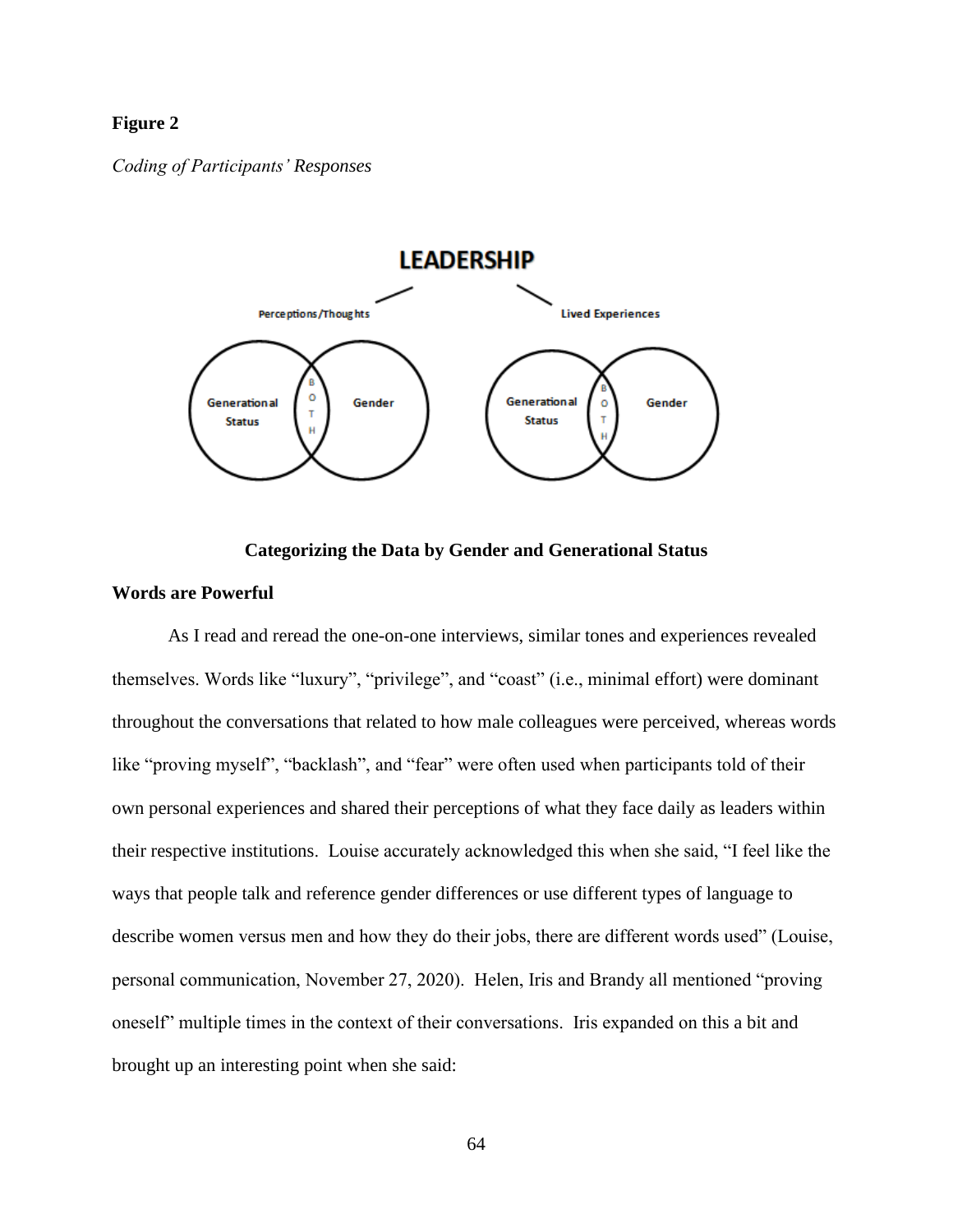**Figure 2**

*Coding of Participants' Responses*

**Categorizing the Data by Gender and Generational Status**

**Words are Powerful**

As I read and reread the one-on-one interviews, similar tones and experiences revealed themselves. Words like "luxury", "privilege", and "coast" (i.e., minimal effort) were dominant throughout the conversations that related to how male colleagues were perceived, whereas words like "proving myself", "backlash", and "fear" were often used when participants told of their own personal experiences and shared their perceptions of what they face daily as leaders within their respective institutions. Louise accurately acknowledged this when she said, "I feel like the ways that people talk and reference gender differences or use different types of language to describe women versus men and how they do their jobs, there are different words used" (Louise, personal communication, November 27, 2020). Helen, Iris and Brandy all mentioned "proving oneself" multiple times in the context of their conversations. Iris expanded on this a bit and brought up an interesting point when she said: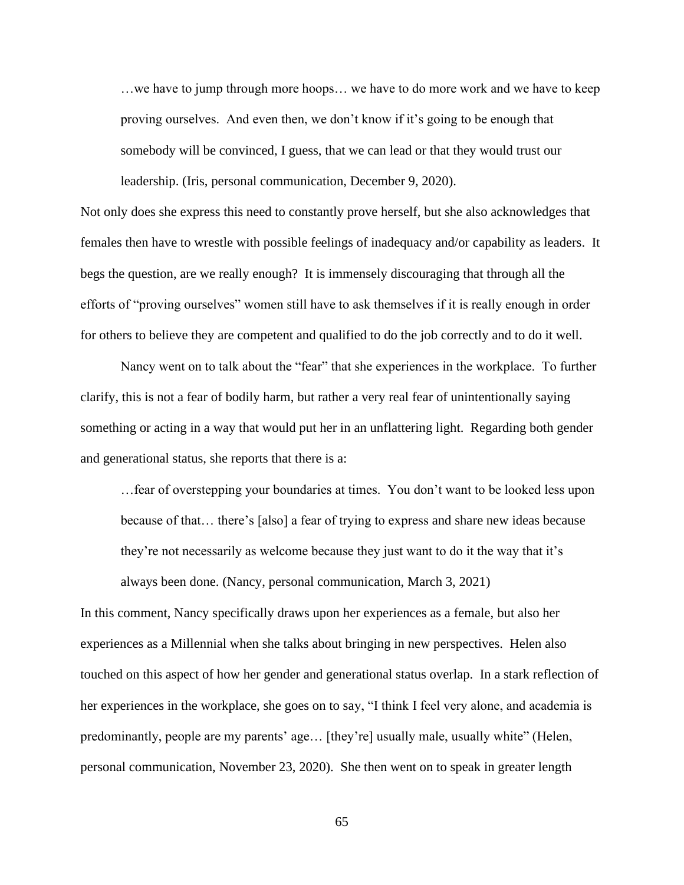> …we have to jump through more hoops… we have to do more work and we have to keep proving ourselves. And even then, we don't know if it's going to be enough that somebody will be convinced, I guess, that we can lead or that they would trust our leadership. (Iris, personal communication, December 9, 2020).

Not only does she express this need to constantly prove herself, but she also acknowledges that females then have to wrestle with possible feelings of inadequacy and/or capability as leaders. It begs the question, are we really enough? It is immensely discouraging that through all the efforts of "proving ourselves" women still have to ask themselves if it is really enough in order for others to believe they are competent and qualified to do the job correctly and to do it well.

Nancy went on to talk about the "fear" that she experiences in the workplace. To further clarify, this is not a fear of bodily harm, but rather a very real fear of unintentionally saying something or acting in a way that would put her in an unflattering light. Regarding both gender and generational status, she reports that there is a:

> …fear of overstepping your boundaries at times. You don't want to be looked less upon because of that… there's [also] a fear of trying to express and share new ideas because they're not necessarily as welcome because they just want to do it the way that it's always been done. (Nancy, personal communication, March 3, 2021)

In this comment, Nancy specifically draws upon her experiences as a female, but also her experiences as a Millennial when she talks about bringing in new perspectives. Helen also touched on this aspect of how her gender and generational status overlap. In a stark reflection of her experiences in the workplace, she goes on to say, "I think I feel very alone, and academia is predominantly, people are my parents' age… [they're] usually male, usually white" (Helen, personal communication, November 23, 2020). She then went on to speak in greater length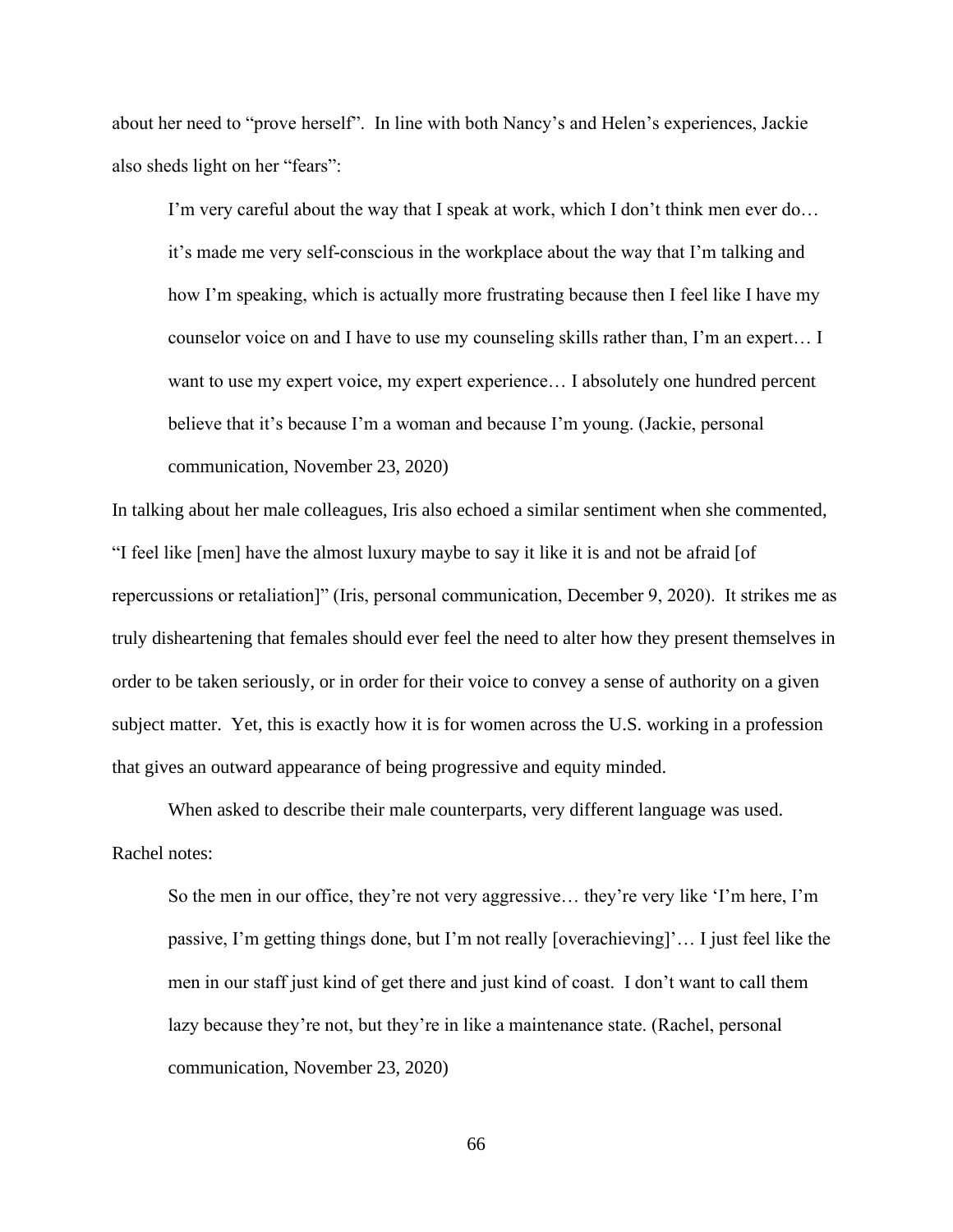about her need to "prove herself". In line with both Nancy's and Helen's experiences, Jackie also sheds light on her "fears":

> I'm very careful about the way that I speak at work, which I don't think men ever do… it's made me very self-conscious in the workplace about the way that I'm talking and how I'm speaking, which is actually more frustrating because then I feel like I have my counselor voice on and I have to use my counseling skills rather than, I'm an expert… I want to use my expert voice, my expert experience… I absolutely one hundred percent believe that it's because I'm a woman and because I'm young. (Jackie, personal communication, November 23, 2020)

In talking about her male colleagues, Iris also echoed a similar sentiment when she commented, "I feel like [men] have the almost luxury maybe to say it like it is and not be afraid [of repercussions or retaliation]" (Iris, personal communication, December 9, 2020). It strikes me as truly disheartening that females should ever feel the need to alter how they present themselves in order to be taken seriously, or in order for their voice to convey a sense of authority on a given subject matter. Yet, this is exactly how it is for women across the U.S. working in a profession that gives an outward appearance of being progressive and equity minded.

When asked to describe their male counterparts, very different language was used. Rachel notes:

> So the men in our office, they're not very aggressive… they're very like 'I'm here, I'm passive, I'm getting things done, but I'm not really [overachieving]'… I just feel like the men in our staff just kind of get there and just kind of coast. I don't want to call them lazy because they're not, but they're in like a maintenance state. (Rachel, personal communication, November 23, 2020)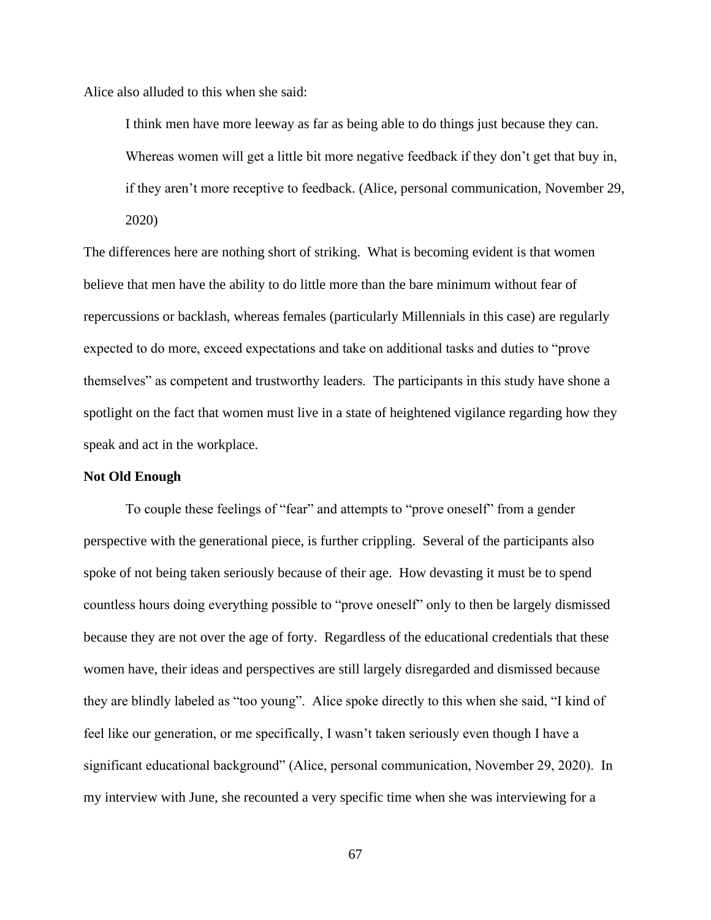Alice also alluded to this when she said:

> I think men have more leeway as far as being able to do things just because they can. Whereas women will get a little bit more negative feedback if they don't get that buy in, if they aren't more receptive to feedback. (Alice, personal communication, November 29, 2020)

The differences here are nothing short of striking. What is becoming evident is that women believe that men have the ability to do little more than the bare minimum without fear of repercussions or backlash, whereas females (particularly Millennials in this case) are regularly expected to do more, exceed expectations and take on additional tasks and duties to "prove themselves" as competent and trustworthy leaders. The participants in this study have shone a spotlight on the fact that women must live in a state of heightened vigilance regarding how they speak and act in the workplace.

**Not Old Enough**

To couple these feelings of "fear" and attempts to "prove oneself" from a gender perspective with the generational piece, is further crippling. Several of the participants also spoke of not being taken seriously because of their age. How devasting it must be to spend countless hours doing everything possible to "prove oneself" only to then be largely dismissed because they are not over the age of forty. Regardless of the educational credentials that these women have, their ideas and perspectives are still largely disregarded and dismissed because they are blindly labeled as "too young". Alice spoke directly to this when she said, "I kind of feel like our generation, or me specifically, I wasn't taken seriously even though I have a significant educational background" (Alice, personal communication, November 29, 2020). In my interview with June, she recounted a very specific time when she was interviewing for a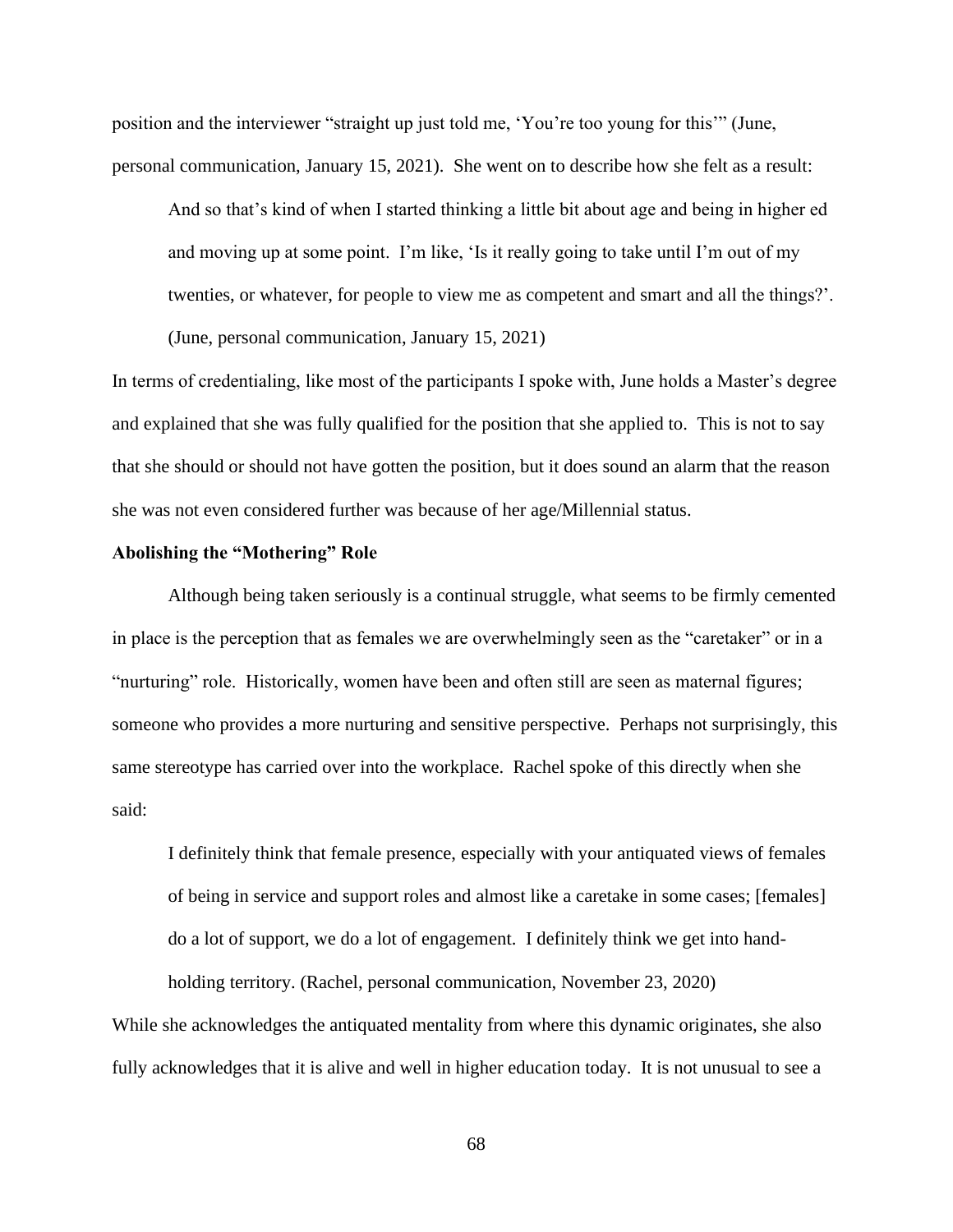position and the interviewer "straight up just told me, 'You're too young for this'" (June, personal communication, January 15, 2021). She went on to describe how she felt as a result:

> And so that's kind of when I started thinking a little bit about age and being in higher ed and moving up at some point. I'm like, 'Is it really going to take until I'm out of my twenties, or whatever, for people to view me as competent and smart and all the things?'. (June, personal communication, January 15, 2021)

In terms of credentialing, like most of the participants I spoke with, June holds a Master's degree and explained that she was fully qualified for the position that she applied to. This is not to say that she should or should not have gotten the position, but it does sound an alarm that the reason she was not even considered further was because of her age/Millennial status.

**Abolishing the "Mothering" Role**

Although being taken seriously is a continual struggle, what seems to be firmly cemented in place is the perception that as females we are overwhelmingly seen as the "caretaker" or in a "nurturing" role. Historically, women have been and often still are seen as maternal figures; someone who provides a more nurturing and sensitive perspective. Perhaps not surprisingly, this same stereotype has carried over into the workplace. Rachel spoke of this directly when she said:

> I definitely think that female presence, especially with your antiquated views of females of being in service and support roles and almost like a caretake in some cases; [females] do a lot of support, we do a lot of engagement. I definitely think we get into hand-holding territory. (Rachel, personal communication, November 23, 2020)

While she acknowledges the antiquated mentality from where this dynamic originates, she also fully acknowledges that it is alive and well in higher education today. It is not unusual to see a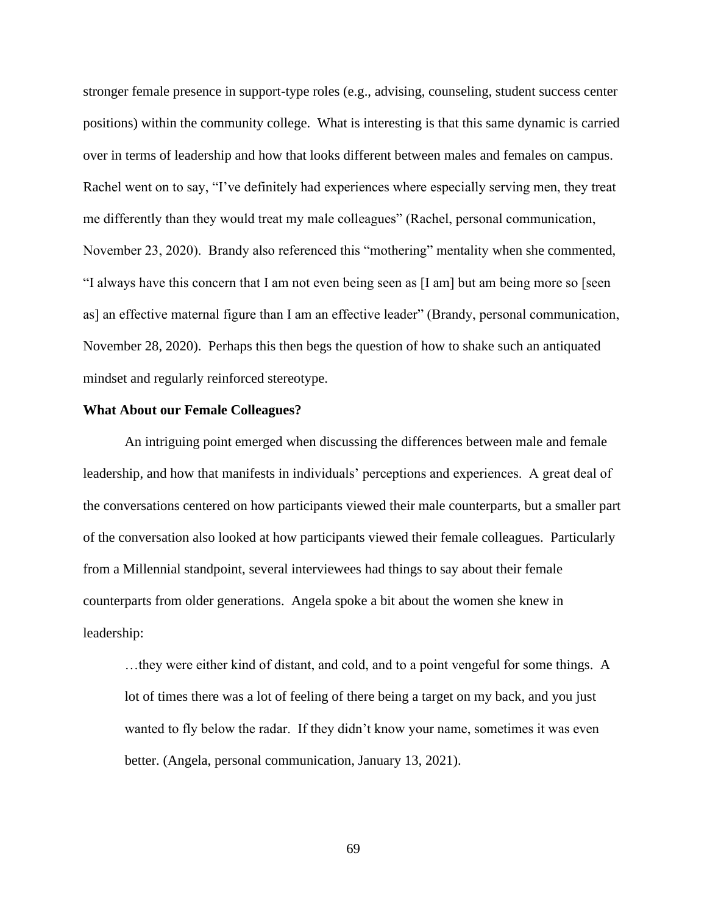stronger female presence in support-type roles (e.g., advising, counseling, student success center positions) within the community college. What is interesting is that this same dynamic is carried over in terms of leadership and how that looks different between males and females on campus. Rachel went on to say, "I've definitely had experiences where especially serving men, they treat me differently than they would treat my male colleagues" (Rachel, personal communication, November 23, 2020). Brandy also referenced this "mothering" mentality when she commented, "I always have this concern that I am not even being seen as [I am] but am being more so [seen as] an effective maternal figure than I am an effective leader" (Brandy, personal communication, November 28, 2020). Perhaps this then begs the question of how to shake such an antiquated mindset and regularly reinforced stereotype.

**What About our Female Colleagues?**

An intriguing point emerged when discussing the differences between male and female leadership, and how that manifests in individuals' perceptions and experiences. A great deal of the conversations centered on how participants viewed their male counterparts, but a smaller part of the conversation also looked at how participants viewed their female colleagues. Particularly from a Millennial standpoint, several interviewees had things to say about their female counterparts from older generations. Angela spoke a bit about the women she knew in leadership:

> …they were either kind of distant, and cold, and to a point vengeful for some things. A lot of times there was a lot of feeling of there being a target on my back, and you just wanted to fly below the radar. If they didn't know your name, sometimes it was even better. (Angela, personal communication, January 13, 2021).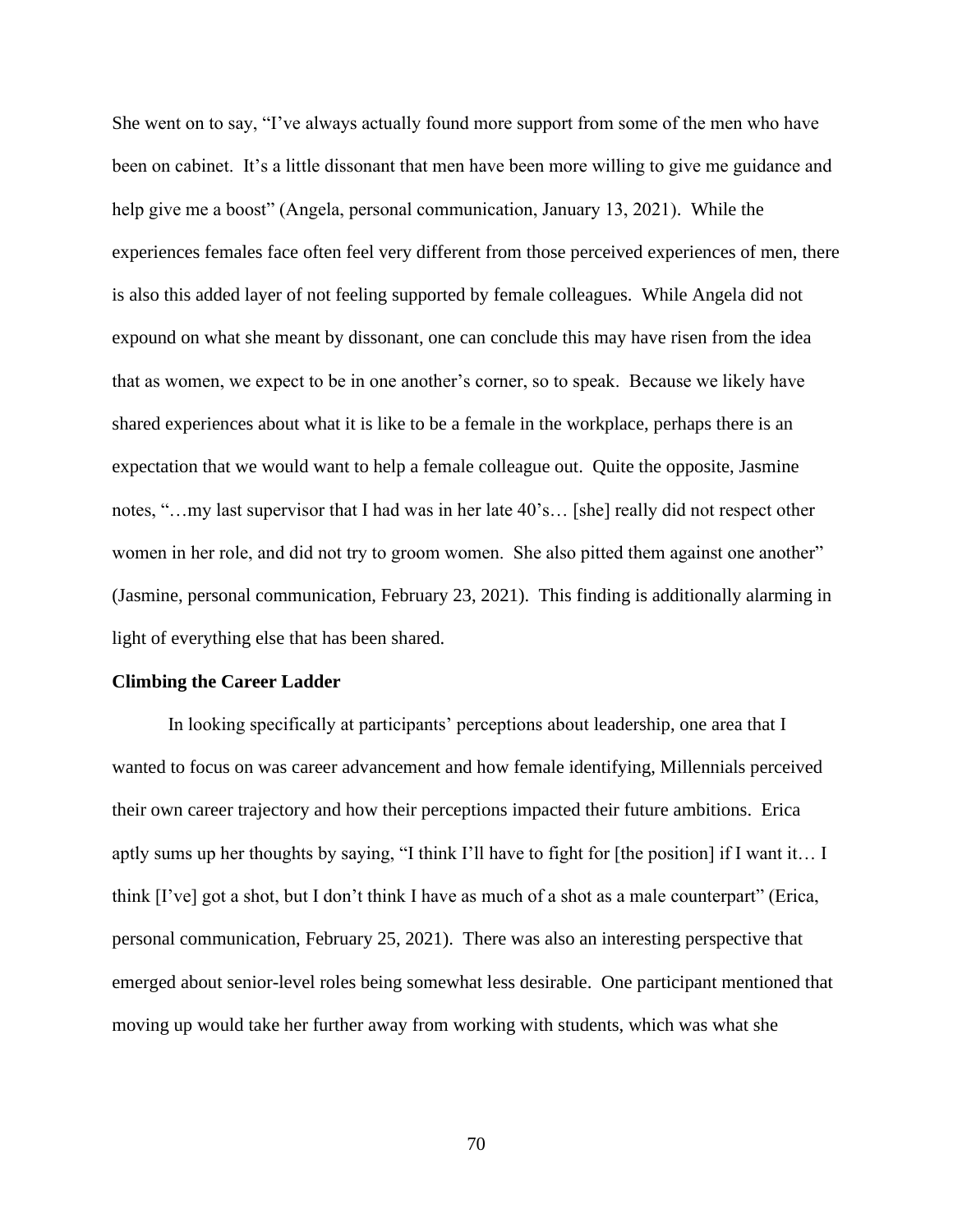She went on to say, “I’ve always actually found more support from some of the men who have been on cabinet. It’s a little dissonant that men have been more willing to give me guidance and help give me a boost” (Angela, personal communication, January 13, 2021). While the experiences females face often feel very different from those perceived experiences of men, there is also this added layer of not feeling supported by female colleagues. While Angela did not expound on what she meant by dissonant, one can conclude this may have risen from the idea that as women, we expect to be in one another’s corner, so to speak. Because we likely have shared experiences about what it is like to be a female in the workplace, perhaps there is an expectation that we would want to help a female colleague out. Quite the opposite, Jasmine notes, “…my last supervisor that I had was in her late 40’s… [she] really did not respect other women in her role, and did not try to groom women. She also pitted them against one another” (Jasmine, personal communication, February 23, 2021). This finding is additionally alarming in light of everything else that has been shared.

**Climbing the Career Ladder**

In looking specifically at participants’ perceptions about leadership, one area that I wanted to focus on was career advancement and how female identifying, Millennials perceived their own career trajectory and how their perceptions impacted their future ambitions. Erica aptly sums up her thoughts by saying, “I think I’ll have to fight for [the position] if I want it… I think [I’ve] got a shot, but I don’t think I have as much of a shot as a male counterpart” (Erica, personal communication, February 25, 2021). There was also an interesting perspective that emerged about senior-level roles being somewhat less desirable. One participant mentioned that moving up would take her further away from working with students, which was what she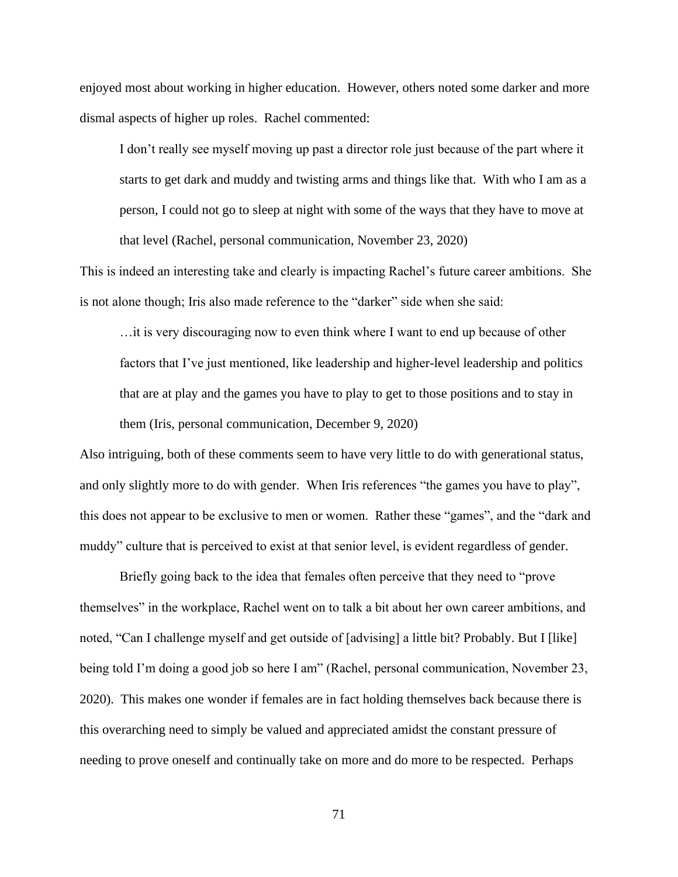enjoyed most about working in higher education. However, others noted some darker and more dismal aspects of higher up roles. Rachel commented:

> I don't really see myself moving up past a director role just because of the part where it starts to get dark and muddy and twisting arms and things like that. With who I am as a person, I could not go to sleep at night with some of the ways that they have to move at that level (Rachel, personal communication, November 23, 2020)

This is indeed an interesting take and clearly is impacting Rachel's future career ambitions. She is not alone though; Iris also made reference to the "darker" side when she said:

> …it is very discouraging now to even think where I want to end up because of other factors that I've just mentioned, like leadership and higher-level leadership and politics that are at play and the games you have to play to get to those positions and to stay in them (Iris, personal communication, December 9, 2020)

Also intriguing, both of these comments seem to have very little to do with generational status, and only slightly more to do with gender. When Iris references "the games you have to play", this does not appear to be exclusive to men or women. Rather these "games", and the "dark and muddy" culture that is perceived to exist at that senior level, is evident regardless of gender.

Briefly going back to the idea that females often perceive that they need to "prove themselves" in the workplace, Rachel went on to talk a bit about her own career ambitions, and noted, "Can I challenge myself and get outside of [advising] a little bit? Probably. But I [like] being told I'm doing a good job so here I am" (Rachel, personal communication, November 23, 2020). This makes one wonder if females are in fact holding themselves back because there is this overarching need to simply be valued and appreciated amidst the constant pressure of needing to prove oneself and continually take on more and do more to be respected. Perhaps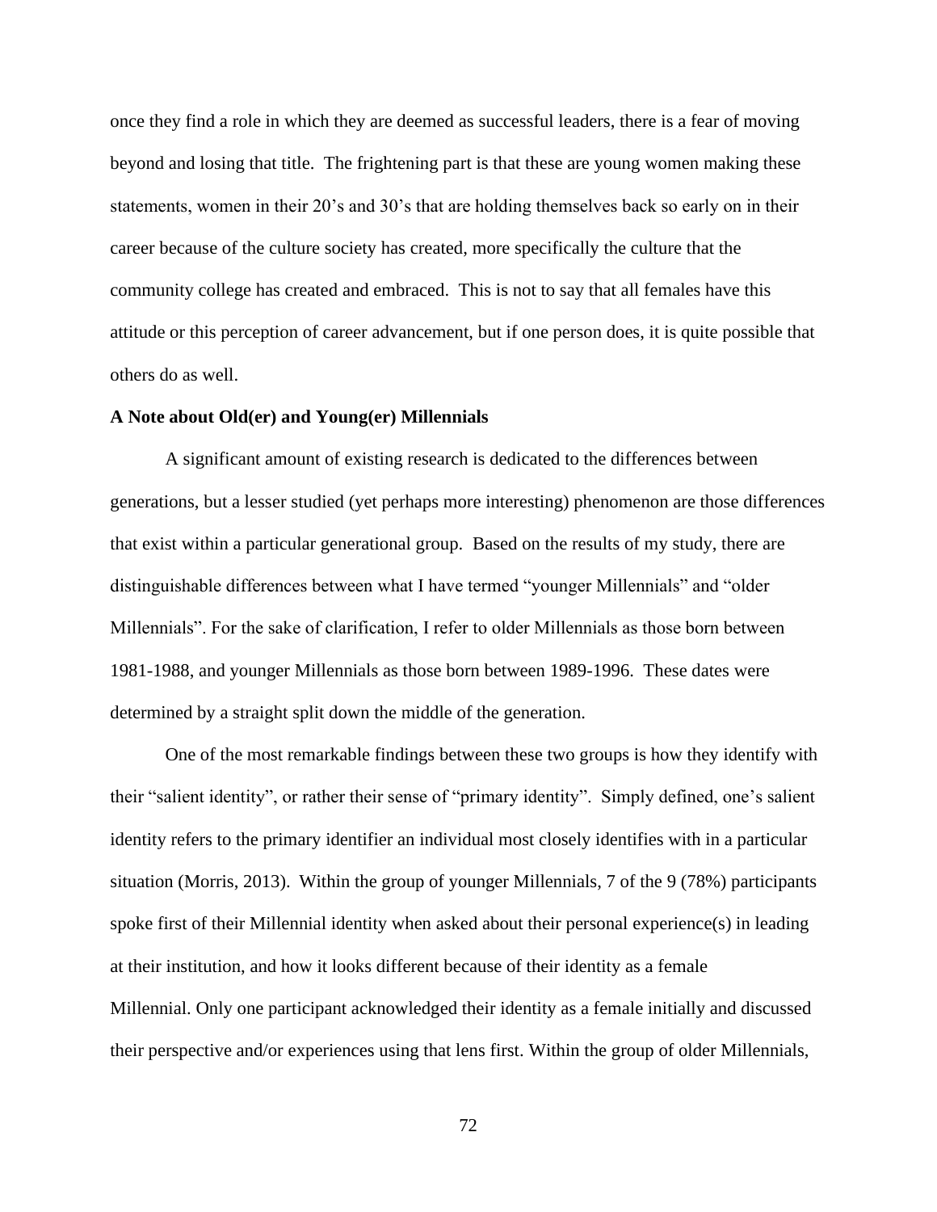once they find a role in which they are deemed as successful leaders, there is a fear of moving beyond and losing that title. The frightening part is that these are young women making these statements, women in their 20's and 30's that are holding themselves back so early on in their career because of the culture society has created, more specifically the culture that the community college has created and embraced. This is not to say that all females have this attitude or this perception of career advancement, but if one person does, it is quite possible that others do as well.

**A Note about Old(er) and Young(er) Millennials**

A significant amount of existing research is dedicated to the differences between generations, but a lesser studied (yet perhaps more interesting) phenomenon are those differences that exist within a particular generational group. Based on the results of my study, there are distinguishable differences between what I have termed "younger Millennials" and "older Millennials". For the sake of clarification, I refer to older Millennials as those born between 1981-1988, and younger Millennials as those born between 1989-1996. These dates were determined by a straight split down the middle of the generation.

One of the most remarkable findings between these two groups is how they identify with their "salient identity", or rather their sense of "primary identity". Simply defined, one's salient identity refers to the primary identifier an individual most closely identifies with in a particular situation (Morris, 2013). Within the group of younger Millennials, 7 of the 9 (78%) participants spoke first of their Millennial identity when asked about their personal experience(s) in leading at their institution, and how it looks different because of their identity as a female Millennial. Only one participant acknowledged their identity as a female initially and discussed their perspective and/or experiences using that lens first. Within the group of older Millennials,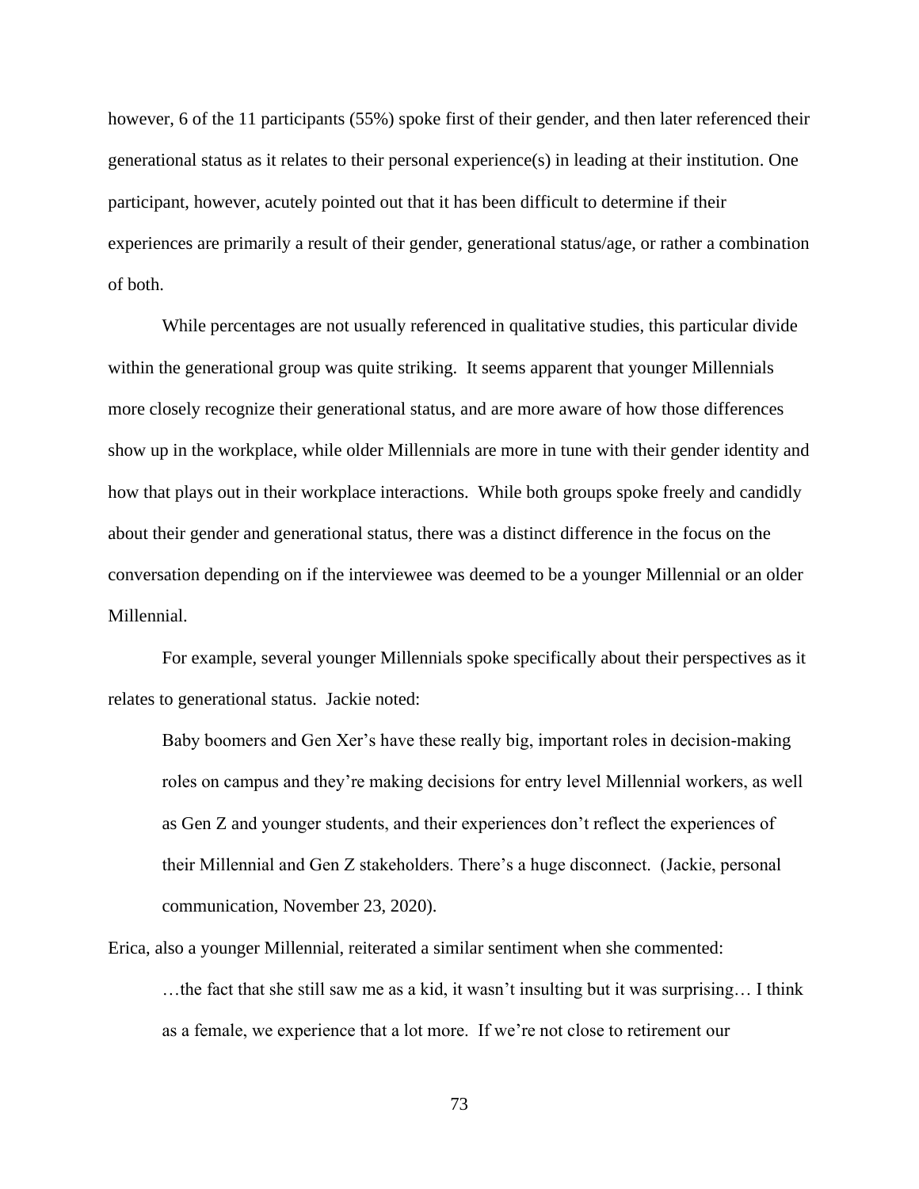however, 6 of the 11 participants (55%) spoke first of their gender, and then later referenced their generational status as it relates to their personal experience(s) in leading at their institution. One participant, however, acutely pointed out that it has been difficult to determine if their experiences are primarily a result of their gender, generational status/age, or rather a combination of both.

While percentages are not usually referenced in qualitative studies, this particular divide within the generational group was quite striking. It seems apparent that younger Millennials more closely recognize their generational status, and are more aware of how those differences show up in the workplace, while older Millennials are more in tune with their gender identity and how that plays out in their workplace interactions. While both groups spoke freely and candidly about their gender and generational status, there was a distinct difference in the focus on the conversation depending on if the interviewee was deemed to be a younger Millennial or an older Millennial.

For example, several younger Millennials spoke specifically about their perspectives as it relates to generational status. Jackie noted:

> Baby boomers and Gen Xer's have these really big, important roles in decision-making roles on campus and they're making decisions for entry level Millennial workers, as well as Gen Z and younger students, and their experiences don't reflect the experiences of their Millennial and Gen Z stakeholders. There's a huge disconnect. (Jackie, personal communication, November 23, 2020).

Erica, also a younger Millennial, reiterated a similar sentiment when she commented:

> …the fact that she still saw me as a kid, it wasn't insulting but it was surprising… I think as a female, we experience that a lot more. If we're not close to retirement our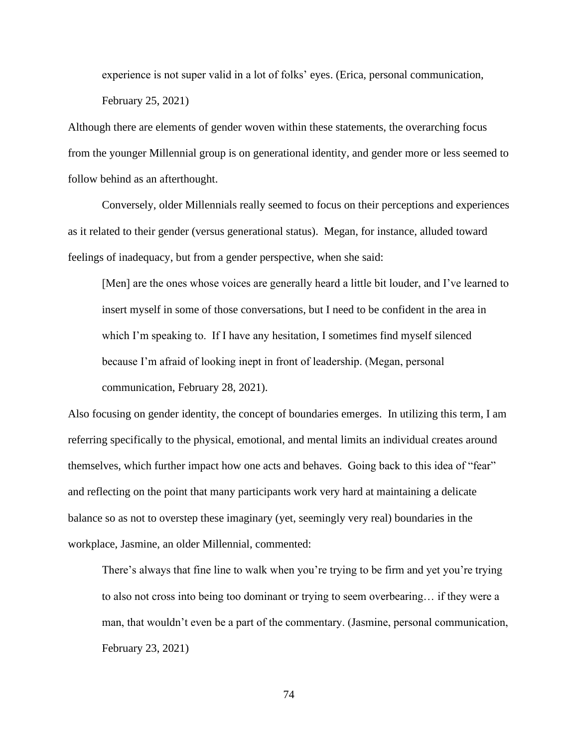> experience is not super valid in a lot of folks' eyes. (Erica, personal communication, February 25, 2021)

Although there are elements of gender woven within these statements, the overarching focus from the younger Millennial group is on generational identity, and gender more or less seemed to follow behind as an afterthought.

Conversely, older Millennials really seemed to focus on their perceptions and experiences as it related to their gender (versus generational status). Megan, for instance, alluded toward feelings of inadequacy, but from a gender perspective, when she said:

> [Men] are the ones whose voices are generally heard a little bit louder, and I've learned to insert myself in some of those conversations, but I need to be confident in the area in which I'm speaking to. If I have any hesitation, I sometimes find myself silenced because I'm afraid of looking inept in front of leadership. (Megan, personal communication, February 28, 2021).

Also focusing on gender identity, the concept of boundaries emerges. In utilizing this term, I am referring specifically to the physical, emotional, and mental limits an individual creates around themselves, which further impact how one acts and behaves. Going back to this idea of "fear" and reflecting on the point that many participants work very hard at maintaining a delicate balance so as not to overstep these imaginary (yet, seemingly very real) boundaries in the workplace, Jasmine, an older Millennial, commented:

> There's always that fine line to walk when you're trying to be firm and yet you're trying to also not cross into being too dominant or trying to seem overbearing… if they were a man, that wouldn't even be a part of the commentary. (Jasmine, personal communication, February 23, 2021)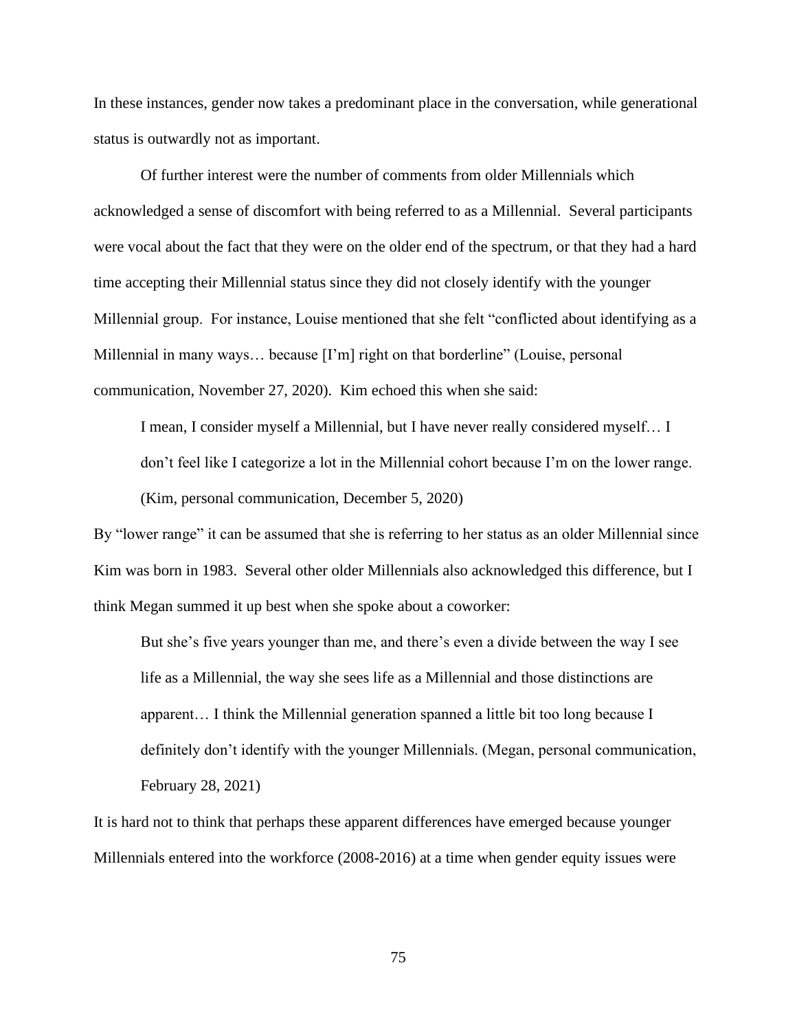In these instances, gender now takes a predominant place in the conversation, while generational status is outwardly not as important.

Of further interest were the number of comments from older Millennials which acknowledged a sense of discomfort with being referred to as a Millennial. Several participants were vocal about the fact that they were on the older end of the spectrum, or that they had a hard time accepting their Millennial status since they did not closely identify with the younger Millennial group. For instance, Louise mentioned that she felt "conflicted about identifying as a Millennial in many ways… because [I'm] right on that borderline" (Louise, personal communication, November 27, 2020). Kim echoed this when she said:

> I mean, I consider myself a Millennial, but I have never really considered myself… I don't feel like I categorize a lot in the Millennial cohort because I'm on the lower range. (Kim, personal communication, December 5, 2020)

By "lower range" it can be assumed that she is referring to her status as an older Millennial since Kim was born in 1983. Several other older Millennials also acknowledged this difference, but I think Megan summed it up best when she spoke about a coworker:

> But she's five years younger than me, and there's even a divide between the way I see life as a Millennial, the way she sees life as a Millennial and those distinctions are apparent… I think the Millennial generation spanned a little bit too long because I definitely don't identify with the younger Millennials. (Megan, personal communication, February 28, 2021)

It is hard not to think that perhaps these apparent differences have emerged because younger Millennials entered into the workforce (2008-2016) at a time when gender equity issues were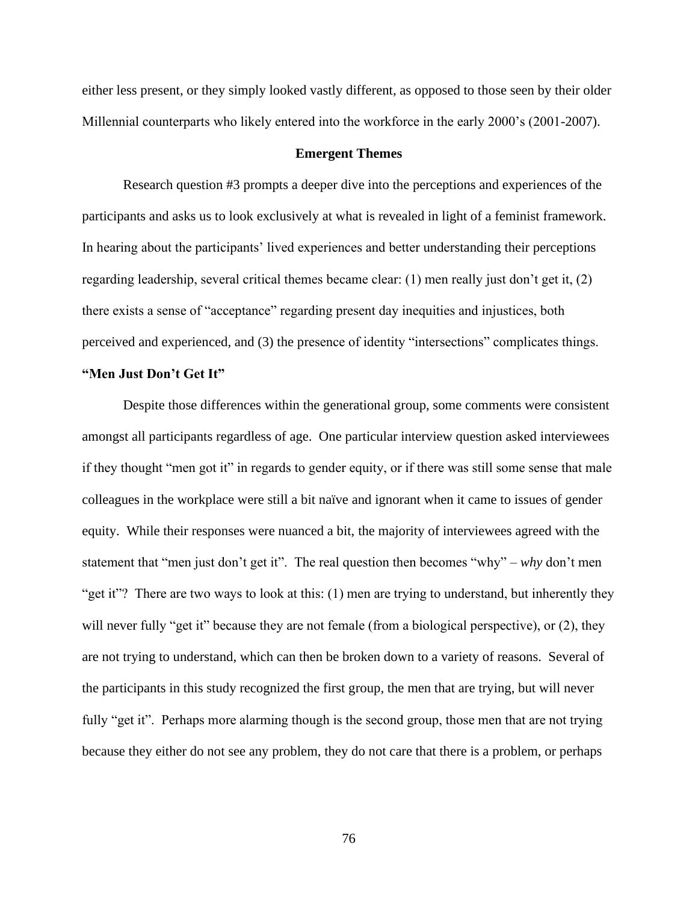either less present, or they simply looked vastly different, as opposed to those seen by their older Millennial counterparts who likely entered into the workforce in the early 2000's (2001-2007).

## Emergent Themes

Research question #3 prompts a deeper dive into the perceptions and experiences of the participants and asks us to look exclusively at what is revealed in light of a feminist framework. In hearing about the participants' lived experiences and better understanding their perceptions regarding leadership, several critical themes became clear: (1) men really just don't get it, (2) there exists a sense of "acceptance" regarding present day inequities and injustices, both perceived and experienced, and (3) the presence of identity "intersections" complicates things.

### "Men Just Don't Get It"

Despite those differences within the generational group, some comments were consistent amongst all participants regardless of age. One particular interview question asked interviewees if they thought "men got it" in regards to gender equity, or if there was still some sense that male colleagues in the workplace were still a bit naïve and ignorant when it came to issues of gender equity. While their responses were nuanced a bit, the majority of interviewees agreed with the statement that "men just don't get it". The real question then becomes "why" – *why* don't men "get it"? There are two ways to look at this: (1) men are trying to understand, but inherently they will never fully "get it" because they are not female (from a biological perspective), or (2), they are not trying to understand, which can then be broken down to a variety of reasons. Several of the participants in this study recognized the first group, the men that are trying, but will never fully "get it". Perhaps more alarming though is the second group, those men that are not trying because they either do not see any problem, they do not care that there is a problem, or perhaps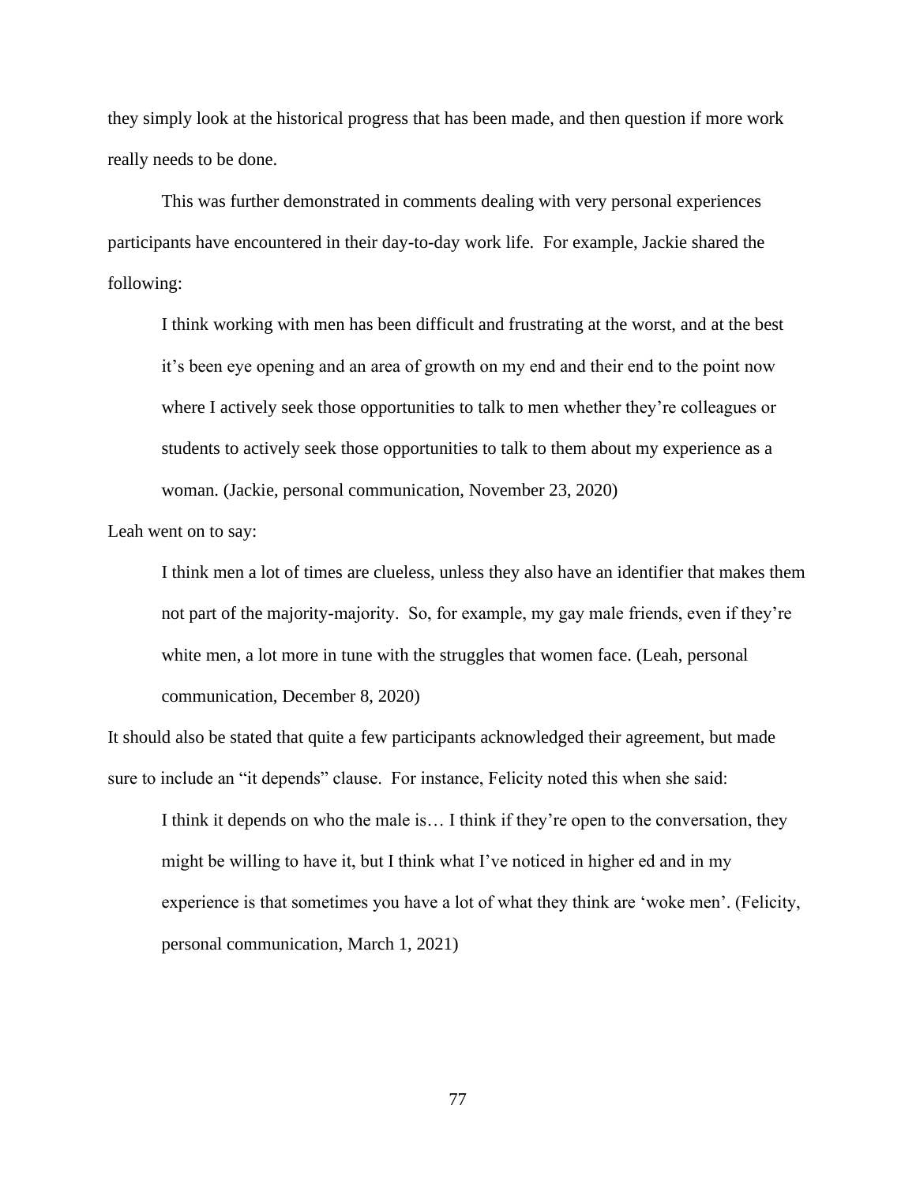they simply look at the historical progress that has been made, and then question if more work really needs to be done.

This was further demonstrated in comments dealing with very personal experiences participants have encountered in their day-to-day work life. For example, Jackie shared the following:

> I think working with men has been difficult and frustrating at the worst, and at the best it's been eye opening and an area of growth on my end and their end to the point now where I actively seek those opportunities to talk to men whether they're colleagues or students to actively seek those opportunities to talk to them about my experience as a woman. (Jackie, personal communication, November 23, 2020)

Leah went on to say:

> I think men a lot of times are clueless, unless they also have an identifier that makes them not part of the majority-majority. So, for example, my gay male friends, even if they're white men, a lot more in tune with the struggles that women face. (Leah, personal communication, December 8, 2020)

It should also be stated that quite a few participants acknowledged their agreement, but made sure to include an "it depends" clause. For instance, Felicity noted this when she said:

> I think it depends on who the male is… I think if they're open to the conversation, they might be willing to have it, but I think what I've noticed in higher ed and in my experience is that sometimes you have a lot of what they think are 'woke men'. (Felicity, personal communication, March 1, 2021)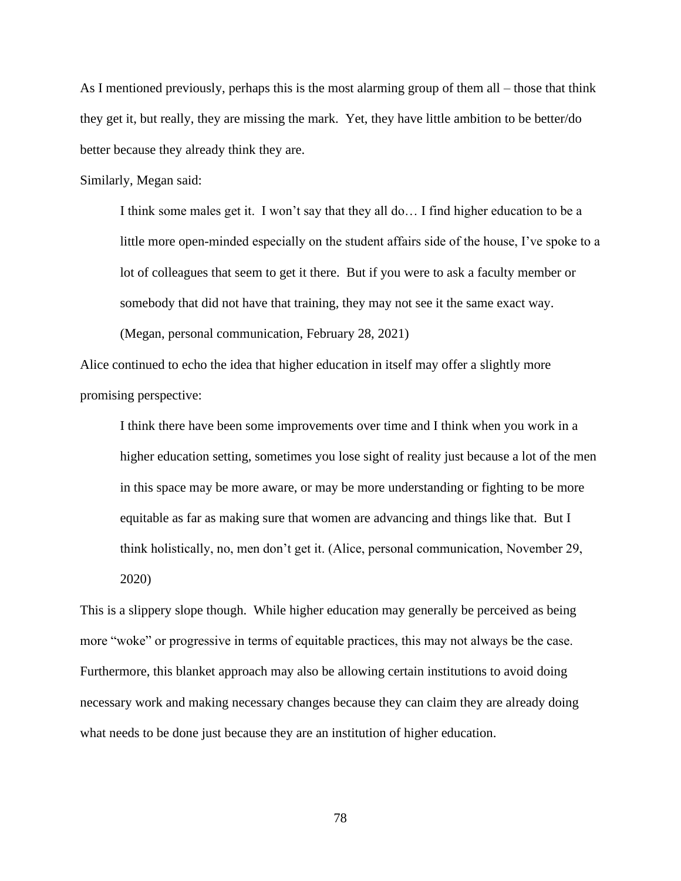As I mentioned previously, perhaps this is the most alarming group of them all – those that think they get it, but really, they are missing the mark. Yet, they have little ambition to be better/do better because they already think they are.

Similarly, Megan said:

> I think some males get it. I won't say that they all do… I find higher education to be a little more open-minded especially on the student affairs side of the house, I've spoke to a lot of colleagues that seem to get it there. But if you were to ask a faculty member or somebody that did not have that training, they may not see it the same exact way. (Megan, personal communication, February 28, 2021)

Alice continued to echo the idea that higher education in itself may offer a slightly more promising perspective:

> I think there have been some improvements over time and I think when you work in a higher education setting, sometimes you lose sight of reality just because a lot of the men in this space may be more aware, or may be more understanding or fighting to be more equitable as far as making sure that women are advancing and things like that. But I think holistically, no, men don't get it. (Alice, personal communication, November 29, 2020)

This is a slippery slope though. While higher education may generally be perceived as being more "woke" or progressive in terms of equitable practices, this may not always be the case. Furthermore, this blanket approach may also be allowing certain institutions to avoid doing necessary work and making necessary changes because they can claim they are already doing what needs to be done just because they are an institution of higher education.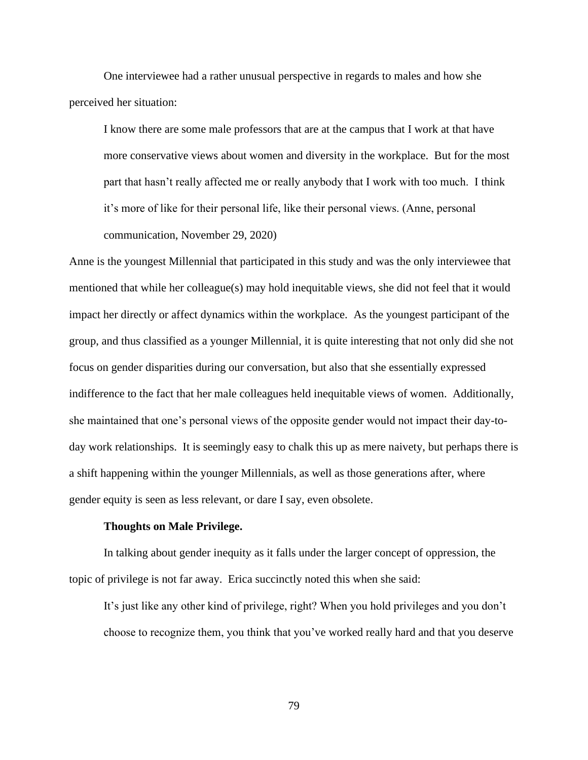One interviewee had a rather unusual perspective in regards to males and how she perceived her situation:

> I know there are some male professors that are at the campus that I work at that have more conservative views about women and diversity in the workplace. But for the most part that hasn't really affected me or really anybody that I work with too much. I think it's more of like for their personal life, like their personal views. (Anne, personal communication, November 29, 2020)

Anne is the youngest Millennial that participated in this study and was the only interviewee that mentioned that while her colleague(s) may hold inequitable views, she did not feel that it would impact her directly or affect dynamics within the workplace. As the youngest participant of the group, and thus classified as a younger Millennial, it is quite interesting that not only did she not focus on gender disparities during our conversation, but also that she essentially expressed indifference to the fact that her male colleagues held inequitable views of women. Additionally, she maintained that one's personal views of the opposite gender would not impact their day-to-day work relationships. It is seemingly easy to chalk this up as mere naivety, but perhaps there is a shift happening within the younger Millennials, as well as those generations after, where gender equity is seen as less relevant, or dare I say, even obsolete.

**Thoughts on Male Privilege.**

In talking about gender inequity as it falls under the larger concept of oppression, the topic of privilege is not far away. Erica succinctly noted this when she said:

> It's just like any other kind of privilege, right? When you hold privileges and you don't choose to recognize them, you think that you've worked really hard and that you deserve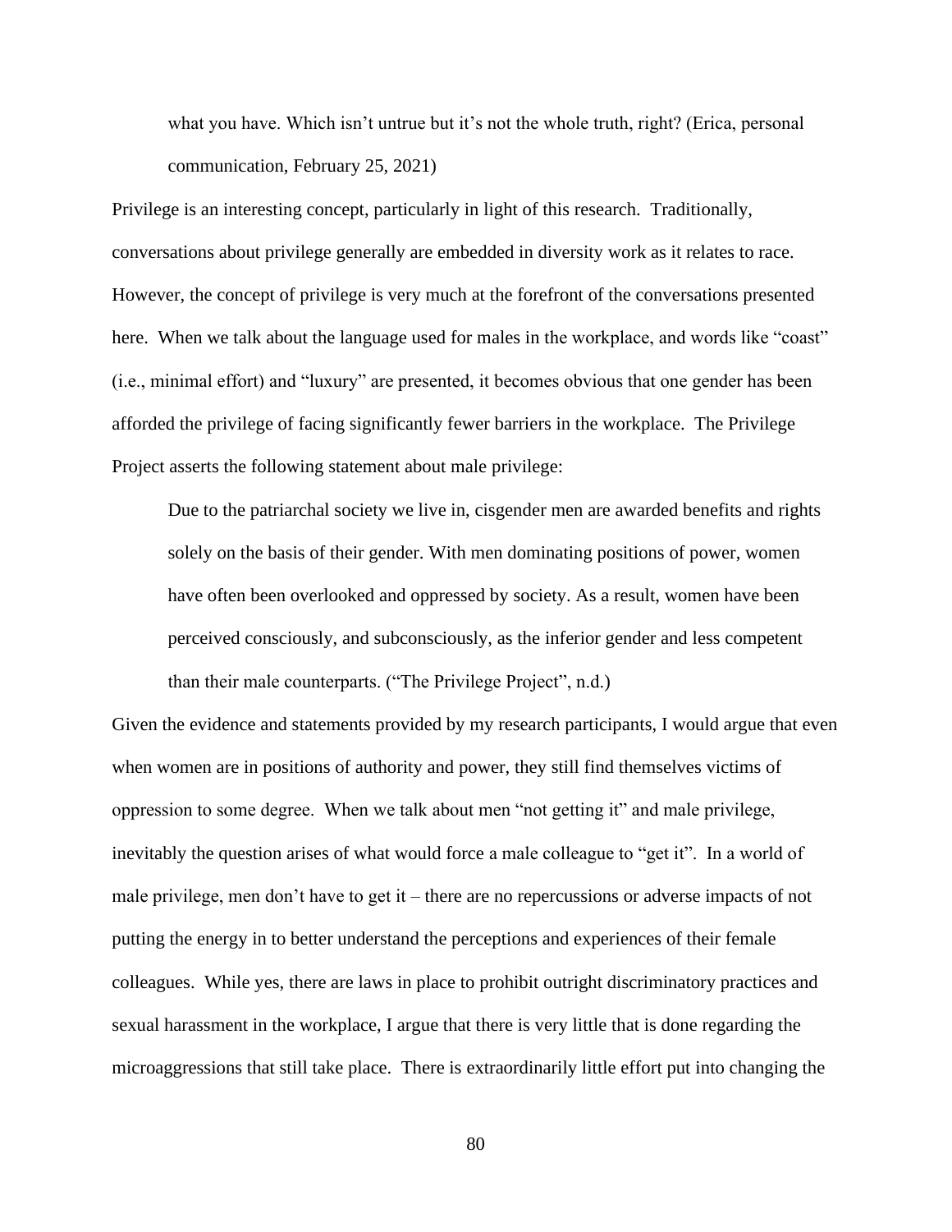> what you have. Which isn't untrue but it's not the whole truth, right? (Erica, personal communication, February 25, 2021)

Privilege is an interesting concept, particularly in light of this research. Traditionally, conversations about privilege generally are embedded in diversity work as it relates to race. However, the concept of privilege is very much at the forefront of the conversations presented here. When we talk about the language used for males in the workplace, and words like "coast" (i.e., minimal effort) and "luxury" are presented, it becomes obvious that one gender has been afforded the privilege of facing significantly fewer barriers in the workplace. The Privilege Project asserts the following statement about male privilege:

> Due to the patriarchal society we live in, cisgender men are awarded benefits and rights solely on the basis of their gender. With men dominating positions of power, women have often been overlooked and oppressed by society. As a result, women have been perceived consciously, and subconsciously, as the inferior gender and less competent than their male counterparts. ("The Privilege Project", n.d.)

Given the evidence and statements provided by my research participants, I would argue that even when women are in positions of authority and power, they still find themselves victims of oppression to some degree. When we talk about men "not getting it" and male privilege, inevitably the question arises of what would force a male colleague to "get it". In a world of male privilege, men don't have to get it – there are no repercussions or adverse impacts of not putting the energy in to better understand the perceptions and experiences of their female colleagues. While yes, there are laws in place to prohibit outright discriminatory practices and sexual harassment in the workplace, I argue that there is very little that is done regarding the microaggressions that still take place. There is extraordinarily little effort put into changing the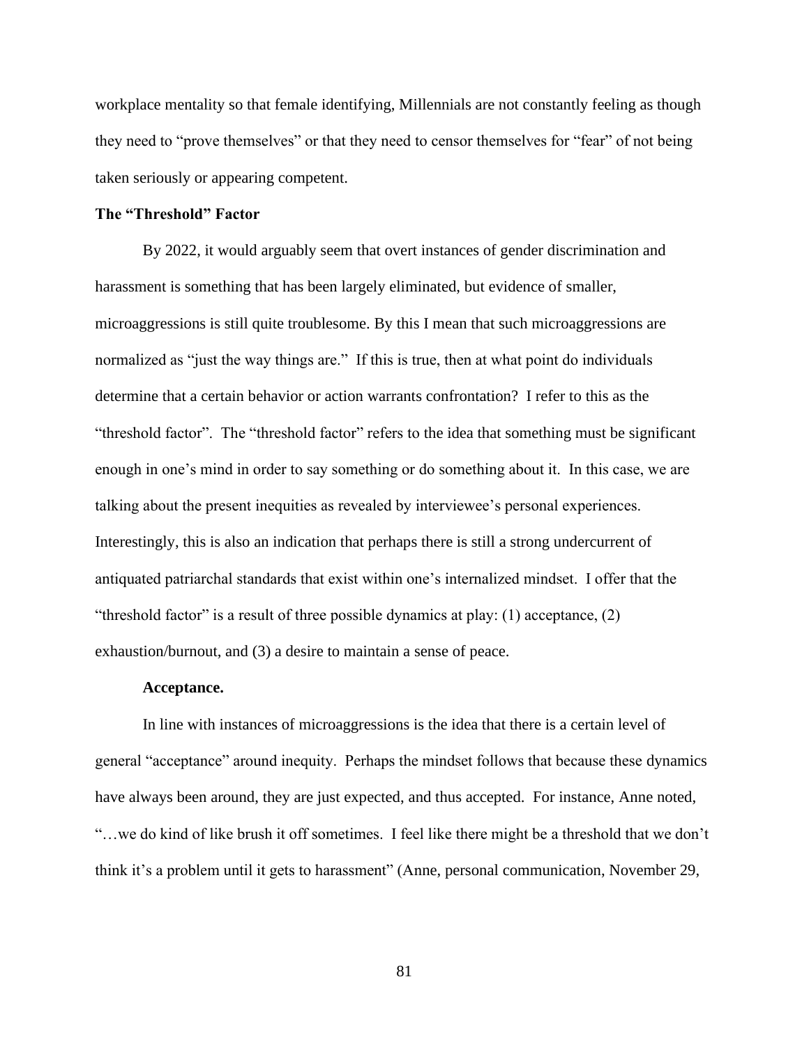workplace mentality so that female identifying, Millennials are not constantly feeling as though they need to "prove themselves" or that they need to censor themselves for "fear" of not being taken seriously or appearing competent.

### The "Threshold" Factor

By 2022, it would arguably seem that overt instances of gender discrimination and harassment is something that has been largely eliminated, but evidence of smaller, microaggressions is still quite troublesome. By this I mean that such microaggressions are normalized as "just the way things are." If this is true, then at what point do individuals determine that a certain behavior or action warrants confrontation? I refer to this as the "threshold factor". The "threshold factor" refers to the idea that something must be significant enough in one's mind in order to say something or do something about it. In this case, we are talking about the present inequities as revealed by interviewee's personal experiences. Interestingly, this is also an indication that perhaps there is still a strong undercurrent of antiquated patriarchal standards that exist within one's internalized mindset. I offer that the "threshold factor" is a result of three possible dynamics at play: (1) acceptance, (2) exhaustion/burnout, and (3) a desire to maintain a sense of peace.

#### Acceptance.

In line with instances of microaggressions is the idea that there is a certain level of general "acceptance" around inequity. Perhaps the mindset follows that because these dynamics have always been around, they are just expected, and thus accepted. For instance, Anne noted, "…we do kind of like brush it off sometimes. I feel like there might be a threshold that we don't think it's a problem until it gets to harassment" (Anne, personal communication, November 29,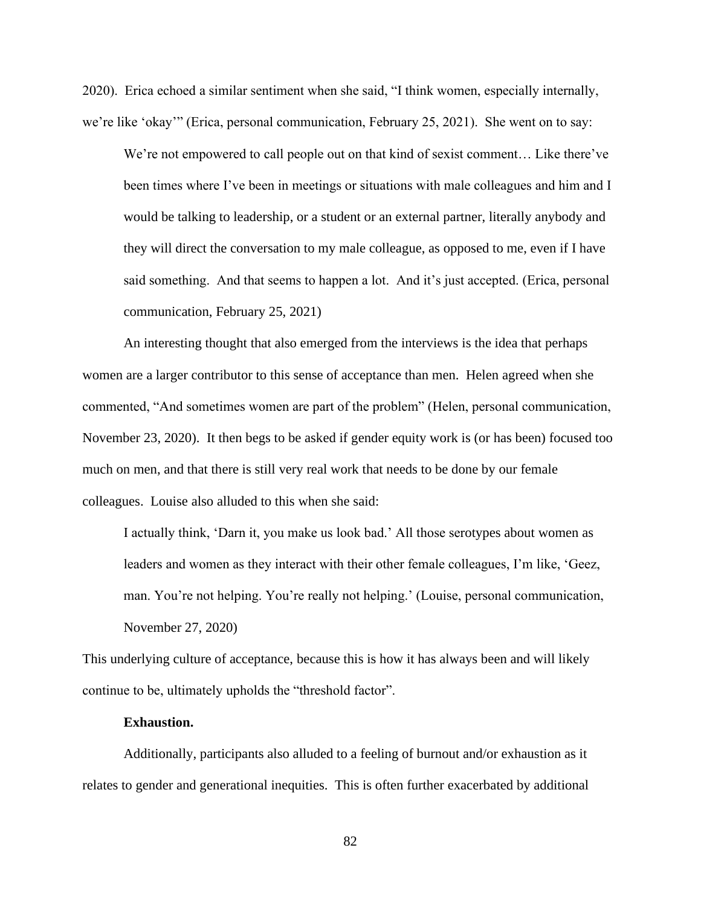2020). Erica echoed a similar sentiment when she said, "I think women, especially internally, we're like 'okay'" (Erica, personal communication, February 25, 2021). She went on to say:

> We're not empowered to call people out on that kind of sexist comment… Like there've been times where I've been in meetings or situations with male colleagues and him and I would be talking to leadership, or a student or an external partner, literally anybody and they will direct the conversation to my male colleague, as opposed to me, even if I have said something. And that seems to happen a lot. And it's just accepted. (Erica, personal communication, February 25, 2021)

An interesting thought that also emerged from the interviews is the idea that perhaps women are a larger contributor to this sense of acceptance than men. Helen agreed when she commented, "And sometimes women are part of the problem" (Helen, personal communication, November 23, 2020). It then begs to be asked if gender equity work is (or has been) focused too much on men, and that there is still very real work that needs to be done by our female colleagues. Louise also alluded to this when she said:

> I actually think, 'Darn it, you make us look bad.' All those serotypes about women as leaders and women as they interact with their other female colleagues, I'm like, 'Geez, man. You're not helping. You're really not helping.' (Louise, personal communication, November 27, 2020)

This underlying culture of acceptance, because this is how it has always been and will likely continue to be, ultimately upholds the "threshold factor".

**Exhaustion.**

Additionally, participants also alluded to a feeling of burnout and/or exhaustion as it relates to gender and generational inequities. This is often further exacerbated by additional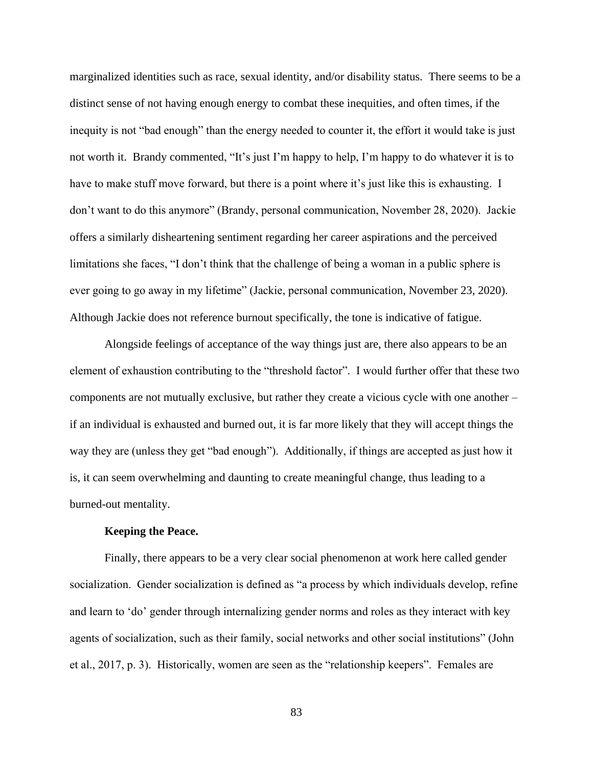marginalized identities such as race, sexual identity, and/or disability status. There seems to be a distinct sense of not having enough energy to combat these inequities, and often times, if the inequity is not "bad enough" than the energy needed to counter it, the effort it would take is just not worth it. Brandy commented, "It's just I'm happy to help, I'm happy to do whatever it is to have to make stuff move forward, but there is a point where it's just like this is exhausting. I don't want to do this anymore" (Brandy, personal communication, November 28, 2020). Jackie offers a similarly disheartening sentiment regarding her career aspirations and the perceived limitations she faces, "I don't think that the challenge of being a woman in a public sphere is ever going to go away in my lifetime" (Jackie, personal communication, November 23, 2020). Although Jackie does not reference burnout specifically, the tone is indicative of fatigue.

Alongside feelings of acceptance of the way things just are, there also appears to be an element of exhaustion contributing to the "threshold factor". I would further offer that these two components are not mutually exclusive, but rather they create a vicious cycle with one another – if an individual is exhausted and burned out, it is far more likely that they will accept things the way they are (unless they get "bad enough"). Additionally, if things are accepted as just how it is, it can seem overwhelming and daunting to create meaningful change, thus leading to a burned-out mentality.

**Keeping the Peace.**

Finally, there appears to be a very clear social phenomenon at work here called gender socialization. Gender socialization is defined as "a process by which individuals develop, refine and learn to 'do' gender through internalizing gender norms and roles as they interact with key agents of socialization, such as their family, social networks and other social institutions" (John et al., 2017, p. 3). Historically, women are seen as the "relationship keepers". Females are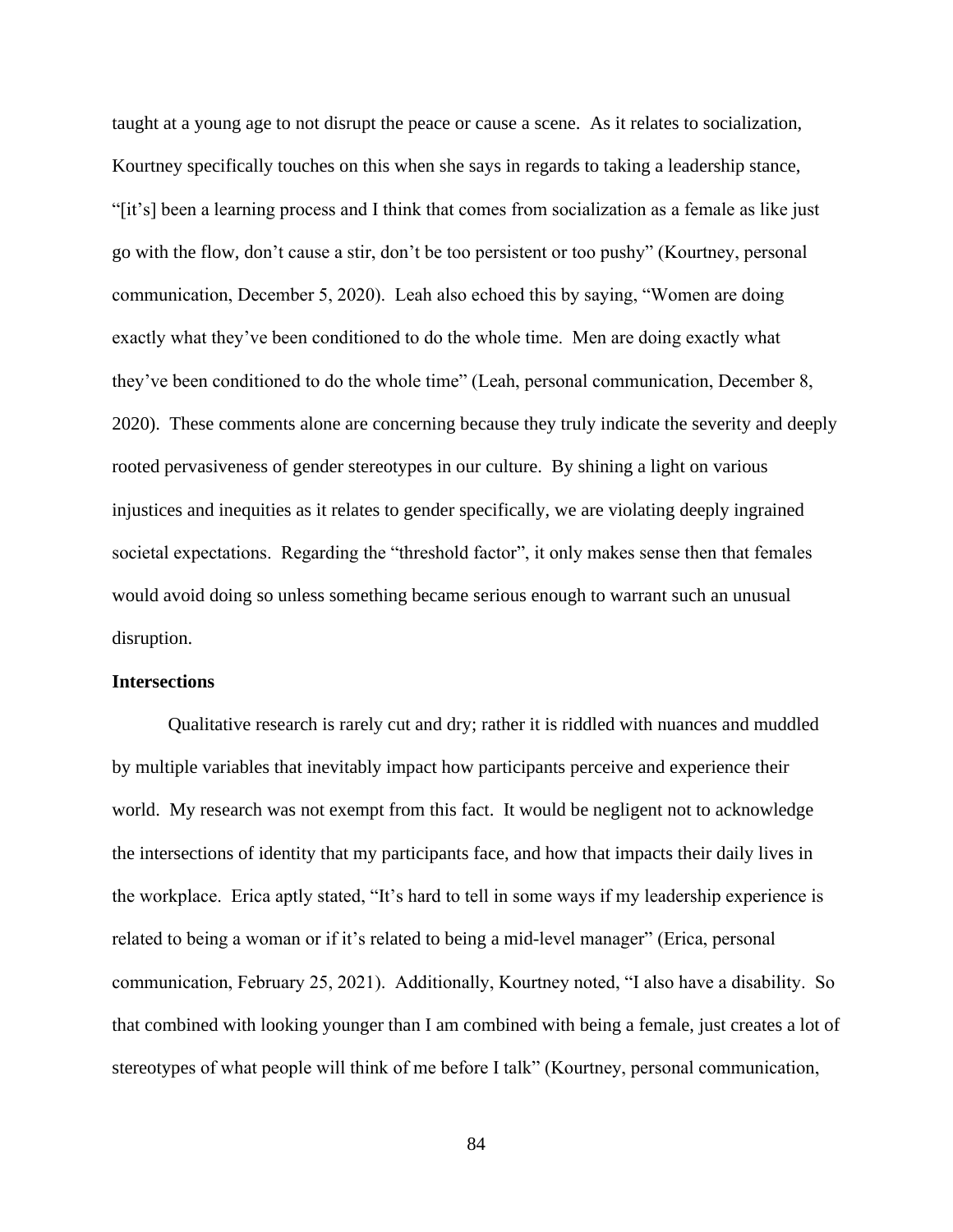taught at a young age to not disrupt the peace or cause a scene. As it relates to socialization, Kourtney specifically touches on this when she says in regards to taking a leadership stance, "[it's] been a learning process and I think that comes from socialization as a female as like just go with the flow, don't cause a stir, don't be too persistent or too pushy" (Kourtney, personal communication, December 5, 2020). Leah also echoed this by saying, "Women are doing exactly what they've been conditioned to do the whole time. Men are doing exactly what they've been conditioned to do the whole time" (Leah, personal communication, December 8, 2020). These comments alone are concerning because they truly indicate the severity and deeply rooted pervasiveness of gender stereotypes in our culture. By shining a light on various injustices and inequities as it relates to gender specifically, we are violating deeply ingrained societal expectations. Regarding the "threshold factor", it only makes sense then that females would avoid doing so unless something became serious enough to warrant such an unusual disruption.

**Intersections**

Qualitative research is rarely cut and dry; rather it is riddled with nuances and muddled by multiple variables that inevitably impact how participants perceive and experience their world. My research was not exempt from this fact. It would be negligent not to acknowledge the intersections of identity that my participants face, and how that impacts their daily lives in the workplace. Erica aptly stated, "It's hard to tell in some ways if my leadership experience is related to being a woman or if it's related to being a mid-level manager" (Erica, personal communication, February 25, 2021). Additionally, Kourtney noted, "I also have a disability. So that combined with looking younger than I am combined with being a female, just creates a lot of stereotypes of what people will think of me before I talk" (Kourtney, personal communication,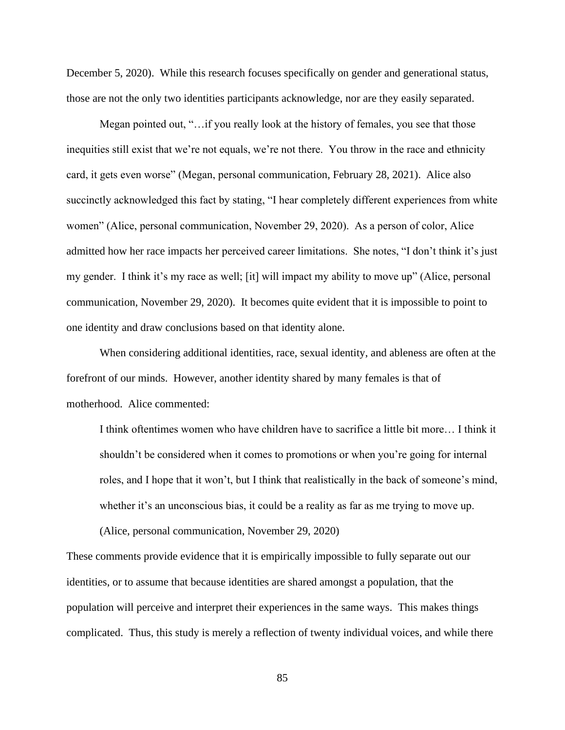December 5, 2020). While this research focuses specifically on gender and generational status, those are not the only two identities participants acknowledge, nor are they easily separated.

Megan pointed out, "…if you really look at the history of females, you see that those inequities still exist that we're not equals, we're not there. You throw in the race and ethnicity card, it gets even worse" (Megan, personal communication, February 28, 2021). Alice also succinctly acknowledged this fact by stating, "I hear completely different experiences from white women" (Alice, personal communication, November 29, 2020). As a person of color, Alice admitted how her race impacts her perceived career limitations. She notes, "I don't think it's just my gender. I think it's my race as well; [it] will impact my ability to move up" (Alice, personal communication, November 29, 2020). It becomes quite evident that it is impossible to point to one identity and draw conclusions based on that identity alone.

When considering additional identities, race, sexual identity, and ableness are often at the forefront of our minds. However, another identity shared by many females is that of motherhood. Alice commented:

> I think oftentimes women who have children have to sacrifice a little bit more… I think it shouldn't be considered when it comes to promotions or when you're going for internal roles, and I hope that it won't, but I think that realistically in the back of someone's mind, whether it's an unconscious bias, it could be a reality as far as me trying to move up. (Alice, personal communication, November 29, 2020)

These comments provide evidence that it is empirically impossible to fully separate out our identities, or to assume that because identities are shared amongst a population, that the population will perceive and interpret their experiences in the same ways. This makes things complicated. Thus, this study is merely a reflection of twenty individual voices, and while there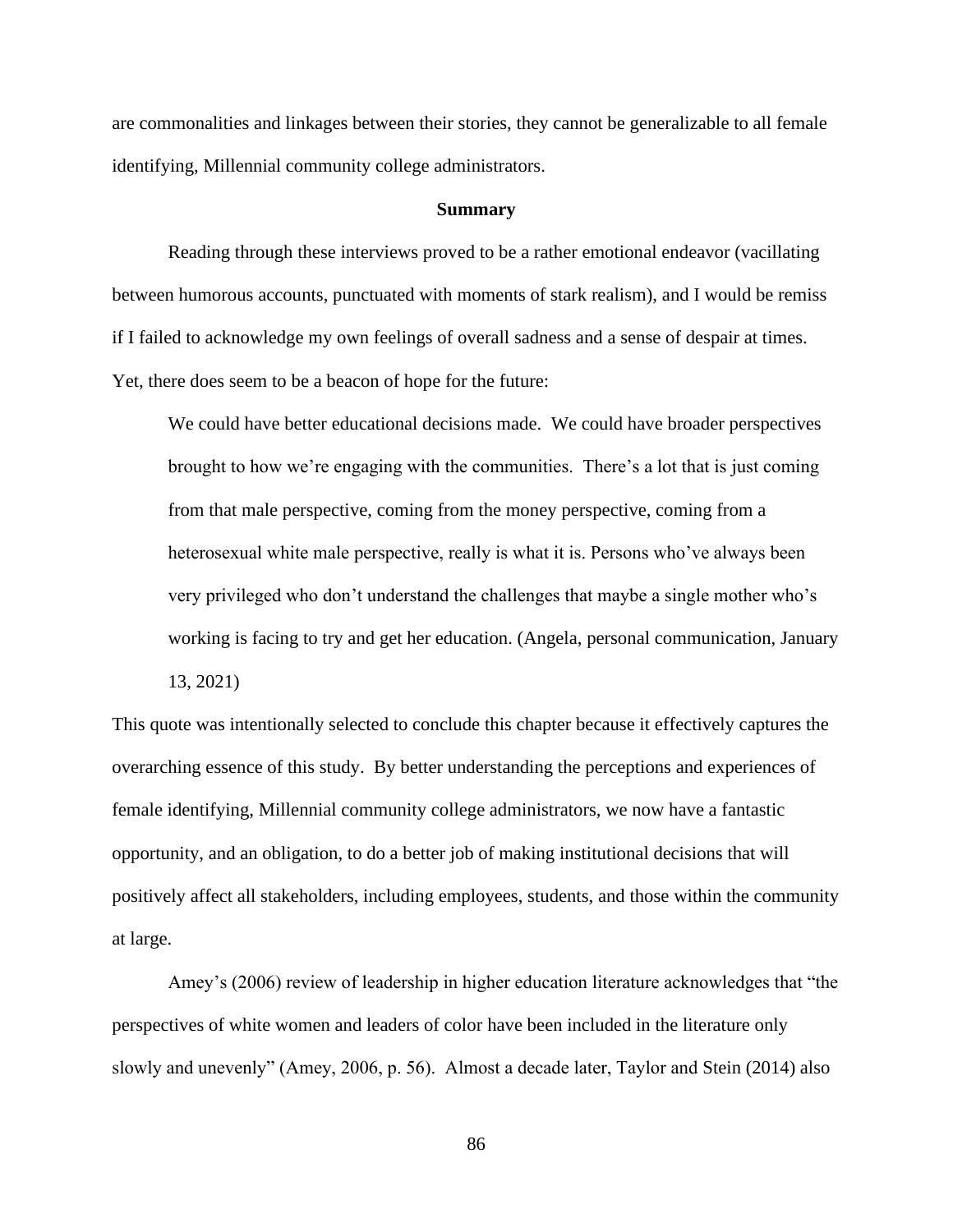are commonalities and linkages between their stories, they cannot be generalizable to all female identifying, Millennial community college administrators.

## Summary

Reading through these interviews proved to be a rather emotional endeavor (vacillating between humorous accounts, punctuated with moments of stark realism), and I would be remiss if I failed to acknowledge my own feelings of overall sadness and a sense of despair at times. Yet, there does seem to be a beacon of hope for the future:

> We could have better educational decisions made. We could have broader perspectives brought to how we're engaging with the communities. There's a lot that is just coming from that male perspective, coming from the money perspective, coming from a heterosexual white male perspective, really is what it is. Persons who've always been very privileged who don't understand the challenges that maybe a single mother who's working is facing to try and get her education. (Angela, personal communication, January 13, 2021)

This quote was intentionally selected to conclude this chapter because it effectively captures the overarching essence of this study. By better understanding the perceptions and experiences of female identifying, Millennial community college administrators, we now have a fantastic opportunity, and an obligation, to do a better job of making institutional decisions that will positively affect all stakeholders, including employees, students, and those within the community at large.

Amey's (2006) review of leadership in higher education literature acknowledges that "the perspectives of white women and leaders of color have been included in the literature only slowly and unevenly" (Amey, 2006, p. 56). Almost a decade later, Taylor and Stein (2014) also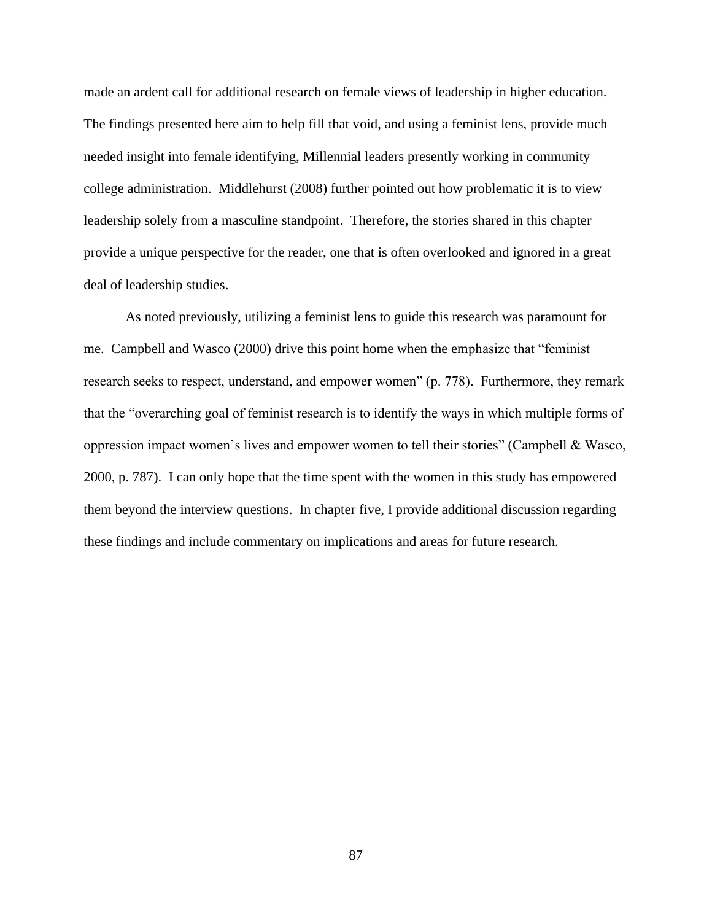made an ardent call for additional research on female views of leadership in higher education. The findings presented here aim to help fill that void, and using a feminist lens, provide much needed insight into female identifying, Millennial leaders presently working in community college administration. Middlehurst (2008) further pointed out how problematic it is to view leadership solely from a masculine standpoint. Therefore, the stories shared in this chapter provide a unique perspective for the reader, one that is often overlooked and ignored in a great deal of leadership studies.

As noted previously, utilizing a feminist lens to guide this research was paramount for me. Campbell and Wasco (2000) drive this point home when the emphasize that "feminist research seeks to respect, understand, and empower women" (p. 778). Furthermore, they remark that the "overarching goal of feminist research is to identify the ways in which multiple forms of oppression impact women's lives and empower women to tell their stories" (Campbell & Wasco, 2000, p. 787). I can only hope that the time spent with the women in this study has empowered them beyond the interview questions. In chapter five, I provide additional discussion regarding these findings and include commentary on implications and areas for future research.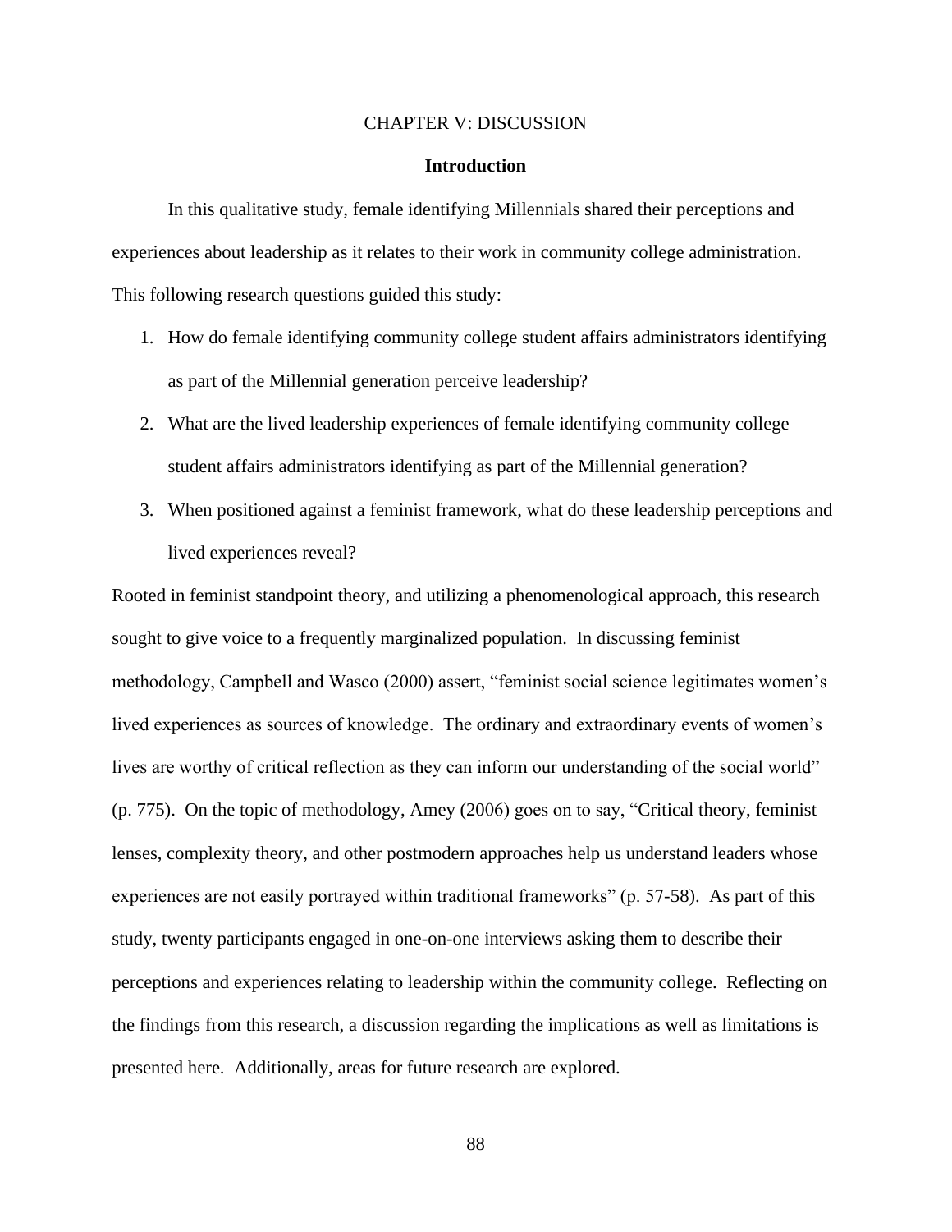# CHAPTER V: DISCUSSION

## Introduction

In this qualitative study, female identifying Millennials shared their perceptions and experiences about leadership as it relates to their work in community college administration. This following research questions guided this study:

1. How do female identifying community college student affairs administrators identifying as part of the Millennial generation perceive leadership?
2. What are the lived leadership experiences of female identifying community college student affairs administrators identifying as part of the Millennial generation?
3. When positioned against a feminist framework, what do these leadership perceptions and lived experiences reveal?

Rooted in feminist standpoint theory, and utilizing a phenomenological approach, this research sought to give voice to a frequently marginalized population. In discussing feminist methodology, Campbell and Wasco (2000) assert, "feminist social science legitimates women's lived experiences as sources of knowledge. The ordinary and extraordinary events of women's lives are worthy of critical reflection as they can inform our understanding of the social world" (p. 775). On the topic of methodology, Amey (2006) goes on to say, "Critical theory, feminist lenses, complexity theory, and other postmodern approaches help us understand leaders whose experiences are not easily portrayed within traditional frameworks" (p. 57-58). As part of this study, twenty participants engaged in one-on-one interviews asking them to describe their perceptions and experiences relating to leadership within the community college. Reflecting on the findings from this research, a discussion regarding the implications as well as limitations is presented here. Additionally, areas for future research are explored.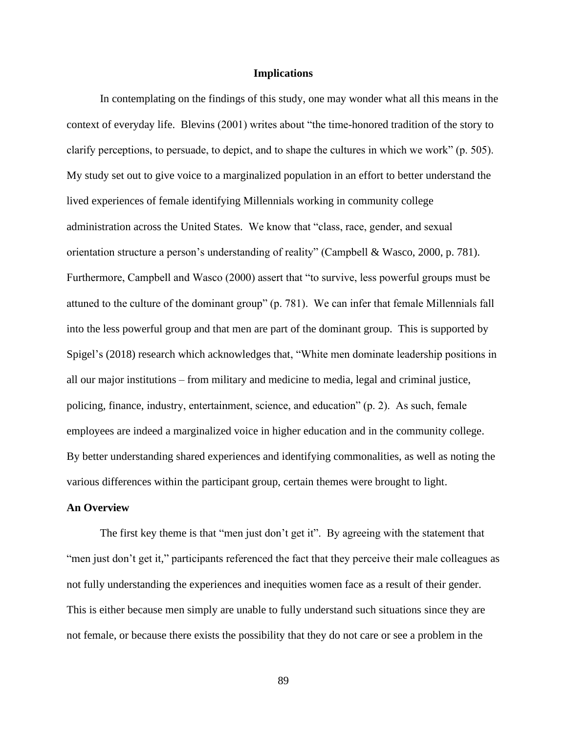## Implications

In contemplating on the findings of this study, one may wonder what all this means in the context of everyday life. Blevins (2001) writes about "the time-honored tradition of the story to clarify perceptions, to persuade, to depict, and to shape the cultures in which we work" (p. 505). My study set out to give voice to a marginalized population in an effort to better understand the lived experiences of female identifying Millennials working in community college administration across the United States. We know that "class, race, gender, and sexual orientation structure a person's understanding of reality" (Campbell & Wasco, 2000, p. 781). Furthermore, Campbell and Wasco (2000) assert that "to survive, less powerful groups must be attuned to the culture of the dominant group" (p. 781). We can infer that female Millennials fall into the less powerful group and that men are part of the dominant group. This is supported by Spigel's (2018) research which acknowledges that, "White men dominate leadership positions in all our major institutions – from military and medicine to media, legal and criminal justice, policing, finance, industry, entertainment, science, and education" (p. 2). As such, female employees are indeed a marginalized voice in higher education and in the community college. By better understanding shared experiences and identifying commonalities, as well as noting the various differences within the participant group, certain themes were brought to light.

### An Overview

The first key theme is that "men just don't get it". By agreeing with the statement that "men just don't get it," participants referenced the fact that they perceive their male colleagues as not fully understanding the experiences and inequities women face as a result of their gender. This is either because men simply are unable to fully understand such situations since they are not female, or because there exists the possibility that they do not care or see a problem in the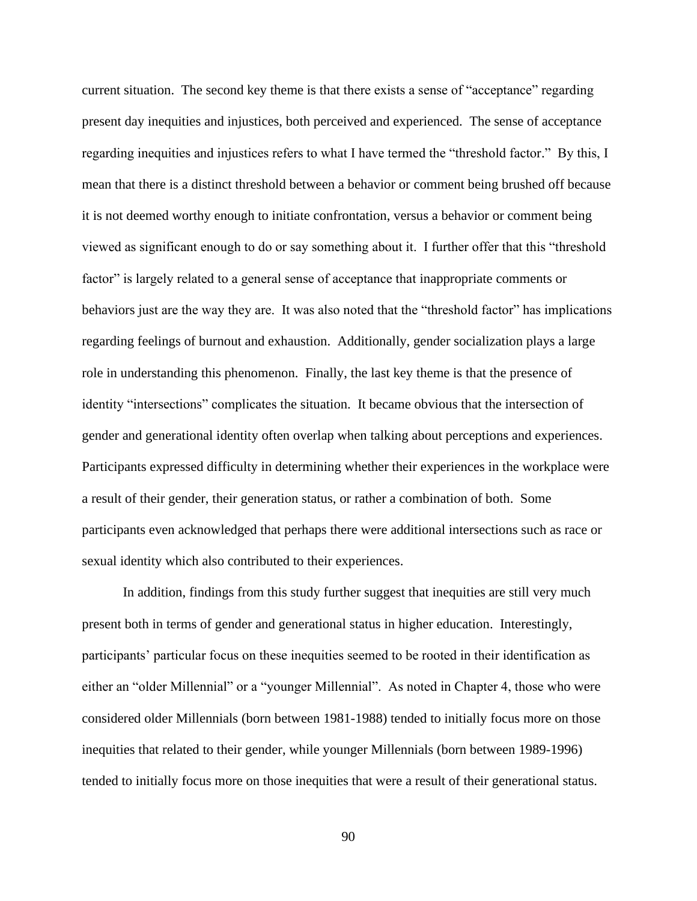current situation. The second key theme is that there exists a sense of "acceptance" regarding present day inequities and injustices, both perceived and experienced. The sense of acceptance regarding inequities and injustices refers to what I have termed the "threshold factor." By this, I mean that there is a distinct threshold between a behavior or comment being brushed off because it is not deemed worthy enough to initiate confrontation, versus a behavior or comment being viewed as significant enough to do or say something about it. I further offer that this "threshold factor" is largely related to a general sense of acceptance that inappropriate comments or behaviors just are the way they are. It was also noted that the "threshold factor" has implications regarding feelings of burnout and exhaustion. Additionally, gender socialization plays a large role in understanding this phenomenon. Finally, the last key theme is that the presence of identity "intersections" complicates the situation. It became obvious that the intersection of gender and generational identity often overlap when talking about perceptions and experiences. Participants expressed difficulty in determining whether their experiences in the workplace were a result of their gender, their generation status, or rather a combination of both. Some participants even acknowledged that perhaps there were additional intersections such as race or sexual identity which also contributed to their experiences.

In addition, findings from this study further suggest that inequities are still very much present both in terms of gender and generational status in higher education. Interestingly, participants' particular focus on these inequities seemed to be rooted in their identification as either an "older Millennial" or a "younger Millennial". As noted in Chapter 4, those who were considered older Millennials (born between 1981-1988) tended to initially focus more on those inequities that related to their gender, while younger Millennials (born between 1989-1996) tended to initially focus more on those inequities that were a result of their generational status.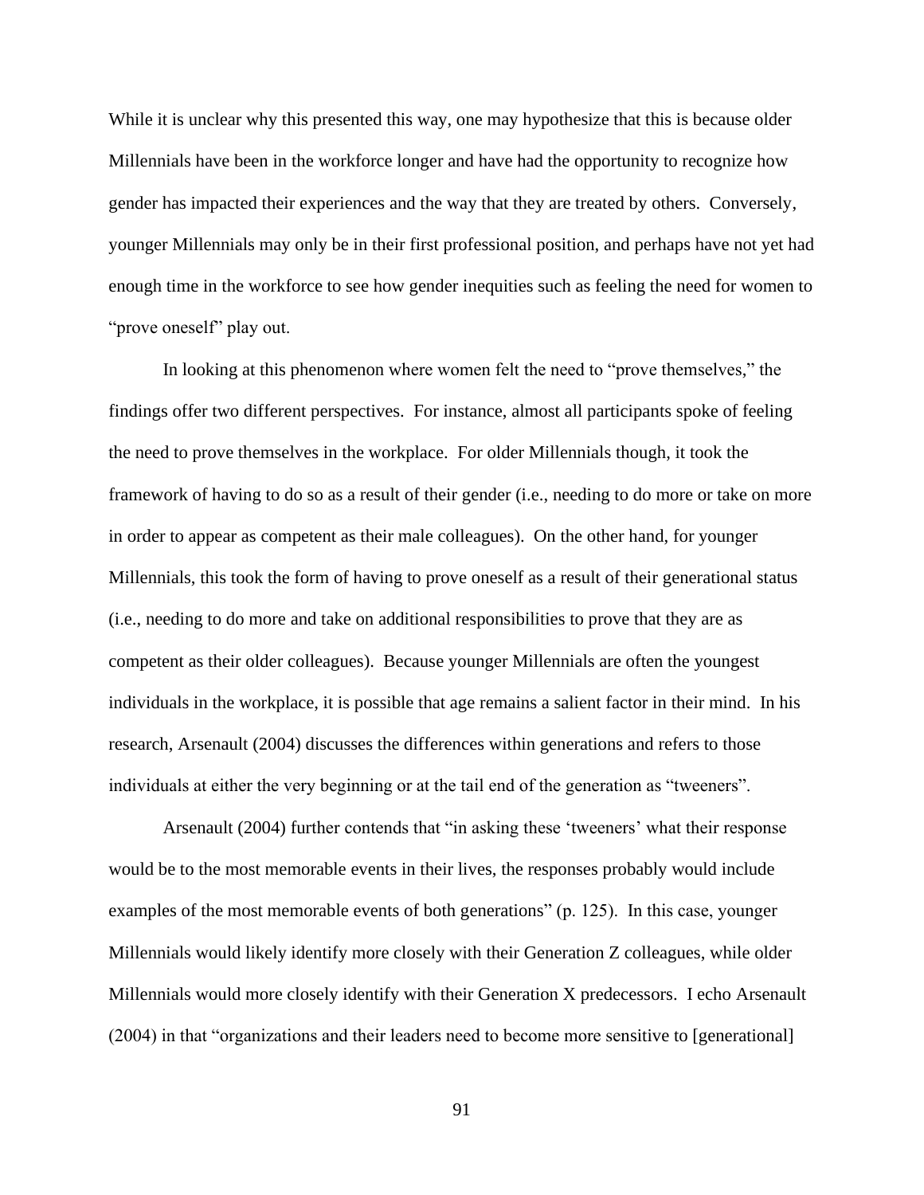While it is unclear why this presented this way, one may hypothesize that this is because older Millennials have been in the workforce longer and have had the opportunity to recognize how gender has impacted their experiences and the way that they are treated by others. Conversely, younger Millennials may only be in their first professional position, and perhaps have not yet had enough time in the workforce to see how gender inequities such as feeling the need for women to "prove oneself" play out.

In looking at this phenomenon where women felt the need to "prove themselves," the findings offer two different perspectives. For instance, almost all participants spoke of feeling the need to prove themselves in the workplace. For older Millennials though, it took the framework of having to do so as a result of their gender (i.e., needing to do more or take on more in order to appear as competent as their male colleagues). On the other hand, for younger Millennials, this took the form of having to prove oneself as a result of their generational status (i.e., needing to do more and take on additional responsibilities to prove that they are as competent as their older colleagues). Because younger Millennials are often the youngest individuals in the workplace, it is possible that age remains a salient factor in their mind. In his research, Arsenault (2004) discusses the differences within generations and refers to those individuals at either the very beginning or at the tail end of the generation as "tweeners".

Arsenault (2004) further contends that "in asking these 'tweeners' what their response would be to the most memorable events in their lives, the responses probably would include examples of the most memorable events of both generations" (p. 125). In this case, younger Millennials would likely identify more closely with their Generation Z colleagues, while older Millennials would more closely identify with their Generation X predecessors. I echo Arsenault (2004) in that "organizations and their leaders need to become more sensitive to [generational]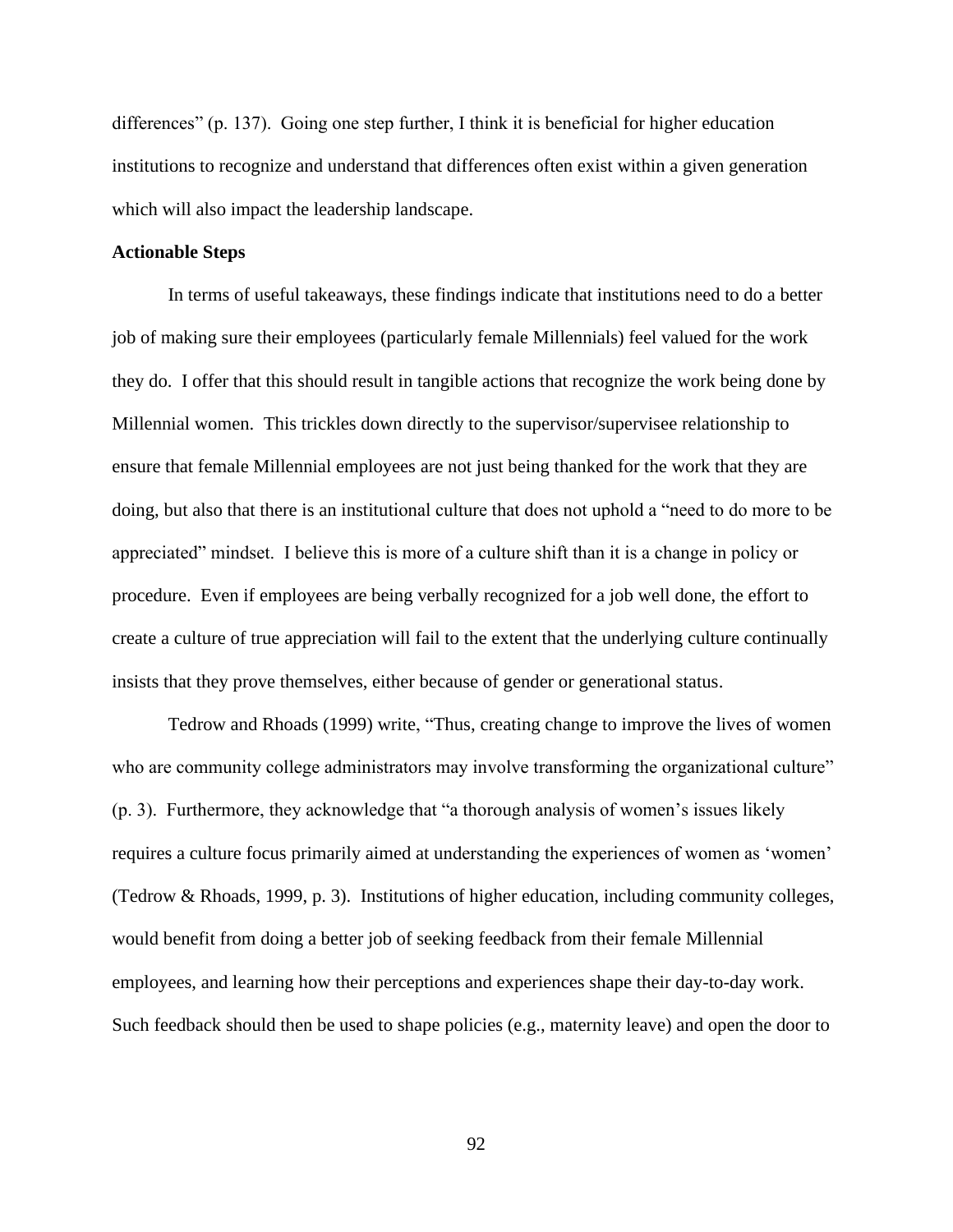differences" (p. 137). Going one step further, I think it is beneficial for higher education institutions to recognize and understand that differences often exist within a given generation which will also impact the leadership landscape.

**Actionable Steps**

In terms of useful takeaways, these findings indicate that institutions need to do a better job of making sure their employees (particularly female Millennials) feel valued for the work they do. I offer that this should result in tangible actions that recognize the work being done by Millennial women. This trickles down directly to the supervisor/supervisee relationship to ensure that female Millennial employees are not just being thanked for the work that they are doing, but also that there is an institutional culture that does not uphold a "need to do more to be appreciated" mindset. I believe this is more of a culture shift than it is a change in policy or procedure. Even if employees are being verbally recognized for a job well done, the effort to create a culture of true appreciation will fail to the extent that the underlying culture continually insists that they prove themselves, either because of gender or generational status.

Tedrow and Rhoads (1999) write, "Thus, creating change to improve the lives of women who are community college administrators may involve transforming the organizational culture" (p. 3). Furthermore, they acknowledge that "a thorough analysis of women's issues likely requires a culture focus primarily aimed at understanding the experiences of women as 'women' (Tedrow & Rhoads, 1999, p. 3). Institutions of higher education, including community colleges, would benefit from doing a better job of seeking feedback from their female Millennial employees, and learning how their perceptions and experiences shape their day-to-day work. Such feedback should then be used to shape policies (e.g., maternity leave) and open the door to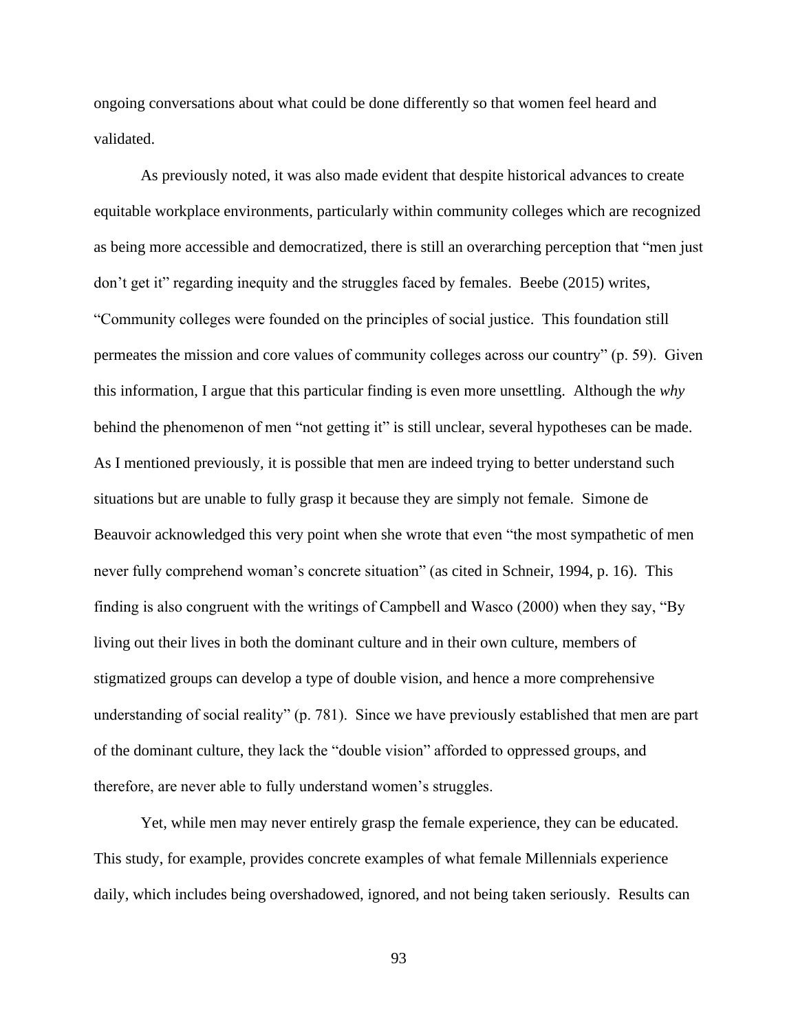ongoing conversations about what could be done differently so that women feel heard and validated.

As previously noted, it was also made evident that despite historical advances to create equitable workplace environments, particularly within community colleges which are recognized as being more accessible and democratized, there is still an overarching perception that "men just don't get it" regarding inequity and the struggles faced by females. Beebe (2015) writes, "Community colleges were founded on the principles of social justice. This foundation still permeates the mission and core values of community colleges across our country" (p. 59). Given this information, I argue that this particular finding is even more unsettling. Although the *why* behind the phenomenon of men "not getting it" is still unclear, several hypotheses can be made. As I mentioned previously, it is possible that men are indeed trying to better understand such situations but are unable to fully grasp it because they are simply not female. Simone de Beauvoir acknowledged this very point when she wrote that even "the most sympathetic of men never fully comprehend woman's concrete situation" (as cited in Schneir, 1994, p. 16). This finding is also congruent with the writings of Campbell and Wasco (2000) when they say, "By living out their lives in both the dominant culture and in their own culture, members of stigmatized groups can develop a type of double vision, and hence a more comprehensive understanding of social reality" (p. 781). Since we have previously established that men are part of the dominant culture, they lack the "double vision" afforded to oppressed groups, and therefore, are never able to fully understand women's struggles.

Yet, while men may never entirely grasp the female experience, they can be educated. This study, for example, provides concrete examples of what female Millennials experience daily, which includes being overshadowed, ignored, and not being taken seriously. Results can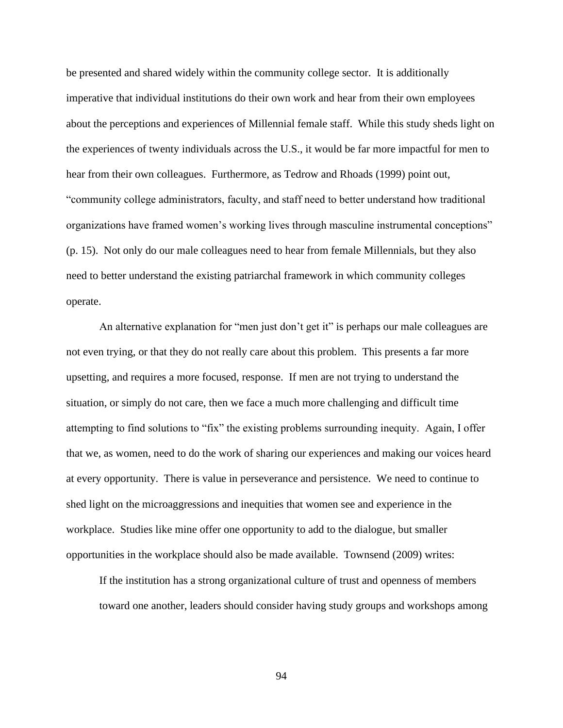be presented and shared widely within the community college sector. It is additionally imperative that individual institutions do their own work and hear from their own employees about the perceptions and experiences of Millennial female staff. While this study sheds light on the experiences of twenty individuals across the U.S., it would be far more impactful for men to hear from their own colleagues. Furthermore, as Tedrow and Rhoads (1999) point out, "community college administrators, faculty, and staff need to better understand how traditional organizations have framed women's working lives through masculine instrumental conceptions" (p. 15). Not only do our male colleagues need to hear from female Millennials, but they also need to better understand the existing patriarchal framework in which community colleges operate.

An alternative explanation for "men just don't get it" is perhaps our male colleagues are not even trying, or that they do not really care about this problem. This presents a far more upsetting, and requires a more focused, response. If men are not trying to understand the situation, or simply do not care, then we face a much more challenging and difficult time attempting to find solutions to "fix" the existing problems surrounding inequity. Again, I offer that we, as women, need to do the work of sharing our experiences and making our voices heard at every opportunity. There is value in perseverance and persistence. We need to continue to shed light on the microaggressions and inequities that women see and experience in the workplace. Studies like mine offer one opportunity to add to the dialogue, but smaller opportunities in the workplace should also be made available. Townsend (2009) writes:

> If the institution has a strong organizational culture of trust and openness of members toward one another, leaders should consider having study groups and workshops among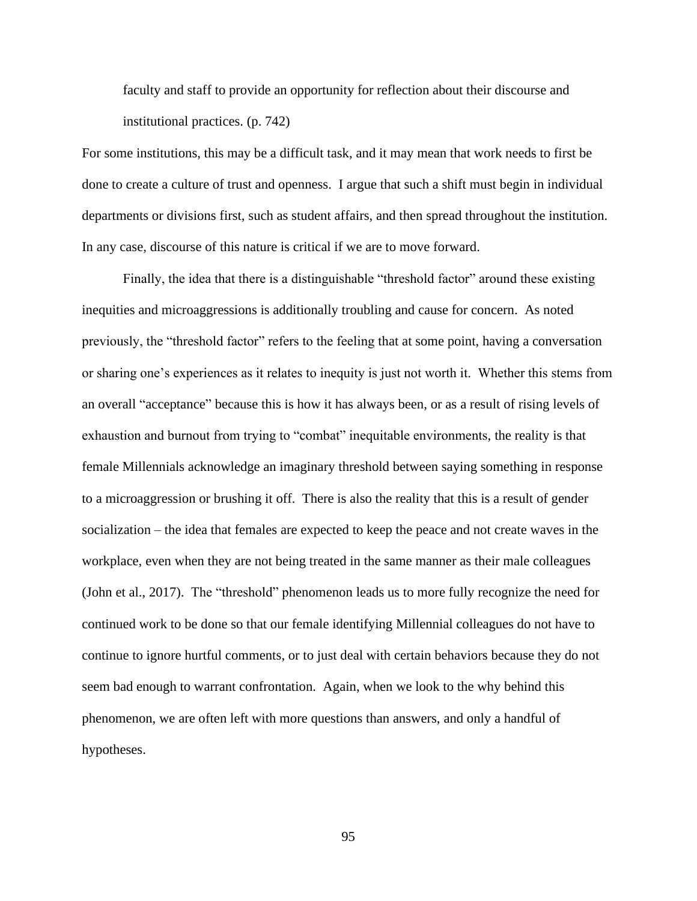> faculty and staff to provide an opportunity for reflection about their discourse and institutional practices. (p. 742)

For some institutions, this may be a difficult task, and it may mean that work needs to first be done to create a culture of trust and openness. I argue that such a shift must begin in individual departments or divisions first, such as student affairs, and then spread throughout the institution. In any case, discourse of this nature is critical if we are to move forward.

Finally, the idea that there is a distinguishable "threshold factor" around these existing inequities and microaggressions is additionally troubling and cause for concern. As noted previously, the "threshold factor" refers to the feeling that at some point, having a conversation or sharing one's experiences as it relates to inequity is just not worth it. Whether this stems from an overall "acceptance" because this is how it has always been, or as a result of rising levels of exhaustion and burnout from trying to "combat" inequitable environments, the reality is that female Millennials acknowledge an imaginary threshold between saying something in response to a microaggression or brushing it off. There is also the reality that this is a result of gender socialization – the idea that females are expected to keep the peace and not create waves in the workplace, even when they are not being treated in the same manner as their male colleagues (John et al., 2017). The "threshold" phenomenon leads us to more fully recognize the need for continued work to be done so that our female identifying Millennial colleagues do not have to continue to ignore hurtful comments, or to just deal with certain behaviors because they do not seem bad enough to warrant confrontation. Again, when we look to the why behind this phenomenon, we are often left with more questions than answers, and only a handful of hypotheses.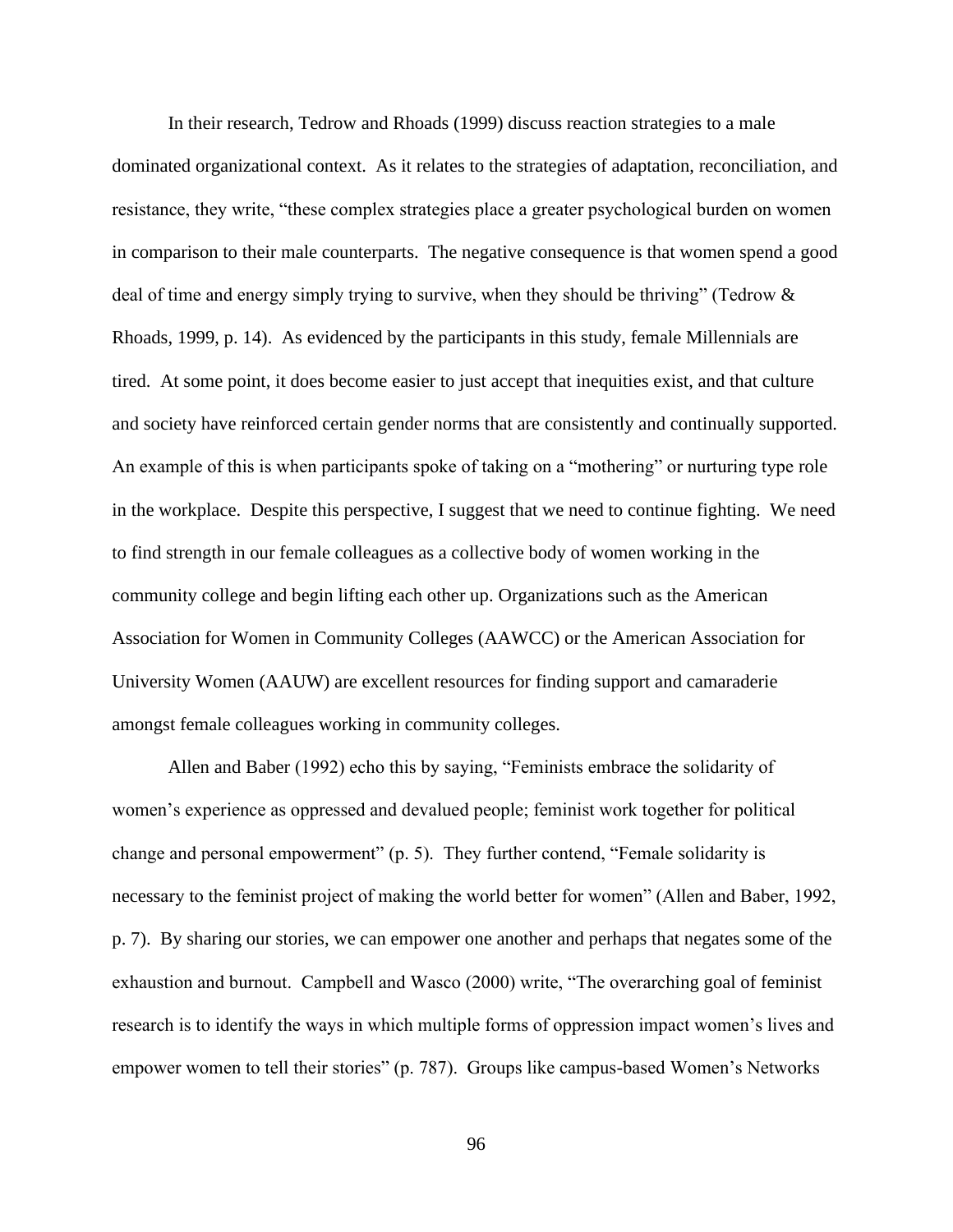In their research, Tedrow and Rhoads (1999) discuss reaction strategies to a male dominated organizational context. As it relates to the strategies of adaptation, reconciliation, and resistance, they write, "these complex strategies place a greater psychological burden on women in comparison to their male counterparts. The negative consequence is that women spend a good deal of time and energy simply trying to survive, when they should be thriving" (Tedrow & Rhoads, 1999, p. 14). As evidenced by the participants in this study, female Millennials are tired. At some point, it does become easier to just accept that inequities exist, and that culture and society have reinforced certain gender norms that are consistently and continually supported. An example of this is when participants spoke of taking on a "mothering" or nurturing type role in the workplace. Despite this perspective, I suggest that we need to continue fighting. We need to find strength in our female colleagues as a collective body of women working in the community college and begin lifting each other up. Organizations such as the American Association for Women in Community Colleges (AAWCC) or the American Association for University Women (AAUW) are excellent resources for finding support and camaraderie amongst female colleagues working in community colleges.

Allen and Baber (1992) echo this by saying, "Feminists embrace the solidarity of women's experience as oppressed and devalued people; feminist work together for political change and personal empowerment" (p. 5). They further contend, "Female solidarity is necessary to the feminist project of making the world better for women" (Allen and Baber, 1992, p. 7). By sharing our stories, we can empower one another and perhaps that negates some of the exhaustion and burnout. Campbell and Wasco (2000) write, "The overarching goal of feminist research is to identify the ways in which multiple forms of oppression impact women's lives and empower women to tell their stories" (p. 787). Groups like campus-based Women's Networks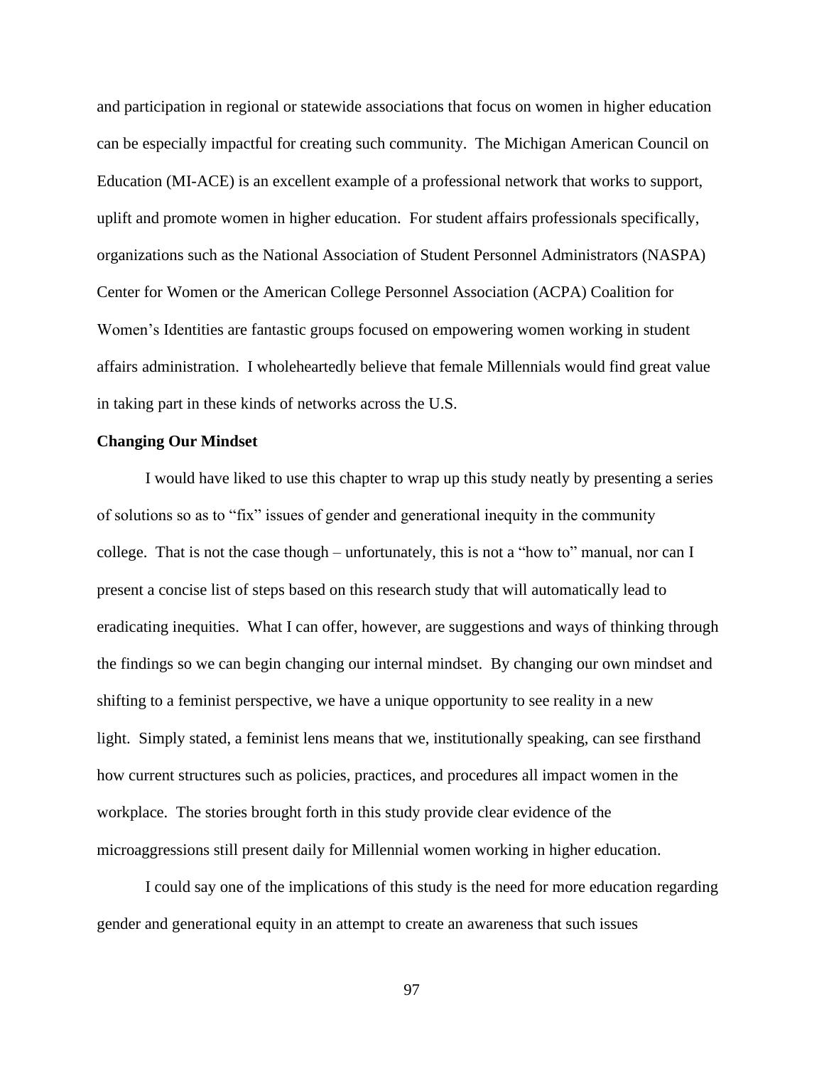and participation in regional or statewide associations that focus on women in higher education can be especially impactful for creating such community. The Michigan American Council on Education (MI-ACE) is an excellent example of a professional network that works to support, uplift and promote women in higher education. For student affairs professionals specifically, organizations such as the National Association of Student Personnel Administrators (NASPA) Center for Women or the American College Personnel Association (ACPA) Coalition for Women's Identities are fantastic groups focused on empowering women working in student affairs administration. I wholeheartedly believe that female Millennials would find great value in taking part in these kinds of networks across the U.S.

**Changing Our Mindset**

I would have liked to use this chapter to wrap up this study neatly by presenting a series of solutions so as to "fix" issues of gender and generational inequity in the community college. That is not the case though – unfortunately, this is not a "how to" manual, nor can I present a concise list of steps based on this research study that will automatically lead to eradicating inequities. What I can offer, however, are suggestions and ways of thinking through the findings so we can begin changing our internal mindset. By changing our own mindset and shifting to a feminist perspective, we have a unique opportunity to see reality in a new light. Simply stated, a feminist lens means that we, institutionally speaking, can see firsthand how current structures such as policies, practices, and procedures all impact women in the workplace. The stories brought forth in this study provide clear evidence of the microaggressions still present daily for Millennial women working in higher education.

I could say one of the implications of this study is the need for more education regarding gender and generational equity in an attempt to create an awareness that such issues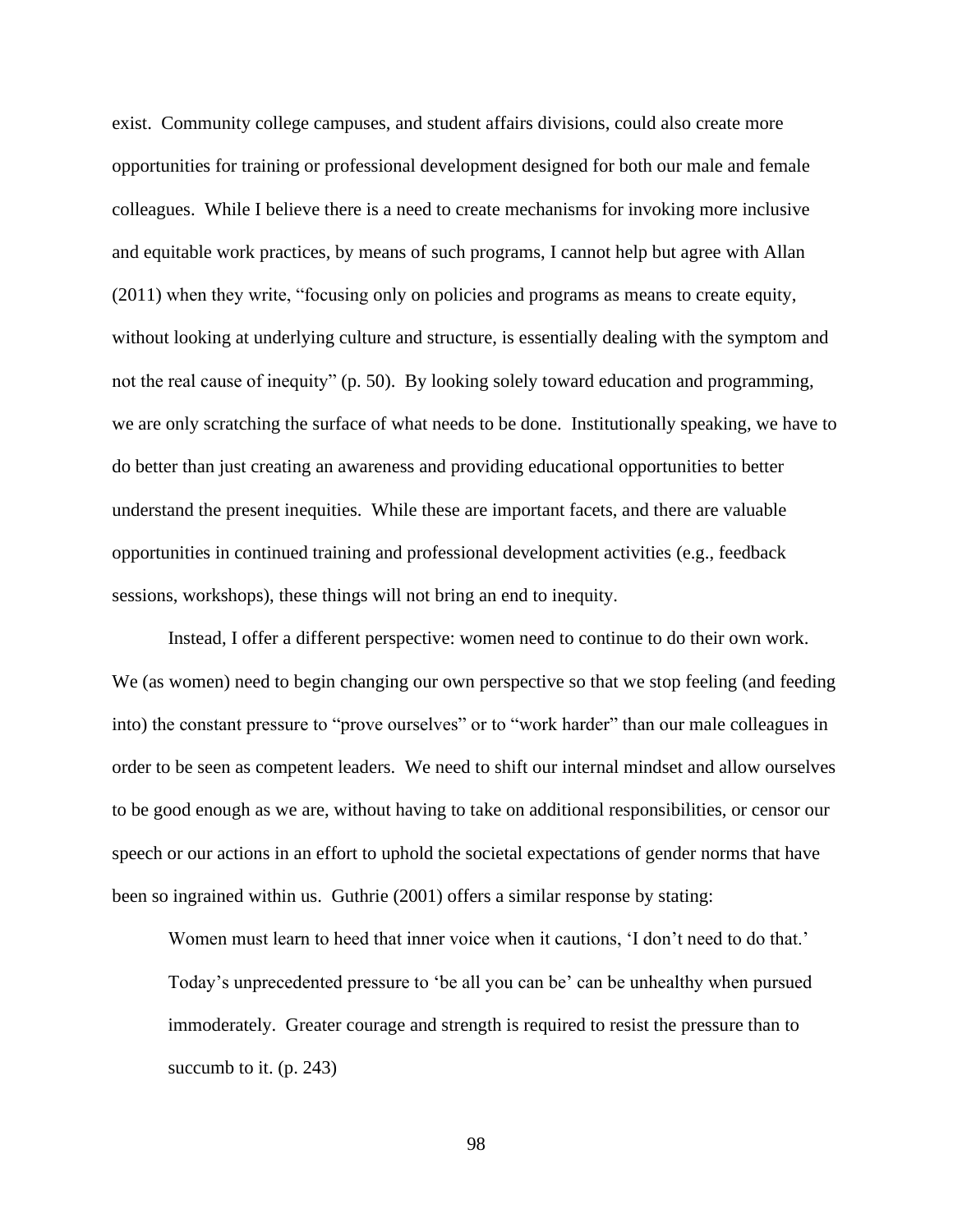exist. Community college campuses, and student affairs divisions, could also create more opportunities for training or professional development designed for both our male and female colleagues. While I believe there is a need to create mechanisms for invoking more inclusive and equitable work practices, by means of such programs, I cannot help but agree with Allan (2011) when they write, "focusing only on policies and programs as means to create equity, without looking at underlying culture and structure, is essentially dealing with the symptom and not the real cause of inequity" (p. 50). By looking solely toward education and programming, we are only scratching the surface of what needs to be done. Institutionally speaking, we have to do better than just creating an awareness and providing educational opportunities to better understand the present inequities. While these are important facets, and there are valuable opportunities in continued training and professional development activities (e.g., feedback sessions, workshops), these things will not bring an end to inequity.

Instead, I offer a different perspective: women need to continue to do their own work. We (as women) need to begin changing our own perspective so that we stop feeling (and feeding into) the constant pressure to "prove ourselves" or to "work harder" than our male colleagues in order to be seen as competent leaders. We need to shift our internal mindset and allow ourselves to be good enough as we are, without having to take on additional responsibilities, or censor our speech or our actions in an effort to uphold the societal expectations of gender norms that have been so ingrained within us. Guthrie (2001) offers a similar response by stating:

> Women must learn to heed that inner voice when it cautions, 'I don't need to do that.' Today's unprecedented pressure to 'be all you can be' can be unhealthy when pursued immoderately. Greater courage and strength is required to resist the pressure than to succumb to it. (p. 243)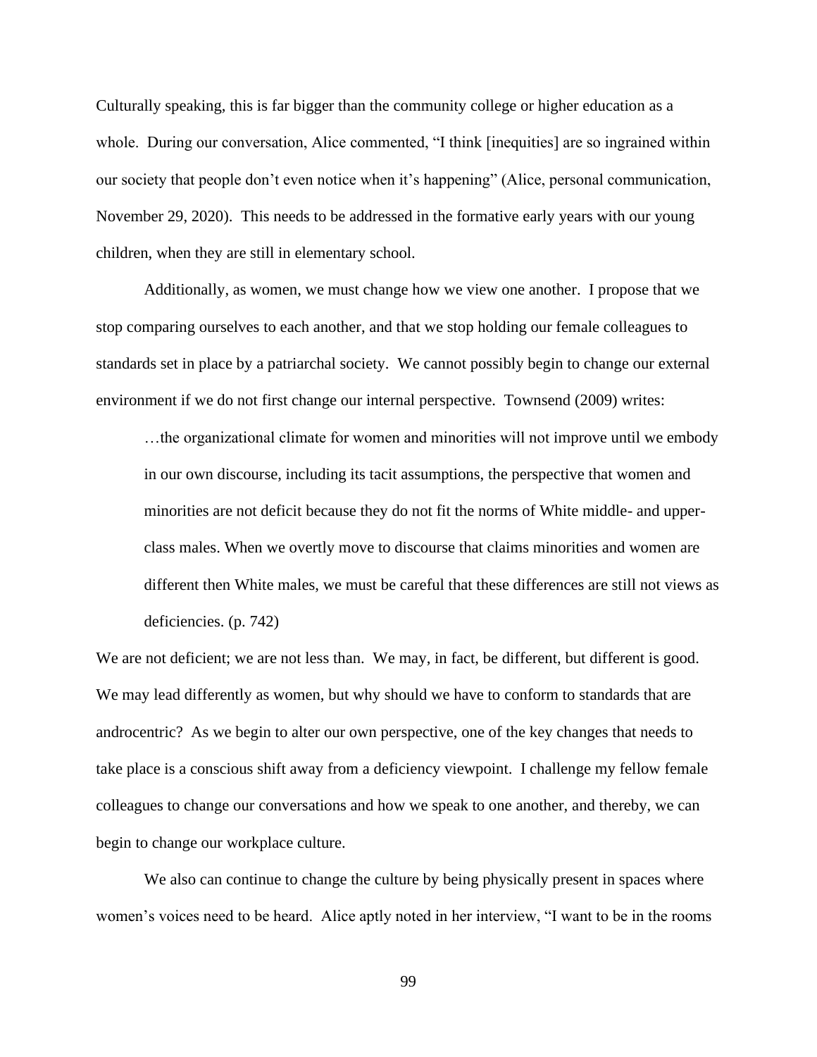Culturally speaking, this is far bigger than the community college or higher education as a whole. During our conversation, Alice commented, "I think [inequities] are so ingrained within our society that people don't even notice when it's happening" (Alice, personal communication, November 29, 2020). This needs to be addressed in the formative early years with our young children, when they are still in elementary school.

Additionally, as women, we must change how we view one another. I propose that we stop comparing ourselves to each another, and that we stop holding our female colleagues to standards set in place by a patriarchal society. We cannot possibly begin to change our external environment if we do not first change our internal perspective. Townsend (2009) writes:

> …the organizational climate for women and minorities will not improve until we embody in our own discourse, including its tacit assumptions, the perspective that women and minorities are not deficit because they do not fit the norms of White middle- and upper-class males. When we overtly move to discourse that claims minorities and women are different then White males, we must be careful that these differences are still not views as deficiencies. (p. 742)

We are not deficient; we are not less than. We may, in fact, be different, but different is good. We may lead differently as women, but why should we have to conform to standards that are androcentric? As we begin to alter our own perspective, one of the key changes that needs to take place is a conscious shift away from a deficiency viewpoint. I challenge my fellow female colleagues to change our conversations and how we speak to one another, and thereby, we can begin to change our workplace culture.

We also can continue to change the culture by being physically present in spaces where women's voices need to be heard. Alice aptly noted in her interview, "I want to be in the rooms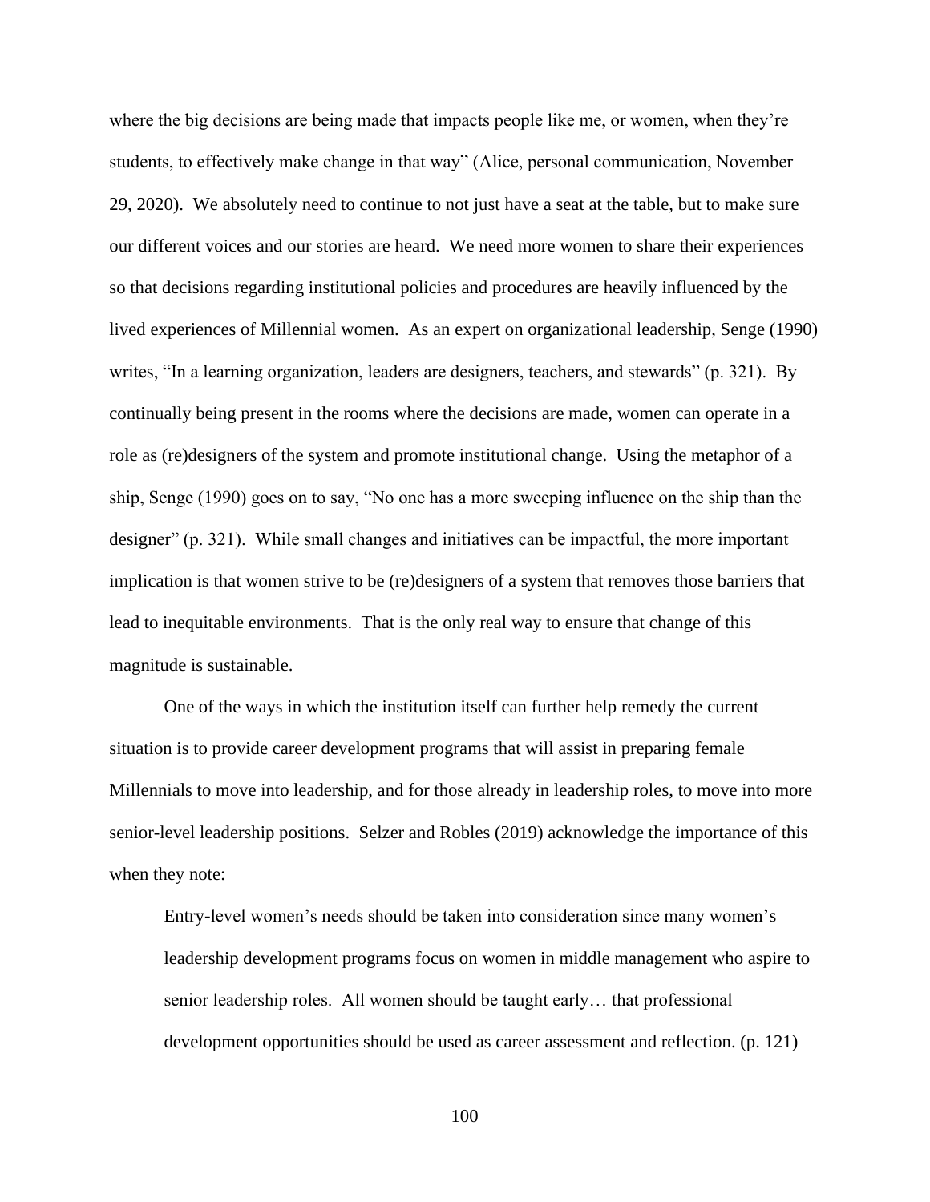where the big decisions are being made that impacts people like me, or women, when they're students, to effectively make change in that way" (Alice, personal communication, November 29, 2020). We absolutely need to continue to not just have a seat at the table, but to make sure our different voices and our stories are heard. We need more women to share their experiences so that decisions regarding institutional policies and procedures are heavily influenced by the lived experiences of Millennial women. As an expert on organizational leadership, Senge (1990) writes, "In a learning organization, leaders are designers, teachers, and stewards" (p. 321). By continually being present in the rooms where the decisions are made, women can operate in a role as (re)designers of the system and promote institutional change. Using the metaphor of a ship, Senge (1990) goes on to say, "No one has a more sweeping influence on the ship than the designer" (p. 321). While small changes and initiatives can be impactful, the more important implication is that women strive to be (re)designers of a system that removes those barriers that lead to inequitable environments. That is the only real way to ensure that change of this magnitude is sustainable.

One of the ways in which the institution itself can further help remedy the current situation is to provide career development programs that will assist in preparing female Millennials to move into leadership, and for those already in leadership roles, to move into more senior-level leadership positions. Selzer and Robles (2019) acknowledge the importance of this when they note:

> Entry-level women's needs should be taken into consideration since many women's leadership development programs focus on women in middle management who aspire to senior leadership roles. All women should be taught early… that professional development opportunities should be used as career assessment and reflection. (p. 121)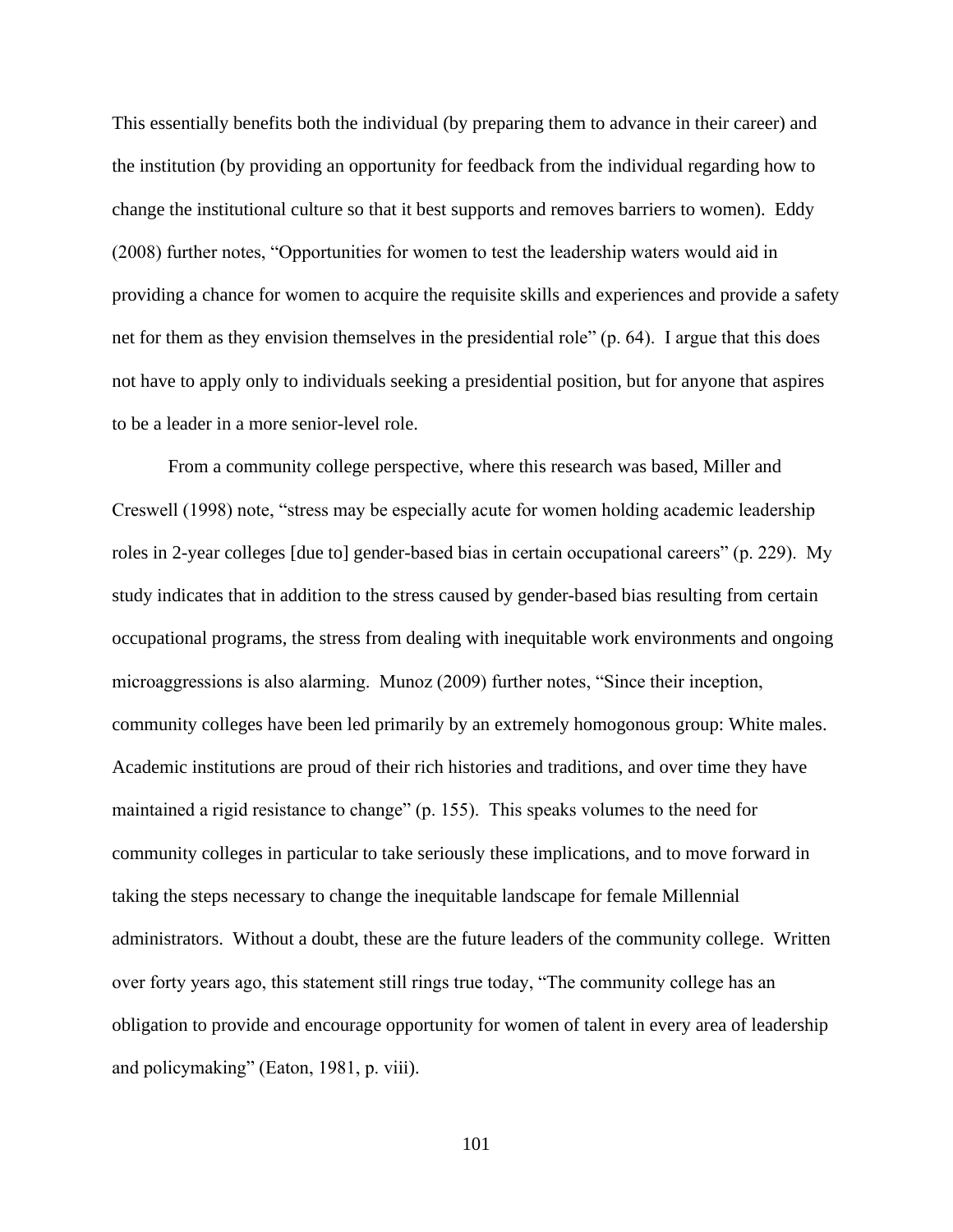This essentially benefits both the individual (by preparing them to advance in their career) and the institution (by providing an opportunity for feedback from the individual regarding how to change the institutional culture so that it best supports and removes barriers to women). Eddy (2008) further notes, "Opportunities for women to test the leadership waters would aid in providing a chance for women to acquire the requisite skills and experiences and provide a safety net for them as they envision themselves in the presidential role" (p. 64). I argue that this does not have to apply only to individuals seeking a presidential position, but for anyone that aspires to be a leader in a more senior-level role.

From a community college perspective, where this research was based, Miller and Creswell (1998) note, "stress may be especially acute for women holding academic leadership roles in 2-year colleges [due to] gender-based bias in certain occupational careers" (p. 229). My study indicates that in addition to the stress caused by gender-based bias resulting from certain occupational programs, the stress from dealing with inequitable work environments and ongoing microaggressions is also alarming. Munoz (2009) further notes, "Since their inception, community colleges have been led primarily by an extremely homogonous group: White males. Academic institutions are proud of their rich histories and traditions, and over time they have maintained a rigid resistance to change" (p. 155). This speaks volumes to the need for community colleges in particular to take seriously these implications, and to move forward in taking the steps necessary to change the inequitable landscape for female Millennial administrators. Without a doubt, these are the future leaders of the community college. Written over forty years ago, this statement still rings true today, "The community college has an obligation to provide and encourage opportunity for women of talent in every area of leadership and policymaking" (Eaton, 1981, p. viii).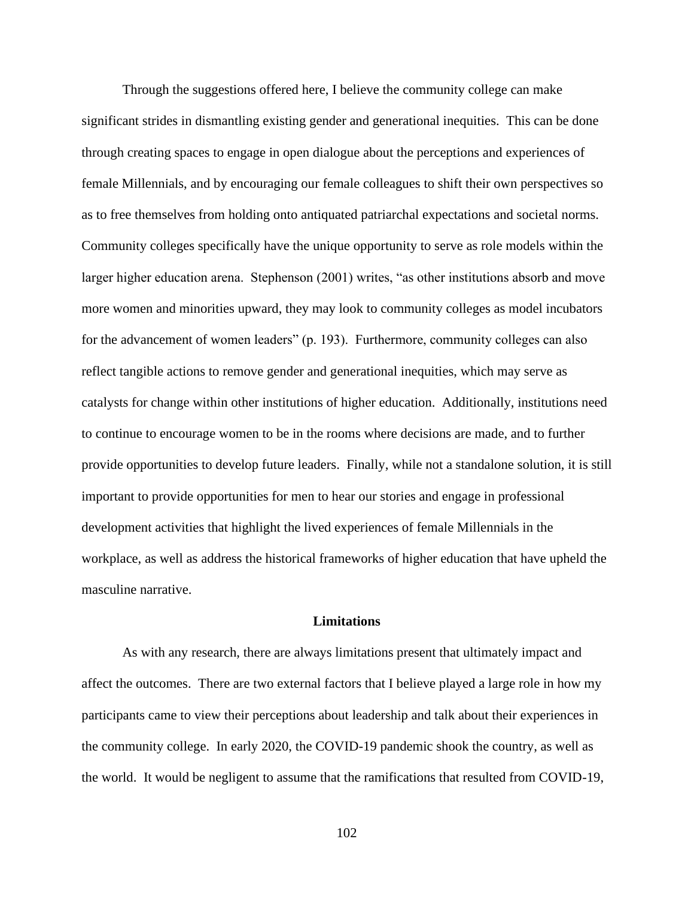Through the suggestions offered here, I believe the community college can make significant strides in dismantling existing gender and generational inequities. This can be done through creating spaces to engage in open dialogue about the perceptions and experiences of female Millennials, and by encouraging our female colleagues to shift their own perspectives so as to free themselves from holding onto antiquated patriarchal expectations and societal norms. Community colleges specifically have the unique opportunity to serve as role models within the larger higher education arena. Stephenson (2001) writes, "as other institutions absorb and move more women and minorities upward, they may look to community colleges as model incubators for the advancement of women leaders" (p. 193). Furthermore, community colleges can also reflect tangible actions to remove gender and generational inequities, which may serve as catalysts for change within other institutions of higher education. Additionally, institutions need to continue to encourage women to be in the rooms where decisions are made, and to further provide opportunities to develop future leaders. Finally, while not a standalone solution, it is still important to provide opportunities for men to hear our stories and engage in professional development activities that highlight the lived experiences of female Millennials in the workplace, as well as address the historical frameworks of higher education that have upheld the masculine narrative.

## Limitations

As with any research, there are always limitations present that ultimately impact and affect the outcomes. There are two external factors that I believe played a large role in how my participants came to view their perceptions about leadership and talk about their experiences in the community college. In early 2020, the COVID-19 pandemic shook the country, as well as the world. It would be negligent to assume that the ramifications that resulted from COVID-19,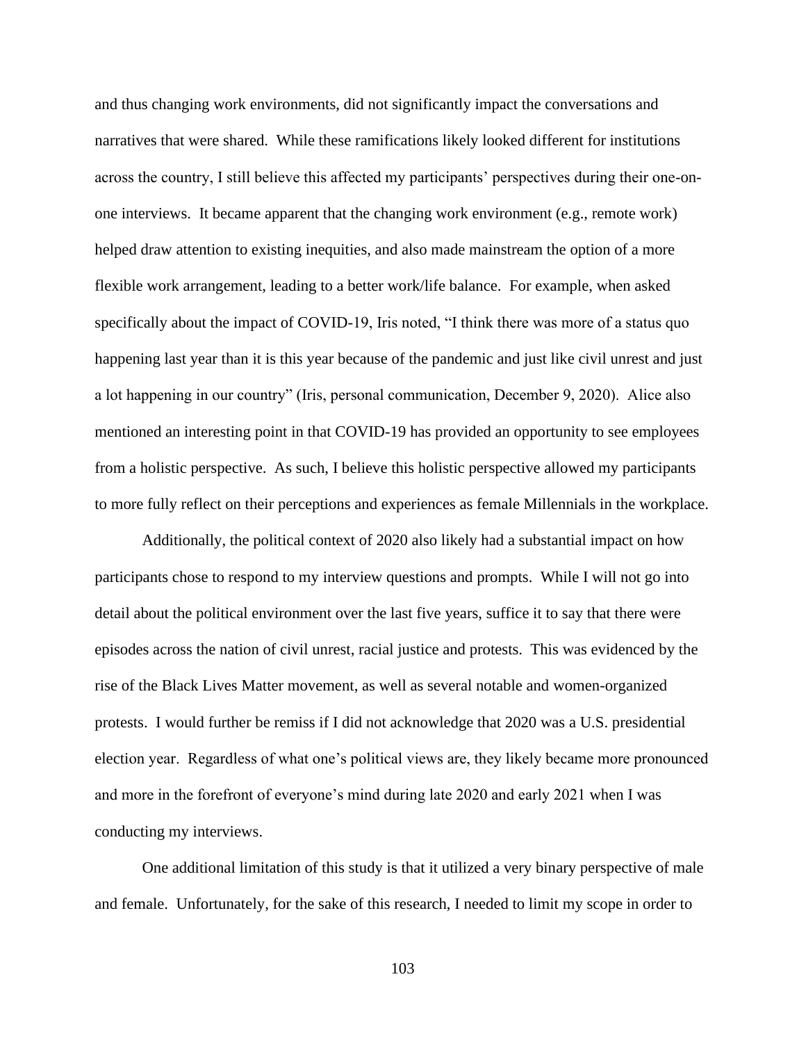and thus changing work environments, did not significantly impact the conversations and narratives that were shared. While these ramifications likely looked different for institutions across the country, I still believe this affected my participants' perspectives during their one-on-one interviews. It became apparent that the changing work environment (e.g., remote work) helped draw attention to existing inequities, and also made mainstream the option of a more flexible work arrangement, leading to a better work/life balance. For example, when asked specifically about the impact of COVID-19, Iris noted, "I think there was more of a status quo happening last year than it is this year because of the pandemic and just like civil unrest and just a lot happening in our country" (Iris, personal communication, December 9, 2020). Alice also mentioned an interesting point in that COVID-19 has provided an opportunity to see employees from a holistic perspective. As such, I believe this holistic perspective allowed my participants to more fully reflect on their perceptions and experiences as female Millennials in the workplace.

Additionally, the political context of 2020 also likely had a substantial impact on how participants chose to respond to my interview questions and prompts. While I will not go into detail about the political environment over the last five years, suffice it to say that there were episodes across the nation of civil unrest, racial justice and protests. This was evidenced by the rise of the Black Lives Matter movement, as well as several notable and women-organized protests. I would further be remiss if I did not acknowledge that 2020 was a U.S. presidential election year. Regardless of what one's political views are, they likely became more pronounced and more in the forefront of everyone's mind during late 2020 and early 2021 when I was conducting my interviews.

One additional limitation of this study is that it utilized a very binary perspective of male and female. Unfortunately, for the sake of this research, I needed to limit my scope in order to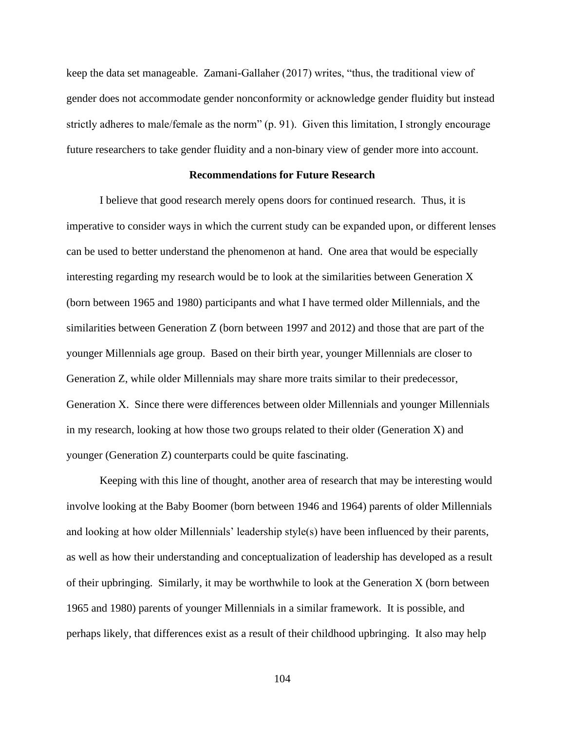keep the data set manageable. Zamani-Gallaher (2017) writes, "thus, the traditional view of gender does not accommodate gender nonconformity or acknowledge gender fluidity but instead strictly adheres to male/female as the norm" (p. 91). Given this limitation, I strongly encourage future researchers to take gender fluidity and a non-binary view of gender more into account.

## Recommendations for Future Research

I believe that good research merely opens doors for continued research. Thus, it is imperative to consider ways in which the current study can be expanded upon, or different lenses can be used to better understand the phenomenon at hand. One area that would be especially interesting regarding my research would be to look at the similarities between Generation X (born between 1965 and 1980) participants and what I have termed older Millennials, and the similarities between Generation Z (born between 1997 and 2012) and those that are part of the younger Millennials age group. Based on their birth year, younger Millennials are closer to Generation Z, while older Millennials may share more traits similar to their predecessor, Generation X. Since there were differences between older Millennials and younger Millennials in my research, looking at how those two groups related to their older (Generation X) and younger (Generation Z) counterparts could be quite fascinating.

Keeping with this line of thought, another area of research that may be interesting would involve looking at the Baby Boomer (born between 1946 and 1964) parents of older Millennials and looking at how older Millennials' leadership style(s) have been influenced by their parents, as well as how their understanding and conceptualization of leadership has developed as a result of their upbringing. Similarly, it may be worthwhile to look at the Generation X (born between 1965 and 1980) parents of younger Millennials in a similar framework. It is possible, and perhaps likely, that differences exist as a result of their childhood upbringing. It also may help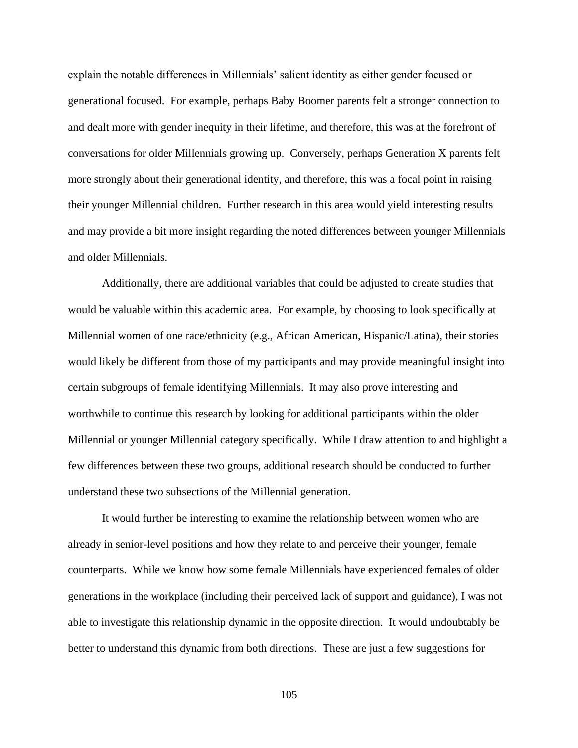explain the notable differences in Millennials' salient identity as either gender focused or generational focused. For example, perhaps Baby Boomer parents felt a stronger connection to and dealt more with gender inequity in their lifetime, and therefore, this was at the forefront of conversations for older Millennials growing up. Conversely, perhaps Generation X parents felt more strongly about their generational identity, and therefore, this was a focal point in raising their younger Millennial children. Further research in this area would yield interesting results and may provide a bit more insight regarding the noted differences between younger Millennials and older Millennials.

Additionally, there are additional variables that could be adjusted to create studies that would be valuable within this academic area. For example, by choosing to look specifically at Millennial women of one race/ethnicity (e.g., African American, Hispanic/Latina), their stories would likely be different from those of my participants and may provide meaningful insight into certain subgroups of female identifying Millennials. It may also prove interesting and worthwhile to continue this research by looking for additional participants within the older Millennial or younger Millennial category specifically. While I draw attention to and highlight a few differences between these two groups, additional research should be conducted to further understand these two subsections of the Millennial generation.

It would further be interesting to examine the relationship between women who are already in senior-level positions and how they relate to and perceive their younger, female counterparts. While we know how some female Millennials have experienced females of older generations in the workplace (including their perceived lack of support and guidance), I was not able to investigate this relationship dynamic in the opposite direction. It would undoubtably be better to understand this dynamic from both directions. These are just a few suggestions for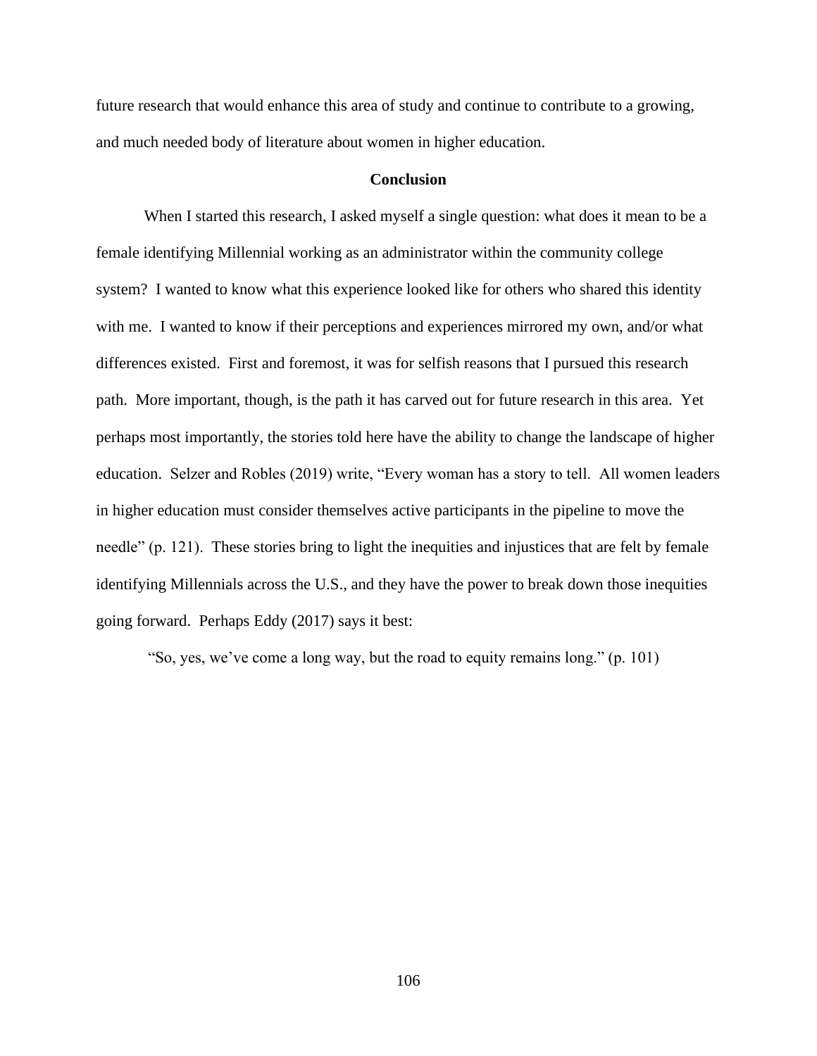future research that would enhance this area of study and continue to contribute to a growing, and much needed body of literature about women in higher education.

## Conclusion

When I started this research, I asked myself a single question: what does it mean to be a female identifying Millennial working as an administrator within the community college system? I wanted to know what this experience looked like for others who shared this identity with me. I wanted to know if their perceptions and experiences mirrored my own, and/or what differences existed. First and foremost, it was for selfish reasons that I pursued this research path. More important, though, is the path it has carved out for future research in this area. Yet perhaps most importantly, the stories told here have the ability to change the landscape of higher education. Selzer and Robles (2019) write, "Every woman has a story to tell. All women leaders in higher education must consider themselves active participants in the pipeline to move the needle" (p. 121). These stories bring to light the inequities and injustices that are felt by female identifying Millennials across the U.S., and they have the power to break down those inequities going forward. Perhaps Eddy (2017) says it best:

"So, yes, we've come a long way, but the road to equity remains long." (p. 101)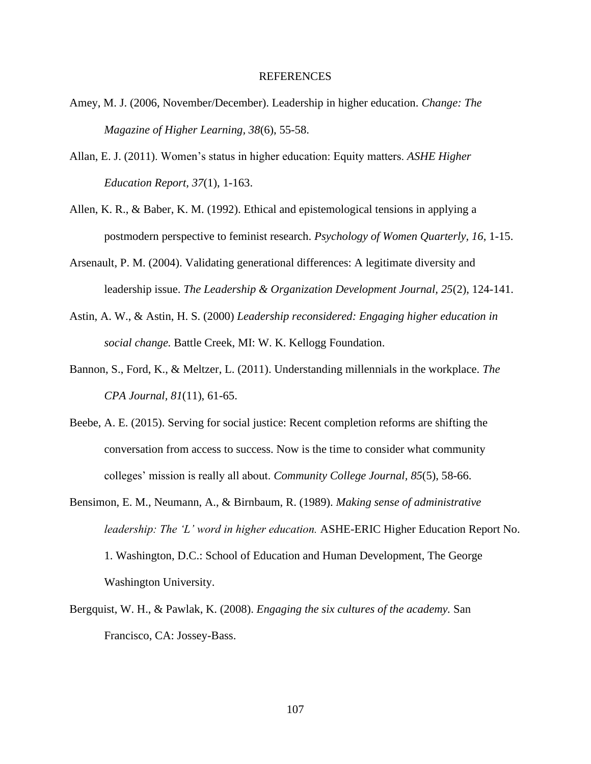# REFERENCES

Amey, M. J. (2006, November/December). Leadership in higher education. *Change: The Magazine of Higher Learning, 38*(6), 55-58.

Allan, E. J. (2011). Women's status in higher education: Equity matters. *ASHE Higher Education Report, 37*(1), 1-163.

Allen, K. R., & Baber, K. M. (1992). Ethical and epistemological tensions in applying a postmodern perspective to feminist research. *Psychology of Women Quarterly, 16*, 1-15.

Arsenault, P. M. (2004). Validating generational differences: A legitimate diversity and leadership issue. *The Leadership & Organization Development Journal, 25*(2), 124-141.

Astin, A. W., & Astin, H. S. (2000) *Leadership reconsidered: Engaging higher education in social change.* Battle Creek, MI: W. K. Kellogg Foundation.

Bannon, S., Ford, K., & Meltzer, L. (2011). Understanding millennials in the workplace. *The CPA Journal, 81*(11), 61-65.

Beebe, A. E. (2015). Serving for social justice: Recent completion reforms are shifting the conversation from access to success. Now is the time to consider what community colleges' mission is really all about. *Community College Journal, 85*(5), 58-66.

Bensimon, E. M., Neumann, A., & Birnbaum, R. (1989). *Making sense of administrative leadership: The 'L' word in higher education.* ASHE-ERIC Higher Education Report No. 1. Washington, D.C.: School of Education and Human Development, The George Washington University.

Bergquist, W. H., & Pawlak, K. (2008). *Engaging the six cultures of the academy.* San Francisco, CA: Jossey-Bass.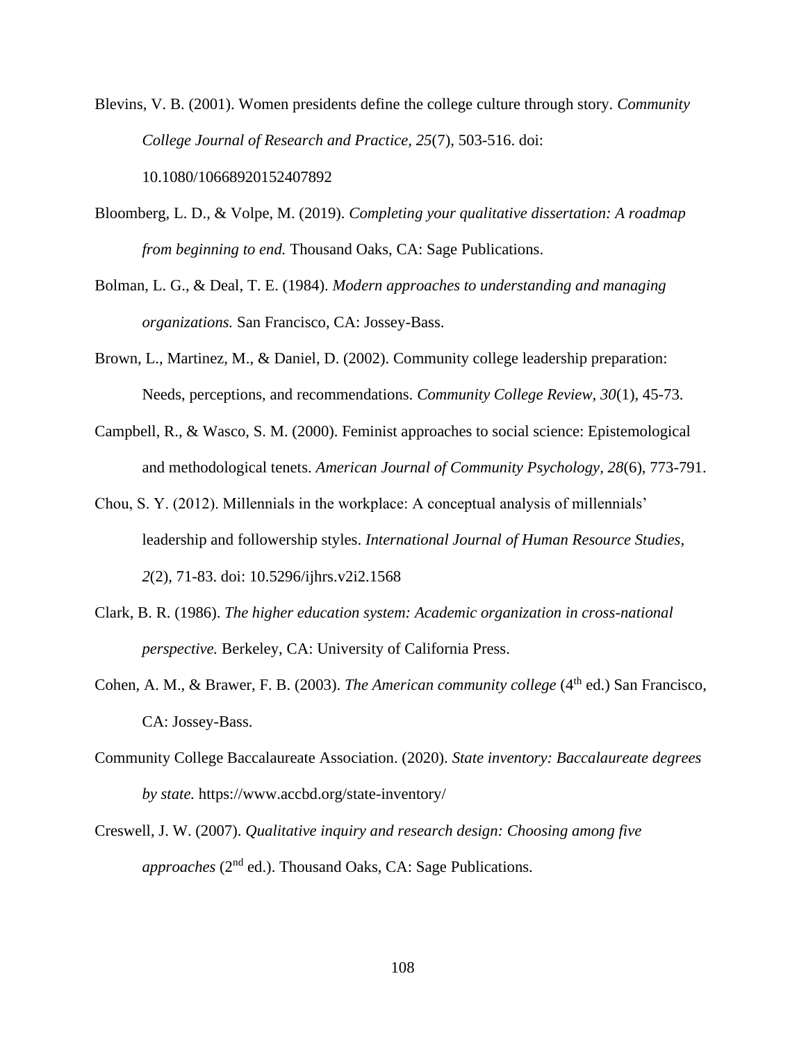Blevins, V. B. (2001). Women presidents define the college culture through story. *Community College Journal of Research and Practice*, *25*(7), 503-516. doi: 10.1080/10668920152407892

Bloomberg, L. D., & Volpe, M. (2019). *Completing your qualitative dissertation: A roadmap from beginning to end.* Thousand Oaks, CA: Sage Publications.

Bolman, L. G., & Deal, T. E. (1984). *Modern approaches to understanding and managing organizations.* San Francisco, CA: Jossey-Bass.

Brown, L., Martinez, M., & Daniel, D. (2002). Community college leadership preparation: Needs, perceptions, and recommendations. *Community College Review, 30*(1), 45-73.

Campbell, R., & Wasco, S. M. (2000). Feminist approaches to social science: Epistemological and methodological tenets. *American Journal of Community Psychology*, *28*(6), 773-791.

Chou, S. Y. (2012). Millennials in the workplace: A conceptual analysis of millennials' leadership and followership styles. *International Journal of Human Resource Studies*, *2*(2), 71-83. doi: 10.5296/ijhrs.v2i2.1568

Clark, B. R. (1986). *The higher education system: Academic organization in cross-national perspective.* Berkeley, CA: University of California Press.

Cohen, A. M., & Brawer, F. B. (2003). *The American community college* (4th ed.) San Francisco, CA: Jossey-Bass.

Community College Baccalaureate Association. (2020). *State inventory: Baccalaureate degrees by state.* https://www.accbd.org/state-inventory/

Creswell, J. W. (2007). *Qualitative inquiry and research design: Choosing among five approaches* (2nd ed.). Thousand Oaks, CA: Sage Publications.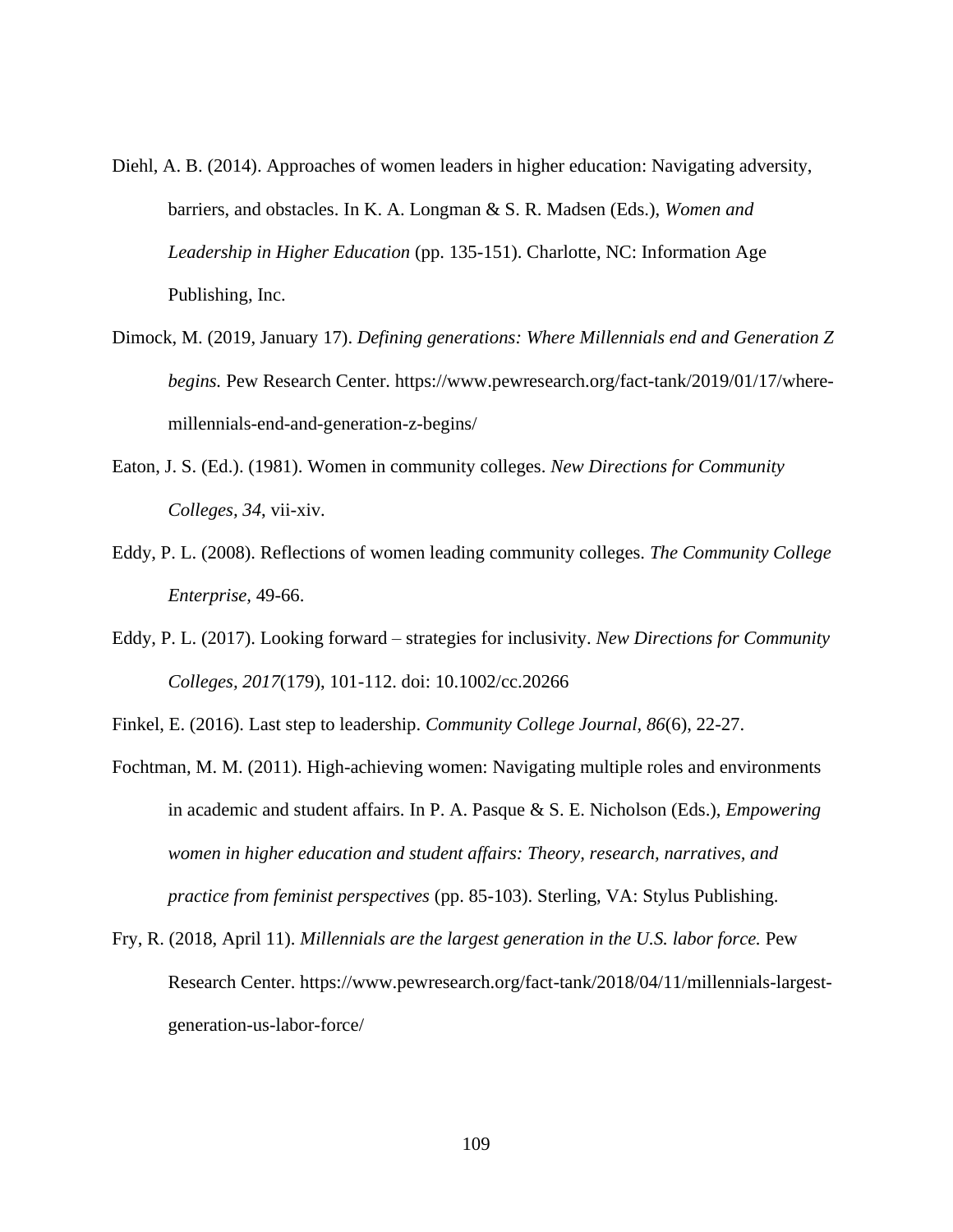Diehl, A. B. (2014). Approaches of women leaders in higher education: Navigating adversity, barriers, and obstacles. In K. A. Longman & S. R. Madsen (Eds.), *Women and Leadership in Higher Education* (pp. 135-151). Charlotte, NC: Information Age Publishing, Inc.

Dimock, M. (2019, January 17). *Defining generations: Where Millennials end and Generation Z begins.* Pew Research Center. https://www.pewresearch.org/fact-tank/2019/01/17/where-millennials-end-and-generation-z-begins/

Eaton, J. S. (Ed.). (1981). Women in community colleges. *New Directions for Community Colleges, 34*, vii-xiv.

Eddy, P. L. (2008). Reflections of women leading community colleges. *The Community College Enterprise,* 49-66.

Eddy, P. L. (2017). Looking forward – strategies for inclusivity. *New Directions for Community Colleges, 2017*(179), 101-112. doi: 10.1002/cc.20266

Finkel, E. (2016). Last step to leadership. *Community College Journal*, *86*(6), 22-27.

Fochtman, M. M. (2011). High-achieving women: Navigating multiple roles and environments in academic and student affairs. In P. A. Pasque & S. E. Nicholson (Eds.), *Empowering women in higher education and student affairs: Theory, research, narratives, and practice from feminist perspectives* (pp. 85-103). Sterling, VA: Stylus Publishing.

Fry, R. (2018, April 11). *Millennials are the largest generation in the U.S. labor force.* Pew Research Center. https://www.pewresearch.org/fact-tank/2018/04/11/millennials-largest-generation-us-labor-force/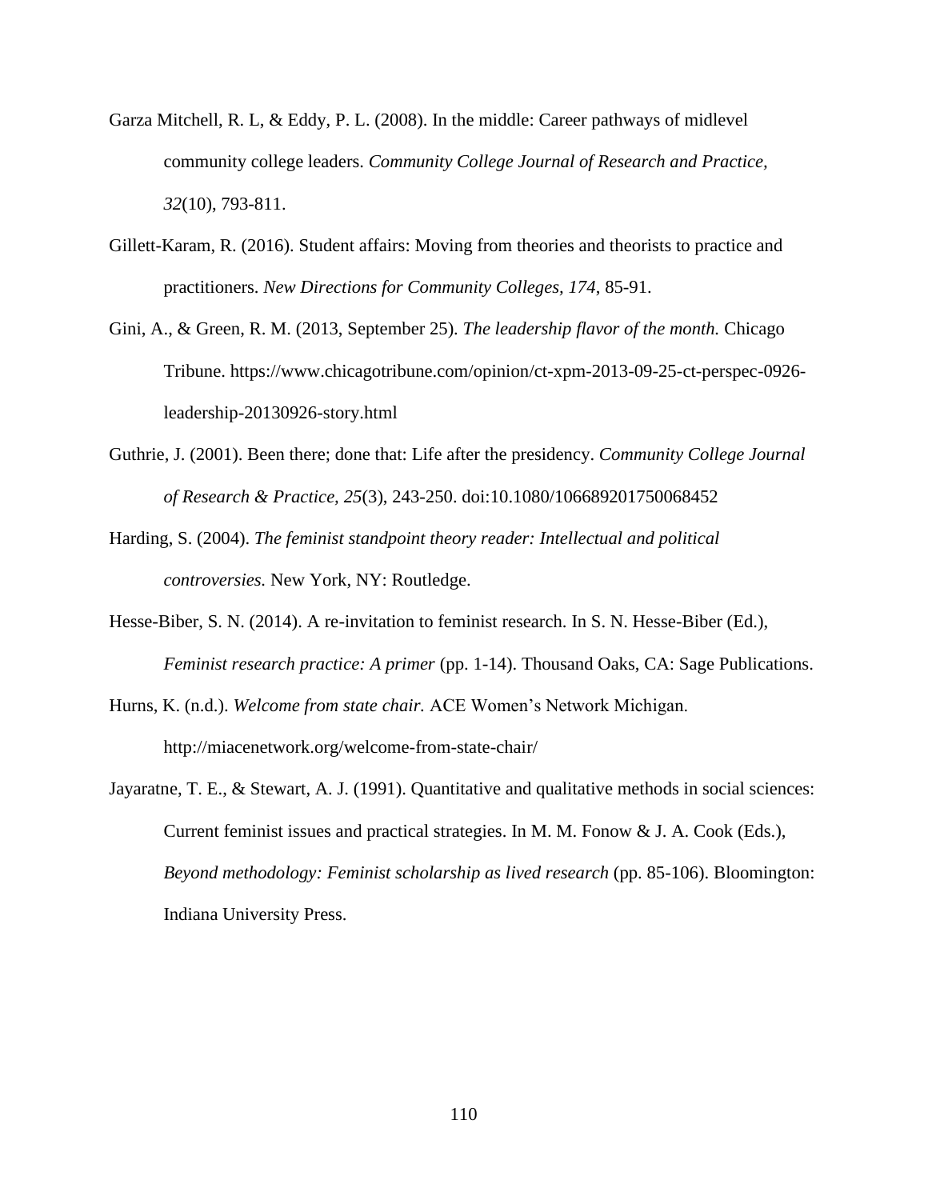Garza Mitchell, R. L, & Eddy, P. L. (2008). In the middle: Career pathways of midlevel community college leaders. *Community College Journal of Research and Practice, 32*(10), 793-811.

Gillett-Karam, R. (2016). Student affairs: Moving from theories and theorists to practice and practitioners. *New Directions for Community Colleges, 174*, 85-91.

Gini, A., & Green, R. M. (2013, September 25). *The leadership flavor of the month.* Chicago Tribune. https://www.chicagotribune.com/opinion/ct-xpm-2013-09-25-ct-perspec-0926-leadership-20130926-story.html

Guthrie, J. (2001). Been there; done that: Life after the presidency. *Community College Journal of Research & Practice, 25*(3), 243-250. doi:10.1080/106689201750068452

Harding, S. (2004). *The feminist standpoint theory reader: Intellectual and political controversies.* New York, NY: Routledge.

Hesse-Biber, S. N. (2014). A re-invitation to feminist research. In S. N. Hesse-Biber (Ed.), *Feminist research practice: A primer* (pp. 1-14). Thousand Oaks, CA: Sage Publications.

Hurns, K. (n.d.). *Welcome from state chair.* ACE Women's Network Michigan. http://miacenetwork.org/welcome-from-state-chair/

Jayaratne, T. E., & Stewart, A. J. (1991). Quantitative and qualitative methods in social sciences: Current feminist issues and practical strategies. In M. M. Fonow & J. A. Cook (Eds.), *Beyond methodology: Feminist scholarship as lived research* (pp. 85-106). Bloomington: Indiana University Press.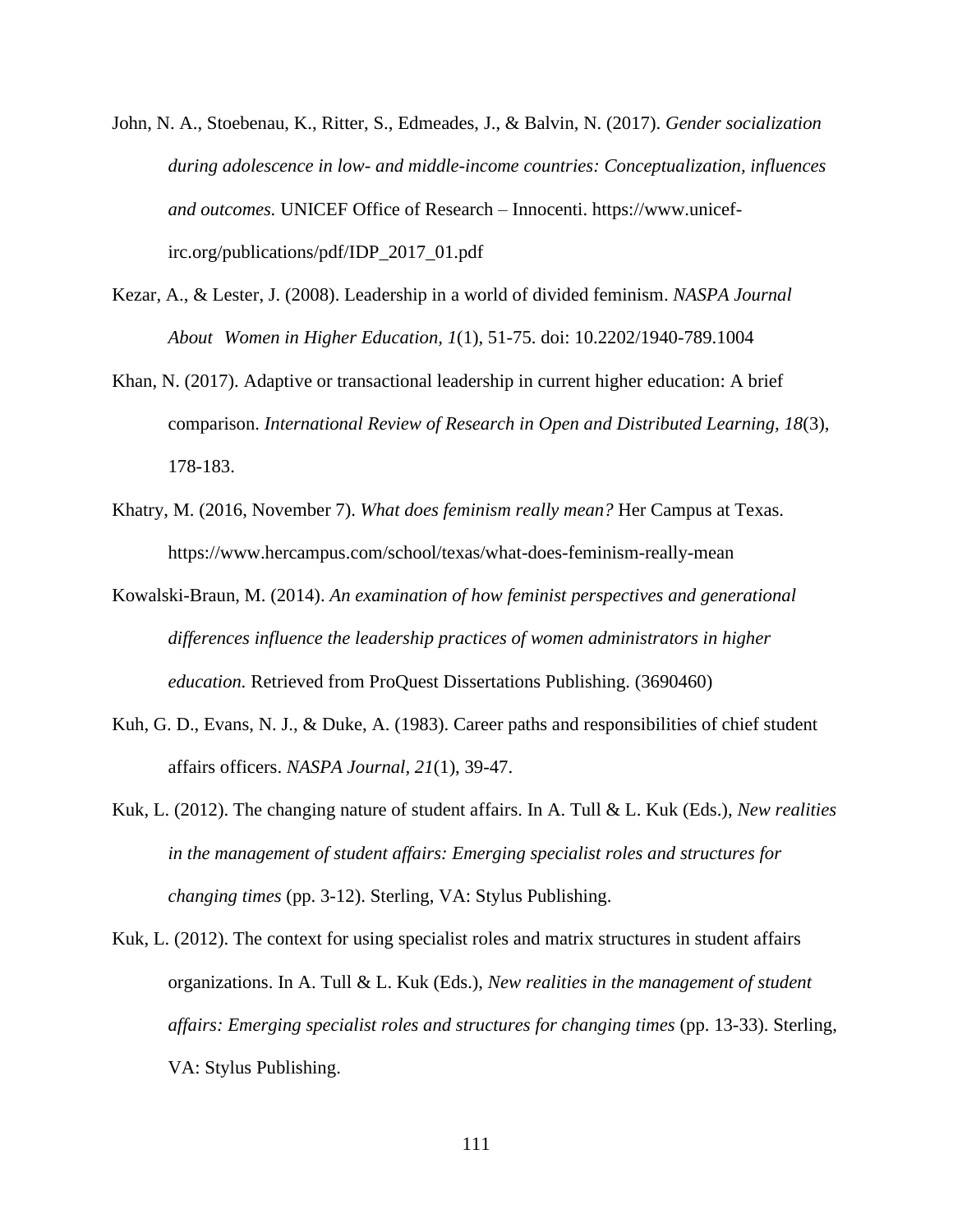John, N. A., Stoebenau, K., Ritter, S., Edmeades, J., & Balvin, N. (2017). *Gender socialization during adolescence in low- and middle-income countries: Conceptualization, influences and outcomes.* UNICEF Office of Research – Innocenti. https://www.unicef-irc.org/publications/pdf/IDP_2017_01.pdf

Kezar, A., & Lester, J. (2008). Leadership in a world of divided feminism. *NASPA Journal About Women in Higher Education, 1*(1), 51-75. doi: 10.2202/1940-789.1004

Khan, N. (2017). Adaptive or transactional leadership in current higher education: A brief comparison. *International Review of Research in Open and Distributed Learning, 18*(3), 178-183.

Khatry, M. (2016, November 7). *What does feminism really mean?* Her Campus at Texas. https://www.hercampus.com/school/texas/what-does-feminism-really-mean

Kowalski-Braun, M. (2014). *An examination of how feminist perspectives and generational differences influence the leadership practices of women administrators in higher education.* Retrieved from ProQuest Dissertations Publishing. (3690460)

Kuh, G. D., Evans, N. J., & Duke, A. (1983). Career paths and responsibilities of chief student affairs officers. *NASPA Journal, 21*(1), 39-47.

Kuk, L. (2012). The changing nature of student affairs. In A. Tull & L. Kuk (Eds.), *New realities in the management of student affairs: Emerging specialist roles and structures for changing times* (pp. 3-12). Sterling, VA: Stylus Publishing.

Kuk, L. (2012). The context for using specialist roles and matrix structures in student affairs organizations. In A. Tull & L. Kuk (Eds.), *New realities in the management of student affairs: Emerging specialist roles and structures for changing times* (pp. 13-33). Sterling, VA: Stylus Publishing.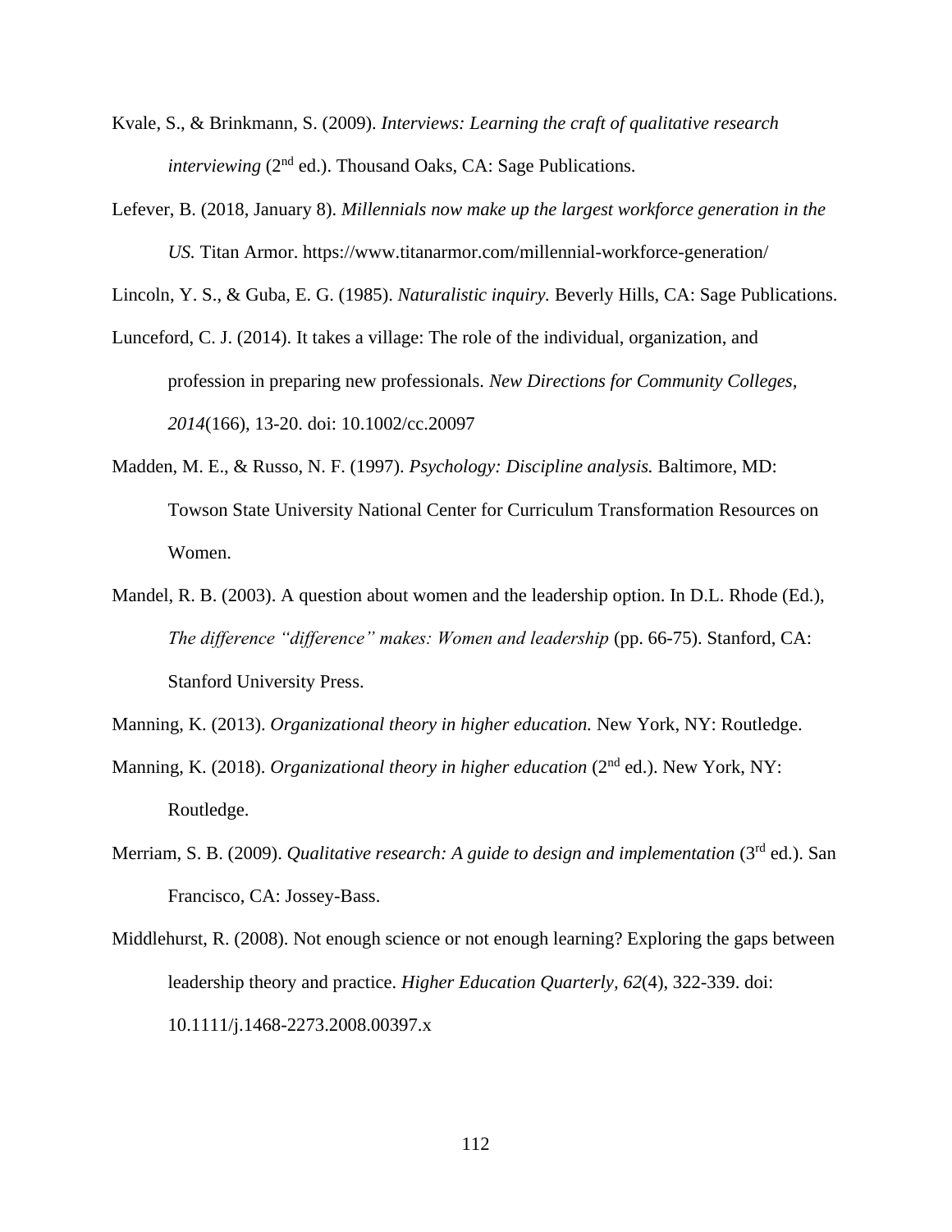Kvale, S., & Brinkmann, S. (2009). *Interviews: Learning the craft of qualitative research interviewing* (2nd ed.). Thousand Oaks, CA: Sage Publications.

Lefever, B. (2018, January 8). *Millennials now make up the largest workforce generation in the US.* Titan Armor. https://www.titanarmor.com/millennial-workforce-generation/

Lincoln, Y. S., & Guba, E. G. (1985). *Naturalistic inquiry.* Beverly Hills, CA: Sage Publications.

Lunceford, C. J. (2014). It takes a village: The role of the individual, organization, and profession in preparing new professionals. *New Directions for Community Colleges, 2014*(166), 13-20. doi: 10.1002/cc.20097

Madden, M. E., & Russo, N. F. (1997). *Psychology: Discipline analysis.* Baltimore, MD: Towson State University National Center for Curriculum Transformation Resources on Women.

Mandel, R. B. (2003). A question about women and the leadership option. In D.L. Rhode (Ed.), *The difference "difference" makes: Women and leadership* (pp. 66-75). Stanford, CA: Stanford University Press.

Manning, K. (2013). *Organizational theory in higher education.* New York, NY: Routledge.

Manning, K. (2018). *Organizational theory in higher education* (2nd ed.). New York, NY: Routledge.

Merriam, S. B. (2009). *Qualitative research: A guide to design and implementation* (3rd ed.). San Francisco, CA: Jossey-Bass.

Middlehurst, R. (2008). Not enough science or not enough learning? Exploring the gaps between leadership theory and practice. *Higher Education Quarterly, 62*(4), 322-339. doi: 10.1111/j.1468-2273.2008.00397.x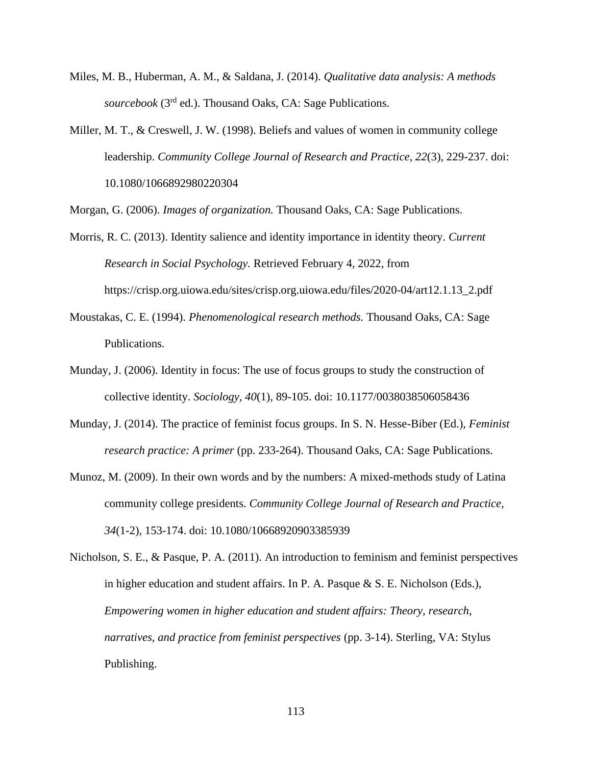Miles, M. B., Huberman, A. M., & Saldana, J. (2014). *Qualitative data analysis: A methods sourcebook* (3rd ed.). Thousand Oaks, CA: Sage Publications.

Miller, M. T., & Creswell, J. W. (1998). Beliefs and values of women in community college leadership. *Community College Journal of Research and Practice, 22*(3), 229-237. doi: 10.1080/1066892980220304

Morgan, G. (2006). *Images of organization.* Thousand Oaks, CA: Sage Publications.

Morris, R. C. (2013). Identity salience and identity importance in identity theory. *Current Research in Social Psychology.* Retrieved February 4, 2022, from https://crisp.org.uiowa.edu/sites/crisp.org.uiowa.edu/files/2020-04/art12.1.13_2.pdf

Moustakas, C. E. (1994). *Phenomenological research methods.* Thousand Oaks, CA: Sage Publications.

Munday, J. (2006). Identity in focus: The use of focus groups to study the construction of collective identity. *Sociology, 40*(1), 89-105. doi: 10.1177/0038038506058436

Munday, J. (2014). The practice of feminist focus groups. In S. N. Hesse-Biber (Ed.), *Feminist research practice: A primer* (pp. 233-264). Thousand Oaks, CA: Sage Publications.

Munoz, M. (2009). In their own words and by the numbers: A mixed-methods study of Latina community college presidents. *Community College Journal of Research and Practice, 34*(1-2), 153-174. doi: 10.1080/10668920903385939

Nicholson, S. E., & Pasque, P. A. (2011). An introduction to feminism and feminist perspectives in higher education and student affairs. In P. A. Pasque & S. E. Nicholson (Eds.), *Empowering women in higher education and student affairs: Theory, research, narratives, and practice from feminist perspectives* (pp. 3-14). Sterling, VA: Stylus Publishing.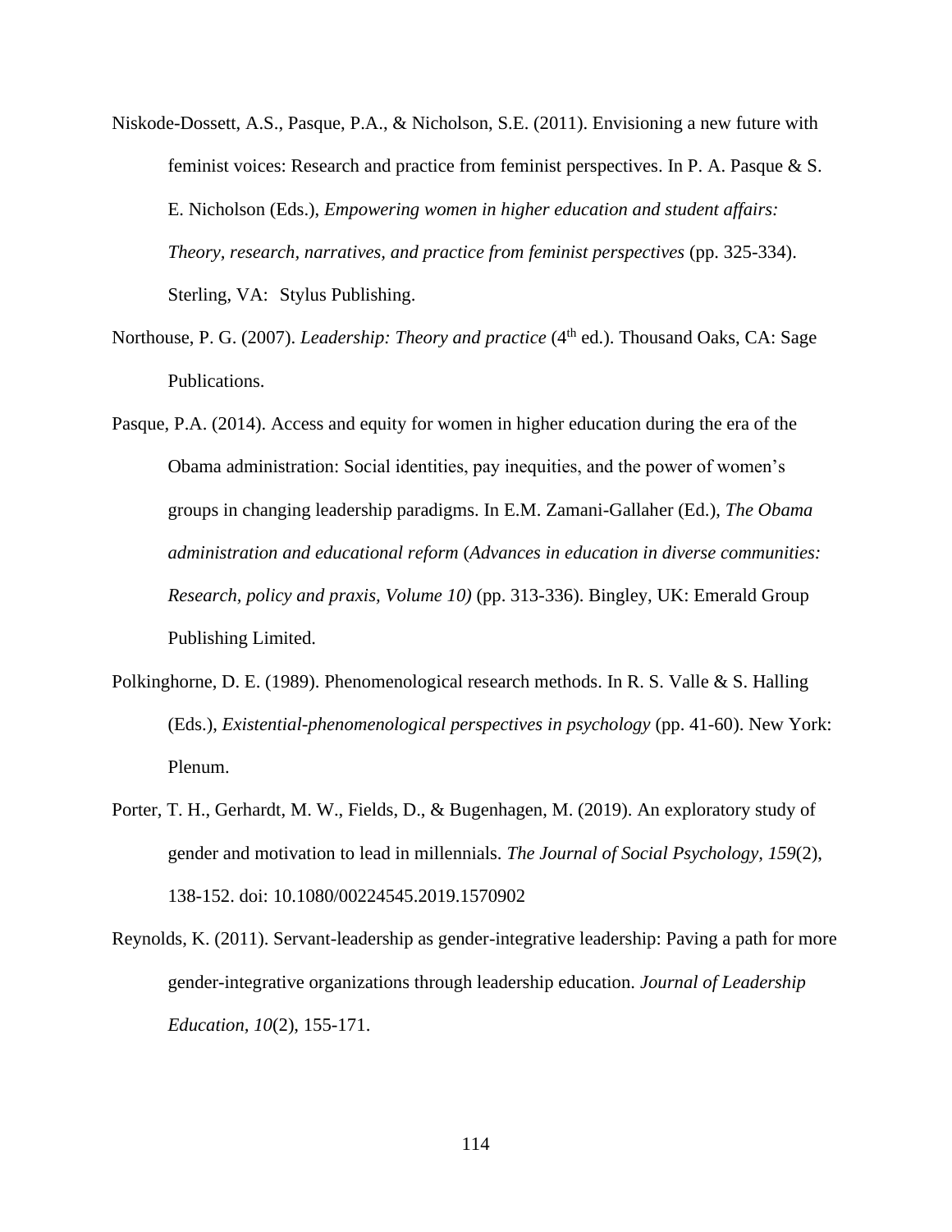Niskode-Dossett, A.S., Pasque, P.A., & Nicholson, S.E. (2011). Envisioning a new future with feminist voices: Research and practice from feminist perspectives. In P. A. Pasque & S. E. Nicholson (Eds.), *Empowering women in higher education and student affairs: Theory, research, narratives, and practice from feminist perspectives* (pp. 325-334). Sterling, VA: Stylus Publishing.

Northouse, P. G. (2007). *Leadership: Theory and practice* (4th ed.). Thousand Oaks, CA: Sage Publications.

Pasque, P.A. (2014). Access and equity for women in higher education during the era of the Obama administration: Social identities, pay inequities, and the power of women's groups in changing leadership paradigms. In E.M. Zamani-Gallaher (Ed.), *The Obama administration and educational reform* (*Advances in education in diverse communities: Research, policy and praxis, Volume 10)* (pp. 313-336). Bingley, UK: Emerald Group Publishing Limited.

Polkinghorne, D. E. (1989). Phenomenological research methods. In R. S. Valle & S. Halling (Eds.), *Existential-phenomenological perspectives in psychology* (pp. 41-60). New York: Plenum.

Porter, T. H., Gerhardt, M. W., Fields, D., & Bugenhagen, M. (2019). An exploratory study of gender and motivation to lead in millennials. *The Journal of Social Psychology, 159*(2), 138-152. doi: 10.1080/00224545.2019.1570902

Reynolds, K. (2011). Servant-leadership as gender-integrative leadership: Paving a path for more gender-integrative organizations through leadership education. *Journal of Leadership Education, 10*(2), 155-171.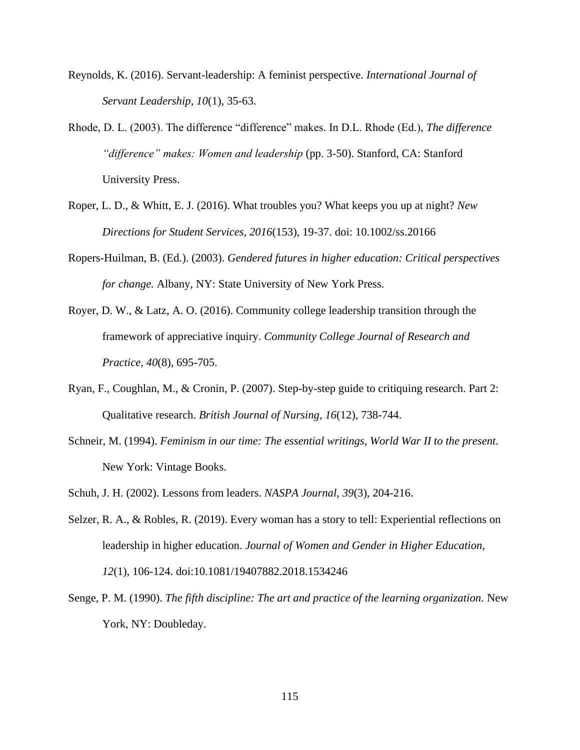Reynolds, K. (2016). Servant-leadership: A feminist perspective. *International Journal of Servant Leadership, 10*(1), 35-63.

Rhode, D. L. (2003). The difference "difference" makes. In D.L. Rhode (Ed.), *The difference "difference" makes: Women and leadership* (pp. 3-50). Stanford, CA: Stanford University Press.

Roper, L. D., & Whitt, E. J. (2016). What troubles you? What keeps you up at night? *New Directions for Student Services, 2016*(153), 19-37. doi: 10.1002/ss.20166

Ropers-Huilman, B. (Ed.). (2003). *Gendered futures in higher education: Critical perspectives for change.* Albany, NY: State University of New York Press.

Royer, D. W., & Latz, A. O. (2016). Community college leadership transition through the framework of appreciative inquiry. *Community College Journal of Research and Practice, 40*(8), 695-705.

Ryan, F., Coughlan, M., & Cronin, P. (2007). Step-by-step guide to critiquing research. Part 2: Qualitative research. *British Journal of Nursing, 16*(12), 738-744.

Schneir, M. (1994). *Feminism in our time: The essential writings, World War II to the present.* New York: Vintage Books.

Schuh, J. H. (2002). Lessons from leaders. *NASPA Journal, 39*(3), 204-216.

Selzer, R. A., & Robles, R. (2019). Every woman has a story to tell: Experiential reflections on leadership in higher education. *Journal of Women and Gender in Higher Education, 12*(1), 106-124. doi:10.1081/19407882.2018.1534246

Senge, P. M. (1990). *The fifth discipline: The art and practice of the learning organization.* New York, NY: Doubleday.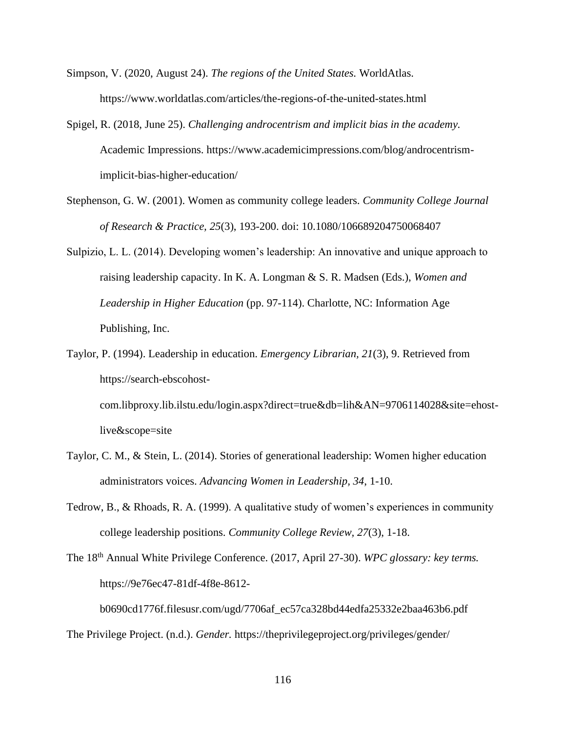Simpson, V. (2020, August 24). *The regions of the United States.* WorldAtlas. https://www.worldatlas.com/articles/the-regions-of-the-united-states.html

Spigel, R. (2018, June 25). *Challenging androcentrism and implicit bias in the academy.* Academic Impressions. https://www.academicimpressions.com/blog/androcentrism-implicit-bias-higher-education/

Stephenson, G. W. (2001). Women as community college leaders. *Community College Journal of Research & Practice, 25*(3), 193-200. doi: 10.1080/106689204750068407

Sulpizio, L. L. (2014). Developing women's leadership: An innovative and unique approach to raising leadership capacity. In K. A. Longman & S. R. Madsen (Eds.), *Women and Leadership in Higher Education* (pp. 97-114). Charlotte, NC: Information Age Publishing, Inc.

Taylor, P. (1994). Leadership in education. *Emergency Librarian, 21*(3), 9. Retrieved from https://search-ebscohost-com.libproxy.lib.ilstu.edu/login.aspx?direct=true&db=lih&AN=9706114028&site=ehost-live&scope=site

Taylor, C. M., & Stein, L. (2014). Stories of generational leadership: Women higher education administrators voices. *Advancing Women in Leadership, 34*, 1-10.

Tedrow, B., & Rhoads, R. A. (1999). A qualitative study of women's experiences in community college leadership positions. *Community College Review, 27*(3), 1-18.

The 18th Annual White Privilege Conference. (2017, April 27-30). *WPC glossary: key terms.* https://9e76ec47-81df-4f8e-8612-b0690cd1776f.filesusr.com/ugd/7706af_ec57ca328bd44edfa25332e2baa463b6.pdf

The Privilege Project. (n.d.). *Gender.* https://theprivilegeproject.org/privileges/gender/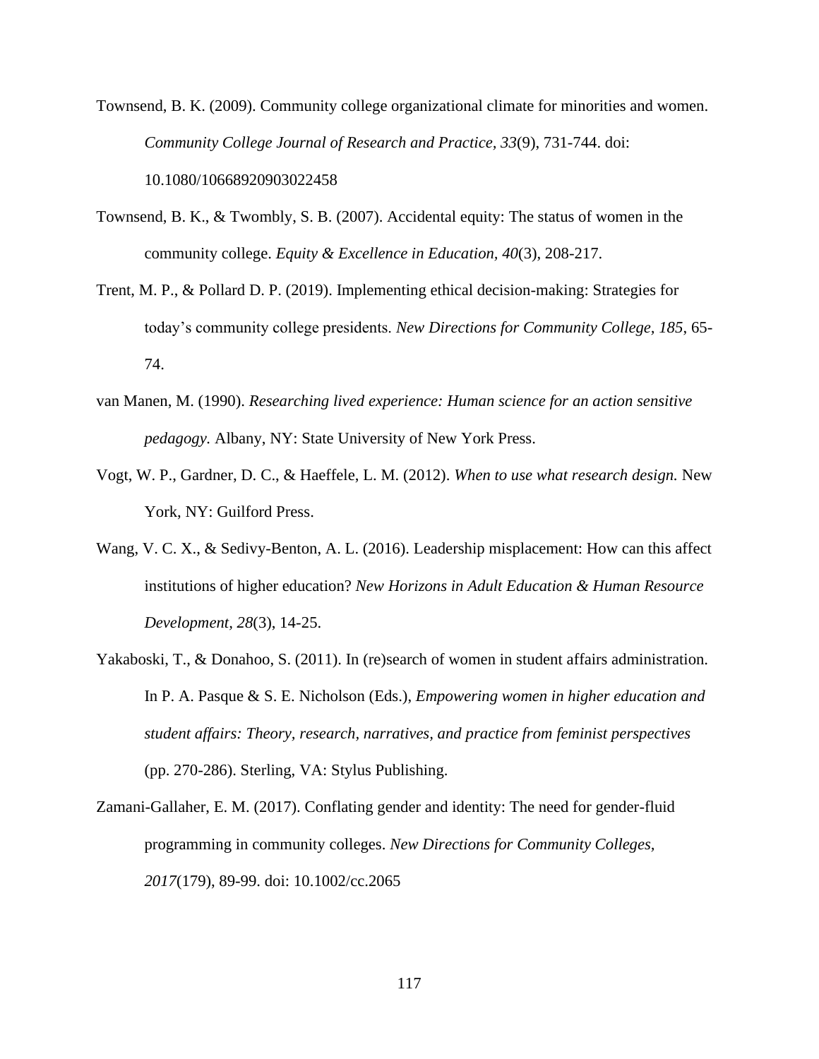Townsend, B. K. (2009). Community college organizational climate for minorities and women. *Community College Journal of Research and Practice, 33*(9), 731-744. doi: 10.1080/10668920903022458

Townsend, B. K., & Twombly, S. B. (2007). Accidental equity: The status of women in the community college. *Equity & Excellence in Education, 40*(3), 208-217.

Trent, M. P., & Pollard D. P. (2019). Implementing ethical decision-making: Strategies for today's community college presidents. *New Directions for Community College, 185*, 65-74.

van Manen, M. (1990). *Researching lived experience: Human science for an action sensitive pedagogy.* Albany, NY: State University of New York Press.

Vogt, W. P., Gardner, D. C., & Haeffele, L. M. (2012). *When to use what research design.* New York, NY: Guilford Press.

Wang, V. C. X., & Sedivy-Benton, A. L. (2016). Leadership misplacement: How can this affect institutions of higher education? *New Horizons in Adult Education & Human Resource Development, 28*(3), 14-25.

Yakaboski, T., & Donahoo, S. (2011). In (re)search of women in student affairs administration. In P. A. Pasque & S. E. Nicholson (Eds.), *Empowering women in higher education and student affairs: Theory, research, narratives, and practice from feminist perspectives* (pp. 270-286). Sterling, VA: Stylus Publishing.

Zamani-Gallaher, E. M. (2017). Conflating gender and identity: The need for gender-fluid programming in community colleges. *New Directions for Community Colleges, 2017*(179), 89-99. doi: 10.1002/cc.2065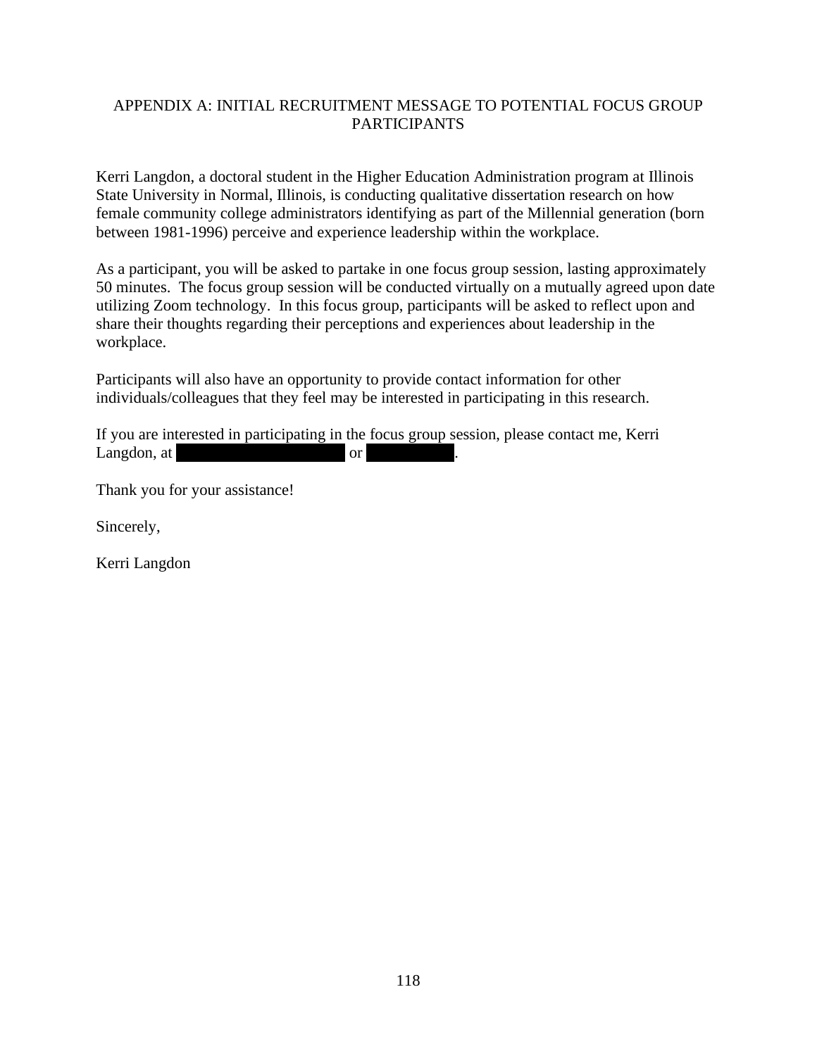## APPENDIX A: INITIAL RECRUITMENT MESSAGE TO POTENTIAL FOCUS GROUP PARTICIPANTS

Kerri Langdon, a doctoral student in the Higher Education Administration program at Illinois State University in Normal, Illinois, is conducting qualitative dissertation research on how female community college administrators identifying as part of the Millennial generation (born between 1981-1996) perceive and experience leadership within the workplace.

As a participant, you will be asked to partake in one focus group session, lasting approximately 50 minutes. The focus group session will be conducted virtually on a mutually agreed upon date utilizing Zoom technology. In this focus group, participants will be asked to reflect upon and share their thoughts regarding their perceptions and experiences about leadership in the workplace.

Participants will also have an opportunity to provide contact information for other individuals/colleagues that they feel may be interested in participating in this research.

If you are interested in participating in the focus group session, please contact me, Kerri Langdon, at [REDACTED] or [REDACTED].

Thank you for your assistance!

Sincerely,

Kerri Langdon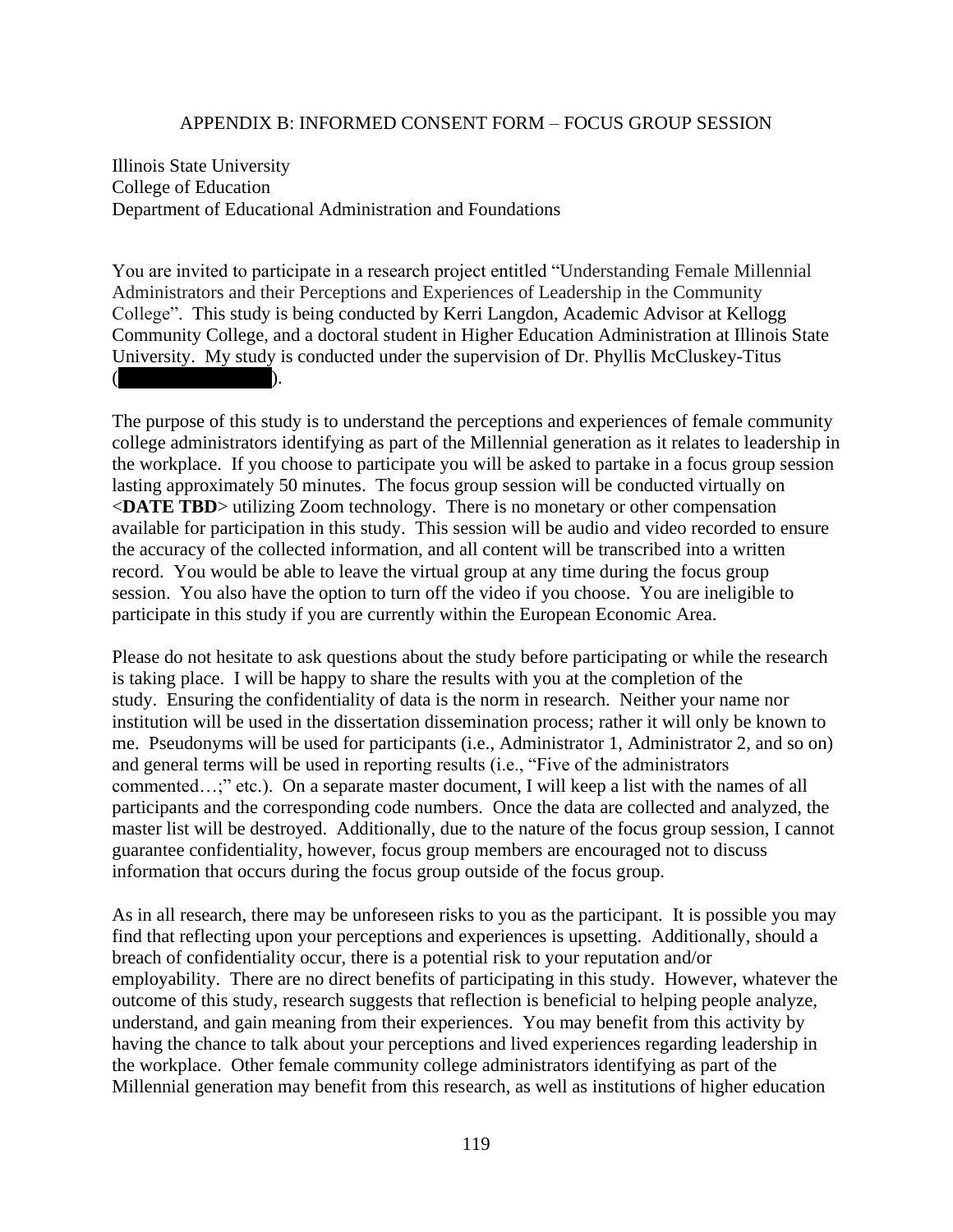APPENDIX B: INFORMED CONSENT FORM – FOCUS GROUP SESSION

Illinois State University
College of Education
Department of Educational Administration and Foundations

You are invited to participate in a research project entitled "Understanding Female Millennial Administrators and their Perceptions and Experiences of Leadership in the Community College". This study is being conducted by Kerri Langdon, Academic Advisor at Kellogg Community College, and a doctoral student in Higher Education Administration at Illinois State University. My study is conducted under the supervision of Dr. Phyllis McCluskey-Titus ( ).

The purpose of this study is to understand the perceptions and experiences of female community college administrators identifying as part of the Millennial generation as it relates to leadership in the workplace. If you choose to participate you will be asked to partake in a focus group session lasting approximately 50 minutes. The focus group session will be conducted virtually on <**DATE TBD**> utilizing Zoom technology. There is no monetary or other compensation available for participation in this study. This session will be audio and video recorded to ensure the accuracy of the collected information, and all content will be transcribed into a written record. You would be able to leave the virtual group at any time during the focus group session. You also have the option to turn off the video if you choose. You are ineligible to participate in this study if you are currently within the European Economic Area.

Please do not hesitate to ask questions about the study before participating or while the research is taking place. I will be happy to share the results with you at the completion of the study. Ensuring the confidentiality of data is the norm in research. Neither your name nor institution will be used in the dissertation dissemination process; rather it will only be known to me. Pseudonyms will be used for participants (i.e., Administrator 1, Administrator 2, and so on) and general terms will be used in reporting results (i.e., "Five of the administrators commented…;" etc.). On a separate master document, I will keep a list with the names of all participants and the corresponding code numbers. Once the data are collected and analyzed, the master list will be destroyed. Additionally, due to the nature of the focus group session, I cannot guarantee confidentiality, however, focus group members are encouraged not to discuss information that occurs during the focus group outside of the focus group.

As in all research, there may be unforeseen risks to you as the participant. It is possible you may find that reflecting upon your perceptions and experiences is upsetting. Additionally, should a breach of confidentiality occur, there is a potential risk to your reputation and/or employability. There are no direct benefits of participating in this study. However, whatever the outcome of this study, research suggests that reflection is beneficial to helping people analyze, understand, and gain meaning from their experiences. You may benefit from this activity by having the chance to talk about your perceptions and lived experiences regarding leadership in the workplace. Other female community college administrators identifying as part of the Millennial generation may benefit from this research, as well as institutions of higher education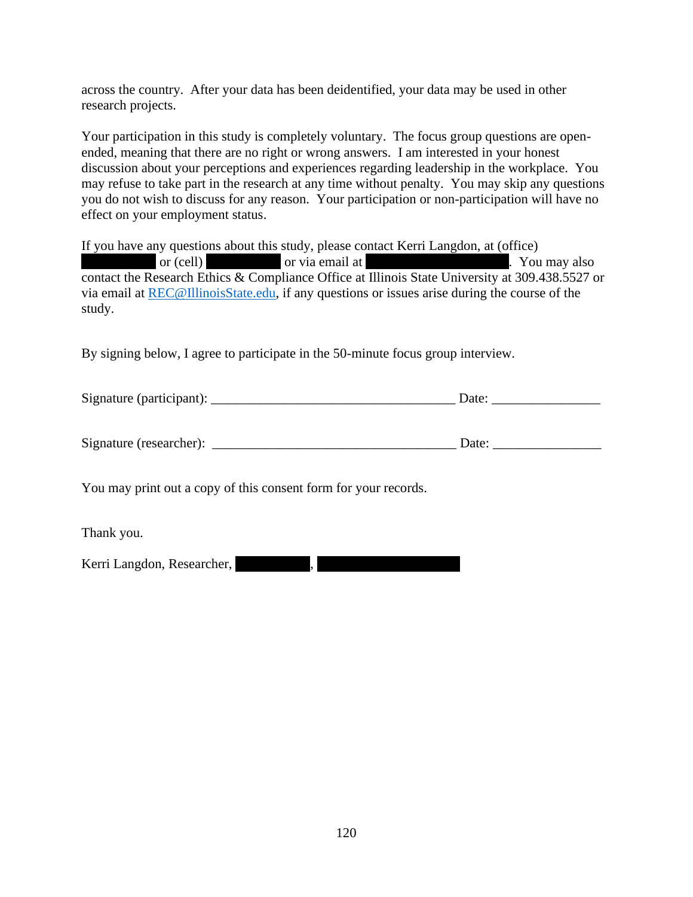across the country. After your data has been deidentified, your data may be used in other research projects.

Your participation in this study is completely voluntary. The focus group questions are open-ended, meaning that there are no right or wrong answers. I am interested in your honest discussion about your perceptions and experiences regarding leadership in the workplace. You may refuse to take part in the research at any time without penalty. You may skip any questions you do not wish to discuss for any reason. Your participation or non-participation will have no effect on your employment status.

If you have any questions about this study, please contact Kerri Langdon, at (office) [redacted] or (cell) [redacted] or via email at [redacted]. You may also contact the Research Ethics & Compliance Office at Illinois State University at 309.438.5527 or via email at REC@IllinoisState.edu, if any questions or issues arise during the course of the study.

By signing below, I agree to participate in the 50-minute focus group interview.

Signature (participant): ____________________________________ Date: ________________

Signature (researcher): ____________________________________ Date: ________________

You may print out a copy of this consent form for your records.

Thank you.

Kerri Langdon, Researcher, [redacted], [redacted]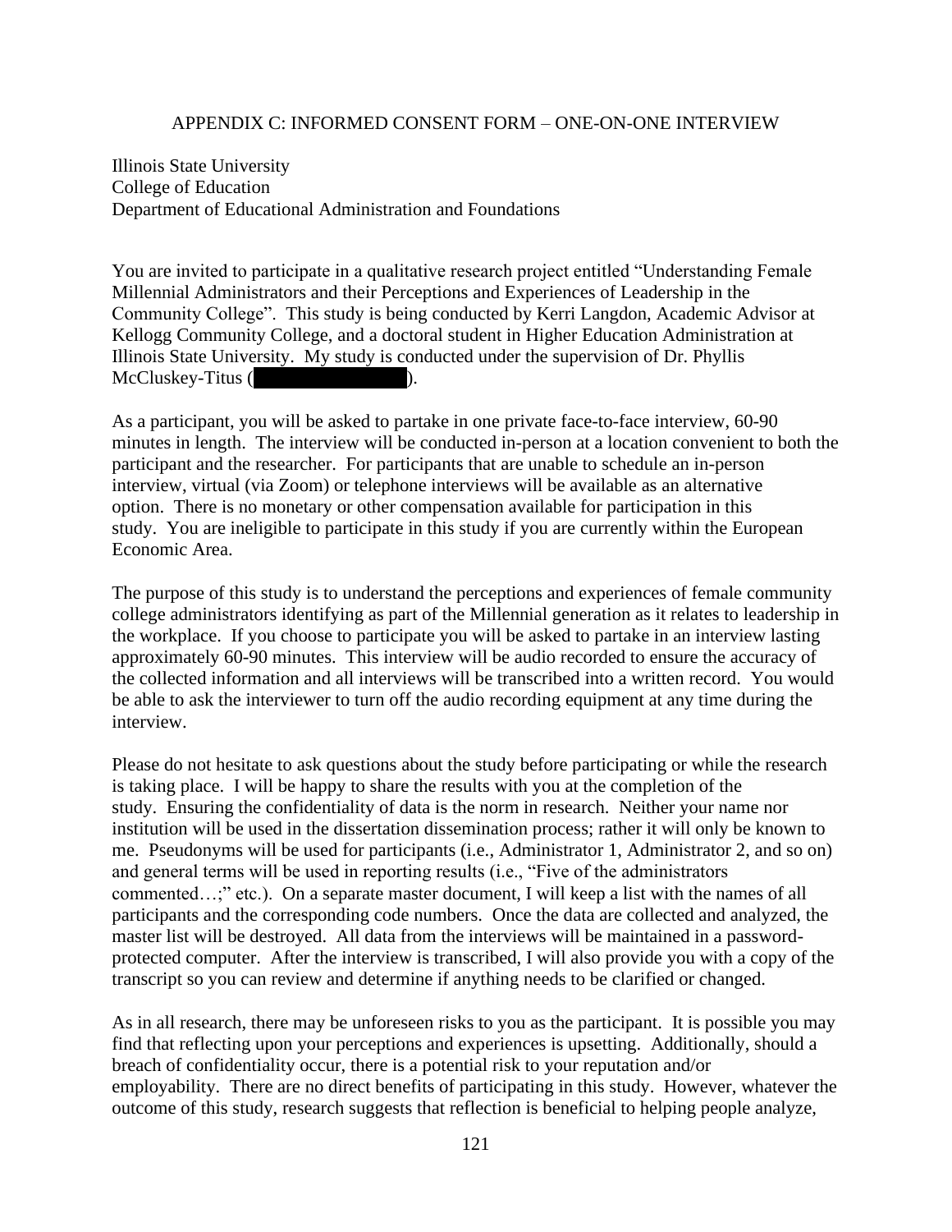APPENDIX C: INFORMED CONSENT FORM – ONE-ON-ONE INTERVIEW

Illinois State University
College of Education
Department of Educational Administration and Foundations

You are invited to participate in a qualitative research project entitled "Understanding Female Millennial Administrators and their Perceptions and Experiences of Leadership in the Community College". This study is being conducted by Kerri Langdon, Academic Advisor at Kellogg Community College, and a doctoral student in Higher Education Administration at Illinois State University. My study is conducted under the supervision of Dr. Phyllis McCluskey-Titus ( ).

As a participant, you will be asked to partake in one private face-to-face interview, 60-90 minutes in length. The interview will be conducted in-person at a location convenient to both the participant and the researcher. For participants that are unable to schedule an in-person interview, virtual (via Zoom) or telephone interviews will be available as an alternative option. There is no monetary or other compensation available for participation in this study. You are ineligible to participate in this study if you are currently within the European Economic Area.

The purpose of this study is to understand the perceptions and experiences of female community college administrators identifying as part of the Millennial generation as it relates to leadership in the workplace. If you choose to participate you will be asked to partake in an interview lasting approximately 60-90 minutes. This interview will be audio recorded to ensure the accuracy of the collected information and all interviews will be transcribed into a written record. You would be able to ask the interviewer to turn off the audio recording equipment at any time during the interview.

Please do not hesitate to ask questions about the study before participating or while the research is taking place. I will be happy to share the results with you at the completion of the study. Ensuring the confidentiality of data is the norm in research. Neither your name nor institution will be used in the dissertation dissemination process; rather it will only be known to me. Pseudonyms will be used for participants (i.e., Administrator 1, Administrator 2, and so on) and general terms will be used in reporting results (i.e., "Five of the administrators commented…;" etc.). On a separate master document, I will keep a list with the names of all participants and the corresponding code numbers. Once the data are collected and analyzed, the master list will be destroyed. All data from the interviews will be maintained in a password-protected computer. After the interview is transcribed, I will also provide you with a copy of the transcript so you can review and determine if anything needs to be clarified or changed.

As in all research, there may be unforeseen risks to you as the participant. It is possible you may find that reflecting upon your perceptions and experiences is upsetting. Additionally, should a breach of confidentiality occur, there is a potential risk to your reputation and/or employability. There are no direct benefits of participating in this study. However, whatever the outcome of this study, research suggests that reflection is beneficial to helping people analyze,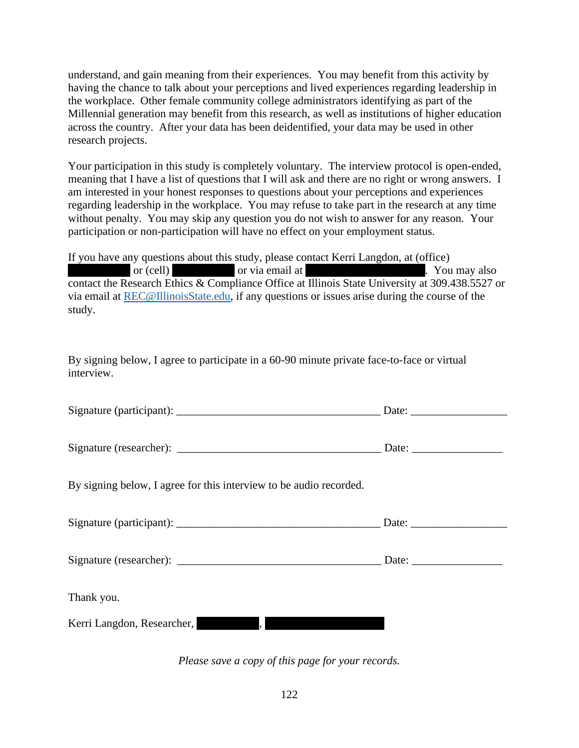understand, and gain meaning from their experiences. You may benefit from this activity by having the chance to talk about your perceptions and lived experiences regarding leadership in the workplace. Other female community college administrators identifying as part of the Millennial generation may benefit from this research, as well as institutions of higher education across the country. After your data has been deidentified, your data may be used in other research projects.

Your participation in this study is completely voluntary. The interview protocol is open-ended, meaning that I have a list of questions that I will ask and there are no right or wrong answers. I am interested in your honest responses to questions about your perceptions and experiences regarding leadership in the workplace. You may refuse to take part in the research at any time without penalty. You may skip any question you do not wish to answer for any reason. Your participation or non-participation will have no effect on your employment status.

If you have any questions about this study, please contact Kerri Langdon, at (office) ██████ or (cell) ██████ or via email at ██████. You may also contact the Research Ethics & Compliance Office at Illinois State University at 309.438.5527 or via email at REC@IllinoisState.edu, if any questions or issues arise during the course of the study.

By signing below, I agree to participate in a 60-90 minute private face-to-face or virtual interview.

Signature (participant): ___________________________________ Date: ________________

Signature (researcher): ___________________________________ Date: ________________

By signing below, I agree for this interview to be audio recorded.

Signature (participant): ___________________________________ Date: ________________

Signature (researcher): ___________________________________ Date: ________________

Thank you.

Kerri Langdon, Researcher, ██████, ██████

*Please save a copy of this page for your records.*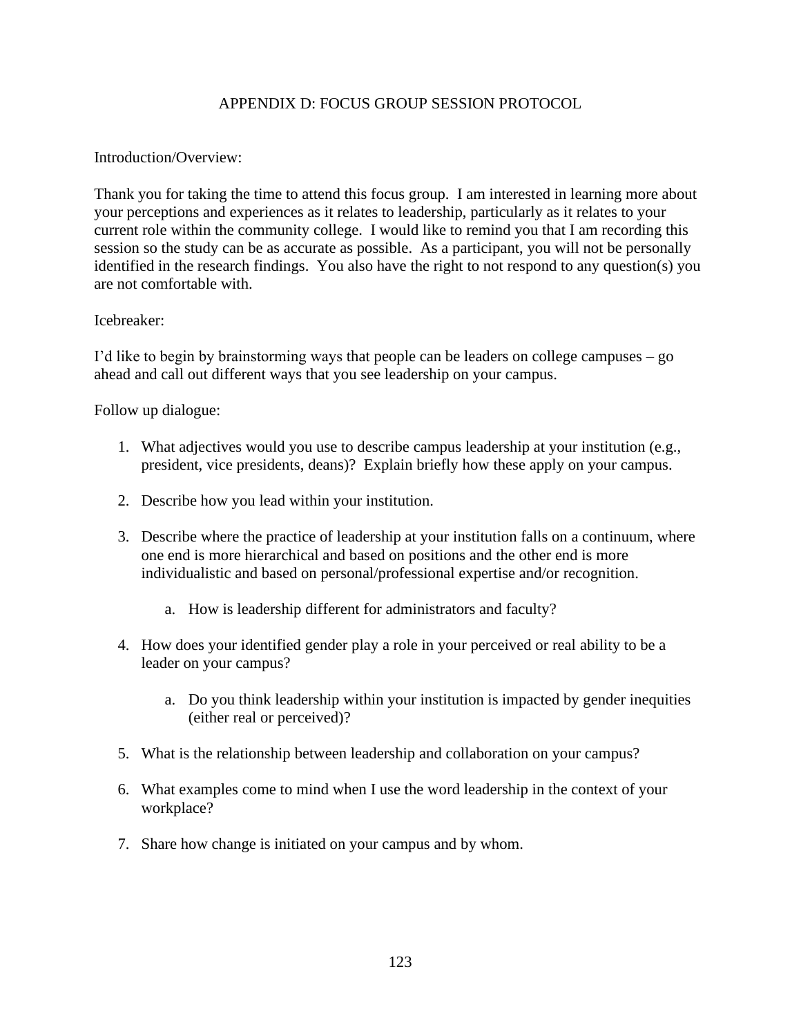# APPENDIX D: FOCUS GROUP SESSION PROTOCOL

Introduction/Overview:

Thank you for taking the time to attend this focus group. I am interested in learning more about your perceptions and experiences as it relates to leadership, particularly as it relates to your current role within the community college. I would like to remind you that I am recording this session so the study can be as accurate as possible. As a participant, you will not be personally identified in the research findings. You also have the right to not respond to any question(s) you are not comfortable with.

Icebreaker:

I'd like to begin by brainstorming ways that people can be leaders on college campuses – go ahead and call out different ways that you see leadership on your campus.

Follow up dialogue:

1. What adjectives would you use to describe campus leadership at your institution (e.g., president, vice presidents, deans)? Explain briefly how these apply on your campus.
2. Describe how you lead within your institution.
3. Describe where the practice of leadership at your institution falls on a continuum, where one end is more hierarchical and based on positions and the other end is more individualistic and based on personal/professional expertise and/or recognition.
    a. How is leadership different for administrators and faculty?
4. How does your identified gender play a role in your perceived or real ability to be a leader on your campus?
    a. Do you think leadership within your institution is impacted by gender inequities (either real or perceived)?
5. What is the relationship between leadership and collaboration on your campus?
6. What examples come to mind when I use the word leadership in the context of your workplace?
7. Share how change is initiated on your campus and by whom.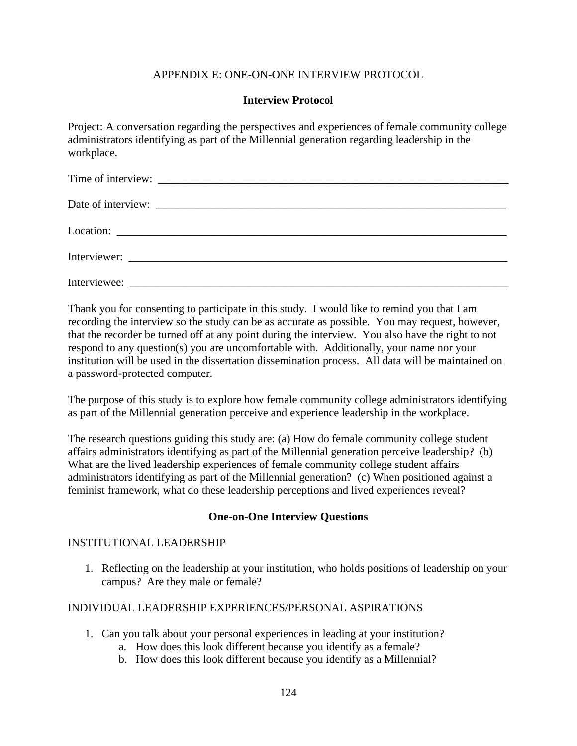APPENDIX E: ONE-ON-ONE INTERVIEW PROTOCOL

**Interview Protocol**

Project: A conversation regarding the perspectives and experiences of female community college administrators identifying as part of the Millennial generation regarding leadership in the workplace.

Time of interview: ___________________________________________________________________

Date of interview: ___________________________________________________________________

Location: ________________________________________________________________________

Interviewer: ______________________________________________________________________

Interviewee: ______________________________________________________________________

Thank you for consenting to participate in this study. I would like to remind you that I am recording the interview so the study can be as accurate as possible. You may request, however, that the recorder be turned off at any point during the interview. You also have the right to not respond to any question(s) you are uncomfortable with. Additionally, your name nor your institution will be used in the dissertation dissemination process. All data will be maintained on a password-protected computer.

The purpose of this study is to explore how female community college administrators identifying as part of the Millennial generation perceive and experience leadership in the workplace.

The research questions guiding this study are: (a) How do female community college student affairs administrators identifying as part of the Millennial generation perceive leadership? (b) What are the lived leadership experiences of female community college student affairs administrators identifying as part of the Millennial generation? (c) When positioned against a feminist framework, what do these leadership perceptions and lived experiences reveal?

**One-on-One Interview Questions**

INSTITUTIONAL LEADERSHIP

1. Reflecting on the leadership at your institution, who holds positions of leadership on your campus? Are they male or female?

INDIVIDUAL LEADERSHIP EXPERIENCES/PERSONAL ASPIRATIONS

1. Can you talk about your personal experiences in leading at your institution?
   a. How does this look different because you identify as a female?
   b. How does this look different because you identify as a Millennial?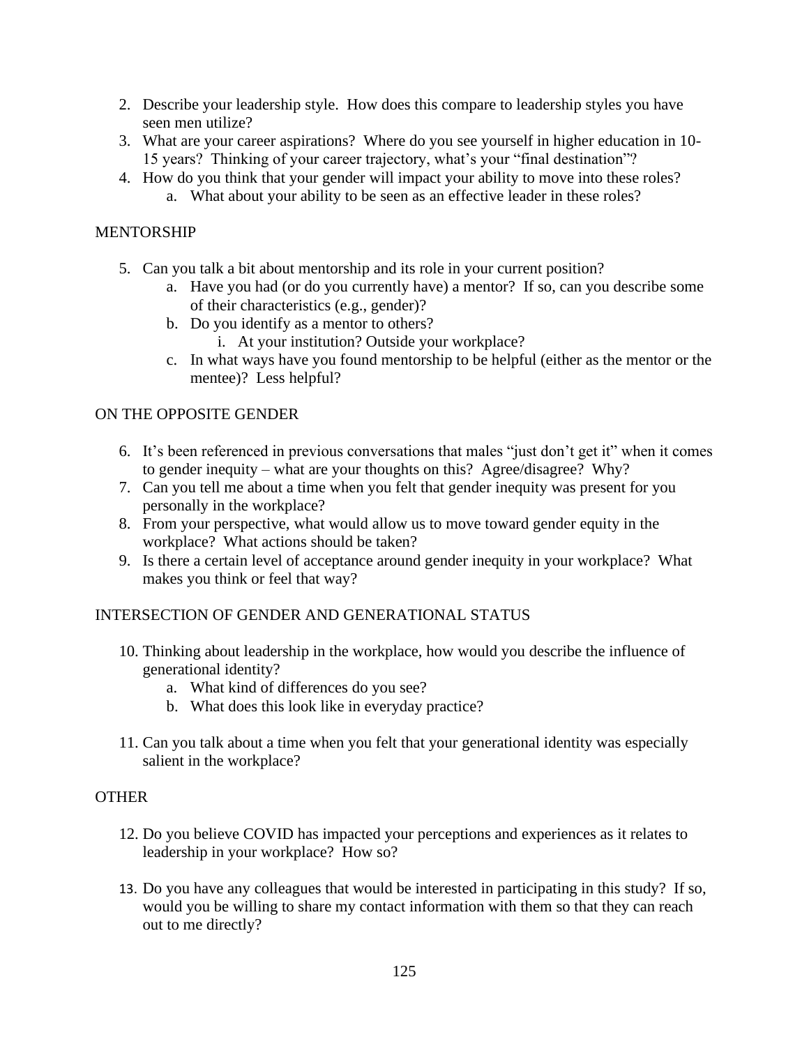2. Describe your leadership style. How does this compare to leadership styles you have seen men utilize?
3. What are your career aspirations? Where do you see yourself in higher education in 10-15 years? Thinking of your career trajectory, what's your "final destination"?
4. How do you think that your gender will impact your ability to move into these roles?
   a. What about your ability to be seen as an effective leader in these roles?

MENTORSHIP

5. Can you talk a bit about mentorship and its role in your current position?
   a. Have you had (or do you currently have) a mentor? If so, can you describe some of their characteristics (e.g., gender)?
   b. Do you identify as a mentor to others?
      i. At your institution? Outside your workplace?
   c. In what ways have you found mentorship to be helpful (either as the mentor or the mentee)? Less helpful?

ON THE OPPOSITE GENDER

6. It's been referenced in previous conversations that males "just don't get it" when it comes to gender inequity – what are your thoughts on this? Agree/disagree? Why?
7. Can you tell me about a time when you felt that gender inequity was present for you personally in the workplace?
8. From your perspective, what would allow us to move toward gender equity in the workplace? What actions should be taken?
9. Is there a certain level of acceptance around gender inequity in your workplace? What makes you think or feel that way?

INTERSECTION OF GENDER AND GENERATIONAL STATUS

10. Thinking about leadership in the workplace, how would you describe the influence of generational identity?
    a. What kind of differences do you see?
    b. What does this look like in everyday practice?

11. Can you talk about a time when you felt that your generational identity was especially salient in the workplace?

OTHER

12. Do you believe COVID has impacted your perceptions and experiences as it relates to leadership in your workplace? How so?

13. Do you have any colleagues that would be interested in participating in this study? If so, would you be willing to share my contact information with them so that they can reach out to me directly?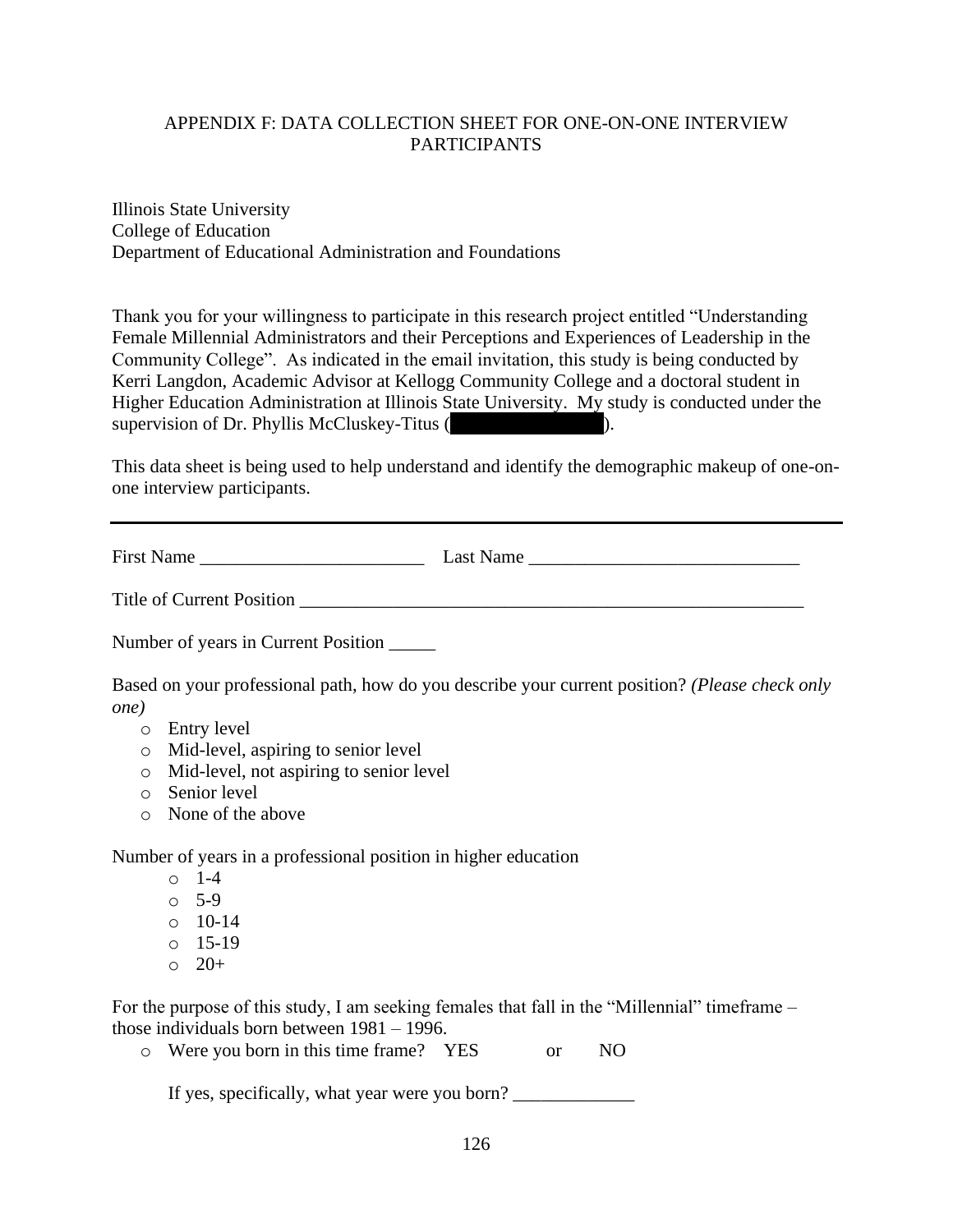## APPENDIX F: DATA COLLECTION SHEET FOR ONE-ON-ONE INTERVIEW PARTICIPANTS

Illinois State University
College of Education
Department of Educational Administration and Foundations

Thank you for your willingness to participate in this research project entitled "Understanding Female Millennial Administrators and their Perceptions and Experiences of Leadership in the Community College". As indicated in the email invitation, this study is being conducted by Kerri Langdon, Academic Advisor at Kellogg Community College and a doctoral student in Higher Education Administration at Illinois State University. My study is conducted under the supervision of Dr. Phyllis McCluskey-Titus (███████████).

This data sheet is being used to help understand and identify the demographic makeup of one-on-one interview participants.

---

First Name ________________________ Last Name ____________________________

Title of Current Position ______________________________________________________

Number of years in Current Position _____

Based on your professional path, how do you describe your current position? *(Please check only one)*

- Entry level
- Mid-level, aspiring to senior level
- Mid-level, not aspiring to senior level
- Senior level
- None of the above

Number of years in a professional position in higher education

- 1-4
- 5-9
- 10-14
- 15-19
- 20+

For the purpose of this study, I am seeking females that fall in the "Millennial" timeframe – those individuals born between 1981 – 1996.

- Were you born in this time frame? YES or NO

  If yes, specifically, what year were you born? _____________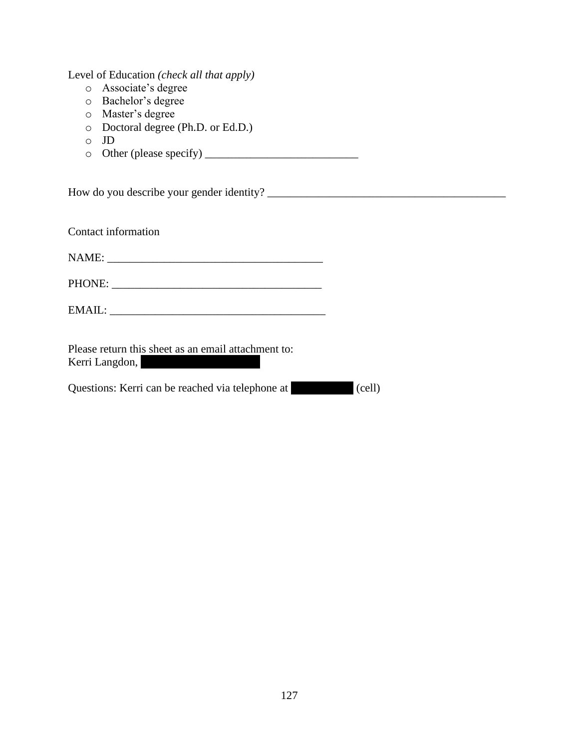Level of Education *(check all that apply)*

- Associate's degree
- Bachelor's degree
- Master's degree
- Doctoral degree (Ph.D. or Ed.D.)
- JD
- Other (please specify) ___________________________

How do you describe your gender identity? ___________________________________________

Contact information

NAME: _______________________________________

PHONE: ______________________________________

EMAIL: _______________________________________

Please return this sheet as an email attachment to:
Kerri Langdon, [REDACTED]

Questions: Kerri can be reached via telephone at [REDACTED] (cell)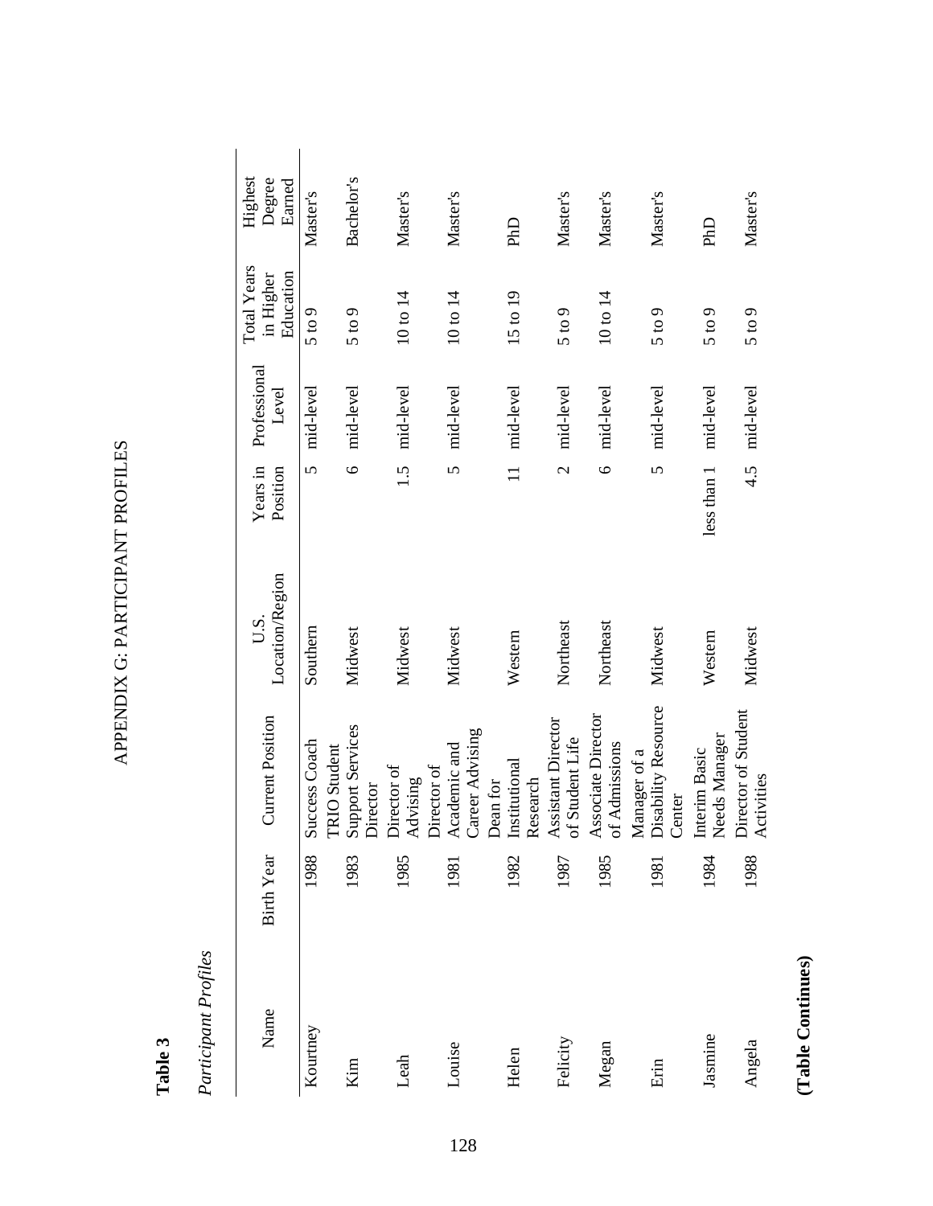# APPENDIX G: PARTICIPANT PROFILES

**Table 3**

*Participant Profiles*

| Name | Birth Year | Current Position | U.S. Location/Region | Years in Position | Professional Level | Total Years in Higher Education | Highest Degree Earned |
|---|---|---|---|---|---|---|---|
| Kourtney | 1988 | Success Coach | Southern | 5 | mid-level | 5 to 9 | Master's |
| Kim | 1983 | TRIO Student Support Services Director | Midwest | 6 | mid-level | 5 to 9 | Bachelor's |
| Leah | 1985 | Director of Advising | Midwest | 1.5 | mid-level | 10 to 14 | Master's |
| Louise | 1981 | Director of Academic and Career Advising | Midwest | 5 | mid-level | 10 to 14 | Master's |
| Helen | 1982 | Dean for Institutional Research | Western | 11 | mid-level | 15 to 19 | PhD |
| Felicity | 1987 | Assistant Director of Student Life | Northeast | 2 | mid-level | 5 to 9 | Master's |
| Megan | 1985 | Associate Director of Admissions | Northeast | 6 | mid-level | 10 to 14 | Master's |
| Erin | 1981 | Manager of a Disability Resource Center | Midwest | 5 | mid-level | 5 to 9 | Master's |
| Jasmine | 1984 | Interim Basic Needs Manager | Western | less than 1 | mid-level | 5 to 9 | PhD |
| Angela | 1988 | Director of Student Activities | Midwest | 4.5 | mid-level | 5 to 9 | Master's |

**(Table Continues)**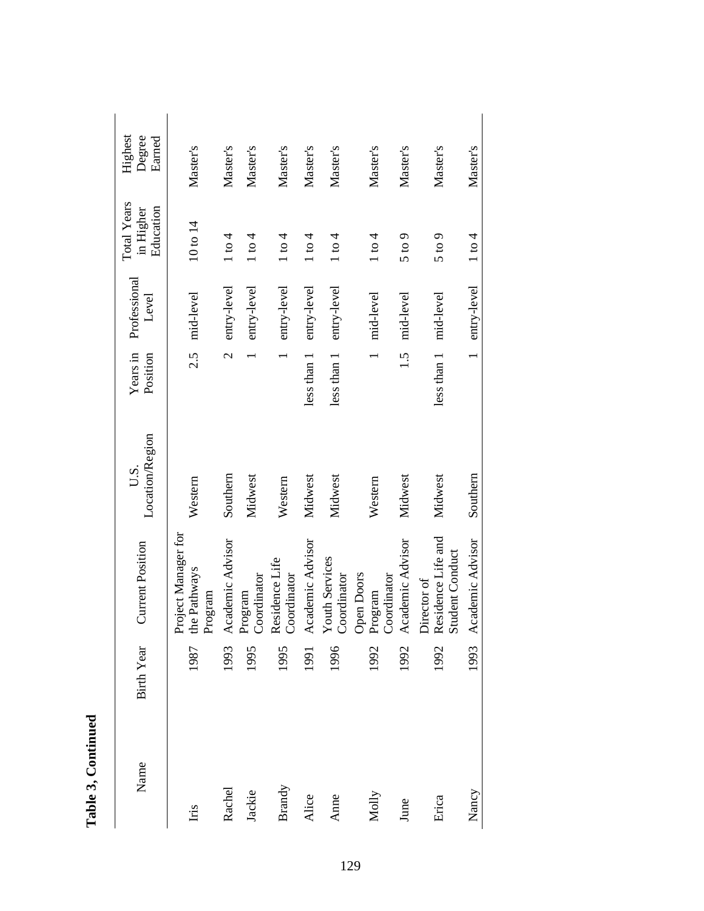**Table 3, Continued**

| Name | Birth Year | Current Position | U.S. Location/Region | Years in Position | Professional Level | Total Years in Higher Education | Highest Degree Earned |
|---|---|---|---|---|---|---|---|
| Iris | 1987 | Project Manager for the Pathways Program | Western | 2.5 | mid-level | 10 to 14 | Master's |
| Rachel | 1993 | Academic Advisor | Southern | 2 | entry-level | 1 to 4 | Master's |
| Jackie | 1995 | Program Coordinator | Midwest | 1 | entry-level | 1 to 4 | Master's |
| Brandy | 1995 | Residence Life Coordinator | Western | 1 | entry-level | 1 to 4 | Master's |
| Alice | 1991 | Academic Advisor | Midwest | less than 1 | entry-level | 1 to 4 | Master's |
| Anne | 1996 | Youth Services Coordinator | Midwest | less than 1 | entry-level | 1 to 4 | Master's |
| Molly | 1992 | Open Doors Program Coordinator | Western | 1 | mid-level | 1 to 4 | Master's |
| June | 1992 | Academic Advisor | Midwest | 1.5 | mid-level | 5 to 9 | Master's |
| Erica | 1992 | Director of Residence Life and Student Conduct | Midwest | less than 1 | mid-level | 5 to 9 | Master's |
| Nancy | 1993 | Academic Advisor | Southern | 1 | entry-level | 1 to 4 | Master's |